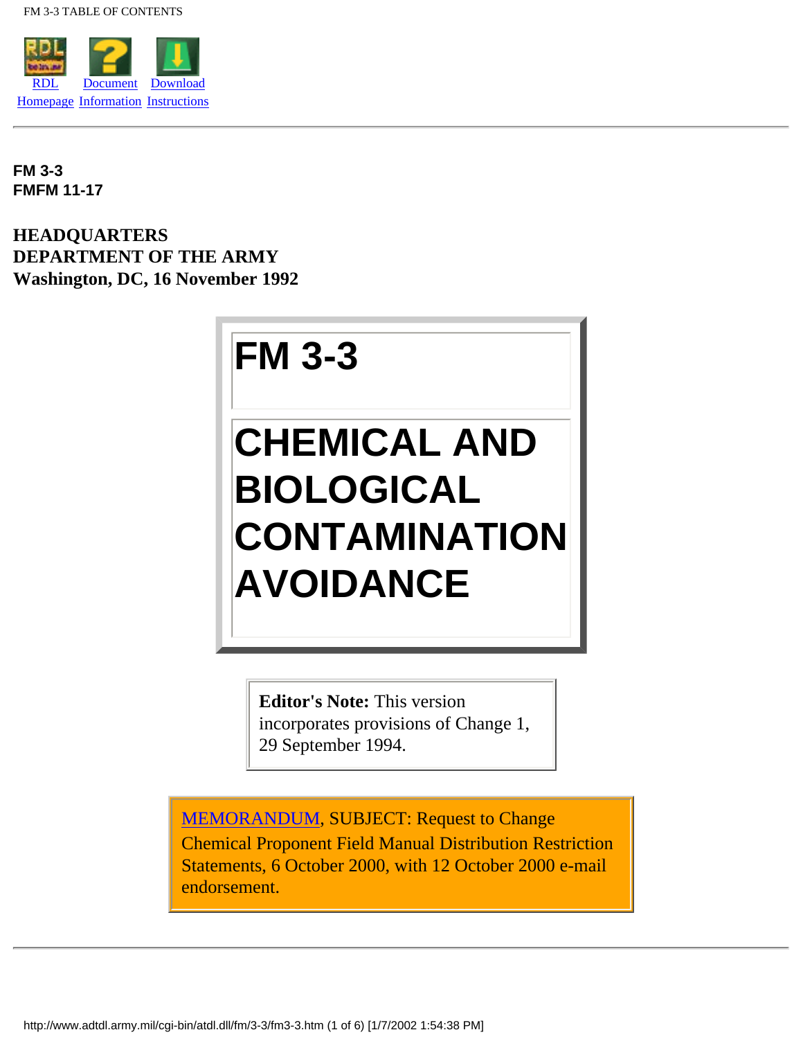RDL Homepage | Document Information | Download Instructions

---

**FM 3-3**
**FMFM 11-17**

**HEADQUARTERS**
**DEPARTMENT OF THE ARMY**
**Washington, DC, 16 November 1992**

# FM 3-3

# CHEMICAL AND BIOLOGICAL CONTAMINATION AVOIDANCE

**Editor's Note:** This version incorporates provisions of Change 1, 29 September 1994.

MEMORANDUM, SUBJECT: Request to Change Chemical Proponent Field Manual Distribution Restriction Statements, 6 October 2000, with 12 October 2000 e-mail endorsement.

---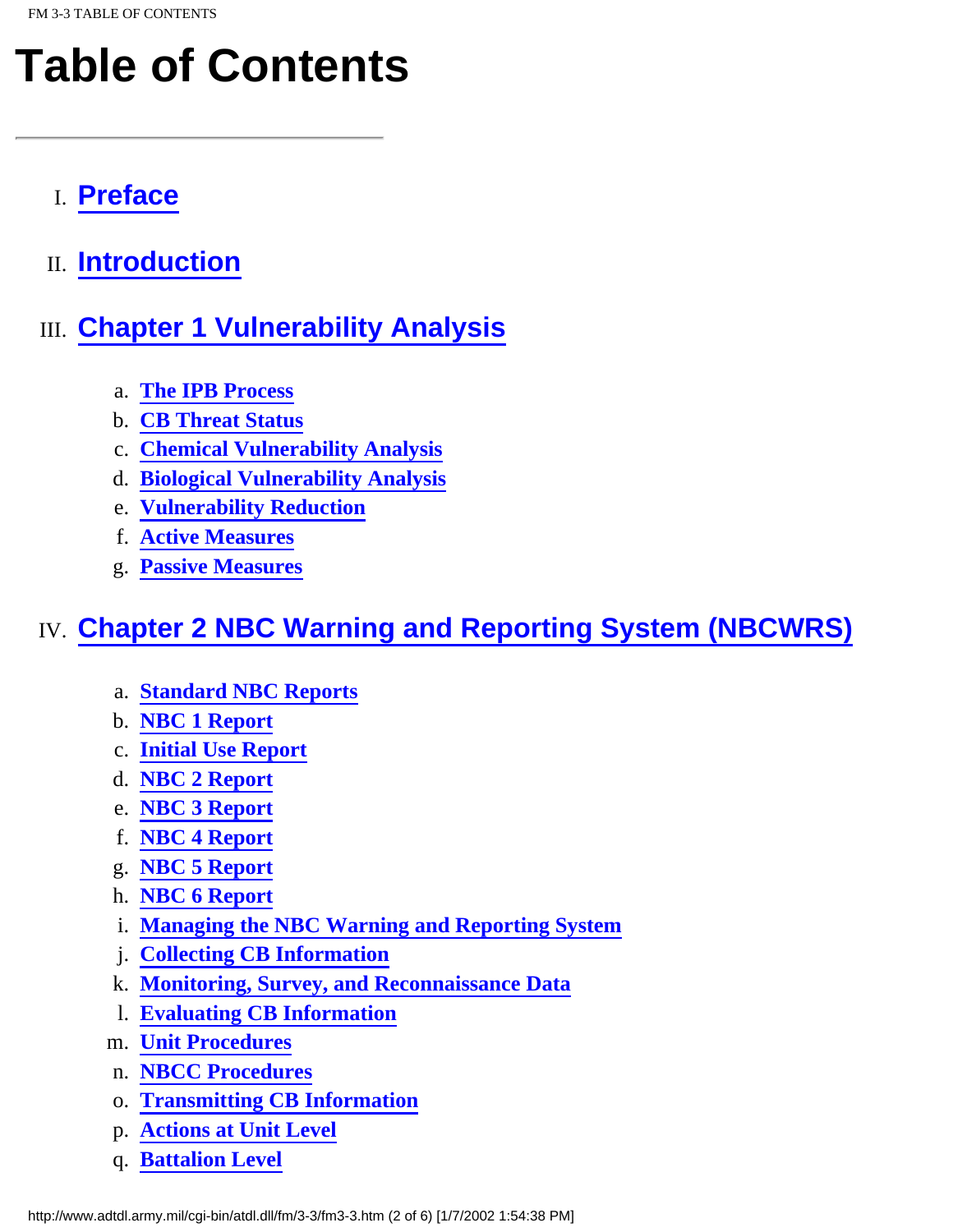# Table of Contents

---

I. Preface

II. Introduction

III. Chapter 1 Vulnerability Analysis

   a. The IPB Process
   b. CB Threat Status
   c. Chemical Vulnerability Analysis
   d. Biological Vulnerability Analysis
   e. Vulnerability Reduction
   f. Active Measures
   g. Passive Measures

IV. Chapter 2 NBC Warning and Reporting System (NBCWRS)

   a. Standard NBC Reports
   b. NBC 1 Report
   c. Initial Use Report
   d. NBC 2 Report
   e. NBC 3 Report
   f. NBC 4 Report
   g. NBC 5 Report
   h. NBC 6 Report
   i. Managing the NBC Warning and Reporting System
   j. Collecting CB Information
   k. Monitoring, Survey, and Reconnaissance Data
   l. Evaluating CB Information
   m. Unit Procedures
   n. NBCC Procedures
   o. Transmitting CB Information
   p. Actions at Unit Level
   q. Battalion Level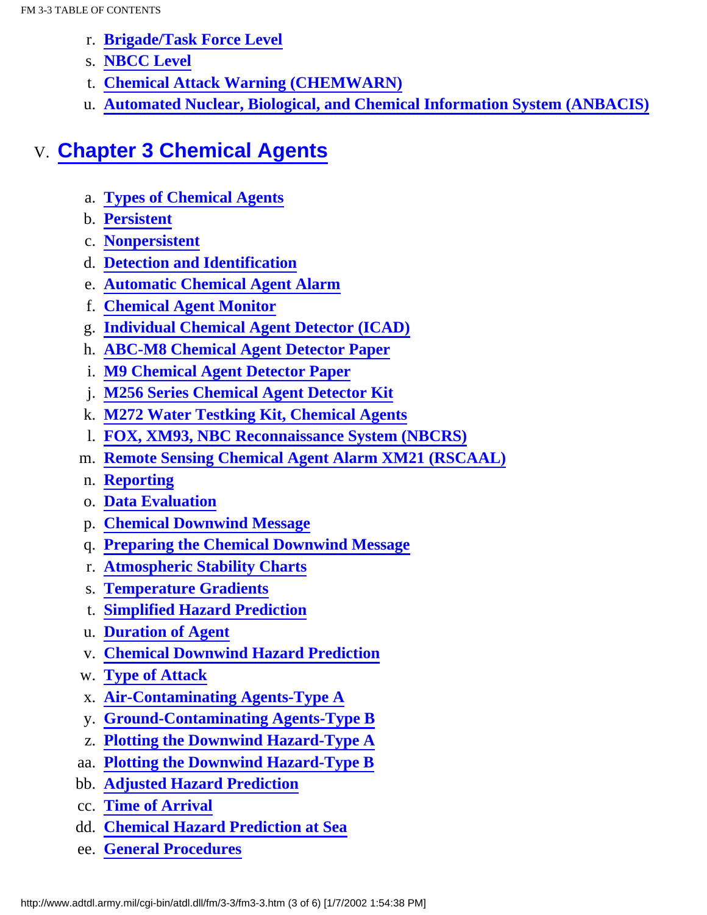r. Brigade/Task Force Level
s. NBCC Level
t. Chemical Attack Warning (CHEMWARN)
u. Automated Nuclear, Biological, and Chemical Information System (ANBACIS)

V. **Chapter 3 Chemical Agents**

a. Types of Chemical Agents
b. Persistent
c. Nonpersistent
d. Detection and Identification
e. Automatic Chemical Agent Alarm
f. Chemical Agent Monitor
g. Individual Chemical Agent Detector (ICAD)
h. ABC-M8 Chemical Agent Detector Paper
i. M9 Chemical Agent Detector Paper
j. M256 Series Chemical Agent Detector Kit
k. M272 Water Testking Kit, Chemical Agents
l. FOX, XM93, NBC Reconnaissance System (NBCRS)
m. Remote Sensing Chemical Agent Alarm XM21 (RSCAAL)
n. Reporting
o. Data Evaluation
p. Chemical Downwind Message
q. Preparing the Chemical Downwind Message
r. Atmospheric Stability Charts
s. Temperature Gradients
t. Simplified Hazard Prediction
u. Duration of Agent
v. Chemical Downwind Hazard Prediction
w. Type of Attack
x. Air-Contaminating Agents-Type A
y. Ground-Contaminating Agents-Type B
z. Plotting the Downwind Hazard-Type A
aa. Plotting the Downwind Hazard-Type B
bb. Adjusted Hazard Prediction
cc. Time of Arrival
dd. Chemical Hazard Prediction at Sea
ee. General Procedures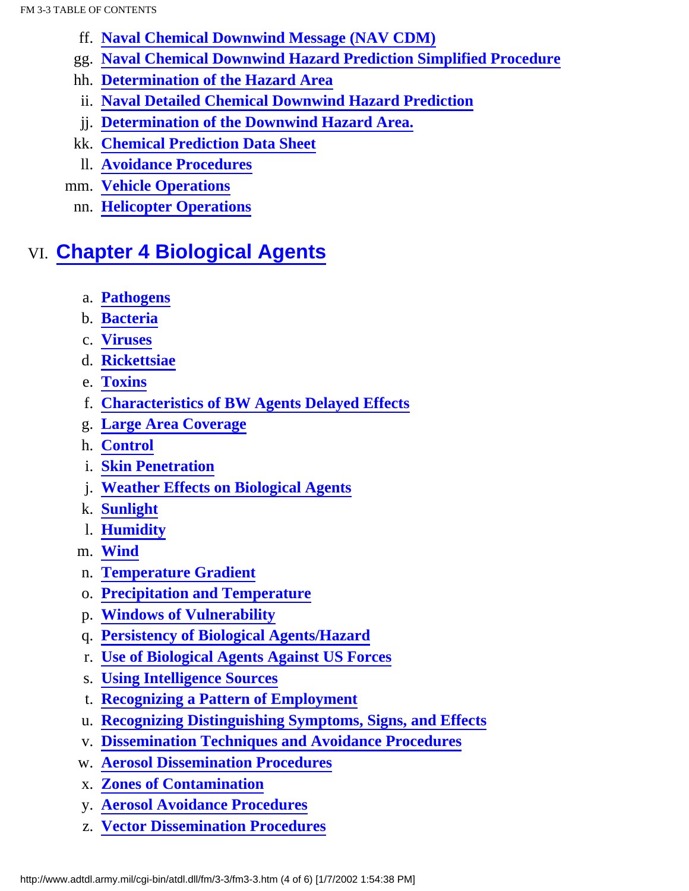ff. **Naval Chemical Downwind Message (NAV CDM)**
gg. **Naval Chemical Downwind Hazard Prediction Simplified Procedure**
hh. **Determination of the Hazard Area**
ii. **Naval Detailed Chemical Downwind Hazard Prediction**
jj. **Determination of the Downwind Hazard Area.**
kk. **Chemical Prediction Data Sheet**
ll. **Avoidance Procedures**
mm. **Vehicle Operations**
nn. **Helicopter Operations**

## VI. Chapter 4 Biological Agents

a. **Pathogens**
b. **Bacteria**
c. **Viruses**
d. **Rickettsiae**
e. **Toxins**
f. **Characteristics of BW Agents Delayed Effects**
g. **Large Area Coverage**
h. **Control**
i. **Skin Penetration**
j. **Weather Effects on Biological Agents**
k. **Sunlight**
l. **Humidity**
m. **Wind**
n. **Temperature Gradient**
o. **Precipitation and Temperature**
p. **Windows of Vulnerability**
q. **Persistency of Biological Agents/Hazard**
r. **Use of Biological Agents Against US Forces**
s. **Using Intelligence Sources**
t. **Recognizing a Pattern of Employment**
u. **Recognizing Distinguishing Symptoms, Signs, and Effects**
v. **Dissemination Techniques and Avoidance Procedures**
w. **Aerosol Dissemination Procedures**
x. **Zones of Contamination**
y. **Aerosol Avoidance Procedures**
z. **Vector Dissemination Procedures**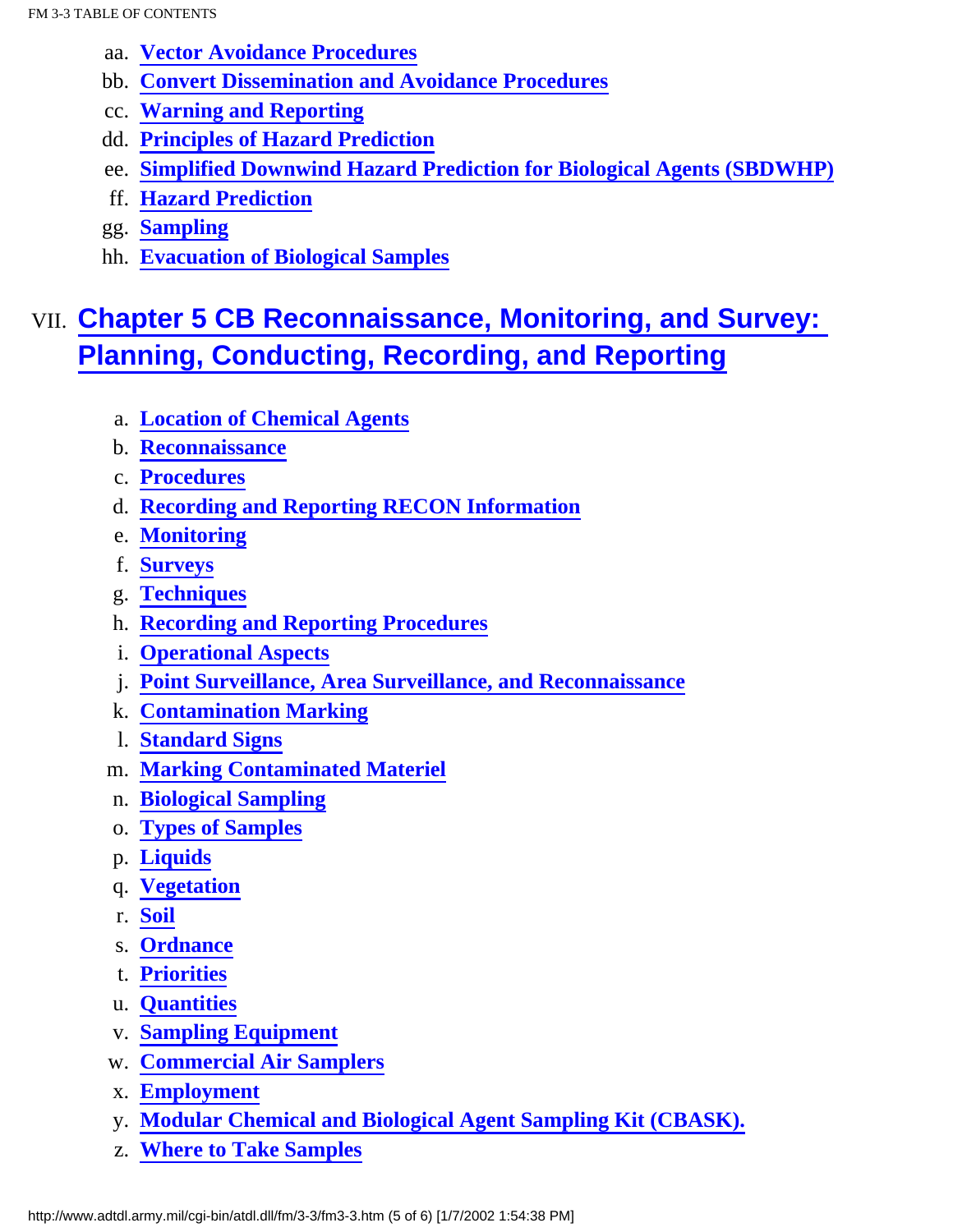aa. **Vector Avoidance Procedures**
bb. **Convert Dissemination and Avoidance Procedures**
cc. **Warning and Reporting**
dd. **Principles of Hazard Prediction**
ee. **Simplified Downwind Hazard Prediction for Biological Agents (SBDWHP)**
ff. **Hazard Prediction**
gg. **Sampling**
hh. **Evacuation of Biological Samples**

## VII. Chapter 5 CB Reconnaissance, Monitoring, and Survey: Planning, Conducting, Recording, and Reporting

a. **Location of Chemical Agents**
b. **Reconnaissance**
c. **Procedures**
d. **Recording and Reporting RECON Information**
e. **Monitoring**
f. **Surveys**
g. **Techniques**
h. **Recording and Reporting Procedures**
i. **Operational Aspects**
j. **Point Surveillance, Area Surveillance, and Reconnaissance**
k. **Contamination Marking**
l. **Standard Signs**
m. **Marking Contaminated Materiel**
n. **Biological Sampling**
o. **Types of Samples**
p. **Liquids**
q. **Vegetation**
r. **Soil**
s. **Ordnance**
t. **Priorities**
u. **Quantities**
v. **Sampling Equipment**
w. **Commercial Air Samplers**
x. **Employment**
y. **Modular Chemical and Biological Agent Sampling Kit (CBASK).**
z. **Where to Take Samples**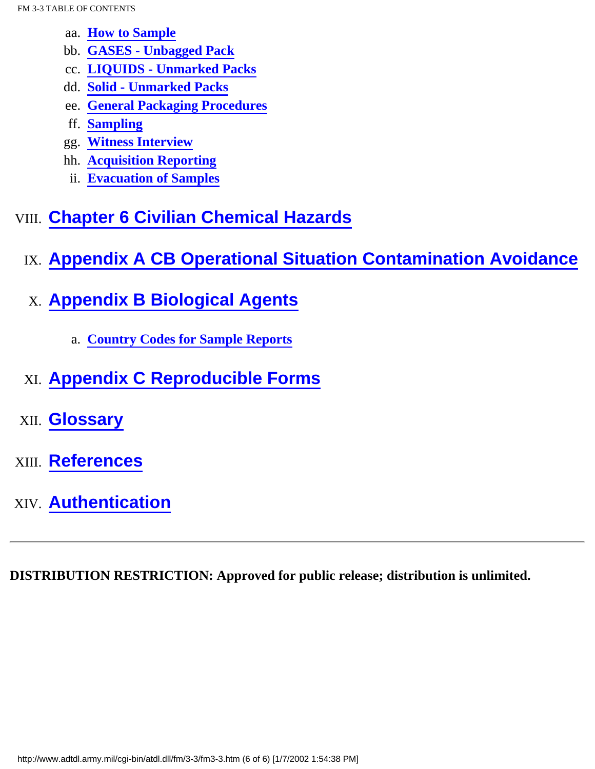- aa. How to Sample
- bb. GASES - Unbagged Pack
- cc. LIQUIDS - Unmarked Packs
- dd. Solid - Unmarked Packs
- ee. General Packaging Procedures
- ff. Sampling
- gg. Witness Interview
- hh. Acquisition Reporting
- ii. Evacuation of Samples

VIII. **Chapter 6 Civilian Chemical Hazards**

IX. **Appendix A CB Operational Situation Contamination Avoidance**

X. **Appendix B Biological Agents**

- a. Country Codes for Sample Reports

XI. **Appendix C Reproducible Forms**

XII. **Glossary**

XIII. **References**

XIV. **Authentication**

---

**DISTRIBUTION RESTRICTION: Approved for public release; distribution is unlimited.**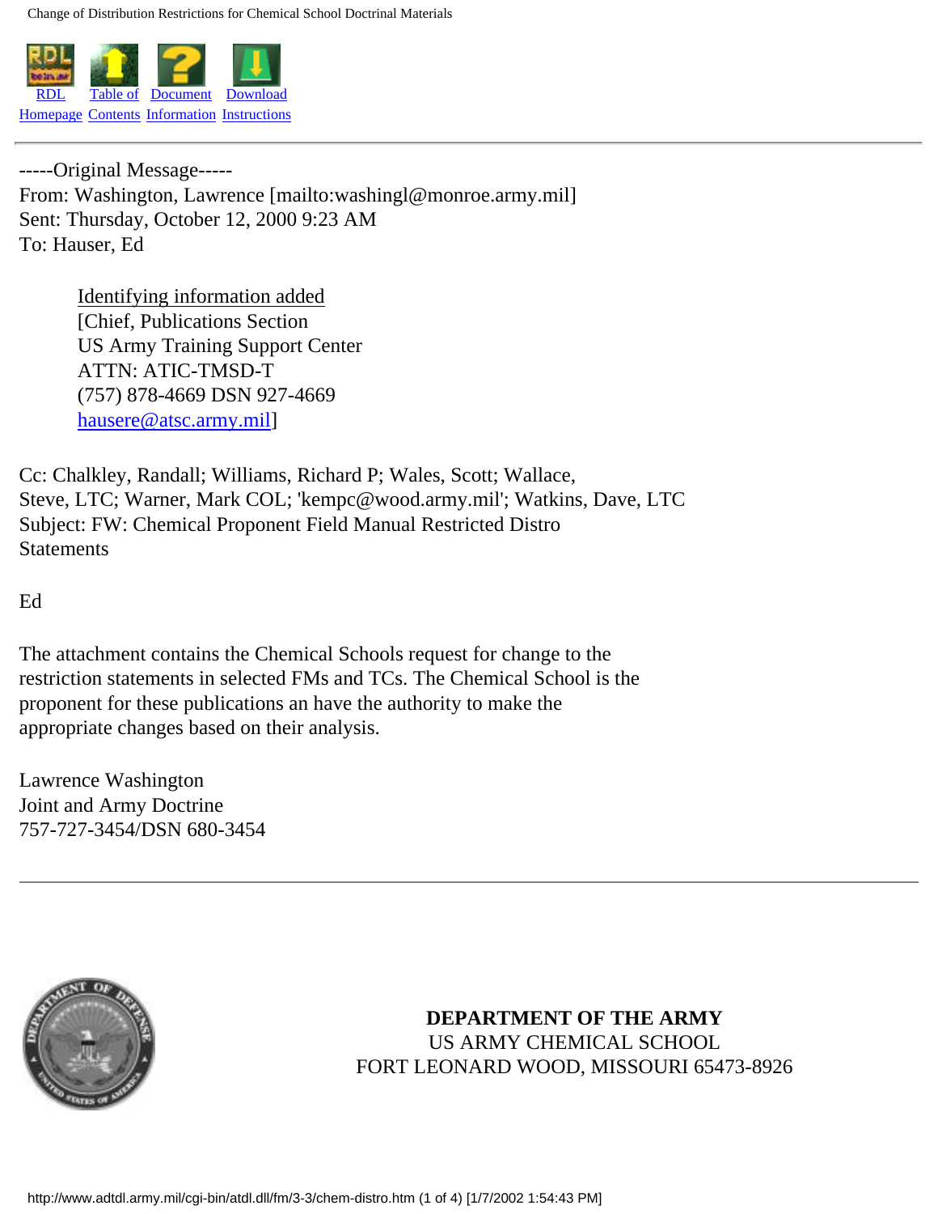RDL Homepage | Table of Contents | Document Information | Download Instructions

---

-----Original Message-----
From: Washington, Lawrence [mailto:washingl@monroe.army.mil]
Sent: Thursday, October 12, 2000 9:23 AM
To: Hauser, Ed

> Identifying information added
> [Chief, Publications Section
> US Army Training Support Center
> ATTN: ATIC-TMSD-T
> (757) 878-4669 DSN 927-4669
> hausere@atsc.army.mil]

Cc: Chalkley, Randall; Williams, Richard P; Wales, Scott; Wallace, Steve, LTC; Warner, Mark COL; 'kempc@wood.army.mil'; Watkins, Dave, LTC
Subject: FW: Chemical Proponent Field Manual Restricted Distro Statements

Ed

The attachment contains the Chemical Schools request for change to the restriction statements in selected FMs and TCs. The Chemical School is the proponent for these publications an have the authority to make the appropriate changes based on their analysis.

Lawrence Washington
Joint and Army Doctrine
757-727-3454/DSN 680-3454

---

**DEPARTMENT OF THE ARMY**
US ARMY CHEMICAL SCHOOL
FORT LEONARD WOOD, MISSOURI 65473-8926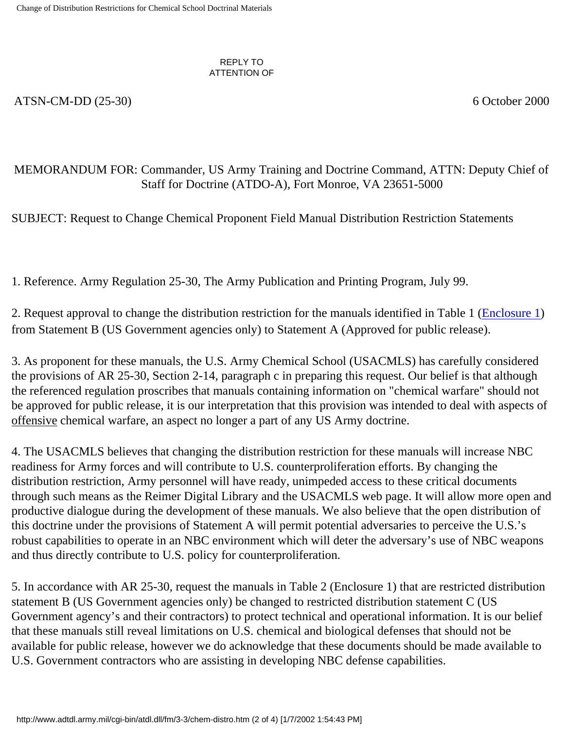REPLY TO
ATTENTION OF

ATSN-CM-DD (25-30) 6 October 2000

MEMORANDUM FOR: Commander, US Army Training and Doctrine Command, ATTN: Deputy Chief of Staff for Doctrine (ATDO-A), Fort Monroe, VA 23651-5000

SUBJECT: Request to Change Chemical Proponent Field Manual Distribution Restriction Statements

1. Reference. Army Regulation 25-30, The Army Publication and Printing Program, July 99.

2. Request approval to change the distribution restriction for the manuals identified in Table 1 (Enclosure 1) from Statement B (US Government agencies only) to Statement A (Approved for public release).

3. As proponent for these manuals, the U.S. Army Chemical School (USACMLS) has carefully considered the provisions of AR 25-30, Section 2-14, paragraph c in preparing this request. Our belief is that although the referenced regulation proscribes that manuals containing information on "chemical warfare" should not be approved for public release, it is our interpretation that this provision was intended to deal with aspects of offensive chemical warfare, an aspect no longer a part of any US Army doctrine.

4. The USACMLS believes that changing the distribution restriction for these manuals will increase NBC readiness for Army forces and will contribute to U.S. counterproliferation efforts. By changing the distribution restriction, Army personnel will have ready, unimpeded access to these critical documents through such means as the Reimer Digital Library and the USACMLS web page. It will allow more open and productive dialogue during the development of these manuals. We also believe that the open distribution of this doctrine under the provisions of Statement A will permit potential adversaries to perceive the U.S.'s robust capabilities to operate in an NBC environment which will deter the adversary's use of NBC weapons and thus directly contribute to U.S. policy for counterproliferation.

5. In accordance with AR 25-30, request the manuals in Table 2 (Enclosure 1) that are restricted distribution statement B (US Government agencies only) be changed to restricted distribution statement C (US Government agency's and their contractors) to protect technical and operational information. It is our belief that these manuals still reveal limitations on U.S. chemical and biological defenses that should not be available for public release, however we do acknowledge that these documents should be made available to U.S. Government contractors who are assisting in developing NBC defense capabilities.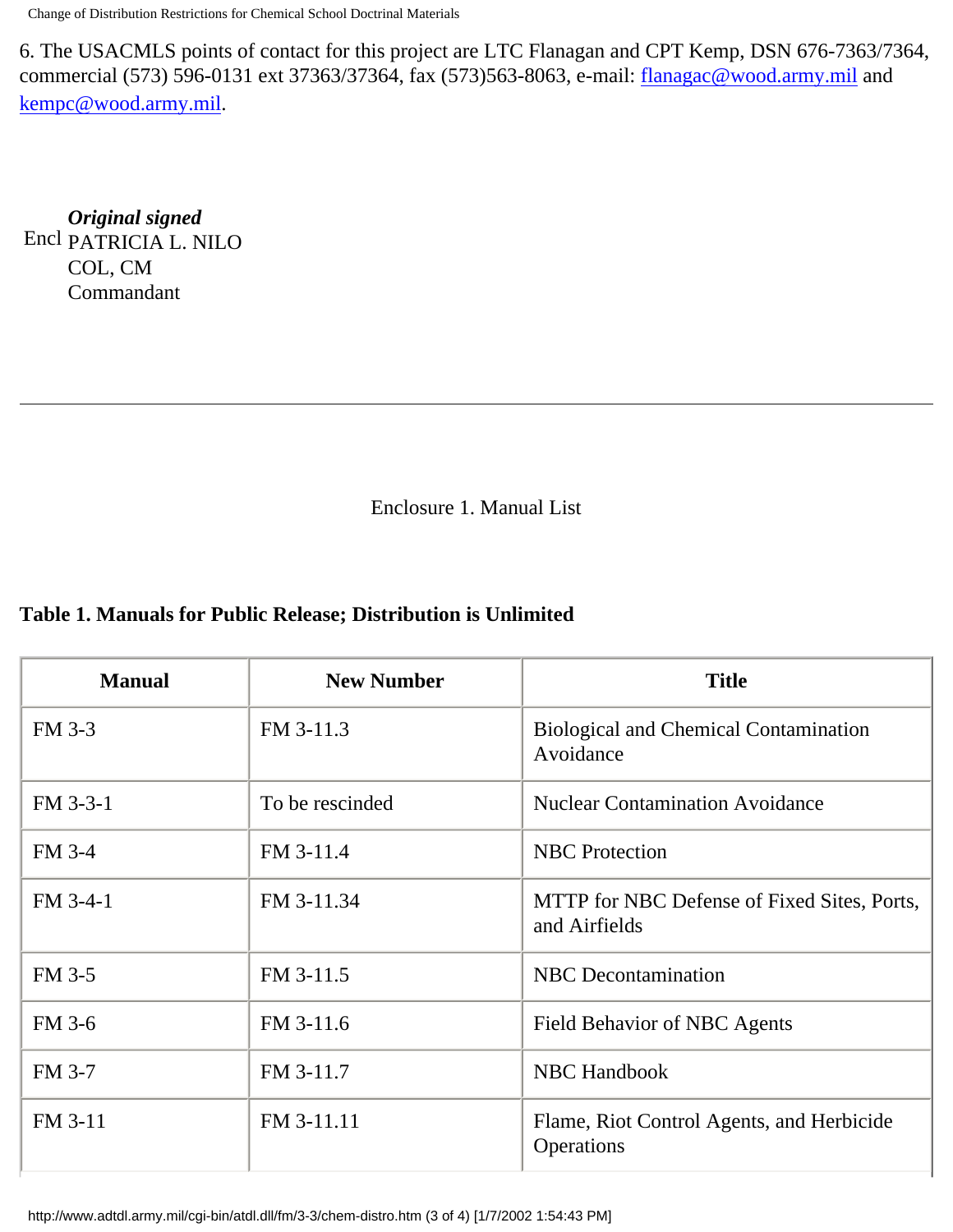6. The USACMLS points of contact for this project are LTC Flanagan and CPT Kemp, DSN 676-7363/7364, commercial (573) 596-0131 ext 37363/37364, fax (573)563-8063, e-mail: flanagac@wood.army.mil and kempc@wood.army.mil.

Encl

***Original signed***
PATRICIA L. NILO
COL, CM
Commandant

---

Enclosure 1. Manual List

**Table 1. Manuals for Public Release; Distribution is Unlimited**

| Manual | New Number | Title |
|---|---|---|
| FM 3-3 | FM 3-11.3 | Biological and Chemical Contamination Avoidance |
| FM 3-3-1 | To be rescinded | Nuclear Contamination Avoidance |
| FM 3-4 | FM 3-11.4 | NBC Protection |
| FM 3-4-1 | FM 3-11.34 | MTTP for NBC Defense of Fixed Sites, Ports, and Airfields |
| FM 3-5 | FM 3-11.5 | NBC Decontamination |
| FM 3-6 | FM 3-11.6 | Field Behavior of NBC Agents |
| FM 3-7 | FM 3-11.7 | NBC Handbook |
| FM 3-11 | FM 3-11.11 | Flame, Riot Control Agents, and Herbicide Operations |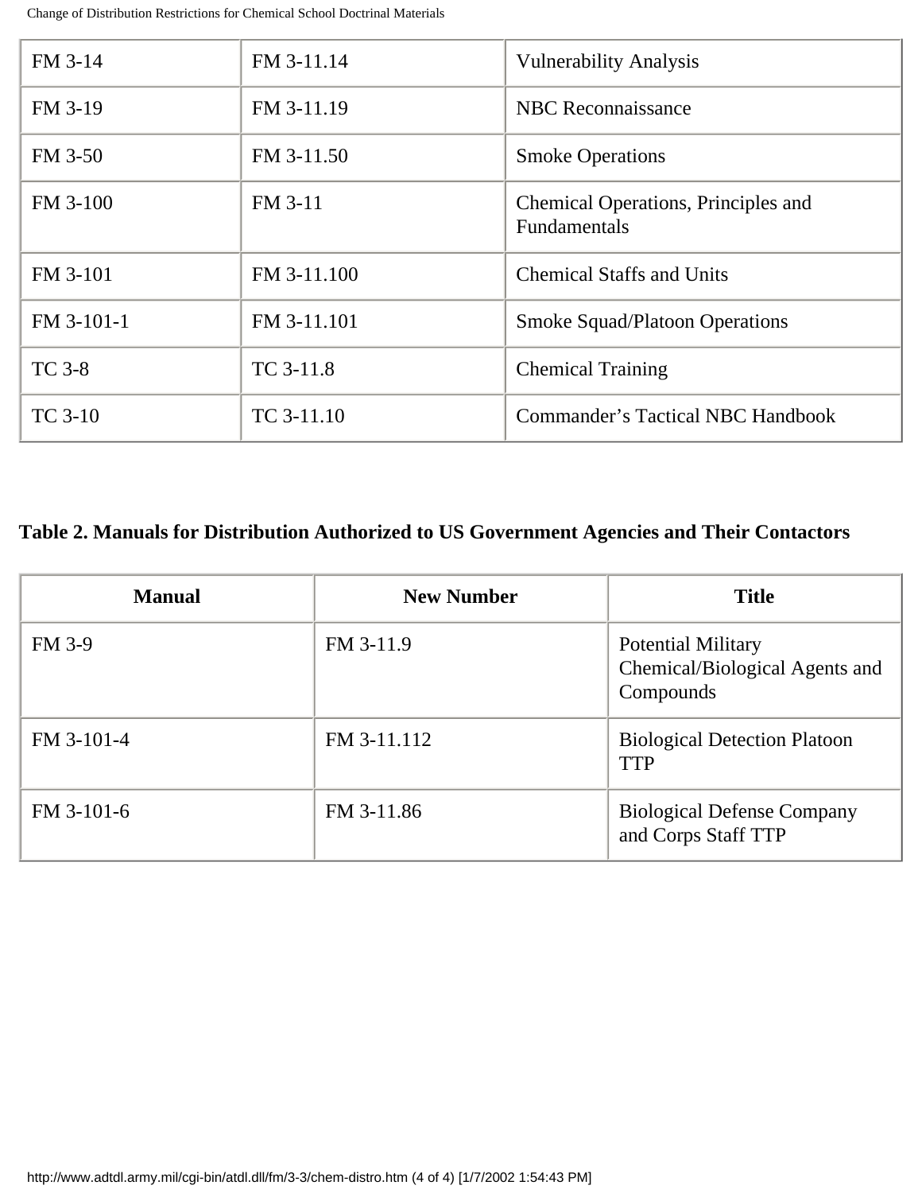| | | |
|---|---|---|
| FM 3-14 | FM 3-11.14 | Vulnerability Analysis |
| FM 3-19 | FM 3-11.19 | NBC Reconnaissance |
| FM 3-50 | FM 3-11.50 | Smoke Operations |
| FM 3-100 | FM 3-11 | Chemical Operations, Principles and Fundamentals |
| FM 3-101 | FM 3-11.100 | Chemical Staffs and Units |
| FM 3-101-1 | FM 3-11.101 | Smoke Squad/Platoon Operations |
| TC 3-8 | TC 3-11.8 | Chemical Training |
| TC 3-10 | TC 3-11.10 | Commander's Tactical NBC Handbook |

**Table 2. Manuals for Distribution Authorized to US Government Agencies and Their Contactors**

| Manual | New Number | Title |
|---|---|---|
| FM 3-9 | FM 3-11.9 | Potential Military Chemical/Biological Agents and Compounds |
| FM 3-101-4 | FM 3-11.112 | Biological Detection Platoon TTP |
| FM 3-101-6 | FM 3-11.86 | Biological Defense Company and Corps Staff TTP |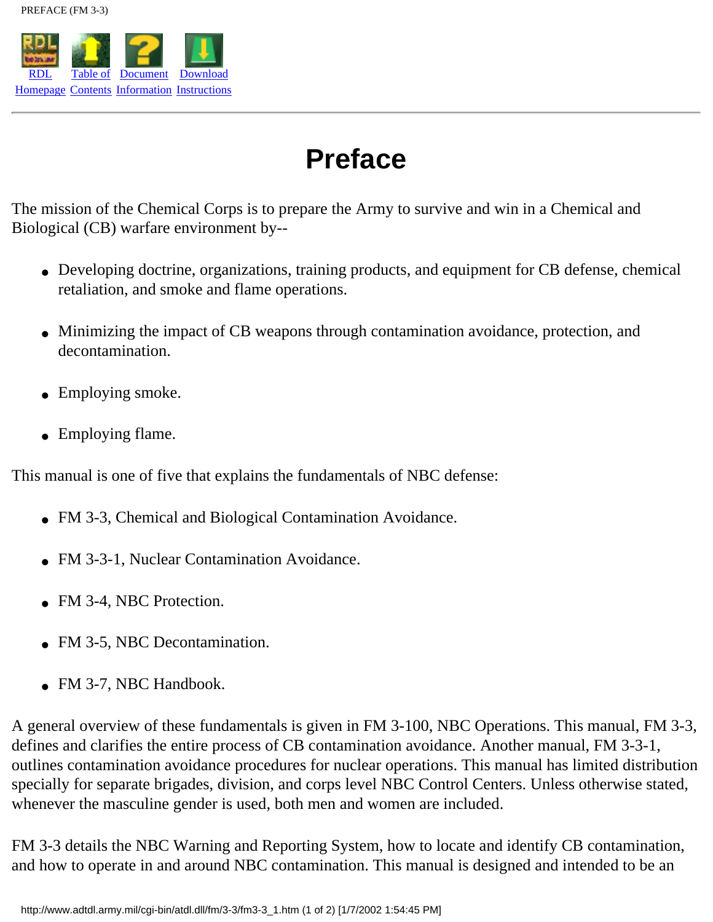# Preface

The mission of the Chemical Corps is to prepare the Army to survive and win in a Chemical and Biological (CB) warfare environment by--

- Developing doctrine, organizations, training products, and equipment for CB defense, chemical retaliation, and smoke and flame operations.
- Minimizing the impact of CB weapons through contamination avoidance, protection, and decontamination.
- Employing smoke.
- Employing flame.

This manual is one of five that explains the fundamentals of NBC defense:

- FM 3-3, Chemical and Biological Contamination Avoidance.
- FM 3-3-1, Nuclear Contamination Avoidance.
- FM 3-4, NBC Protection.
- FM 3-5, NBC Decontamination.
- FM 3-7, NBC Handbook.

A general overview of these fundamentals is given in FM 3-100, NBC Operations. This manual, FM 3-3, defines and clarifies the entire process of CB contamination avoidance. Another manual, FM 3-3-1, outlines contamination avoidance procedures for nuclear operations. This manual has limited distribution specially for separate brigades, division, and corps level NBC Control Centers. Unless otherwise stated, whenever the masculine gender is used, both men and women are included.

FM 3-3 details the NBC Warning and Reporting System, how to locate and identify CB contamination, and how to operate in and around NBC contamination. This manual is designed and intended to be an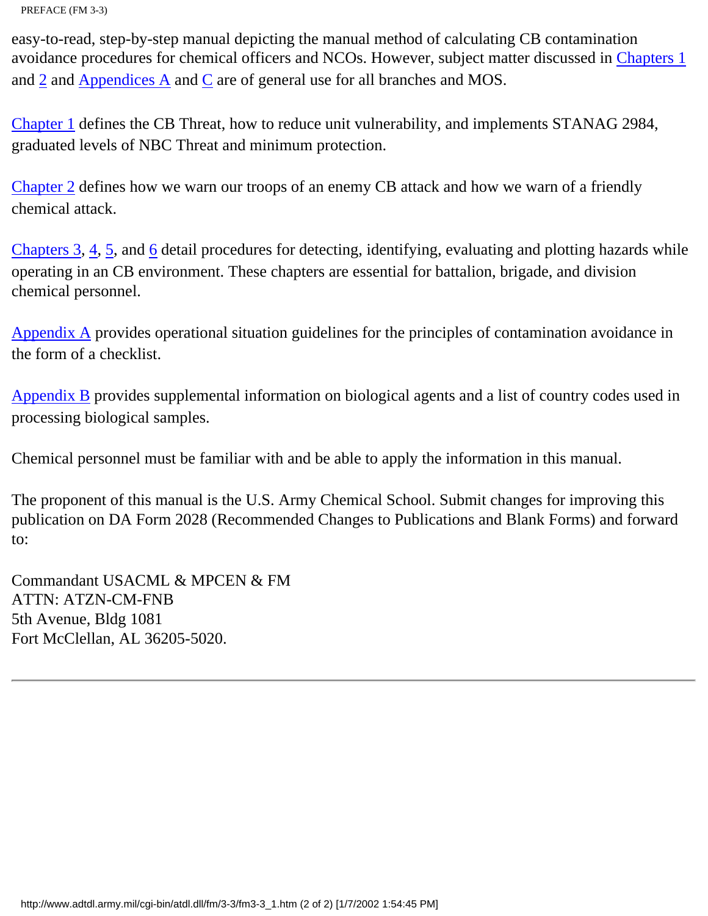easy-to-read, step-by-step manual depicting the manual method of calculating CB contamination avoidance procedures for chemical officers and NCOs. However, subject matter discussed in Chapters 1 and 2 and Appendices A and C are of general use for all branches and MOS.

Chapter 1 defines the CB Threat, how to reduce unit vulnerability, and implements STANAG 2984, graduated levels of NBC Threat and minimum protection.

Chapter 2 defines how we warn our troops of an enemy CB attack and how we warn of a friendly chemical attack.

Chapters 3, 4, 5, and 6 detail procedures for detecting, identifying, evaluating and plotting hazards while operating in an CB environment. These chapters are essential for battalion, brigade, and division chemical personnel.

Appendix A provides operational situation guidelines for the principles of contamination avoidance in the form of a checklist.

Appendix B provides supplemental information on biological agents and a list of country codes used in processing biological samples.

Chemical personnel must be familiar with and be able to apply the information in this manual.

The proponent of this manual is the U.S. Army Chemical School. Submit changes for improving this publication on DA Form 2028 (Recommended Changes to Publications and Blank Forms) and forward to:

Commandant USACML & MPCEN & FM  
ATTN: ATZN-CM-FNB  
5th Avenue, Bldg 1081  
Fort McClellan, AL 36205-5020.

---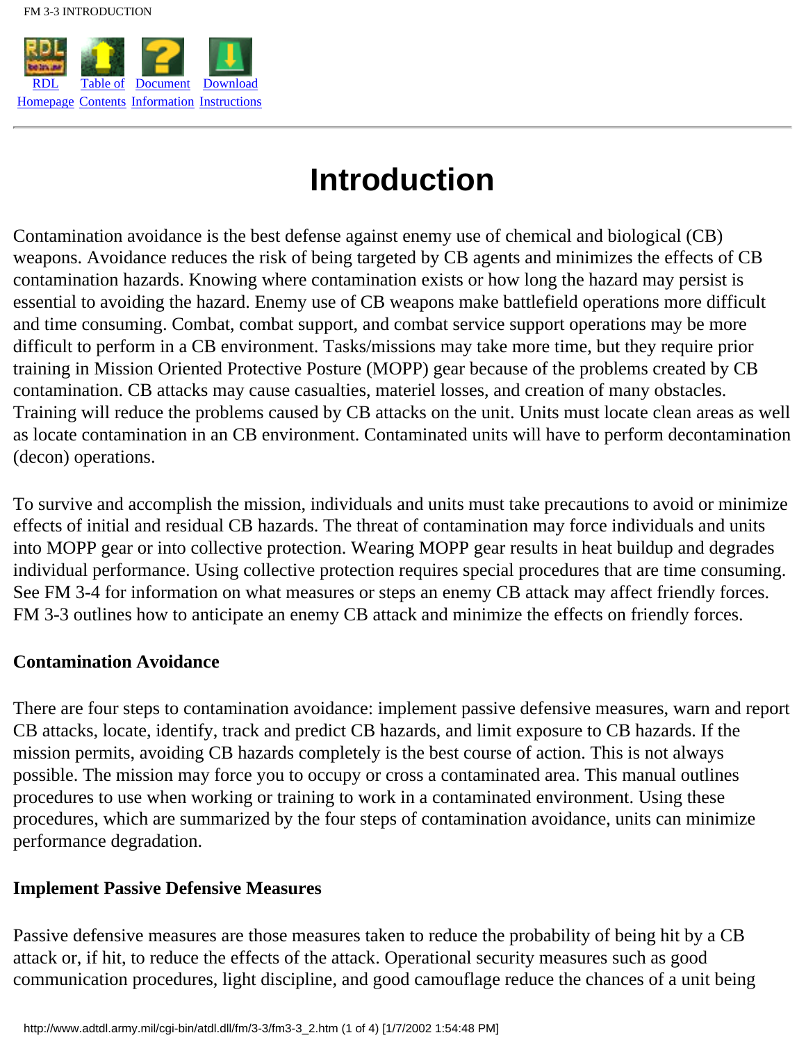# Introduction

Contamination avoidance is the best defense against enemy use of chemical and biological (CB) weapons. Avoidance reduces the risk of being targeted by CB agents and minimizes the effects of CB contamination hazards. Knowing where contamination exists or how long the hazard may persist is essential to avoiding the hazard. Enemy use of CB weapons make battlefield operations more difficult and time consuming. Combat, combat support, and combat service support operations may be more difficult to perform in a CB environment. Tasks/missions may take more time, but they require prior training in Mission Oriented Protective Posture (MOPP) gear because of the problems created by CB contamination. CB attacks may cause casualties, materiel losses, and creation of many obstacles. Training will reduce the problems caused by CB attacks on the unit. Units must locate clean areas as well as locate contamination in an CB environment. Contaminated units will have to perform decontamination (decon) operations.

To survive and accomplish the mission, individuals and units must take precautions to avoid or minimize effects of initial and residual CB hazards. The threat of contamination may force individuals and units into MOPP gear or into collective protection. Wearing MOPP gear results in heat buildup and degrades individual performance. Using collective protection requires special procedures that are time consuming. See FM 3-4 for information on what measures or steps an enemy CB attack may affect friendly forces. FM 3-3 outlines how to anticipate an enemy CB attack and minimize the effects on friendly forces.

### Contamination Avoidance

There are four steps to contamination avoidance: implement passive defensive measures, warn and report CB attacks, locate, identify, track and predict CB hazards, and limit exposure to CB hazards. If the mission permits, avoiding CB hazards completely is the best course of action. This is not always possible. The mission may force you to occupy or cross a contaminated area. This manual outlines procedures to use when working or training to work in a contaminated environment. Using these procedures, which are summarized by the four steps of contamination avoidance, units can minimize performance degradation.

### Implement Passive Defensive Measures

Passive defensive measures are those measures taken to reduce the probability of being hit by a CB attack or, if hit, to reduce the effects of the attack. Operational security measures such as good communication procedures, light discipline, and good camouflage reduce the chances of a unit being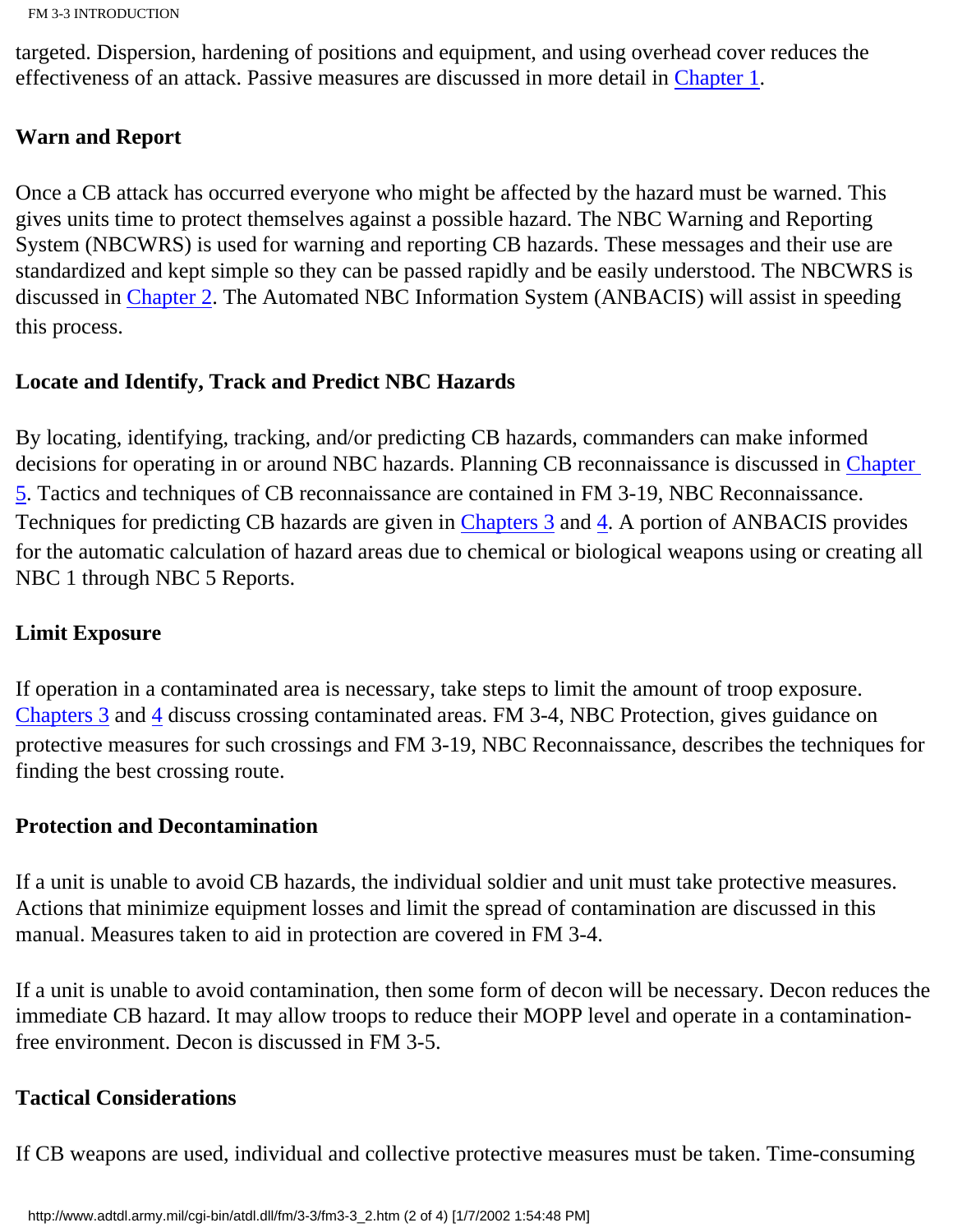targeted. Dispersion, hardening of positions and equipment, and using overhead cover reduces the effectiveness of an attack. Passive measures are discussed in more detail in Chapter 1.

### Warn and Report

Once a CB attack has occurred everyone who might be affected by the hazard must be warned. This gives units time to protect themselves against a possible hazard. The NBC Warning and Reporting System (NBCWRS) is used for warning and reporting CB hazards. These messages and their use are standardized and kept simple so they can be passed rapidly and be easily understood. The NBCWRS is discussed in Chapter 2. The Automated NBC Information System (ANBACIS) will assist in speeding this process.

### Locate and Identify, Track and Predict NBC Hazards

By locating, identifying, tracking, and/or predicting CB hazards, commanders can make informed decisions for operating in or around NBC hazards. Planning CB reconnaissance is discussed in Chapter 5. Tactics and techniques of CB reconnaissance are contained in FM 3-19, NBC Reconnaissance. Techniques for predicting CB hazards are given in Chapters 3 and 4. A portion of ANBACIS provides for the automatic calculation of hazard areas due to chemical or biological weapons using or creating all NBC 1 through NBC 5 Reports.

### Limit Exposure

If operation in a contaminated area is necessary, take steps to limit the amount of troop exposure. Chapters 3 and 4 discuss crossing contaminated areas. FM 3-4, NBC Protection, gives guidance on protective measures for such crossings and FM 3-19, NBC Reconnaissance, describes the techniques for finding the best crossing route.

### Protection and Decontamination

If a unit is unable to avoid CB hazards, the individual soldier and unit must take protective measures. Actions that minimize equipment losses and limit the spread of contamination are discussed in this manual. Measures taken to aid in protection are covered in FM 3-4.

If a unit is unable to avoid contamination, then some form of decon will be necessary. Decon reduces the immediate CB hazard. It may allow troops to reduce their MOPP level and operate in a contamination-free environment. Decon is discussed in FM 3-5.

### Tactical Considerations

If CB weapons are used, individual and collective protective measures must be taken. Time-consuming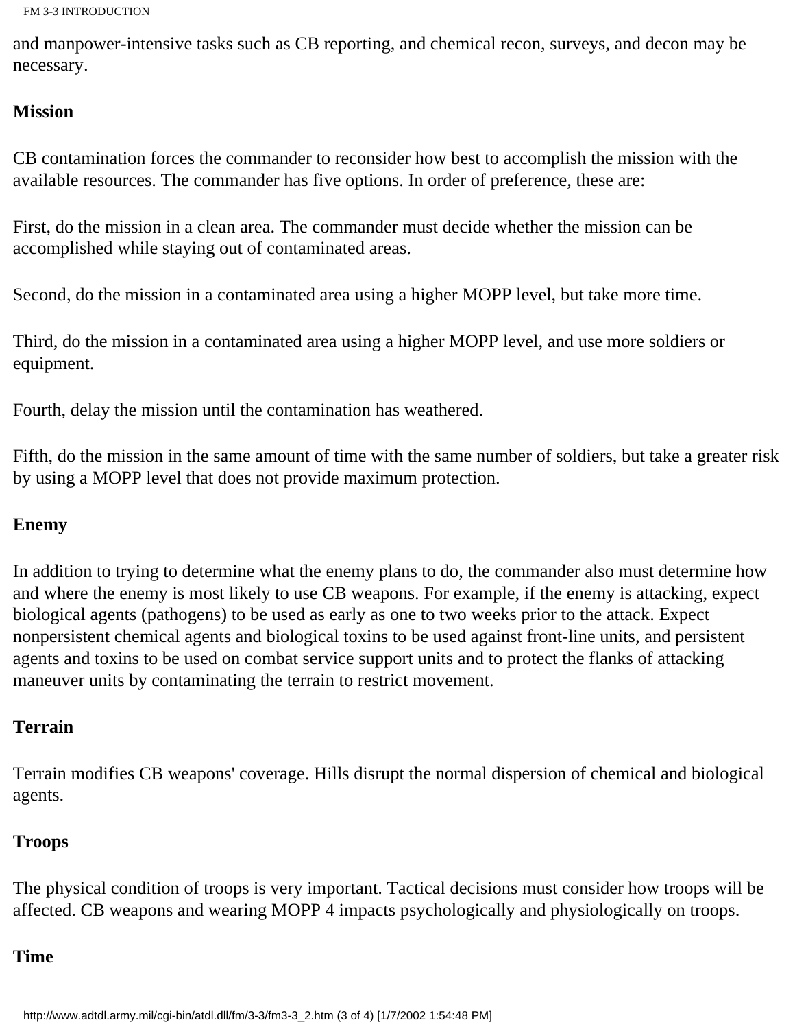and manpower-intensive tasks such as CB reporting, and chemical recon, surveys, and decon may be necessary.

**Mission**

CB contamination forces the commander to reconsider how best to accomplish the mission with the available resources. The commander has five options. In order of preference, these are:

First, do the mission in a clean area. The commander must decide whether the mission can be accomplished while staying out of contaminated areas.

Second, do the mission in a contaminated area using a higher MOPP level, but take more time.

Third, do the mission in a contaminated area using a higher MOPP level, and use more soldiers or equipment.

Fourth, delay the mission until the contamination has weathered.

Fifth, do the mission in the same amount of time with the same number of soldiers, but take a greater risk by using a MOPP level that does not provide maximum protection.

**Enemy**

In addition to trying to determine what the enemy plans to do, the commander also must determine how and where the enemy is most likely to use CB weapons. For example, if the enemy is attacking, expect biological agents (pathogens) to be used as early as one to two weeks prior to the attack. Expect nonpersistent chemical agents and biological toxins to be used against front-line units, and persistent agents and toxins to be used on combat service support units and to protect the flanks of attacking maneuver units by contaminating the terrain to restrict movement.

**Terrain**

Terrain modifies CB weapons' coverage. Hills disrupt the normal dispersion of chemical and biological agents.

**Troops**

The physical condition of troops is very important. Tactical decisions must consider how troops will be affected. CB weapons and wearing MOPP 4 impacts psychologically and physiologically on troops.

**Time**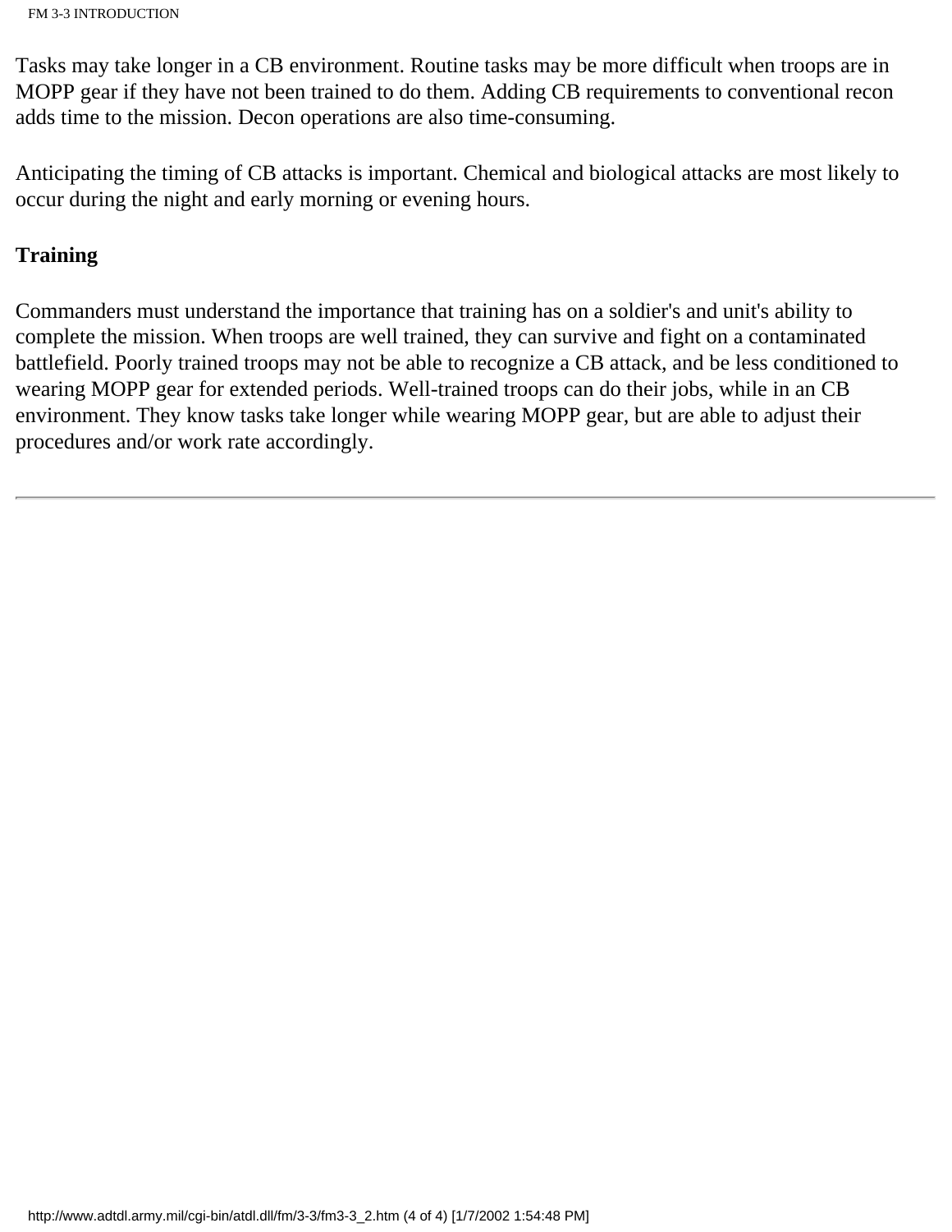Tasks may take longer in a CB environment. Routine tasks may be more difficult when troops are in MOPP gear if they have not been trained to do them. Adding CB requirements to conventional recon adds time to the mission. Decon operations are also time-consuming.

Anticipating the timing of CB attacks is important. Chemical and biological attacks are most likely to occur during the night and early morning or evening hours.

**Training**

Commanders must understand the importance that training has on a soldier's and unit's ability to complete the mission. When troops are well trained, they can survive and fight on a contaminated battlefield. Poorly trained troops may not be able to recognize a CB attack, and be less conditioned to wearing MOPP gear for extended periods. Well-trained troops can do their jobs, while in an CB environment. They know tasks take longer while wearing MOPP gear, but are able to adjust their procedures and/or work rate accordingly.

---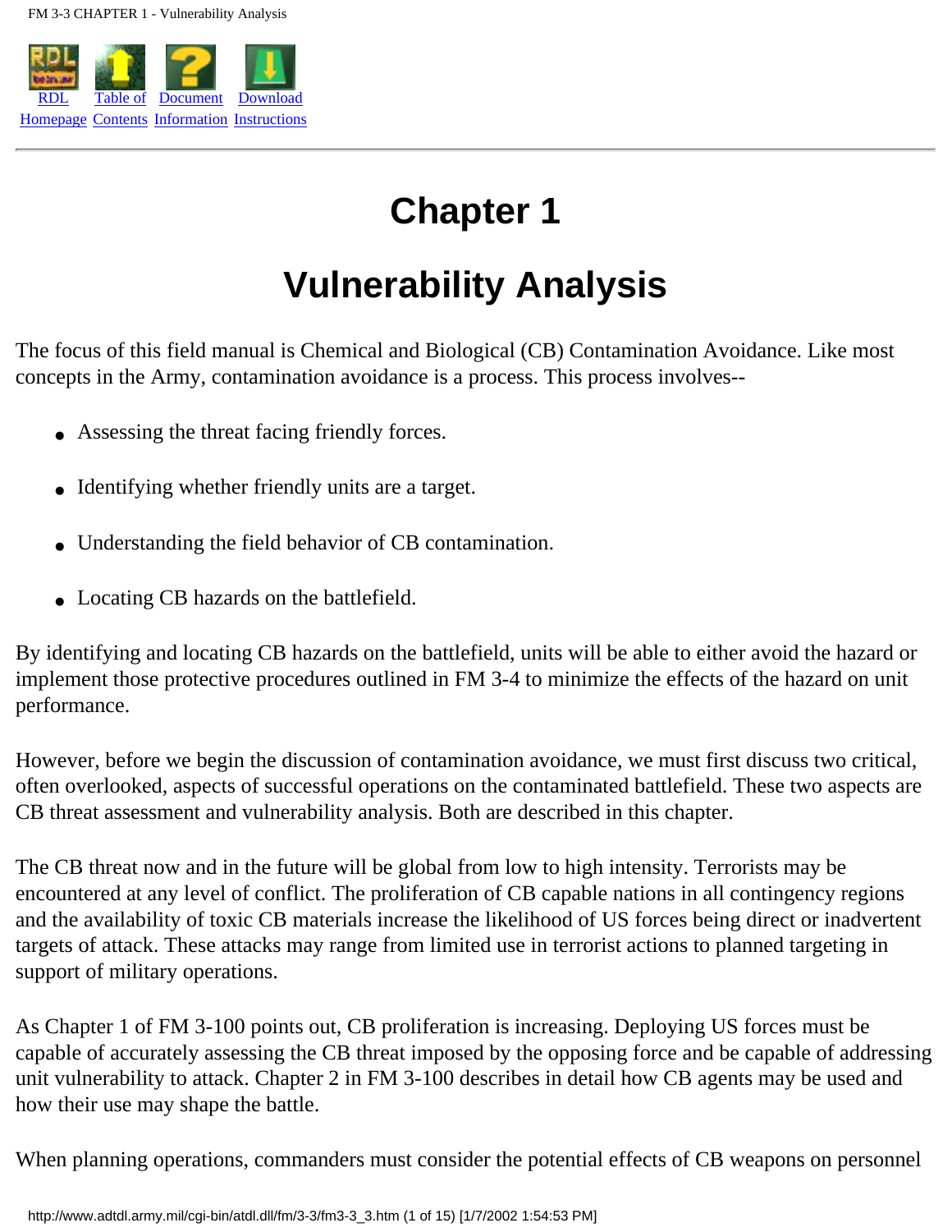# Chapter 1

# Vulnerability Analysis

The focus of this field manual is Chemical and Biological (CB) Contamination Avoidance. Like most concepts in the Army, contamination avoidance is a process. This process involves--

- Assessing the threat facing friendly forces.
- Identifying whether friendly units are a target.
- Understanding the field behavior of CB contamination.
- Locating CB hazards on the battlefield.

By identifying and locating CB hazards on the battlefield, units will be able to either avoid the hazard or implement those protective procedures outlined in FM 3-4 to minimize the effects of the hazard on unit performance.

However, before we begin the discussion of contamination avoidance, we must first discuss two critical, often overlooked, aspects of successful operations on the contaminated battlefield. These two aspects are CB threat assessment and vulnerability analysis. Both are described in this chapter.

The CB threat now and in the future will be global from low to high intensity. Terrorists may be encountered at any level of conflict. The proliferation of CB capable nations in all contingency regions and the availability of toxic CB materials increase the likelihood of US forces being direct or inadvertent targets of attack. These attacks may range from limited use in terrorist actions to planned targeting in support of military operations.

As Chapter 1 of FM 3-100 points out, CB proliferation is increasing. Deploying US forces must be capable of accurately assessing the CB threat imposed by the opposing force and be capable of addressing unit vulnerability to attack. Chapter 2 in FM 3-100 describes in detail how CB agents may be used and how their use may shape the battle.

When planning operations, commanders must consider the potential effects of CB weapons on personnel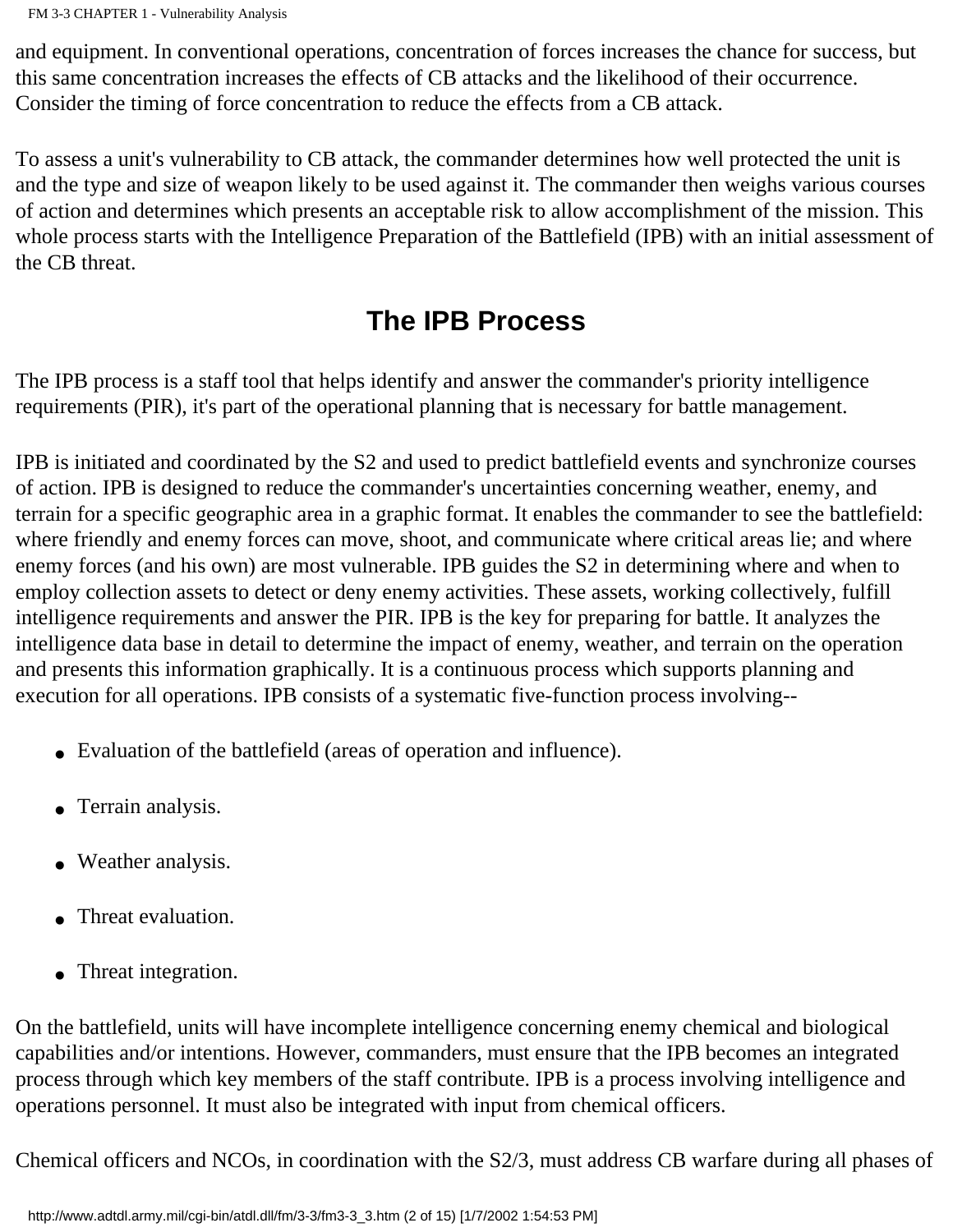and equipment. In conventional operations, concentration of forces increases the chance for success, but this same concentration increases the effects of CB attacks and the likelihood of their occurrence. Consider the timing of force concentration to reduce the effects from a CB attack.

To assess a unit's vulnerability to CB attack, the commander determines how well protected the unit is and the type and size of weapon likely to be used against it. The commander then weighs various courses of action and determines which presents an acceptable risk to allow accomplishment of the mission. This whole process starts with the Intelligence Preparation of the Battlefield (IPB) with an initial assessment of the CB threat.

## The IPB Process

The IPB process is a staff tool that helps identify and answer the commander's priority intelligence requirements (PIR), it's part of the operational planning that is necessary for battle management.

IPB is initiated and coordinated by the S2 and used to predict battlefield events and synchronize courses of action. IPB is designed to reduce the commander's uncertainties concerning weather, enemy, and terrain for a specific geographic area in a graphic format. It enables the commander to see the battlefield: where friendly and enemy forces can move, shoot, and communicate where critical areas lie; and where enemy forces (and his own) are most vulnerable. IPB guides the S2 in determining where and when to employ collection assets to detect or deny enemy activities. These assets, working collectively, fulfill intelligence requirements and answer the PIR. IPB is the key for preparing for battle. It analyzes the intelligence data base in detail to determine the impact of enemy, weather, and terrain on the operation and presents this information graphically. It is a continuous process which supports planning and execution for all operations. IPB consists of a systematic five-function process involving--

- Evaluation of the battlefield (areas of operation and influence).
- Terrain analysis.
- Weather analysis.
- Threat evaluation.
- Threat integration.

On the battlefield, units will have incomplete intelligence concerning enemy chemical and biological capabilities and/or intentions. However, commanders, must ensure that the IPB becomes an integrated process through which key members of the staff contribute. IPB is a process involving intelligence and operations personnel. It must also be integrated with input from chemical officers.

Chemical officers and NCOs, in coordination with the S2/3, must address CB warfare during all phases of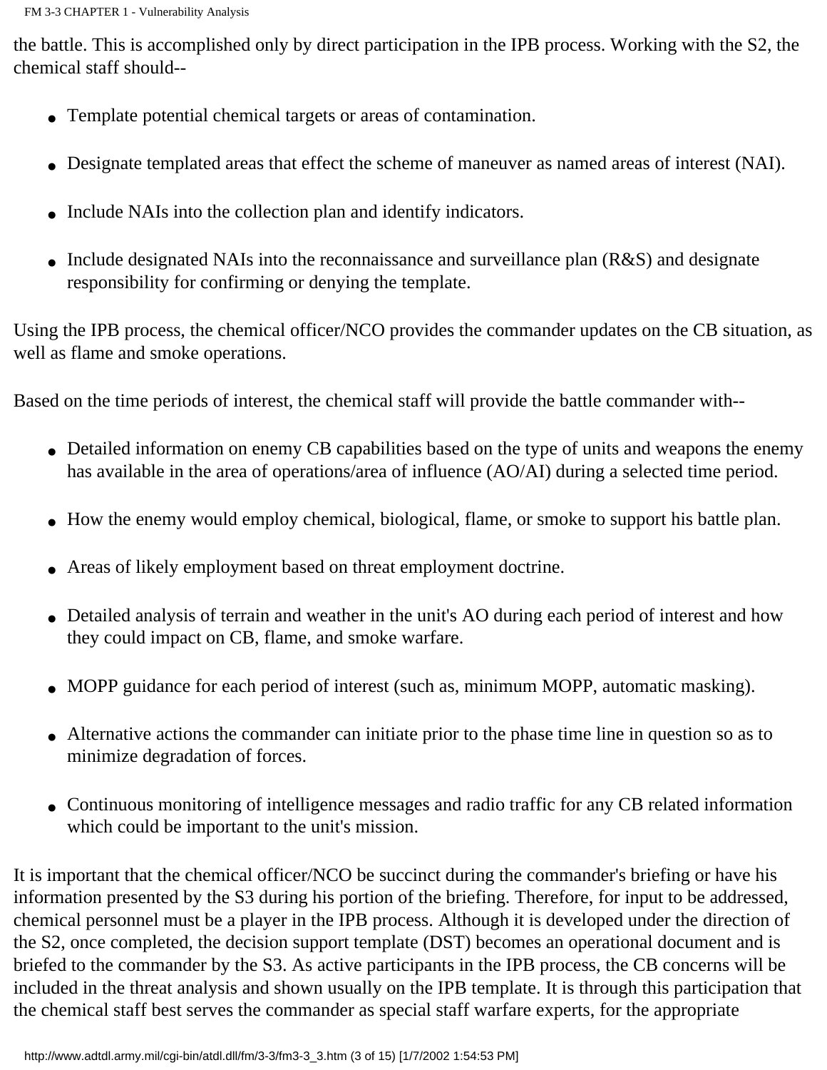the battle. This is accomplished only by direct participation in the IPB process. Working with the S2, the chemical staff should--

- Template potential chemical targets or areas of contamination.
- Designate templated areas that effect the scheme of maneuver as named areas of interest (NAI).
- Include NAIs into the collection plan and identify indicators.
- Include designated NAIs into the reconnaissance and surveillance plan (R&S) and designate responsibility for confirming or denying the template.

Using the IPB process, the chemical officer/NCO provides the commander updates on the CB situation, as well as flame and smoke operations.

Based on the time periods of interest, the chemical staff will provide the battle commander with--

- Detailed information on enemy CB capabilities based on the type of units and weapons the enemy has available in the area of operations/area of influence (AO/AI) during a selected time period.
- How the enemy would employ chemical, biological, flame, or smoke to support his battle plan.
- Areas of likely employment based on threat employment doctrine.
- Detailed analysis of terrain and weather in the unit's AO during each period of interest and how they could impact on CB, flame, and smoke warfare.
- MOPP guidance for each period of interest (such as, minimum MOPP, automatic masking).
- Alternative actions the commander can initiate prior to the phase time line in question so as to minimize degradation of forces.
- Continuous monitoring of intelligence messages and radio traffic for any CB related information which could be important to the unit's mission.

It is important that the chemical officer/NCO be succinct during the commander's briefing or have his information presented by the S3 during his portion of the briefing. Therefore, for input to be addressed, chemical personnel must be a player in the IPB process. Although it is developed under the direction of the S2, once completed, the decision support template (DST) becomes an operational document and is briefed to the commander by the S3. As active participants in the IPB process, the CB concerns will be included in the threat analysis and shown usually on the IPB template. It is through this participation that the chemical staff best serves the commander as special staff warfare experts, for the appropriate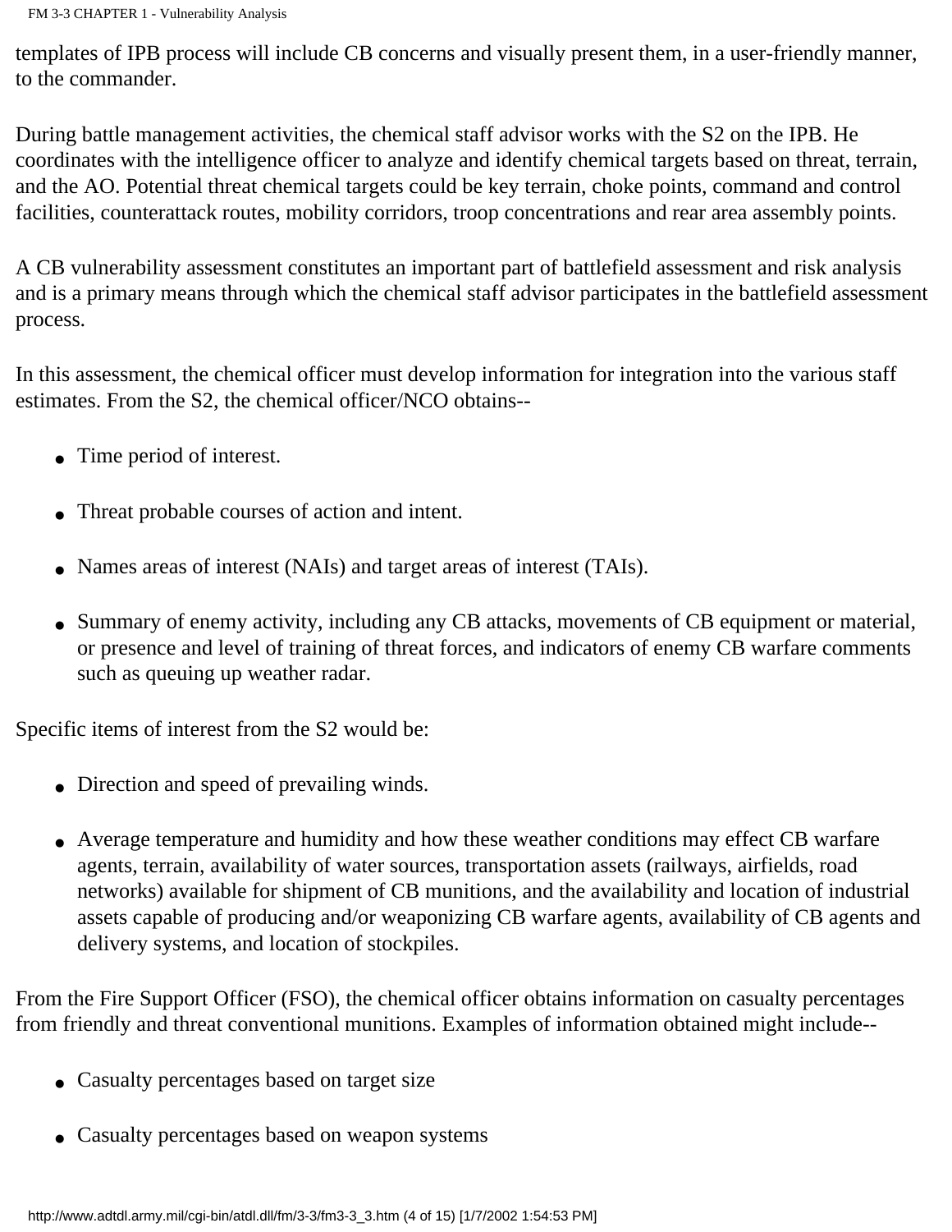templates of IPB process will include CB concerns and visually present them, in a user-friendly manner, to the commander.

During battle management activities, the chemical staff advisor works with the S2 on the IPB. He coordinates with the intelligence officer to analyze and identify chemical targets based on threat, terrain, and the AO. Potential threat chemical targets could be key terrain, choke points, command and control facilities, counterattack routes, mobility corridors, troop concentrations and rear area assembly points.

A CB vulnerability assessment constitutes an important part of battlefield assessment and risk analysis and is a primary means through which the chemical staff advisor participates in the battlefield assessment process.

In this assessment, the chemical officer must develop information for integration into the various staff estimates. From the S2, the chemical officer/NCO obtains--

- Time period of interest.
- Threat probable courses of action and intent.
- Names areas of interest (NAIs) and target areas of interest (TAIs).
- Summary of enemy activity, including any CB attacks, movements of CB equipment or material, or presence and level of training of threat forces, and indicators of enemy CB warfare comments such as queuing up weather radar.

Specific items of interest from the S2 would be:

- Direction and speed of prevailing winds.
- Average temperature and humidity and how these weather conditions may effect CB warfare agents, terrain, availability of water sources, transportation assets (railways, airfields, road networks) available for shipment of CB munitions, and the availability and location of industrial assets capable of producing and/or weaponizing CB warfare agents, availability of CB agents and delivery systems, and location of stockpiles.

From the Fire Support Officer (FSO), the chemical officer obtains information on casualty percentages from friendly and threat conventional munitions. Examples of information obtained might include--

- Casualty percentages based on target size
- Casualty percentages based on weapon systems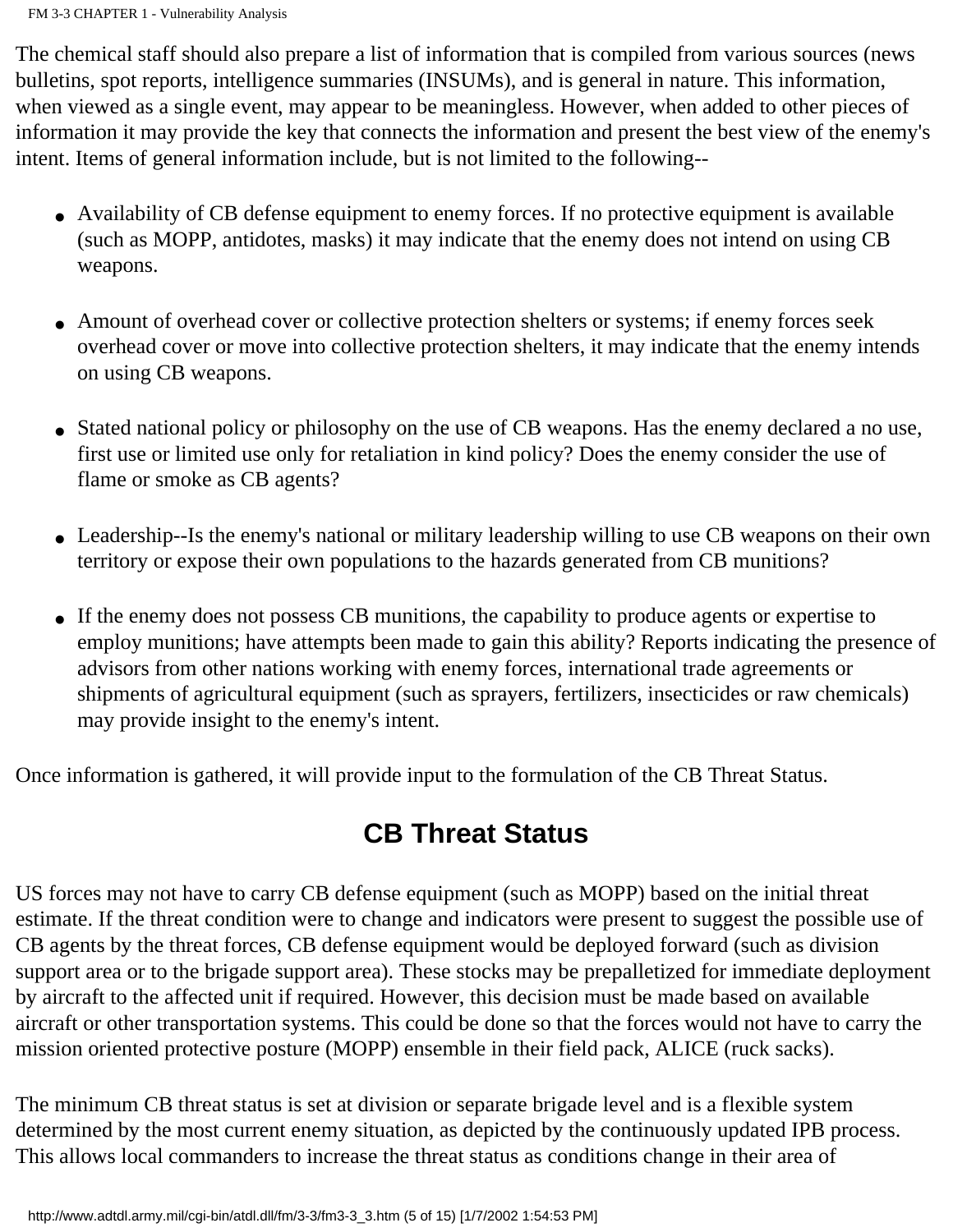The chemical staff should also prepare a list of information that is compiled from various sources (news bulletins, spot reports, intelligence summaries (INSUMs), and is general in nature. This information, when viewed as a single event, may appear to be meaningless. However, when added to other pieces of information it may provide the key that connects the information and present the best view of the enemy's intent. Items of general information include, but is not limited to the following--

- Availability of CB defense equipment to enemy forces. If no protective equipment is available (such as MOPP, antidotes, masks) it may indicate that the enemy does not intend on using CB weapons.
- Amount of overhead cover or collective protection shelters or systems; if enemy forces seek overhead cover or move into collective protection shelters, it may indicate that the enemy intends on using CB weapons.
- Stated national policy or philosophy on the use of CB weapons. Has the enemy declared a no use, first use or limited use only for retaliation in kind policy? Does the enemy consider the use of flame or smoke as CB agents?
- Leadership--Is the enemy's national or military leadership willing to use CB weapons on their own territory or expose their own populations to the hazards generated from CB munitions?
- If the enemy does not possess CB munitions, the capability to produce agents or expertise to employ munitions; have attempts been made to gain this ability? Reports indicating the presence of advisors from other nations working with enemy forces, international trade agreements or shipments of agricultural equipment (such as sprayers, fertilizers, insecticides or raw chemicals) may provide insight to the enemy's intent.

Once information is gathered, it will provide input to the formulation of the CB Threat Status.

## CB Threat Status

US forces may not have to carry CB defense equipment (such as MOPP) based on the initial threat estimate. If the threat condition were to change and indicators were present to suggest the possible use of CB agents by the threat forces, CB defense equipment would be deployed forward (such as division support area or to the brigade support area). These stocks may be prepalletized for immediate deployment by aircraft to the affected unit if required. However, this decision must be made based on available aircraft or other transportation systems. This could be done so that the forces would not have to carry the mission oriented protective posture (MOPP) ensemble in their field pack, ALICE (ruck sacks).

The minimum CB threat status is set at division or separate brigade level and is a flexible system determined by the most current enemy situation, as depicted by the continuously updated IPB process. This allows local commanders to increase the threat status as conditions change in their area of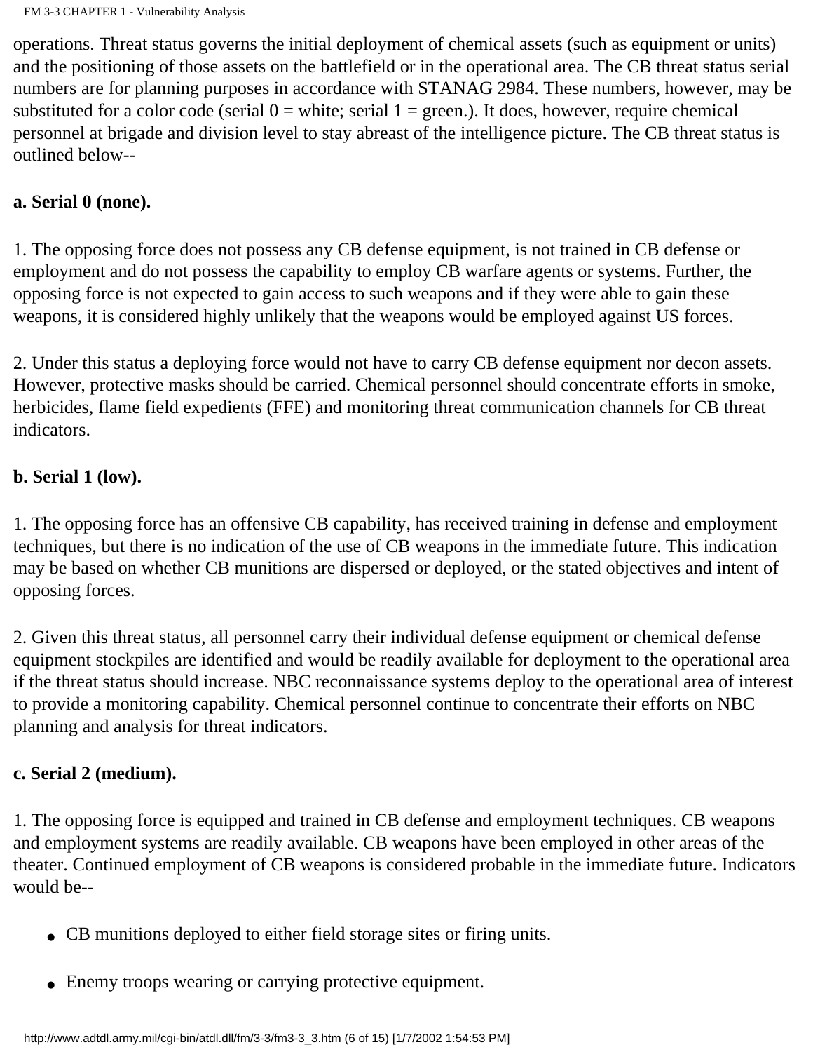operations. Threat status governs the initial deployment of chemical assets (such as equipment or units) and the positioning of those assets on the battlefield or in the operational area. The CB threat status serial numbers are for planning purposes in accordance with STANAG 2984. These numbers, however, may be substituted for a color code (serial 0 = white; serial 1 = green.). It does, however, require chemical personnel at brigade and division level to stay abreast of the intelligence picture. The CB threat status is outlined below--

**a. Serial 0 (none).**

1. The opposing force does not possess any CB defense equipment, is not trained in CB defense or employment and do not possess the capability to employ CB warfare agents or systems. Further, the opposing force is not expected to gain access to such weapons and if they were able to gain these weapons, it is considered highly unlikely that the weapons would be employed against US forces.

2. Under this status a deploying force would not have to carry CB defense equipment nor decon assets. However, protective masks should be carried. Chemical personnel should concentrate efforts in smoke, herbicides, flame field expedients (FFE) and monitoring threat communication channels for CB threat indicators.

**b. Serial 1 (low).**

1. The opposing force has an offensive CB capability, has received training in defense and employment techniques, but there is no indication of the use of CB weapons in the immediate future. This indication may be based on whether CB munitions are dispersed or deployed, or the stated objectives and intent of opposing forces.

2. Given this threat status, all personnel carry their individual defense equipment or chemical defense equipment stockpiles are identified and would be readily available for deployment to the operational area if the threat status should increase. NBC reconnaissance systems deploy to the operational area of interest to provide a monitoring capability. Chemical personnel continue to concentrate their efforts on NBC planning and analysis for threat indicators.

**c. Serial 2 (medium).**

1. The opposing force is equipped and trained in CB defense and employment techniques. CB weapons and employment systems are readily available. CB weapons have been employed in other areas of the theater. Continued employment of CB weapons is considered probable in the immediate future. Indicators would be--

- CB munitions deployed to either field storage sites or firing units.
- Enemy troops wearing or carrying protective equipment.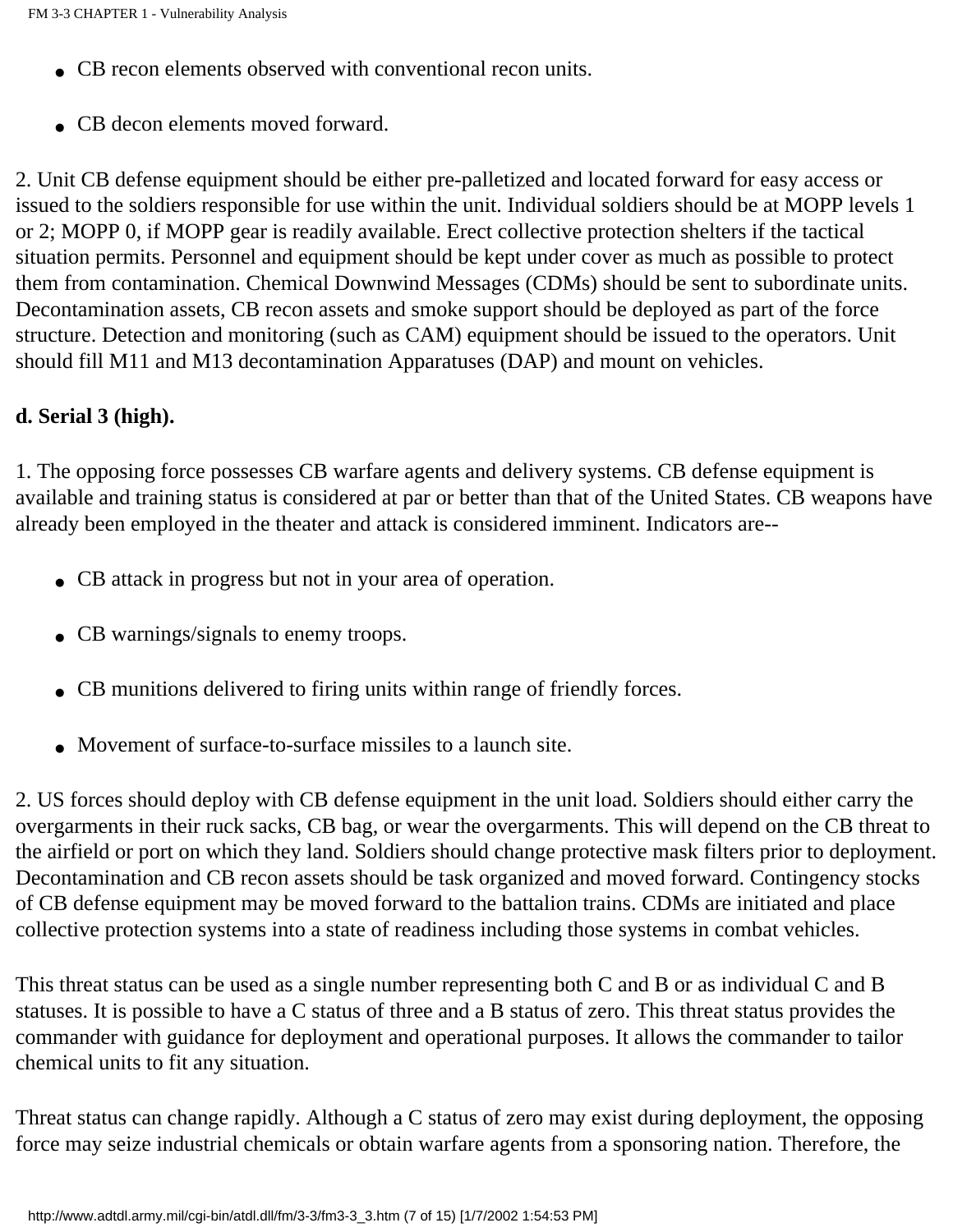- CB recon elements observed with conventional recon units.
- CB decon elements moved forward.

2. Unit CB defense equipment should be either pre-palletized and located forward for easy access or issued to the soldiers responsible for use within the unit. Individual soldiers should be at MOPP levels 1 or 2; MOPP 0, if MOPP gear is readily available. Erect collective protection shelters if the tactical situation permits. Personnel and equipment should be kept under cover as much as possible to protect them from contamination. Chemical Downwind Messages (CDMs) should be sent to subordinate units. Decontamination assets, CB recon assets and smoke support should be deployed as part of the force structure. Detection and monitoring (such as CAM) equipment should be issued to the operators. Unit should fill M11 and M13 decontamination Apparatuses (DAP) and mount on vehicles.

**d. Serial 3 (high).**

1. The opposing force possesses CB warfare agents and delivery systems. CB defense equipment is available and training status is considered at par or better than that of the United States. CB weapons have already been employed in the theater and attack is considered imminent. Indicators are--

- CB attack in progress but not in your area of operation.
- CB warnings/signals to enemy troops.
- CB munitions delivered to firing units within range of friendly forces.
- Movement of surface-to-surface missiles to a launch site.

2. US forces should deploy with CB defense equipment in the unit load. Soldiers should either carry the overgarments in their ruck sacks, CB bag, or wear the overgarments. This will depend on the CB threat to the airfield or port on which they land. Soldiers should change protective mask filters prior to deployment. Decontamination and CB recon assets should be task organized and moved forward. Contingency stocks of CB defense equipment may be moved forward to the battalion trains. CDMs are initiated and place collective protection systems into a state of readiness including those systems in combat vehicles.

This threat status can be used as a single number representing both C and B or as individual C and B statuses. It is possible to have a C status of three and a B status of zero. This threat status provides the commander with guidance for deployment and operational purposes. It allows the commander to tailor chemical units to fit any situation.

Threat status can change rapidly. Although a C status of zero may exist during deployment, the opposing force may seize industrial chemicals or obtain warfare agents from a sponsoring nation. Therefore, the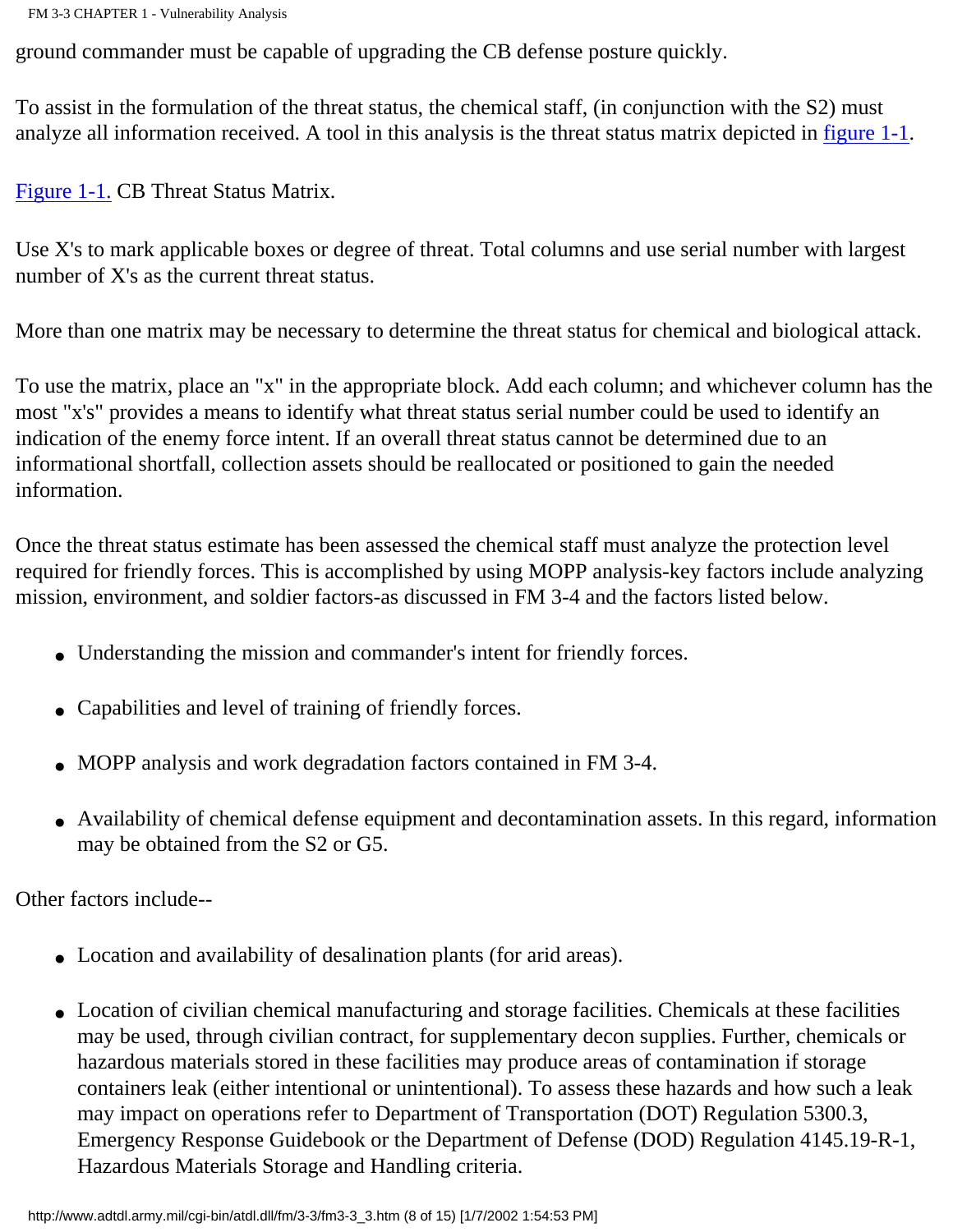ground commander must be capable of upgrading the CB defense posture quickly.

To assist in the formulation of the threat status, the chemical staff, (in conjunction with the S2) must analyze all information received. A tool in this analysis is the threat status matrix depicted in figure 1-1.

Figure 1-1. CB Threat Status Matrix.

Use X's to mark applicable boxes or degree of threat. Total columns and use serial number with largest number of X's as the current threat status.

More than one matrix may be necessary to determine the threat status for chemical and biological attack.

To use the matrix, place an "x" in the appropriate block. Add each column; and whichever column has the most "x's" provides a means to identify what threat status serial number could be used to identify an indication of the enemy force intent. If an overall threat status cannot be determined due to an informational shortfall, collection assets should be reallocated or positioned to gain the needed information.

Once the threat status estimate has been assessed the chemical staff must analyze the protection level required for friendly forces. This is accomplished by using MOPP analysis-key factors include analyzing mission, environment, and soldier factors-as discussed in FM 3-4 and the factors listed below.

- Understanding the mission and commander's intent for friendly forces.
- Capabilities and level of training of friendly forces.
- MOPP analysis and work degradation factors contained in FM 3-4.
- Availability of chemical defense equipment and decontamination assets. In this regard, information may be obtained from the S2 or G5.

Other factors include--

- Location and availability of desalination plants (for arid areas).
- Location of civilian chemical manufacturing and storage facilities. Chemicals at these facilities may be used, through civilian contract, for supplementary decon supplies. Further, chemicals or hazardous materials stored in these facilities may produce areas of contamination if storage containers leak (either intentional or unintentional). To assess these hazards and how such a leak may impact on operations refer to Department of Transportation (DOT) Regulation 5300.3, Emergency Response Guidebook or the Department of Defense (DOD) Regulation 4145.19-R-1, Hazardous Materials Storage and Handling criteria.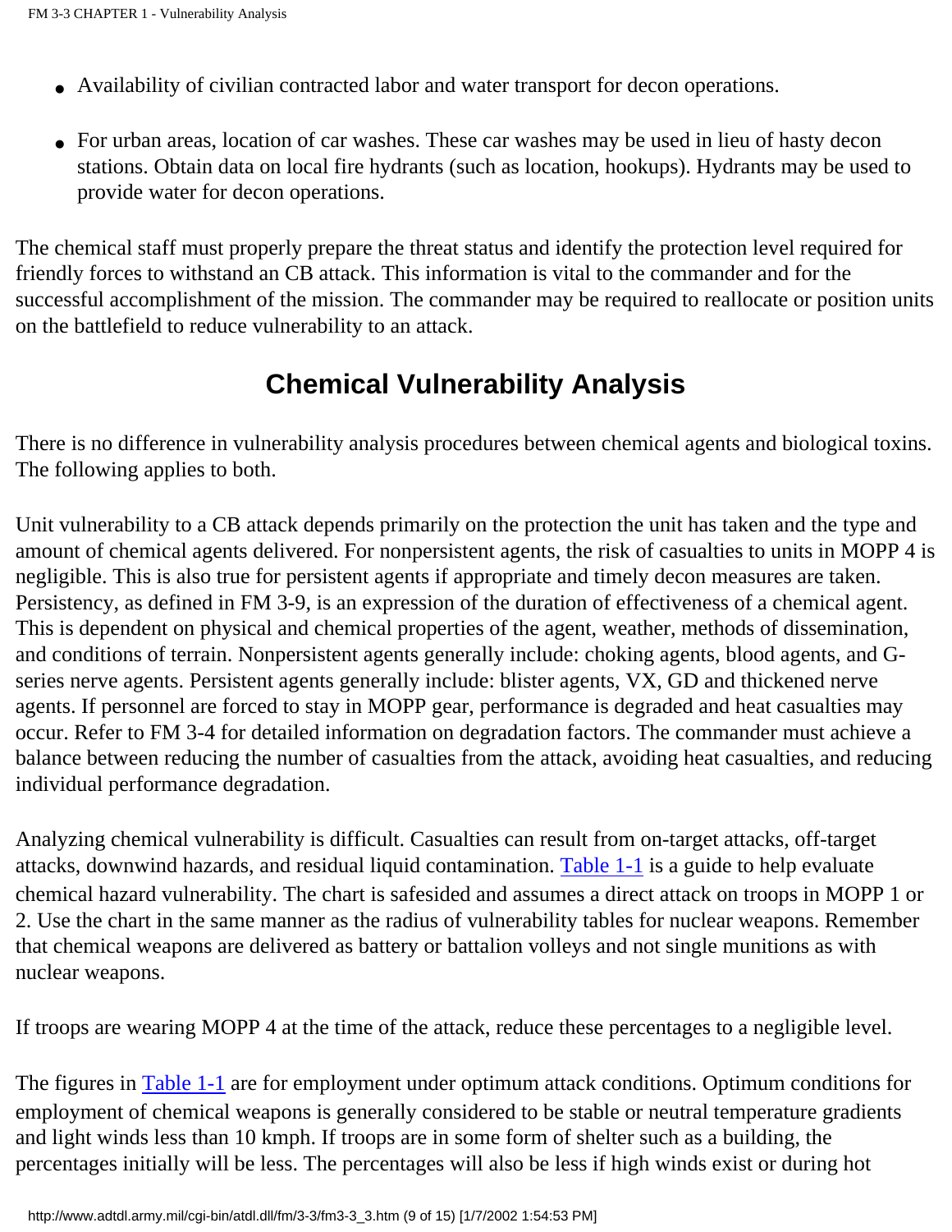- Availability of civilian contracted labor and water transport for decon operations.
- For urban areas, location of car washes. These car washes may be used in lieu of hasty decon stations. Obtain data on local fire hydrants (such as location, hookups). Hydrants may be used to provide water for decon operations.

The chemical staff must properly prepare the threat status and identify the protection level required for friendly forces to withstand an CB attack. This information is vital to the commander and for the successful accomplishment of the mission. The commander may be required to reallocate or position units on the battlefield to reduce vulnerability to an attack.

## Chemical Vulnerability Analysis

There is no difference in vulnerability analysis procedures between chemical agents and biological toxins. The following applies to both.

Unit vulnerability to a CB attack depends primarily on the protection the unit has taken and the type and amount of chemical agents delivered. For nonpersistent agents, the risk of casualties to units in MOPP 4 is negligible. This is also true for persistent agents if appropriate and timely decon measures are taken. Persistency, as defined in FM 3-9, is an expression of the duration of effectiveness of a chemical agent. This is dependent on physical and chemical properties of the agent, weather, methods of dissemination, and conditions of terrain. Nonpersistent agents generally include: choking agents, blood agents, and G-series nerve agents. Persistent agents generally include: blister agents, VX, GD and thickened nerve agents. If personnel are forced to stay in MOPP gear, performance is degraded and heat casualties may occur. Refer to FM 3-4 for detailed information on degradation factors. The commander must achieve a balance between reducing the number of casualties from the attack, avoiding heat casualties, and reducing individual performance degradation.

Analyzing chemical vulnerability is difficult. Casualties can result from on-target attacks, off-target attacks, downwind hazards, and residual liquid contamination. Table 1-1 is a guide to help evaluate chemical hazard vulnerability. The chart is safesided and assumes a direct attack on troops in MOPP 1 or 2. Use the chart in the same manner as the radius of vulnerability tables for nuclear weapons. Remember that chemical weapons are delivered as battery or battalion volleys and not single munitions as with nuclear weapons.

If troops are wearing MOPP 4 at the time of the attack, reduce these percentages to a negligible level.

The figures in Table 1-1 are for employment under optimum attack conditions. Optimum conditions for employment of chemical weapons is generally considered to be stable or neutral temperature gradients and light winds less than 10 kmph. If troops are in some form of shelter such as a building, the percentages initially will be less. The percentages will also be less if high winds exist or during hot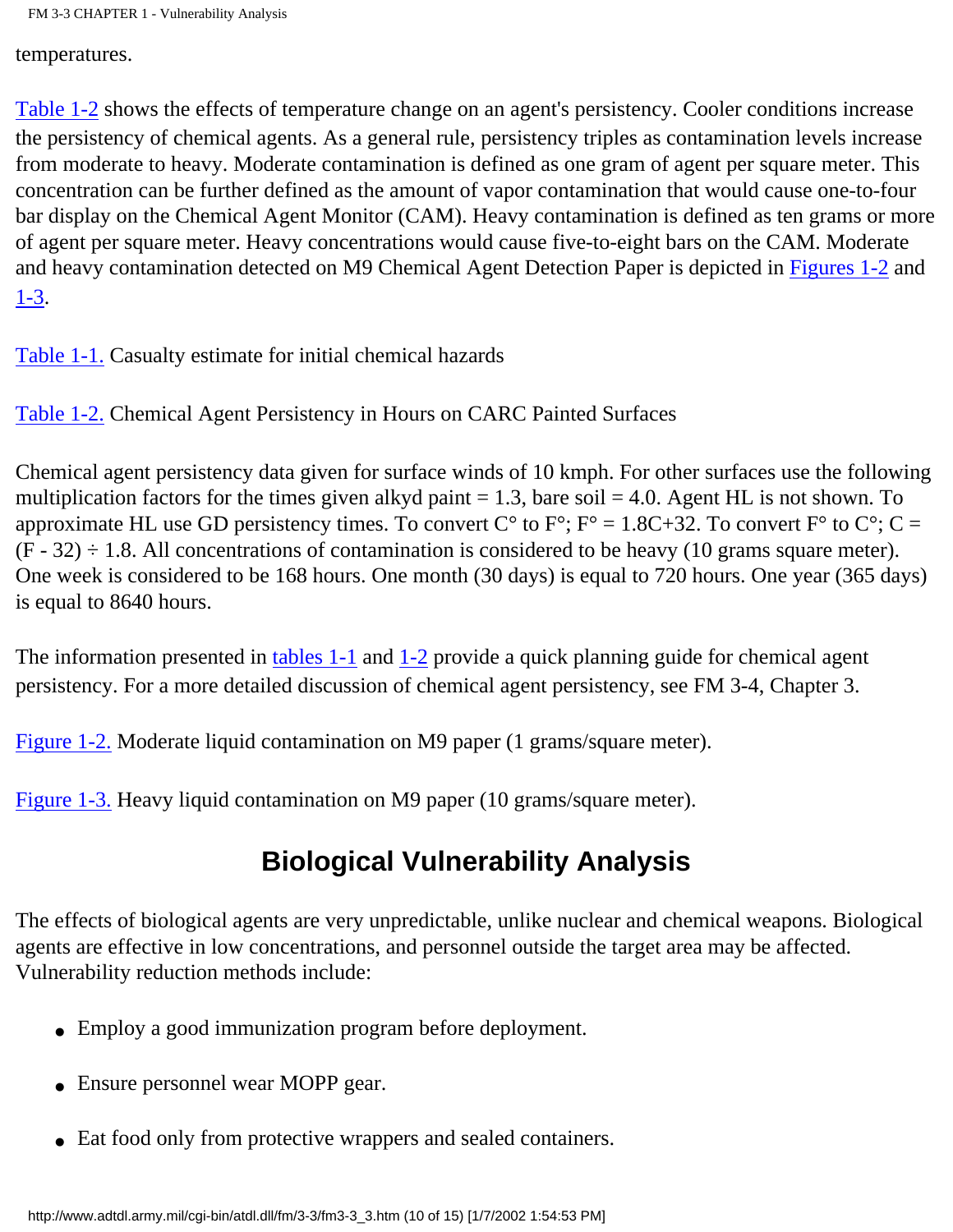temperatures.

Table 1-2 shows the effects of temperature change on an agent's persistency. Cooler conditions increase the persistency of chemical agents. As a general rule, persistency triples as contamination levels increase from moderate to heavy. Moderate contamination is defined as one gram of agent per square meter. This concentration can be further defined as the amount of vapor contamination that would cause one-to-four bar display on the Chemical Agent Monitor (CAM). Heavy contamination is defined as ten grams or more of agent per square meter. Heavy concentrations would cause five-to-eight bars on the CAM. Moderate and heavy contamination detected on M9 Chemical Agent Detection Paper is depicted in Figures 1-2 and 1-3.

Table 1-1. Casualty estimate for initial chemical hazards

Table 1-2. Chemical Agent Persistency in Hours on CARC Painted Surfaces

Chemical agent persistency data given for surface winds of 10 kmph. For other surfaces use the following multiplication factors for the times given alkyd paint = 1.3, bare soil = 4.0. Agent HL is not shown. To approximate HL use GD persistency times. To convert C° to F°; F° = 1.8C+32. To convert F° to C°; C = (F - 32) ÷ 1.8. All concentrations of contamination is considered to be heavy (10 grams square meter). One week is considered to be 168 hours. One month (30 days) is equal to 720 hours. One year (365 days) is equal to 8640 hours.

The information presented in tables 1-1 and 1-2 provide a quick planning guide for chemical agent persistency. For a more detailed discussion of chemical agent persistency, see FM 3-4, Chapter 3.

Figure 1-2. Moderate liquid contamination on M9 paper (1 grams/square meter).

Figure 1-3. Heavy liquid contamination on M9 paper (10 grams/square meter).

## Biological Vulnerability Analysis

The effects of biological agents are very unpredictable, unlike nuclear and chemical weapons. Biological agents are effective in low concentrations, and personnel outside the target area may be affected. Vulnerability reduction methods include:

- Employ a good immunization program before deployment.
- Ensure personnel wear MOPP gear.
- Eat food only from protective wrappers and sealed containers.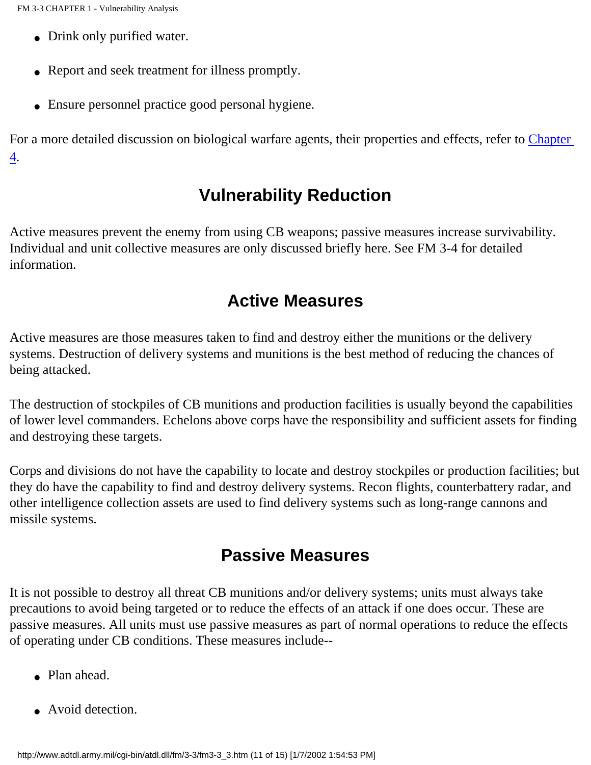- Drink only purified water.
- Report and seek treatment for illness promptly.
- Ensure personnel practice good personal hygiene.

For a more detailed discussion on biological warfare agents, their properties and effects, refer to Chapter 4.

## Vulnerability Reduction

Active measures prevent the enemy from using CB weapons; passive measures increase survivability. Individual and unit collective measures are only discussed briefly here. See FM 3-4 for detailed information.

## Active Measures

Active measures are those measures taken to find and destroy either the munitions or the delivery systems. Destruction of delivery systems and munitions is the best method of reducing the chances of being attacked.

The destruction of stockpiles of CB munitions and production facilities is usually beyond the capabilities of lower level commanders. Echelons above corps have the responsibility and sufficient assets for finding and destroying these targets.

Corps and divisions do not have the capability to locate and destroy stockpiles or production facilities; but they do have the capability to find and destroy delivery systems. Recon flights, counterbattery radar, and other intelligence collection assets are used to find delivery systems such as long-range cannons and missile systems.

## Passive Measures

It is not possible to destroy all threat CB munitions and/or delivery systems; units must always take precautions to avoid being targeted or to reduce the effects of an attack if one does occur. These are passive measures. All units must use passive measures as part of normal operations to reduce the effects of operating under CB conditions. These measures include--

- Plan ahead.
- Avoid detection.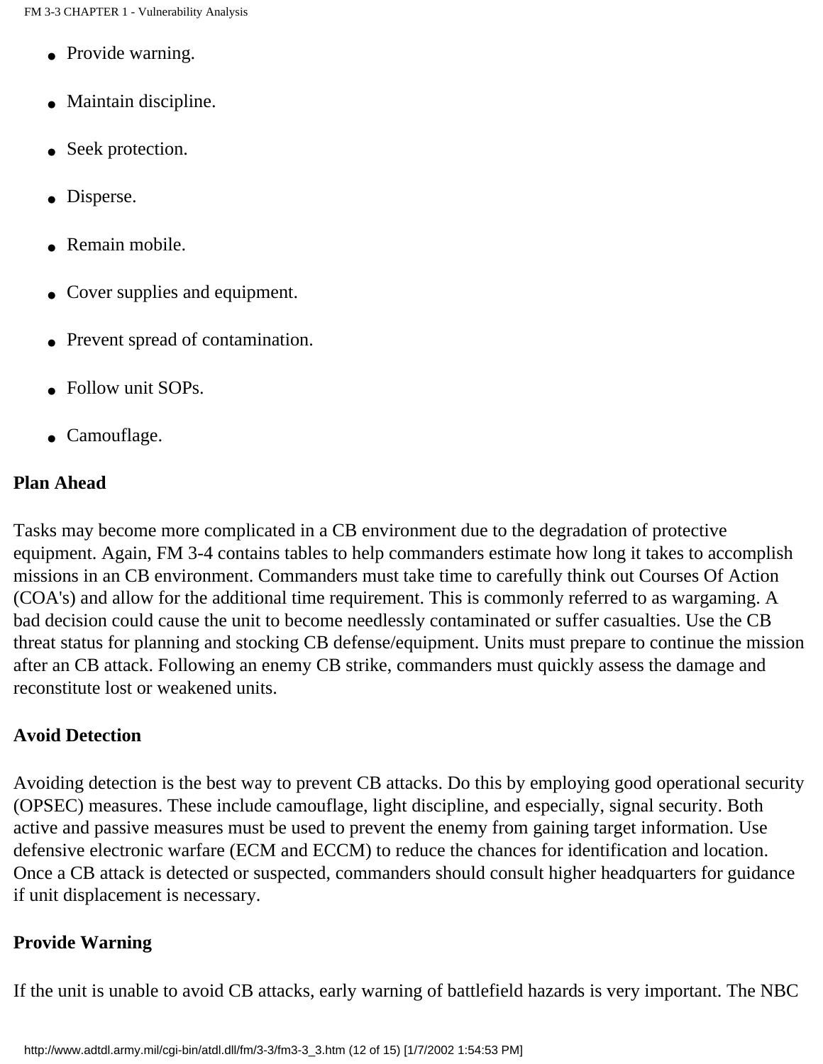- Provide warning.
- Maintain discipline.
- Seek protection.
- Disperse.
- Remain mobile.
- Cover supplies and equipment.
- Prevent spread of contamination.
- Follow unit SOPs.
- Camouflage.

**Plan Ahead**

Tasks may become more complicated in a CB environment due to the degradation of protective equipment. Again, FM 3-4 contains tables to help commanders estimate how long it takes to accomplish missions in an CB environment. Commanders must take time to carefully think out Courses Of Action (COA's) and allow for the additional time requirement. This is commonly referred to as wargaming. A bad decision could cause the unit to become needlessly contaminated or suffer casualties. Use the CB threat status for planning and stocking CB defense/equipment. Units must prepare to continue the mission after an CB attack. Following an enemy CB strike, commanders must quickly assess the damage and reconstitute lost or weakened units.

**Avoid Detection**

Avoiding detection is the best way to prevent CB attacks. Do this by employing good operational security (OPSEC) measures. These include camouflage, light discipline, and especially, signal security. Both active and passive measures must be used to prevent the enemy from gaining target information. Use defensive electronic warfare (ECM and ECCM) to reduce the chances for identification and location. Once a CB attack is detected or suspected, commanders should consult higher headquarters for guidance if unit displacement is necessary.

**Provide Warning**

If the unit is unable to avoid CB attacks, early warning of battlefield hazards is very important. The NBC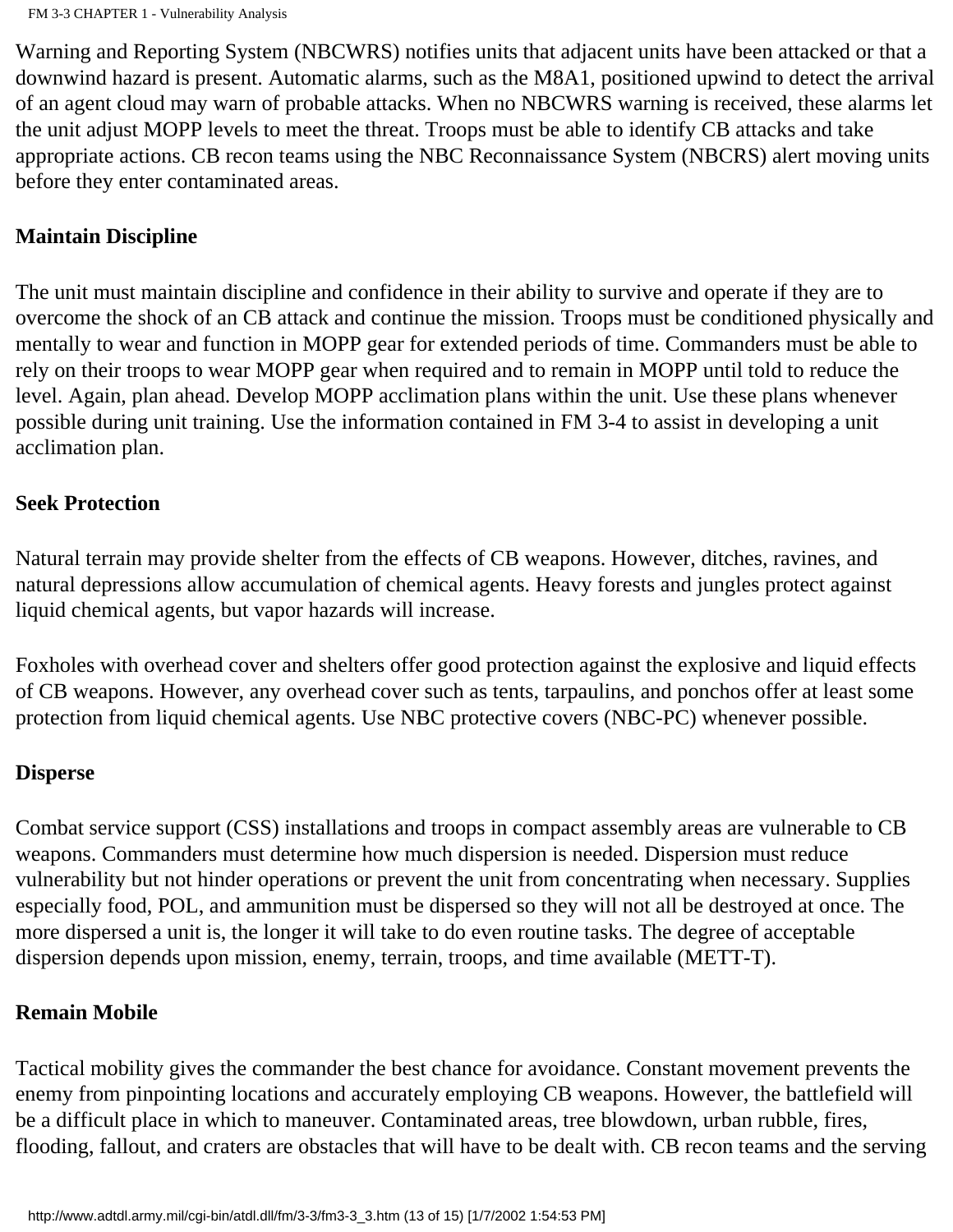Warning and Reporting System (NBCWRS) notifies units that adjacent units have been attacked or that a downwind hazard is present. Automatic alarms, such as the M8A1, positioned upwind to detect the arrival of an agent cloud may warn of probable attacks. When no NBCWRS warning is received, these alarms let the unit adjust MOPP levels to meet the threat. Troops must be able to identify CB attacks and take appropriate actions. CB recon teams using the NBC Reconnaissance System (NBCRS) alert moving units before they enter contaminated areas.

**Maintain Discipline**

The unit must maintain discipline and confidence in their ability to survive and operate if they are to overcome the shock of an CB attack and continue the mission. Troops must be conditioned physically and mentally to wear and function in MOPP gear for extended periods of time. Commanders must be able to rely on their troops to wear MOPP gear when required and to remain in MOPP until told to reduce the level. Again, plan ahead. Develop MOPP acclimation plans within the unit. Use these plans whenever possible during unit training. Use the information contained in FM 3-4 to assist in developing a unit acclimation plan.

**Seek Protection**

Natural terrain may provide shelter from the effects of CB weapons. However, ditches, ravines, and natural depressions allow accumulation of chemical agents. Heavy forests and jungles protect against liquid chemical agents, but vapor hazards will increase.

Foxholes with overhead cover and shelters offer good protection against the explosive and liquid effects of CB weapons. However, any overhead cover such as tents, tarpaulins, and ponchos offer at least some protection from liquid chemical agents. Use NBC protective covers (NBC-PC) whenever possible.

**Disperse**

Combat service support (CSS) installations and troops in compact assembly areas are vulnerable to CB weapons. Commanders must determine how much dispersion is needed. Dispersion must reduce vulnerability but not hinder operations or prevent the unit from concentrating when necessary. Supplies especially food, POL, and ammunition must be dispersed so they will not all be destroyed at once. The more dispersed a unit is, the longer it will take to do even routine tasks. The degree of acceptable dispersion depends upon mission, enemy, terrain, troops, and time available (METT-T).

**Remain Mobile**

Tactical mobility gives the commander the best chance for avoidance. Constant movement prevents the enemy from pinpointing locations and accurately employing CB weapons. However, the battlefield will be a difficult place in which to maneuver. Contaminated areas, tree blowdown, urban rubble, fires, flooding, fallout, and craters are obstacles that will have to be dealt with. CB recon teams and the serving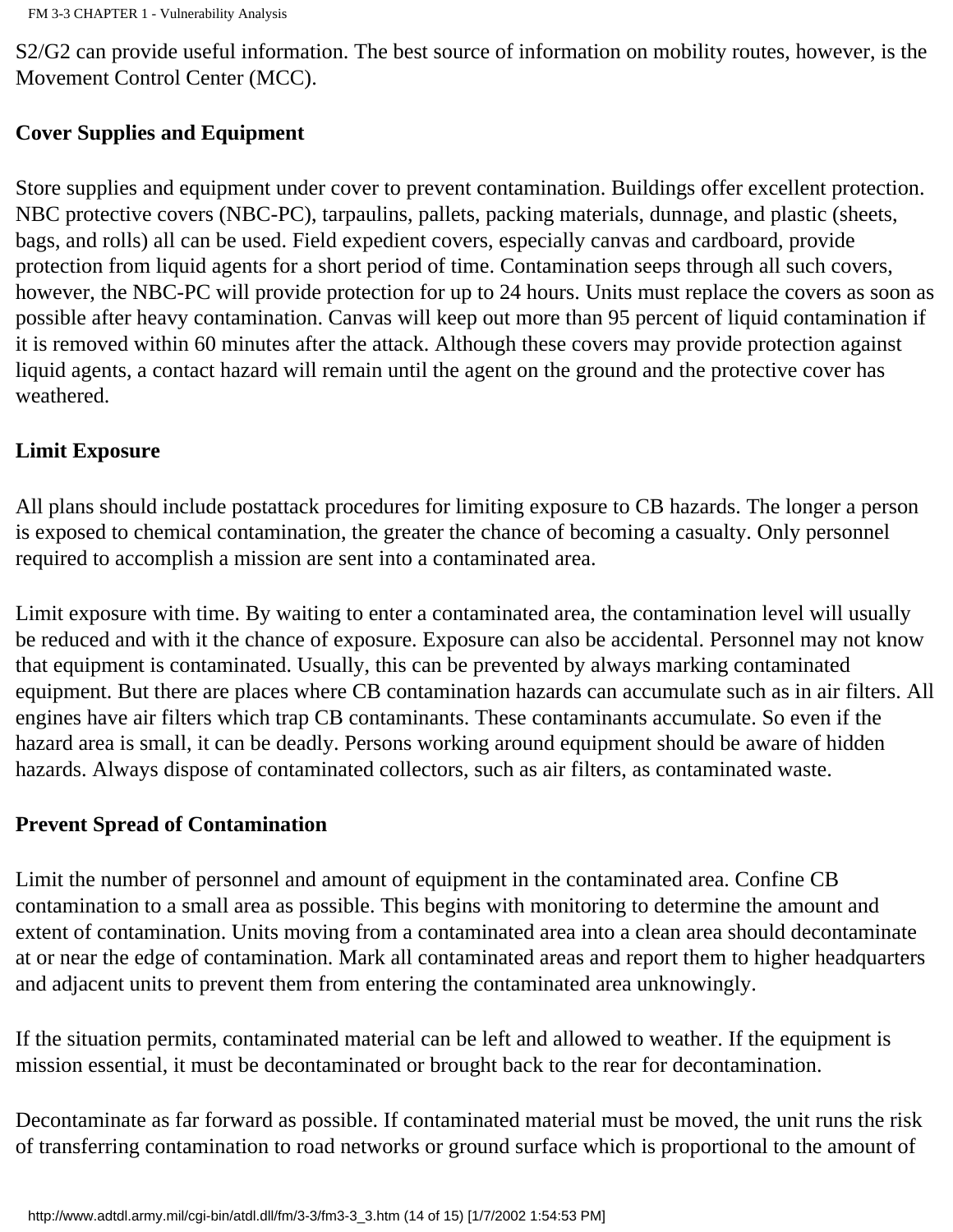S2/G2 can provide useful information. The best source of information on mobility routes, however, is the Movement Control Center (MCC).

### Cover Supplies and Equipment

Store supplies and equipment under cover to prevent contamination. Buildings offer excellent protection. NBC protective covers (NBC-PC), tarpaulins, pallets, packing materials, dunnage, and plastic (sheets, bags, and rolls) all can be used. Field expedient covers, especially canvas and cardboard, provide protection from liquid agents for a short period of time. Contamination seeps through all such covers, however, the NBC-PC will provide protection for up to 24 hours. Units must replace the covers as soon as possible after heavy contamination. Canvas will keep out more than 95 percent of liquid contamination if it is removed within 60 minutes after the attack. Although these covers may provide protection against liquid agents, a contact hazard will remain until the agent on the ground and the protective cover has weathered.

### Limit Exposure

All plans should include postattack procedures for limiting exposure to CB hazards. The longer a person is exposed to chemical contamination, the greater the chance of becoming a casualty. Only personnel required to accomplish a mission are sent into a contaminated area.

Limit exposure with time. By waiting to enter a contaminated area, the contamination level will usually be reduced and with it the chance of exposure. Exposure can also be accidental. Personnel may not know that equipment is contaminated. Usually, this can be prevented by always marking contaminated equipment. But there are places where CB contamination hazards can accumulate such as in air filters. All engines have air filters which trap CB contaminants. These contaminants accumulate. So even if the hazard area is small, it can be deadly. Persons working around equipment should be aware of hidden hazards. Always dispose of contaminated collectors, such as air filters, as contaminated waste.

### Prevent Spread of Contamination

Limit the number of personnel and amount of equipment in the contaminated area. Confine CB contamination to a small area as possible. This begins with monitoring to determine the amount and extent of contamination. Units moving from a contaminated area into a clean area should decontaminate at or near the edge of contamination. Mark all contaminated areas and report them to higher headquarters and adjacent units to prevent them from entering the contaminated area unknowingly.

If the situation permits, contaminated material can be left and allowed to weather. If the equipment is mission essential, it must be decontaminated or brought back to the rear for decontamination.

Decontaminate as far forward as possible. If contaminated material must be moved, the unit runs the risk of transferring contamination to road networks or ground surface which is proportional to the amount of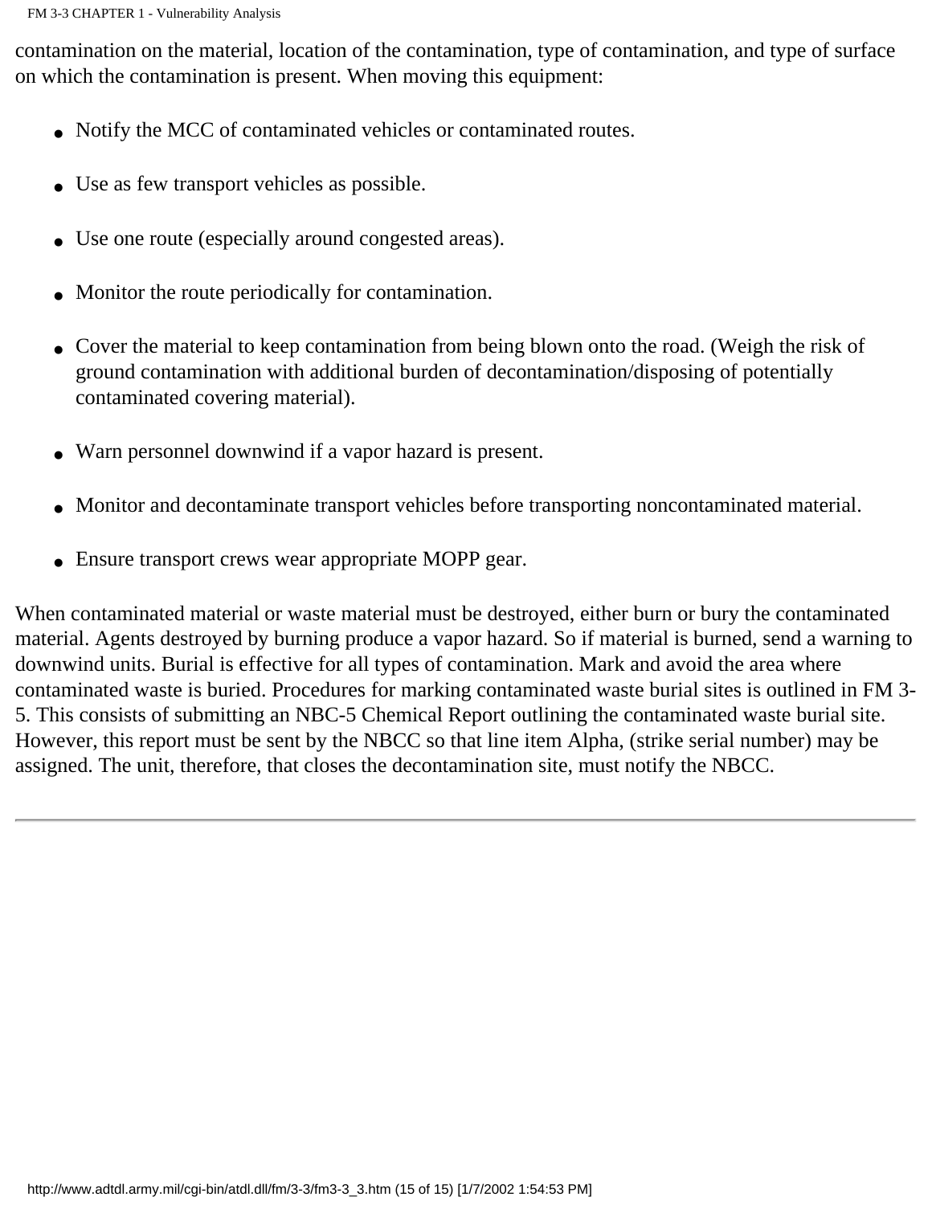contamination on the material, location of the contamination, type of contamination, and type of surface on which the contamination is present. When moving this equipment:

- Notify the MCC of contaminated vehicles or contaminated routes.
- Use as few transport vehicles as possible.
- Use one route (especially around congested areas).
- Monitor the route periodically for contamination.
- Cover the material to keep contamination from being blown onto the road. (Weigh the risk of ground contamination with additional burden of decontamination/disposing of potentially contaminated covering material).
- Warn personnel downwind if a vapor hazard is present.
- Monitor and decontaminate transport vehicles before transporting noncontaminated material.
- Ensure transport crews wear appropriate MOPP gear.

When contaminated material or waste material must be destroyed, either burn or bury the contaminated material. Agents destroyed by burning produce a vapor hazard. So if material is burned, send a warning to downwind units. Burial is effective for all types of contamination. Mark and avoid the area where contaminated waste is buried. Procedures for marking contaminated waste burial sites is outlined in FM 3-5. This consists of submitting an NBC-5 Chemical Report outlining the contaminated waste burial site. However, this report must be sent by the NBCC so that line item Alpha, (strike serial number) may be assigned. The unit, therefore, that closes the decontamination site, must notify the NBCC.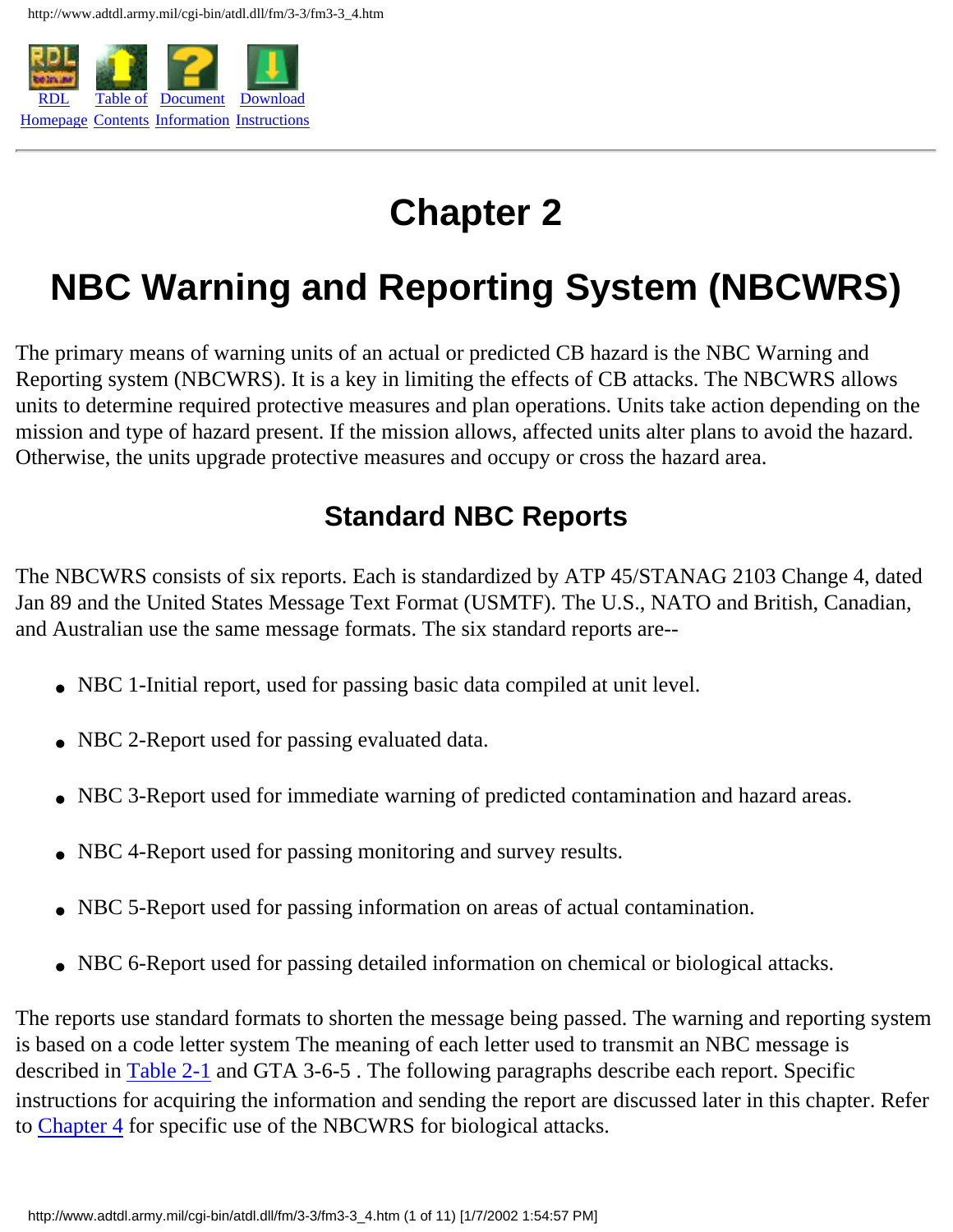# Chapter 2

# NBC Warning and Reporting System (NBCWRS)

The primary means of warning units of an actual or predicted CB hazard is the NBC Warning and Reporting system (NBCWRS). It is a key in limiting the effects of CB attacks. The NBCWRS allows units to determine required protective measures and plan operations. Units take action depending on the mission and type of hazard present. If the mission allows, affected units alter plans to avoid the hazard. Otherwise, the units upgrade protective measures and occupy or cross the hazard area.

## Standard NBC Reports

The NBCWRS consists of six reports. Each is standardized by ATP 45/STANAG 2103 Change 4, dated Jan 89 and the United States Message Text Format (USMTF). The U.S., NATO and British, Canadian, and Australian use the same message formats. The six standard reports are--

- NBC 1-Initial report, used for passing basic data compiled at unit level.
- NBC 2-Report used for passing evaluated data.
- NBC 3-Report used for immediate warning of predicted contamination and hazard areas.
- NBC 4-Report used for passing monitoring and survey results.
- NBC 5-Report used for passing information on areas of actual contamination.
- NBC 6-Report used for passing detailed information on chemical or biological attacks.

The reports use standard formats to shorten the message being passed. The warning and reporting system is based on a code letter system The meaning of each letter used to transmit an NBC message is described in Table 2-1 and GTA 3-6-5 . The following paragraphs describe each report. Specific instructions for acquiring the information and sending the report are discussed later in this chapter. Refer to Chapter 4 for specific use of the NBCWRS for biological attacks.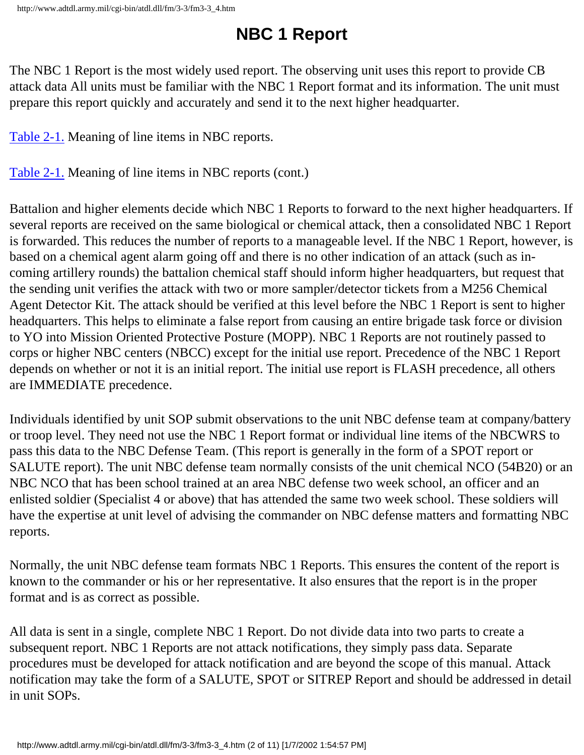# NBC 1 Report

The NBC 1 Report is the most widely used report. The observing unit uses this report to provide CB attack data All units must be familiar with the NBC 1 Report format and its information. The unit must prepare this report quickly and accurately and send it to the next higher headquarter.

Table 2-1. Meaning of line items in NBC reports.

Table 2-1. Meaning of line items in NBC reports (cont.)

Battalion and higher elements decide which NBC 1 Reports to forward to the next higher headquarters. If several reports are received on the same biological or chemical attack, then a consolidated NBC 1 Report is forwarded. This reduces the number of reports to a manageable level. If the NBC 1 Report, however, is based on a chemical agent alarm going off and there is no other indication of an attack (such as in-coming artillery rounds) the battalion chemical staff should inform higher headquarters, but request that the sending unit verifies the attack with two or more sampler/detector tickets from a M256 Chemical Agent Detector Kit. The attack should be verified at this level before the NBC 1 Report is sent to higher headquarters. This helps to eliminate a false report from causing an entire brigade task force or division to YO into Mission Oriented Protective Posture (MOPP). NBC 1 Reports are not routinely passed to corps or higher NBC centers (NBCC) except for the initial use report. Precedence of the NBC 1 Report depends on whether or not it is an initial report. The initial use report is FLASH precedence, all others are IMMEDIATE precedence.

Individuals identified by unit SOP submit observations to the unit NBC defense team at company/battery or troop level. They need not use the NBC 1 Report format or individual line items of the NBCWRS to pass this data to the NBC Defense Team. (This report is generally in the form of a SPOT report or SALUTE report). The unit NBC defense team normally consists of the unit chemical NCO (54B20) or an NBC NCO that has been school trained at an area NBC defense two week school, an officer and an enlisted soldier (Specialist 4 or above) that has attended the same two week school. These soldiers will have the expertise at unit level of advising the commander on NBC defense matters and formatting NBC reports.

Normally, the unit NBC defense team formats NBC 1 Reports. This ensures the content of the report is known to the commander or his or her representative. It also ensures that the report is in the proper format and is as correct as possible.

All data is sent in a single, complete NBC 1 Report. Do not divide data into two parts to create a subsequent report. NBC 1 Reports are not attack notifications, they simply pass data. Separate procedures must be developed for attack notification and are beyond the scope of this manual. Attack notification may take the form of a SALUTE, SPOT or SITREP Report and should be addressed in detail in unit SOPs.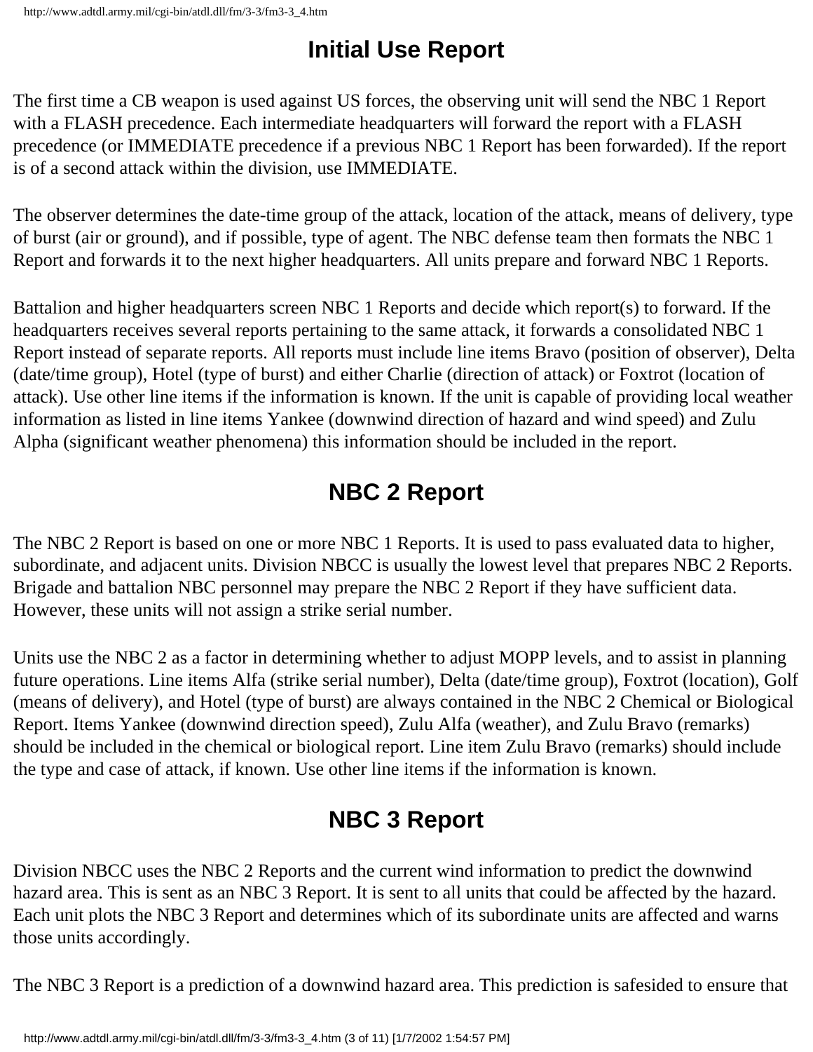## Initial Use Report

The first time a CB weapon is used against US forces, the observing unit will send the NBC 1 Report with a FLASH precedence. Each intermediate headquarters will forward the report with a FLASH precedence (or IMMEDIATE precedence if a previous NBC 1 Report has been forwarded). If the report is of a second attack within the division, use IMMEDIATE.

The observer determines the date-time group of the attack, location of the attack, means of delivery, type of burst (air or ground), and if possible, type of agent. The NBC defense team then formats the NBC 1 Report and forwards it to the next higher headquarters. All units prepare and forward NBC 1 Reports.

Battalion and higher headquarters screen NBC 1 Reports and decide which report(s) to forward. If the headquarters receives several reports pertaining to the same attack, it forwards a consolidated NBC 1 Report instead of separate reports. All reports must include line items Bravo (position of observer), Delta (date/time group), Hotel (type of burst) and either Charlie (direction of attack) or Foxtrot (location of attack). Use other line items if the information is known. If the unit is capable of providing local weather information as listed in line items Yankee (downwind direction of hazard and wind speed) and Zulu Alpha (significant weather phenomena) this information should be included in the report.

## NBC 2 Report

The NBC 2 Report is based on one or more NBC 1 Reports. It is used to pass evaluated data to higher, subordinate, and adjacent units. Division NBCC is usually the lowest level that prepares NBC 2 Reports. Brigade and battalion NBC personnel may prepare the NBC 2 Report if they have sufficient data. However, these units will not assign a strike serial number.

Units use the NBC 2 as a factor in determining whether to adjust MOPP levels, and to assist in planning future operations. Line items Alfa (strike serial number), Delta (date/time group), Foxtrot (location), Golf (means of delivery), and Hotel (type of burst) are always contained in the NBC 2 Chemical or Biological Report. Items Yankee (downwind direction speed), Zulu Alfa (weather), and Zulu Bravo (remarks) should be included in the chemical or biological report. Line item Zulu Bravo (remarks) should include the type and case of attack, if known. Use other line items if the information is known.

## NBC 3 Report

Division NBCC uses the NBC 2 Reports and the current wind information to predict the downwind hazard area. This is sent as an NBC 3 Report. It is sent to all units that could be affected by the hazard. Each unit plots the NBC 3 Report and determines which of its subordinate units are affected and warns those units accordingly.

The NBC 3 Report is a prediction of a downwind hazard area. This prediction is safesided to ensure that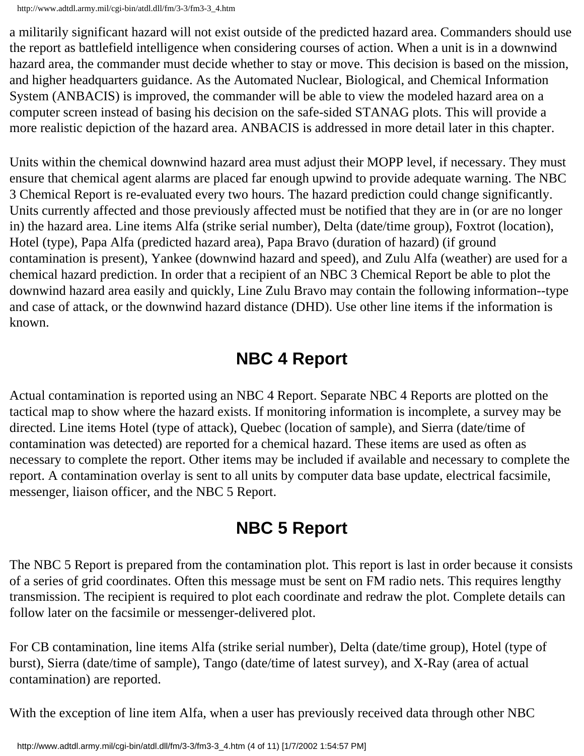a militarily significant hazard will not exist outside of the predicted hazard area. Commanders should use the report as battlefield intelligence when considering courses of action. When a unit is in a downwind hazard area, the commander must decide whether to stay or move. This decision is based on the mission, and higher headquarters guidance. As the Automated Nuclear, Biological, and Chemical Information System (ANBACIS) is improved, the commander will be able to view the modeled hazard area on a computer screen instead of basing his decision on the safe-sided STANAG plots. This will provide a more realistic depiction of the hazard area. ANBACIS is addressed in more detail later in this chapter.

Units within the chemical downwind hazard area must adjust their MOPP level, if necessary. They must ensure that chemical agent alarms are placed far enough upwind to provide adequate warning. The NBC 3 Chemical Report is re-evaluated every two hours. The hazard prediction could change significantly. Units currently affected and those previously affected must be notified that they are in (or are no longer in) the hazard area. Line items Alfa (strike serial number), Delta (date/time group), Foxtrot (location), Hotel (type), Papa Alfa (predicted hazard area), Papa Bravo (duration of hazard) (if ground contamination is present), Yankee (downwind hazard and speed), and Zulu Alfa (weather) are used for a chemical hazard prediction. In order that a recipient of an NBC 3 Chemical Report be able to plot the downwind hazard area easily and quickly, Line Zulu Bravo may contain the following information--type and case of attack, or the downwind hazard distance (DHD). Use other line items if the information is known.

## NBC 4 Report

Actual contamination is reported using an NBC 4 Report. Separate NBC 4 Reports are plotted on the tactical map to show where the hazard exists. If monitoring information is incomplete, a survey may be directed. Line items Hotel (type of attack), Quebec (location of sample), and Sierra (date/time of contamination was detected) are reported for a chemical hazard. These items are used as often as necessary to complete the report. Other items may be included if available and necessary to complete the report. A contamination overlay is sent to all units by computer data base update, electrical facsimile, messenger, liaison officer, and the NBC 5 Report.

## NBC 5 Report

The NBC 5 Report is prepared from the contamination plot. This report is last in order because it consists of a series of grid coordinates. Often this message must be sent on FM radio nets. This requires lengthy transmission. The recipient is required to plot each coordinate and redraw the plot. Complete details can follow later on the facsimile or messenger-delivered plot.

For CB contamination, line items Alfa (strike serial number), Delta (date/time group), Hotel (type of burst), Sierra (date/time of sample), Tango (date/time of latest survey), and X-Ray (area of actual contamination) are reported.

With the exception of line item Alfa, when a user has previously received data through other NBC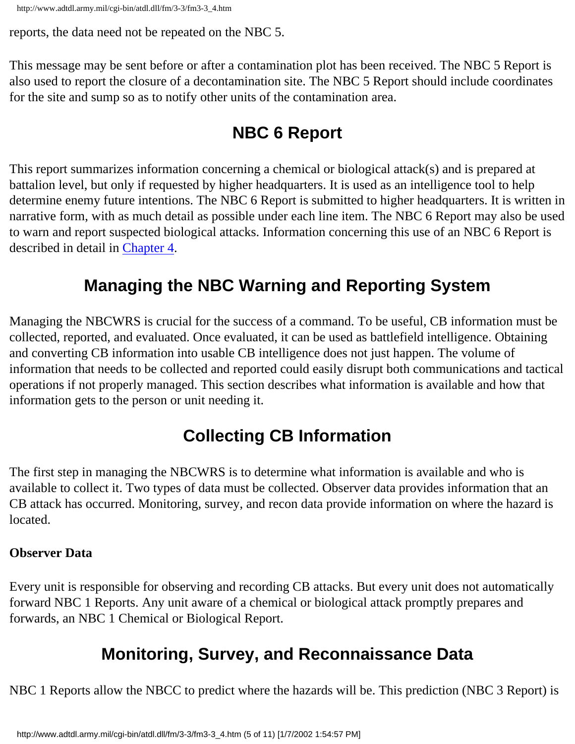reports, the data need not be repeated on the NBC 5.

This message may be sent before or after a contamination plot has been received. The NBC 5 Report is also used to report the closure of a decontamination site. The NBC 5 Report should include coordinates for the site and sump so as to notify other units of the contamination area.

## NBC 6 Report

This report summarizes information concerning a chemical or biological attack(s) and is prepared at battalion level, but only if requested by higher headquarters. It is used as an intelligence tool to help determine enemy future intentions. The NBC 6 Report is submitted to higher headquarters. It is written in narrative form, with as much detail as possible under each line item. The NBC 6 Report may also be used to warn and report suspected biological attacks. Information concerning this use of an NBC 6 Report is described in detail in Chapter 4.

## Managing the NBC Warning and Reporting System

Managing the NBCWRS is crucial for the success of a command. To be useful, CB information must be collected, reported, and evaluated. Once evaluated, it can be used as battlefield intelligence. Obtaining and converting CB information into usable CB intelligence does not just happen. The volume of information that needs to be collected and reported could easily disrupt both communications and tactical operations if not properly managed. This section describes what information is available and how that information gets to the person or unit needing it.

## Collecting CB Information

The first step in managing the NBCWRS is to determine what information is available and who is available to collect it. Two types of data must be collected. Observer data provides information that an CB attack has occurred. Monitoring, survey, and recon data provide information on where the hazard is located.

**Observer Data**

Every unit is responsible for observing and recording CB attacks. But every unit does not automatically forward NBC 1 Reports. Any unit aware of a chemical or biological attack promptly prepares and forwards, an NBC 1 Chemical or Biological Report.

## Monitoring, Survey, and Reconnaissance Data

NBC 1 Reports allow the NBCC to predict where the hazards will be. This prediction (NBC 3 Report) is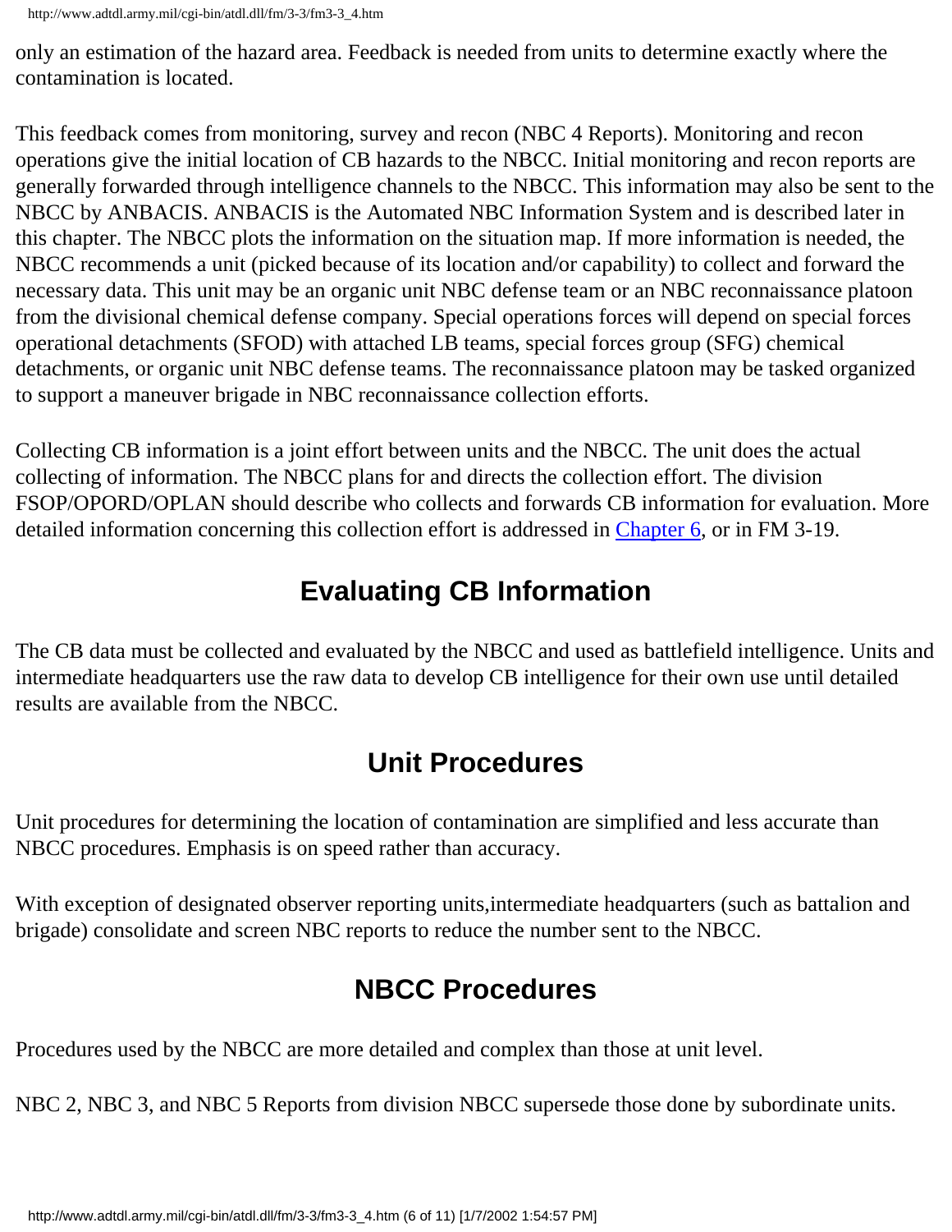only an estimation of the hazard area. Feedback is needed from units to determine exactly where the contamination is located.

This feedback comes from monitoring, survey and recon (NBC 4 Reports). Monitoring and recon operations give the initial location of CB hazards to the NBCC. Initial monitoring and recon reports are generally forwarded through intelligence channels to the NBCC. This information may also be sent to the NBCC by ANBACIS. ANBACIS is the Automated NBC Information System and is described later in this chapter. The NBCC plots the information on the situation map. If more information is needed, the NBCC recommends a unit (picked because of its location and/or capability) to collect and forward the necessary data. This unit may be an organic unit NBC defense team or an NBC reconnaissance platoon from the divisional chemical defense company. Special operations forces will depend on special forces operational detachments (SFOD) with attached LB teams, special forces group (SFG) chemical detachments, or organic unit NBC defense teams. The reconnaissance platoon may be tasked organized to support a maneuver brigade in NBC reconnaissance collection efforts.

Collecting CB information is a joint effort between units and the NBCC. The unit does the actual collecting of information. The NBCC plans for and directs the collection effort. The division FSOP/OPORD/OPLAN should describe who collects and forwards CB information for evaluation. More detailed information concerning this collection effort is addressed in Chapter 6, or in FM 3-19.

## Evaluating CB Information

The CB data must be collected and evaluated by the NBCC and used as battlefield intelligence. Units and intermediate headquarters use the raw data to develop CB intelligence for their own use until detailed results are available from the NBCC.

## Unit Procedures

Unit procedures for determining the location of contamination are simplified and less accurate than NBCC procedures. Emphasis is on speed rather than accuracy.

With exception of designated observer reporting units,intermediate headquarters (such as battalion and brigade) consolidate and screen NBC reports to reduce the number sent to the NBCC.

## NBCC Procedures

Procedures used by the NBCC are more detailed and complex than those at unit level.

NBC 2, NBC 3, and NBC 5 Reports from division NBCC supersede those done by subordinate units.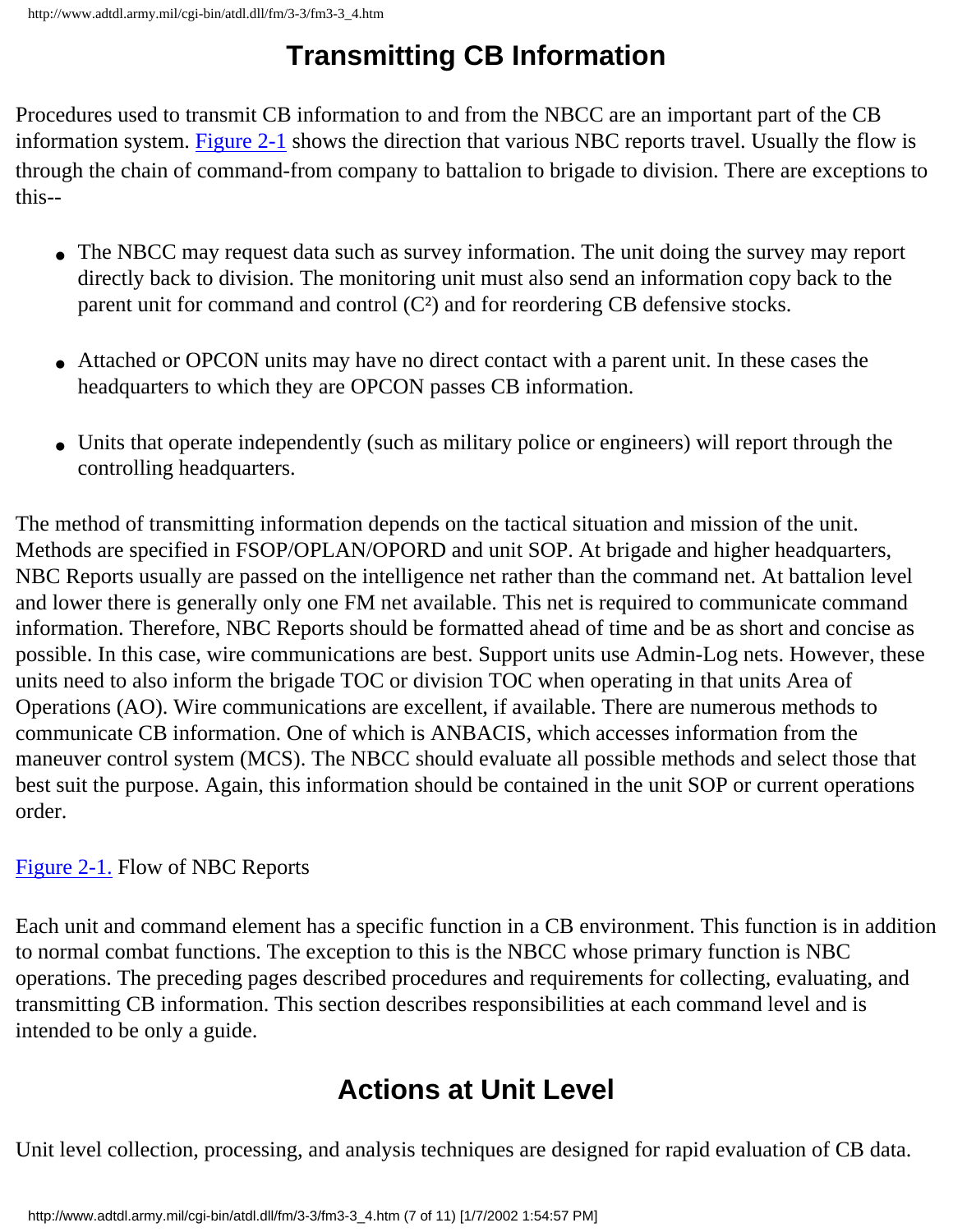## Transmitting CB Information

Procedures used to transmit CB information to and from the NBCC are an important part of the CB information system. Figure 2-1 shows the direction that various NBC reports travel. Usually the flow is through the chain of command-from company to battalion to brigade to division. There are exceptions to this--

- The NBCC may request data such as survey information. The unit doing the survey may report directly back to division. The monitoring unit must also send an information copy back to the parent unit for command and control ($C^2$) and for reordering CB defensive stocks.
- Attached or OPCON units may have no direct contact with a parent unit. In these cases the headquarters to which they are OPCON passes CB information.
- Units that operate independently (such as military police or engineers) will report through the controlling headquarters.

The method of transmitting information depends on the tactical situation and mission of the unit. Methods are specified in FSOP/OPLAN/OPORD and unit SOP. At brigade and higher headquarters, NBC Reports usually are passed on the intelligence net rather than the command net. At battalion level and lower there is generally only one FM net available. This net is required to communicate command information. Therefore, NBC Reports should be formatted ahead of time and be as short and concise as possible. In this case, wire communications are best. Support units use Admin-Log nets. However, these units need to also inform the brigade TOC or division TOC when operating in that units Area of Operations (AO). Wire communications are excellent, if available. There are numerous methods to communicate CB information. One of which is ANBACIS, which accesses information from the maneuver control system (MCS). The NBCC should evaluate all possible methods and select those that best suit the purpose. Again, this information should be contained in the unit SOP or current operations order.

Figure 2-1. Flow of NBC Reports

Each unit and command element has a specific function in a CB environment. This function is in addition to normal combat functions. The exception to this is the NBCC whose primary function is NBC operations. The preceding pages described procedures and requirements for collecting, evaluating, and transmitting CB information. This section describes responsibilities at each command level and is intended to be only a guide.

## Actions at Unit Level

Unit level collection, processing, and analysis techniques are designed for rapid evaluation of CB data.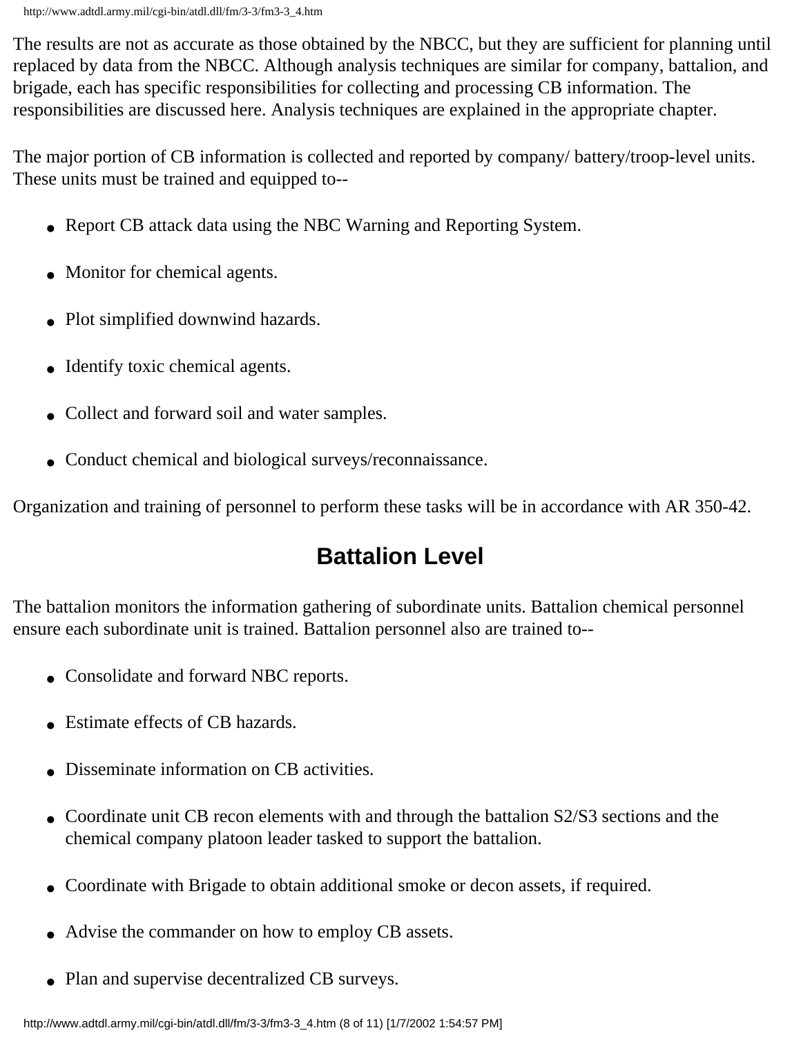The results are not as accurate as those obtained by the NBCC, but they are sufficient for planning until replaced by data from the NBCC. Although analysis techniques are similar for company, battalion, and brigade, each has specific responsibilities for collecting and processing CB information. The responsibilities are discussed here. Analysis techniques are explained in the appropriate chapter.

The major portion of CB information is collected and reported by company/ battery/troop-level units. These units must be trained and equipped to--

- Report CB attack data using the NBC Warning and Reporting System.
- Monitor for chemical agents.
- Plot simplified downwind hazards.
- Identify toxic chemical agents.
- Collect and forward soil and water samples.
- Conduct chemical and biological surveys/reconnaissance.

Organization and training of personnel to perform these tasks will be in accordance with AR 350-42.

## Battalion Level

The battalion monitors the information gathering of subordinate units. Battalion chemical personnel ensure each subordinate unit is trained. Battalion personnel also are trained to--

- Consolidate and forward NBC reports.
- Estimate effects of CB hazards.
- Disseminate information on CB activities.
- Coordinate unit CB recon elements with and through the battalion S2/S3 sections and the chemical company platoon leader tasked to support the battalion.
- Coordinate with Brigade to obtain additional smoke or decon assets, if required.
- Advise the commander on how to employ CB assets.
- Plan and supervise decentralized CB surveys.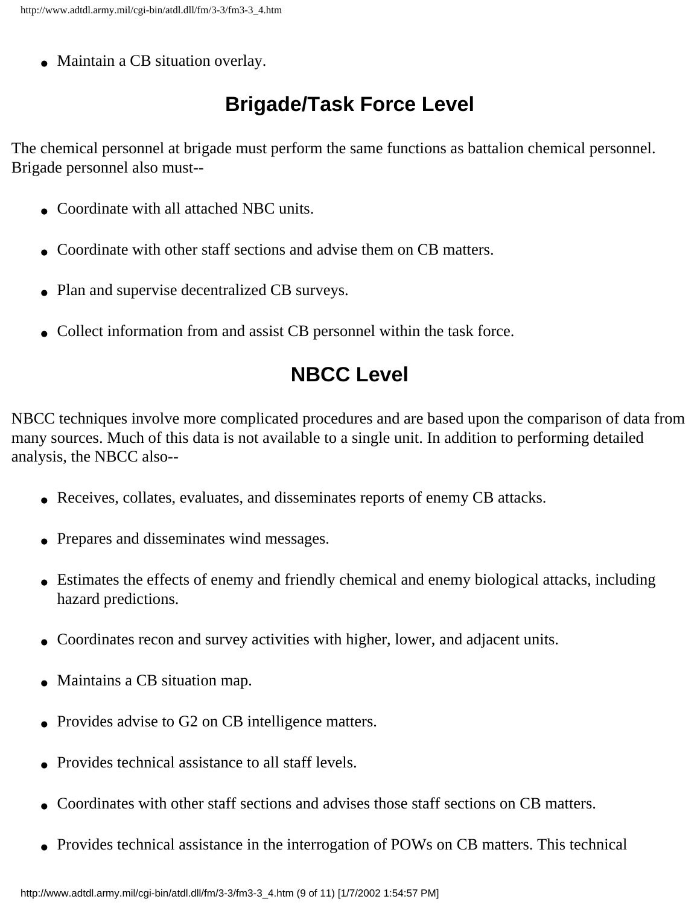- Maintain a CB situation overlay.

## Brigade/Task Force Level

The chemical personnel at brigade must perform the same functions as battalion chemical personnel. Brigade personnel also must--

- Coordinate with all attached NBC units.
- Coordinate with other staff sections and advise them on CB matters.
- Plan and supervise decentralized CB surveys.
- Collect information from and assist CB personnel within the task force.

## NBCC Level

NBCC techniques involve more complicated procedures and are based upon the comparison of data from many sources. Much of this data is not available to a single unit. In addition to performing detailed analysis, the NBCC also--

- Receives, collates, evaluates, and disseminates reports of enemy CB attacks.
- Prepares and disseminates wind messages.
- Estimates the effects of enemy and friendly chemical and enemy biological attacks, including hazard predictions.
- Coordinates recon and survey activities with higher, lower, and adjacent units.
- Maintains a CB situation map.
- Provides advise to G2 on CB intelligence matters.
- Provides technical assistance to all staff levels.
- Coordinates with other staff sections and advises those staff sections on CB matters.
- Provides technical assistance in the interrogation of POWs on CB matters. This technical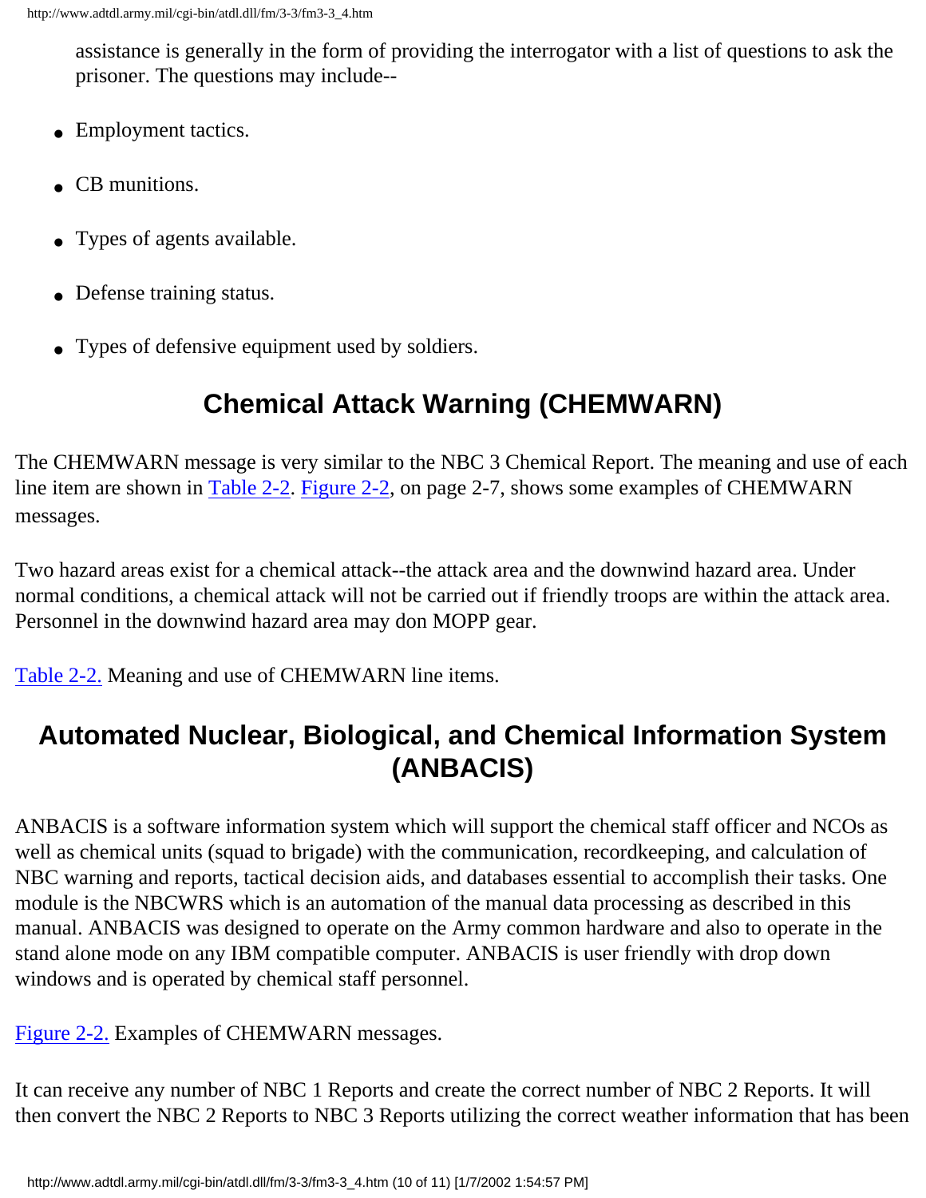assistance is generally in the form of providing the interrogator with a list of questions to ask the prisoner. The questions may include--

- Employment tactics.
- CB munitions.
- Types of agents available.
- Defense training status.
- Types of defensive equipment used by soldiers.

## Chemical Attack Warning (CHEMWARN)

The CHEMWARN message is very similar to the NBC 3 Chemical Report. The meaning and use of each line item are shown in Table 2-2. Figure 2-2, on page 2-7, shows some examples of CHEMWARN messages.

Two hazard areas exist for a chemical attack--the attack area and the downwind hazard area. Under normal conditions, a chemical attack will not be carried out if friendly troops are within the attack area. Personnel in the downwind hazard area may don MOPP gear.

Table 2-2. Meaning and use of CHEMWARN line items.

## Automated Nuclear, Biological, and Chemical Information System (ANBACIS)

ANBACIS is a software information system which will support the chemical staff officer and NCOs as well as chemical units (squad to brigade) with the communication, recordkeeping, and calculation of NBC warning and reports, tactical decision aids, and databases essential to accomplish their tasks. One module is the NBCWRS which is an automation of the manual data processing as described in this manual. ANBACIS was designed to operate on the Army common hardware and also to operate in the stand alone mode on any IBM compatible computer. ANBACIS is user friendly with drop down windows and is operated by chemical staff personnel.

Figure 2-2. Examples of CHEMWARN messages.

It can receive any number of NBC 1 Reports and create the correct number of NBC 2 Reports. It will then convert the NBC 2 Reports to NBC 3 Reports utilizing the correct weather information that has been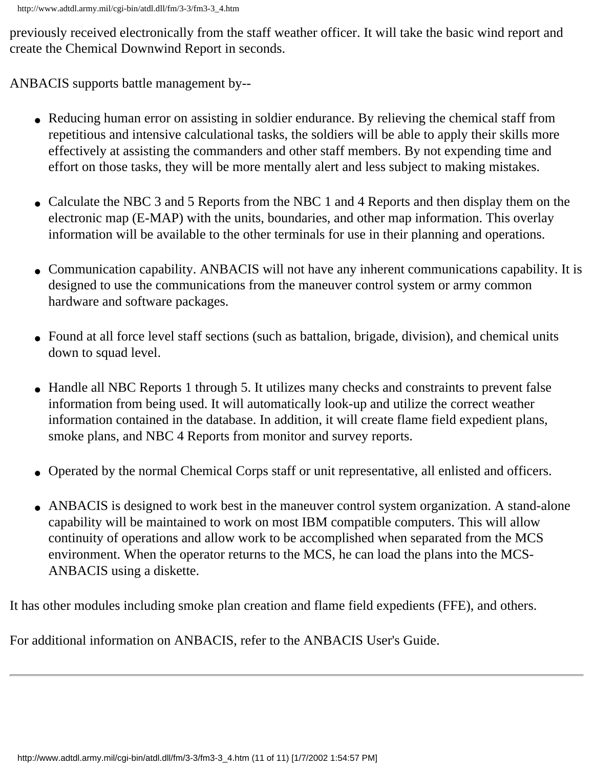previously received electronically from the staff weather officer. It will take the basic wind report and create the Chemical Downwind Report in seconds.

ANBACIS supports battle management by--

- Reducing human error on assisting in soldier endurance. By relieving the chemical staff from repetitious and intensive calculational tasks, the soldiers will be able to apply their skills more effectively at assisting the commanders and other staff members. By not expending time and effort on those tasks, they will be more mentally alert and less subject to making mistakes.

- Calculate the NBC 3 and 5 Reports from the NBC 1 and 4 Reports and then display them on the electronic map (E-MAP) with the units, boundaries, and other map information. This overlay information will be available to the other terminals for use in their planning and operations.

- Communication capability. ANBACIS will not have any inherent communications capability. It is designed to use the communications from the maneuver control system or army common hardware and software packages.

- Found at all force level staff sections (such as battalion, brigade, division), and chemical units down to squad level.

- Handle all NBC Reports 1 through 5. It utilizes many checks and constraints to prevent false information from being used. It will automatically look-up and utilize the correct weather information contained in the database. In addition, it will create flame field expedient plans, smoke plans, and NBC 4 Reports from monitor and survey reports.

- Operated by the normal Chemical Corps staff or unit representative, all enlisted and officers.

- ANBACIS is designed to work best in the maneuver control system organization. A stand-alone capability will be maintained to work on most IBM compatible computers. This will allow continuity of operations and allow work to be accomplished when separated from the MCS environment. When the operator returns to the MCS, he can load the plans into the MCS-ANBACIS using a diskette.

It has other modules including smoke plan creation and flame field expedients (FFE), and others.

For additional information on ANBACIS, refer to the ANBACIS User's Guide.

---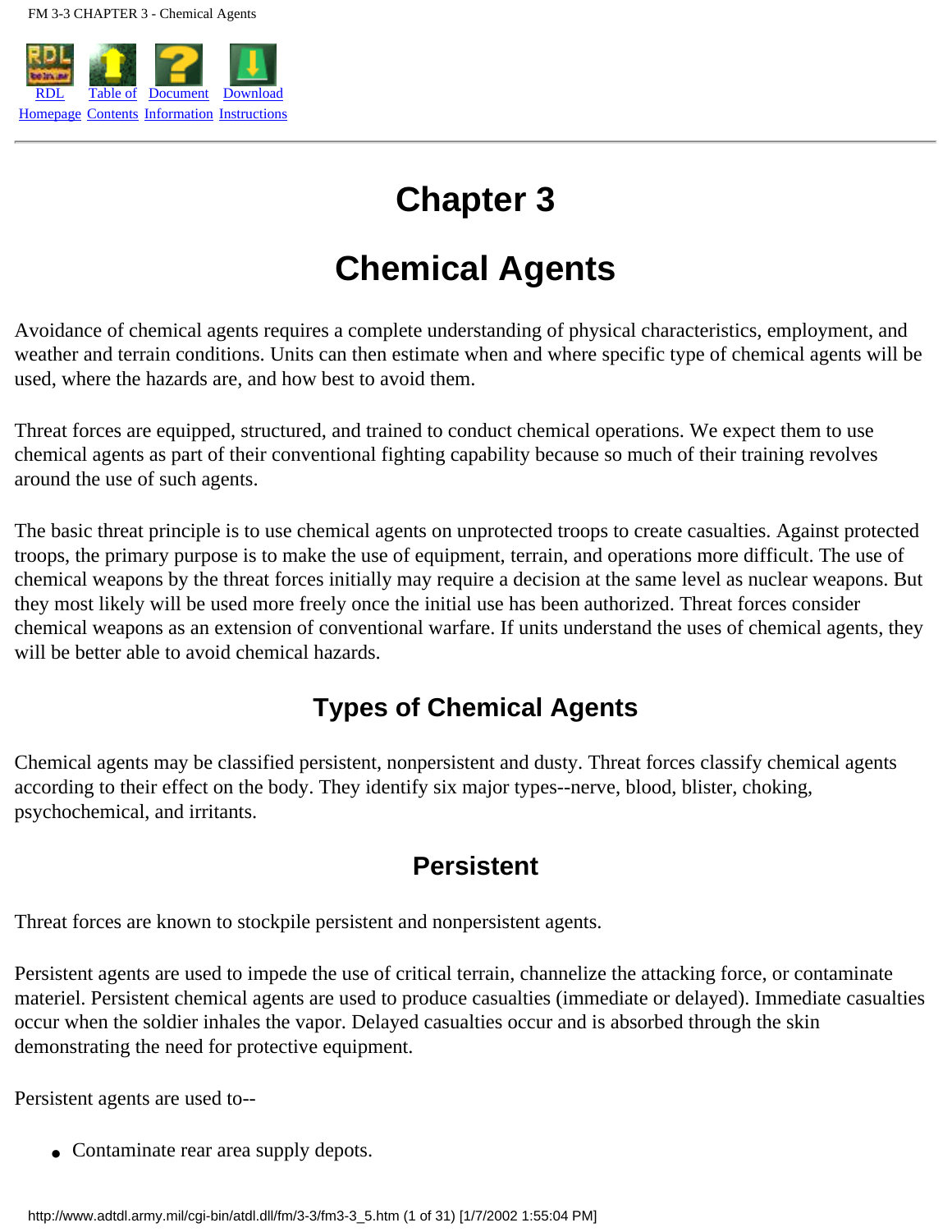# Chapter 3

# Chemical Agents

Avoidance of chemical agents requires a complete understanding of physical characteristics, employment, and weather and terrain conditions. Units can then estimate when and where specific type of chemical agents will be used, where the hazards are, and how best to avoid them.

Threat forces are equipped, structured, and trained to conduct chemical operations. We expect them to use chemical agents as part of their conventional fighting capability because so much of their training revolves around the use of such agents.

The basic threat principle is to use chemical agents on unprotected troops to create casualties. Against protected troops, the primary purpose is to make the use of equipment, terrain, and operations more difficult. The use of chemical weapons by the threat forces initially may require a decision at the same level as nuclear weapons. But they most likely will be used more freely once the initial use has been authorized. Threat forces consider chemical weapons as an extension of conventional warfare. If units understand the uses of chemical agents, they will be better able to avoid chemical hazards.

## Types of Chemical Agents

Chemical agents may be classified persistent, nonpersistent and dusty. Threat forces classify chemical agents according to their effect on the body. They identify six major types--nerve, blood, blister, choking, psychochemical, and irritants.

### Persistent

Threat forces are known to stockpile persistent and nonpersistent agents.

Persistent agents are used to impede the use of critical terrain, channelize the attacking force, or contaminate materiel. Persistent chemical agents are used to produce casualties (immediate or delayed). Immediate casualties occur when the soldier inhales the vapor. Delayed casualties occur and is absorbed through the skin demonstrating the need for protective equipment.

Persistent agents are used to--

- Contaminate rear area supply depots.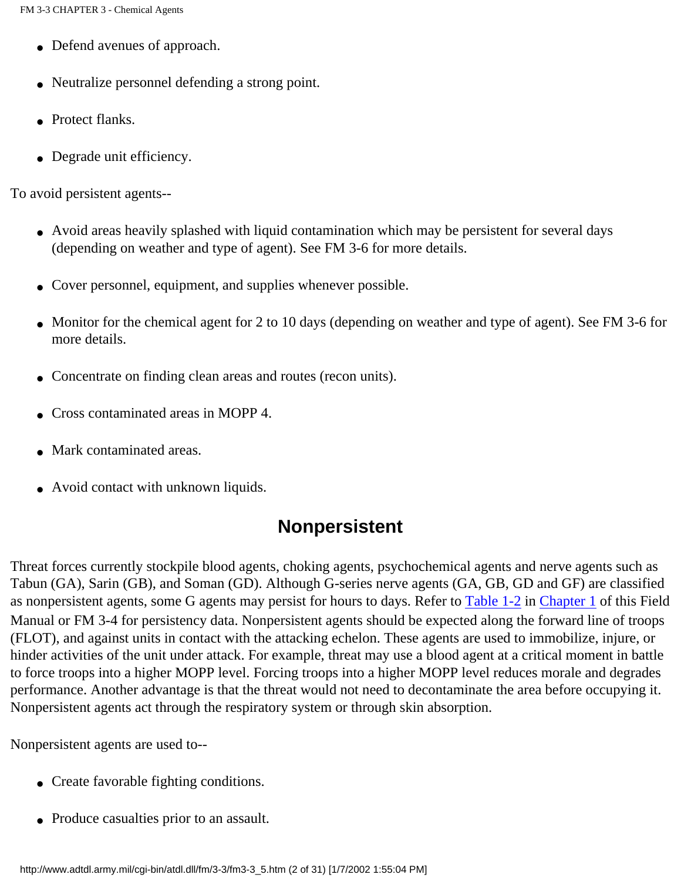- Defend avenues of approach.
- Neutralize personnel defending a strong point.
- Protect flanks.
- Degrade unit efficiency.

To avoid persistent agents--

- Avoid areas heavily splashed with liquid contamination which may be persistent for several days (depending on weather and type of agent). See FM 3-6 for more details.
- Cover personnel, equipment, and supplies whenever possible.
- Monitor for the chemical agent for 2 to 10 days (depending on weather and type of agent). See FM 3-6 for more details.
- Concentrate on finding clean areas and routes (recon units).
- Cross contaminated areas in MOPP 4.
- Mark contaminated areas.
- Avoid contact with unknown liquids.

## Nonpersistent

Threat forces currently stockpile blood agents, choking agents, psychochemical agents and nerve agents such as Tabun (GA), Sarin (GB), and Soman (GD). Although G-series nerve agents (GA, GB, GD and GF) are classified as nonpersistent agents, some G agents may persist for hours to days. Refer to Table 1-2 in Chapter 1 of this Field Manual or FM 3-4 for persistency data. Nonpersistent agents should be expected along the forward line of troops (FLOT), and against units in contact with the attacking echelon. These agents are used to immobilize, injure, or hinder activities of the unit under attack. For example, threat may use a blood agent at a critical moment in battle to force troops into a higher MOPP level. Forcing troops into a higher MOPP level reduces morale and degrades performance. Another advantage is that the threat would not need to decontaminate the area before occupying it. Nonpersistent agents act through the respiratory system or through skin absorption.

Nonpersistent agents are used to--

- Create favorable fighting conditions.
- Produce casualties prior to an assault.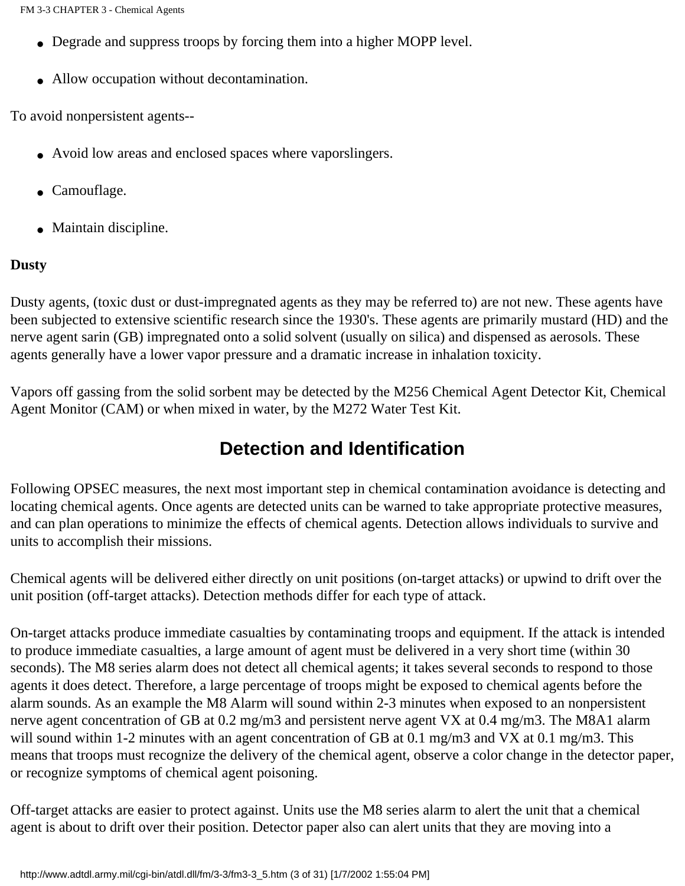- Degrade and suppress troops by forcing them into a higher MOPP level.
- Allow occupation without decontamination.

To avoid nonpersistent agents--

- Avoid low areas and enclosed spaces where vaporslingers.
- Camouflage.
- Maintain discipline.

**Dusty**

Dusty agents, (toxic dust or dust-impregnated agents as they may be referred to) are not new. These agents have been subjected to extensive scientific research since the 1930's. These agents are primarily mustard (HD) and the nerve agent sarin (GB) impregnated onto a solid solvent (usually on silica) and dispensed as aerosols. These agents generally have a lower vapor pressure and a dramatic increase in inhalation toxicity.

Vapors off gassing from the solid sorbent may be detected by the M256 Chemical Agent Detector Kit, Chemical Agent Monitor (CAM) or when mixed in water, by the M272 Water Test Kit.

## Detection and Identification

Following OPSEC measures, the next most important step in chemical contamination avoidance is detecting and locating chemical agents. Once agents are detected units can be warned to take appropriate protective measures, and can plan operations to minimize the effects of chemical agents. Detection allows individuals to survive and units to accomplish their missions.

Chemical agents will be delivered either directly on unit positions (on-target attacks) or upwind to drift over the unit position (off-target attacks). Detection methods differ for each type of attack.

On-target attacks produce immediate casualties by contaminating troops and equipment. If the attack is intended to produce immediate casualties, a large amount of agent must be delivered in a very short time (within 30 seconds). The M8 series alarm does not detect all chemical agents; it takes several seconds to respond to those agents it does detect. Therefore, a large percentage of troops might be exposed to chemical agents before the alarm sounds. As an example the M8 Alarm will sound within 2-3 minutes when exposed to an nonpersistent nerve agent concentration of GB at 0.2 $mg/m^3$ and persistent nerve agent VX at 0.4 $mg/m^3$. The M8A1 alarm will sound within 1-2 minutes with an agent concentration of GB at 0.1 $mg/m^3$ and VX at 0.1 $mg/m^3$. This means that troops must recognize the delivery of the chemical agent, observe a color change in the detector paper, or recognize symptoms of chemical agent poisoning.

Off-target attacks are easier to protect against. Units use the M8 series alarm to alert the unit that a chemical agent is about to drift over their position. Detector paper also can alert units that they are moving into a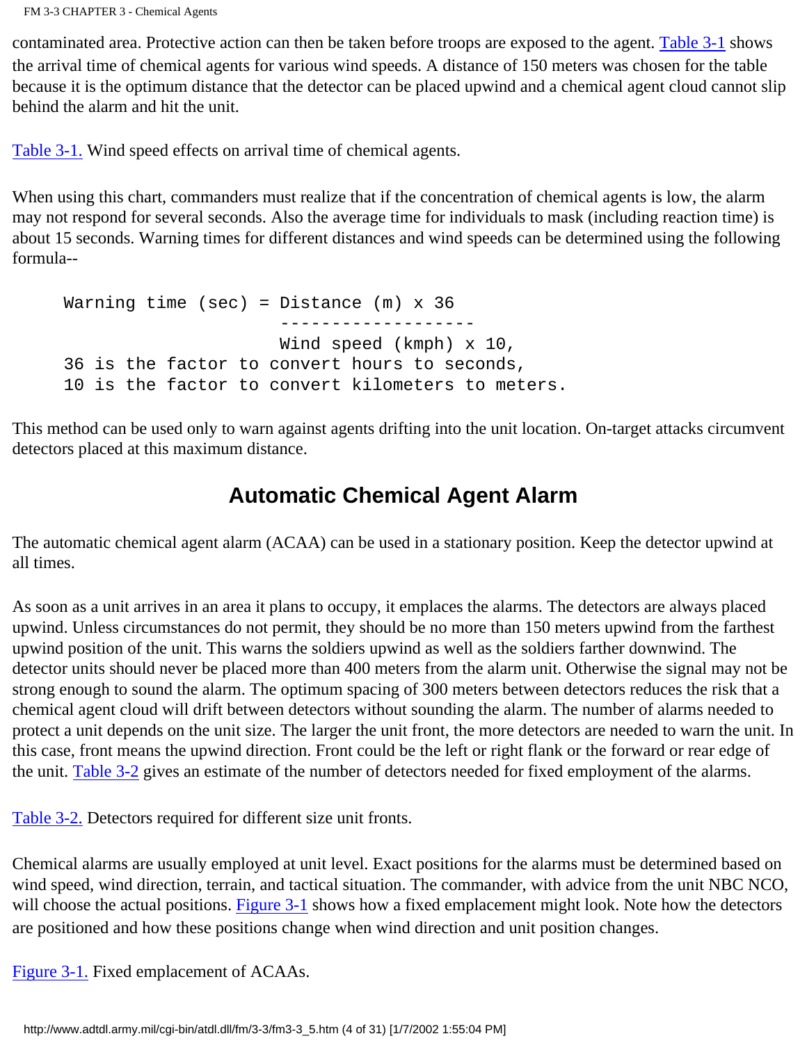contaminated area. Protective action can then be taken before troops are exposed to the agent. Table 3-1 shows the arrival time of chemical agents for various wind speeds. A distance of 150 meters was chosen for the table because it is the optimum distance that the detector can be placed upwind and a chemical agent cloud cannot slip behind the alarm and hit the unit.

Table 3-1. Wind speed effects on arrival time of chemical agents.

When using this chart, commanders must realize that if the concentration of chemical agents is low, the alarm may not respond for several seconds. Also the average time for individuals to mask (including reaction time) is about 15 seconds. Warning times for different distances and wind speeds can be determined using the following formula--

```
Warning time (sec) = Distance (m) x 36
                     -------------------
                     Wind speed (kmph) x 10,
36 is the factor to convert hours to seconds,
10 is the factor to convert kilometers to meters.
```

This method can be used only to warn against agents drifting into the unit location. On-target attacks circumvent detectors placed at this maximum distance.

## Automatic Chemical Agent Alarm

The automatic chemical agent alarm (ACAA) can be used in a stationary position. Keep the detector upwind at all times.

As soon as a unit arrives in an area it plans to occupy, it emplaces the alarms. The detectors are always placed upwind. Unless circumstances do not permit, they should be no more than 150 meters upwind from the farthest upwind position of the unit. This warns the soldiers upwind as well as the soldiers farther downwind. The detector units should never be placed more than 400 meters from the alarm unit. Otherwise the signal may not be strong enough to sound the alarm. The optimum spacing of 300 meters between detectors reduces the risk that a chemical agent cloud will drift between detectors without sounding the alarm. The number of alarms needed to protect a unit depends on the unit size. The larger the unit front, the more detectors are needed to warn the unit. In this case, front means the upwind direction. Front could be the left or right flank or the forward or rear edge of the unit. Table 3-2 gives an estimate of the number of detectors needed for fixed employment of the alarms.

Table 3-2. Detectors required for different size unit fronts.

Chemical alarms are usually employed at unit level. Exact positions for the alarms must be determined based on wind speed, wind direction, terrain, and tactical situation. The commander, with advice from the unit NBC NCO, will choose the actual positions. Figure 3-1 shows how a fixed emplacement might look. Note how the detectors are positioned and how these positions change when wind direction and unit position changes.

Figure 3-1. Fixed emplacement of ACAAs.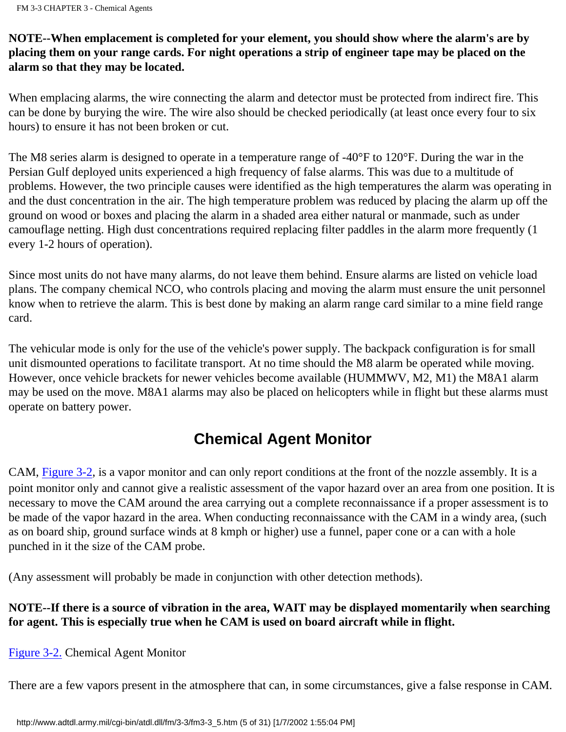**NOTE--When emplacement is completed for your element, you should show where the alarm's are by placing them on your range cards. For night operations a strip of engineer tape may be placed on the alarm so that they may be located.**

When emplacing alarms, the wire connecting the alarm and detector must be protected from indirect fire. This can be done by burying the wire. The wire also should be checked periodically (at least once every four to six hours) to ensure it has not been broken or cut.

The M8 series alarm is designed to operate in a temperature range of -40°F to 120°F. During the war in the Persian Gulf deployed units experienced a high frequency of false alarms. This was due to a multitude of problems. However, the two principle causes were identified as the high temperatures the alarm was operating in and the dust concentration in the air. The high temperature problem was reduced by placing the alarm up off the ground on wood or boxes and placing the alarm in a shaded area either natural or manmade, such as under camouflage netting. High dust concentrations required replacing filter paddles in the alarm more frequently (1 every 1-2 hours of operation).

Since most units do not have many alarms, do not leave them behind. Ensure alarms are listed on vehicle load plans. The company chemical NCO, who controls placing and moving the alarm must ensure the unit personnel know when to retrieve the alarm. This is best done by making an alarm range card similar to a mine field range card.

The vehicular mode is only for the use of the vehicle's power supply. The backpack configuration is for small unit dismounted operations to facilitate transport. At no time should the M8 alarm be operated while moving. However, once vehicle brackets for newer vehicles become available (HUMMWV, M2, M1) the M8A1 alarm may be used on the move. M8A1 alarms may also be placed on helicopters while in flight but these alarms must operate on battery power.

## Chemical Agent Monitor

CAM, Figure 3-2, is a vapor monitor and can only report conditions at the front of the nozzle assembly. It is a point monitor only and cannot give a realistic assessment of the vapor hazard over an area from one position. It is necessary to move the CAM around the area carrying out a complete reconnaissance if a proper assessment is to be made of the vapor hazard in the area. When conducting reconnaissance with the CAM in a windy area, (such as on board ship, ground surface winds at 8 kmph or higher) use a funnel, paper cone or a can with a hole punched in it the size of the CAM probe.

(Any assessment will probably be made in conjunction with other detection methods).

**NOTE--If there is a source of vibration in the area, WAIT may be displayed momentarily when searching for agent. This is especially true when he CAM is used on board aircraft while in flight.**

Figure 3-2. Chemical Agent Monitor

There are a few vapors present in the atmosphere that can, in some circumstances, give a false response in CAM.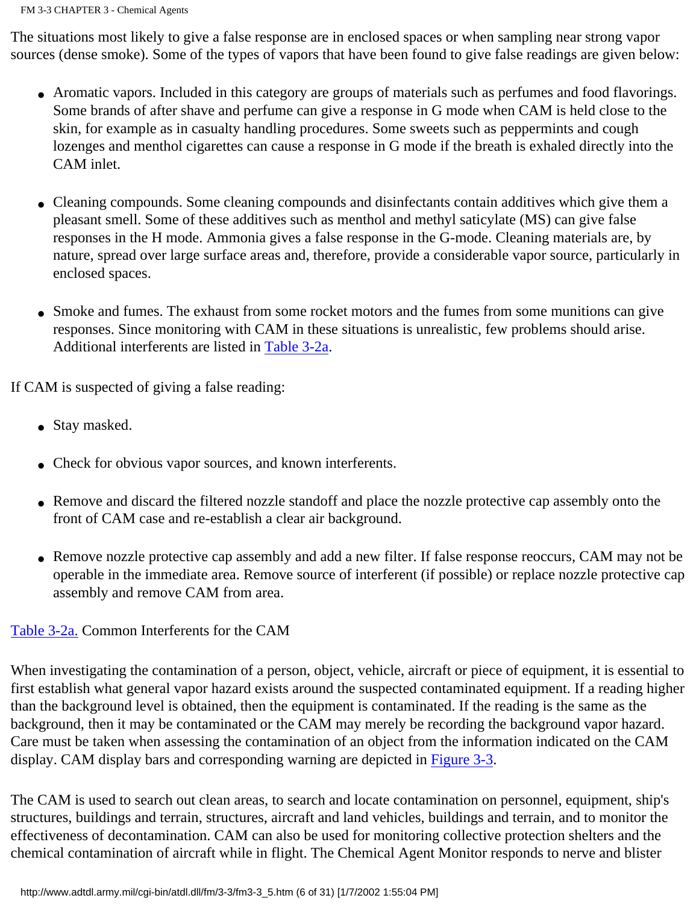The situations most likely to give a false response are in enclosed spaces or when sampling near strong vapor sources (dense smoke). Some of the types of vapors that have been found to give false readings are given below:

- Aromatic vapors. Included in this category are groups of materials such as perfumes and food flavorings. Some brands of after shave and perfume can give a response in G mode when CAM is held close to the skin, for example as in casualty handling procedures. Some sweets such as peppermints and cough lozenges and menthol cigarettes can cause a response in G mode if the breath is exhaled directly into the CAM inlet.

- Cleaning compounds. Some cleaning compounds and disinfectants contain additives which give them a pleasant smell. Some of these additives such as menthol and methyl saticylate (MS) can give false responses in the H mode. Ammonia gives a false response in the G-mode. Cleaning materials are, by nature, spread over large surface areas and, therefore, provide a considerable vapor source, particularly in enclosed spaces.

- Smoke and fumes. The exhaust from some rocket motors and the fumes from some munitions can give responses. Since monitoring with CAM in these situations is unrealistic, few problems should arise. Additional interferents are listed in Table 3-2a.

If CAM is suspected of giving a false reading:

- Stay masked.

- Check for obvious vapor sources, and known interferents.

- Remove and discard the filtered nozzle standoff and place the nozzle protective cap assembly onto the front of CAM case and re-establish a clear air background.

- Remove nozzle protective cap assembly and add a new filter. If false response reoccurs, CAM may not be operable in the immediate area. Remove source of interferent (if possible) or replace nozzle protective cap assembly and remove CAM from area.

Table 3-2a. Common Interferents for the CAM

When investigating the contamination of a person, object, vehicle, aircraft or piece of equipment, it is essential to first establish what general vapor hazard exists around the suspected contaminated equipment. If a reading higher than the background level is obtained, then the equipment is contaminated. If the reading is the same as the background, then it may be contaminated or the CAM may merely be recording the background vapor hazard. Care must be taken when assessing the contamination of an object from the information indicated on the CAM display. CAM display bars and corresponding warning are depicted in Figure 3-3.

The CAM is used to search out clean areas, to search and locate contamination on personnel, equipment, ship's structures, buildings and terrain, structures, aircraft and land vehicles, buildings and terrain, and to monitor the effectiveness of decontamination. CAM can also be used for monitoring collective protection shelters and the chemical contamination of aircraft while in flight. The Chemical Agent Monitor responds to nerve and blister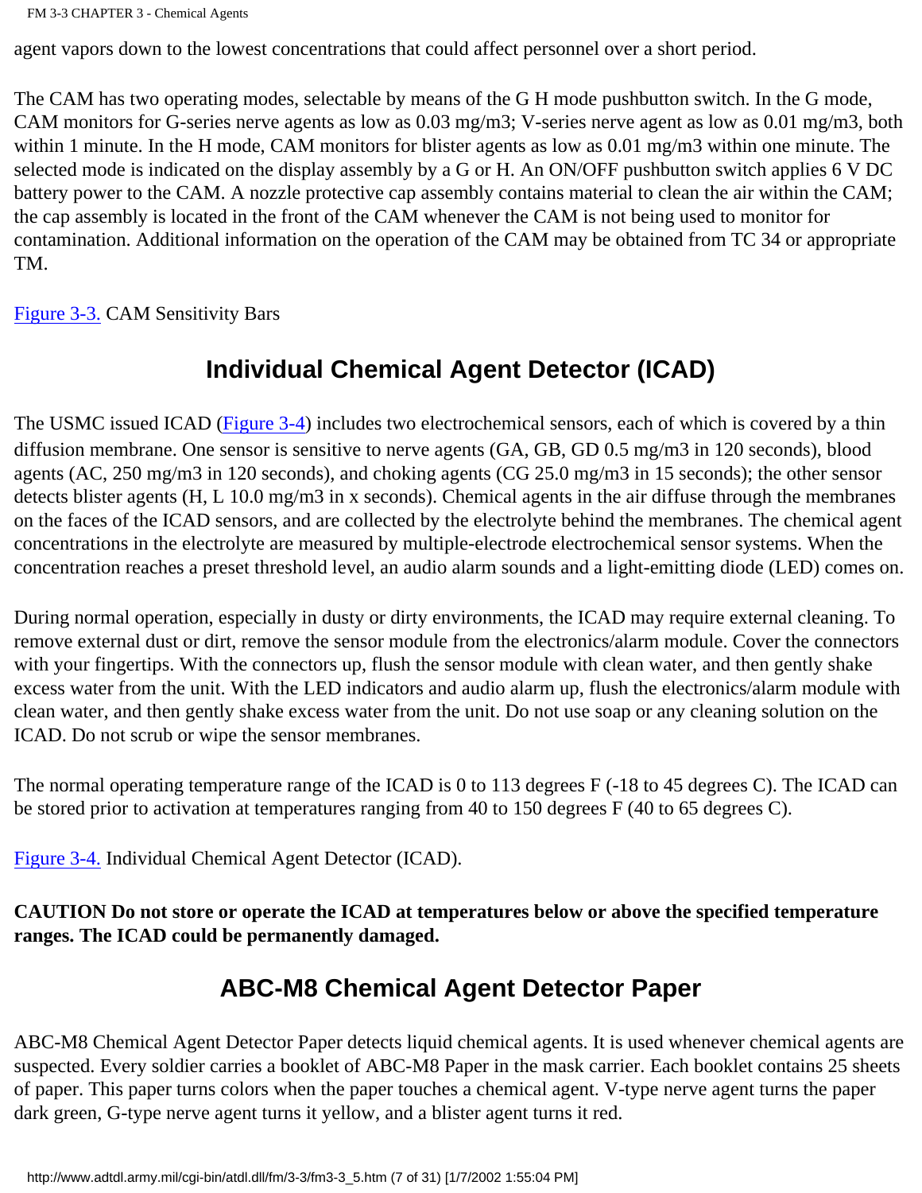agent vapors down to the lowest concentrations that could affect personnel over a short period.

The CAM has two operating modes, selectable by means of the G H mode pushbutton switch. In the G mode, CAM monitors for G-series nerve agents as low as 0.03 mg/m3; V-series nerve agent as low as 0.01 mg/m3, both within 1 minute. In the H mode, CAM monitors for blister agents as low as 0.01 mg/m3 within one minute. The selected mode is indicated on the display assembly by a G or H. An ON/OFF pushbutton switch applies 6 V DC battery power to the CAM. A nozzle protective cap assembly contains material to clean the air within the CAM; the cap assembly is located in the front of the CAM whenever the CAM is not being used to monitor for contamination. Additional information on the operation of the CAM may be obtained from TC 34 or appropriate TM.

Figure 3-3. CAM Sensitivity Bars

## Individual Chemical Agent Detector (ICAD)

The USMC issued ICAD (Figure 3-4) includes two electrochemical sensors, each of which is covered by a thin diffusion membrane. One sensor is sensitive to nerve agents (GA, GB, GD 0.5 mg/m3 in 120 seconds), blood agents (AC, 250 mg/m3 in 120 seconds), and choking agents (CG 25.0 mg/m3 in 15 seconds); the other sensor detects blister agents (H, L 10.0 mg/m3 in x seconds). Chemical agents in the air diffuse through the membranes on the faces of the ICAD sensors, and are collected by the electrolyte behind the membranes. The chemical agent concentrations in the electrolyte are measured by multiple-electrode electrochemical sensor systems. When the concentration reaches a preset threshold level, an audio alarm sounds and a light-emitting diode (LED) comes on.

During normal operation, especially in dusty or dirty environments, the ICAD may require external cleaning. To remove external dust or dirt, remove the sensor module from the electronics/alarm module. Cover the connectors with your fingertips. With the connectors up, flush the sensor module with clean water, and then gently shake excess water from the unit. With the LED indicators and audio alarm up, flush the electronics/alarm module with clean water, and then gently shake excess water from the unit. Do not use soap or any cleaning solution on the ICAD. Do not scrub or wipe the sensor membranes.

The normal operating temperature range of the ICAD is 0 to 113 degrees F (-18 to 45 degrees C). The ICAD can be stored prior to activation at temperatures ranging from 40 to 150 degrees F (40 to 65 degrees C).

Figure 3-4. Individual Chemical Agent Detector (ICAD).

**CAUTION Do not store or operate the ICAD at temperatures below or above the specified temperature ranges. The ICAD could be permanently damaged.**

## ABC-M8 Chemical Agent Detector Paper

ABC-M8 Chemical Agent Detector Paper detects liquid chemical agents. It is used whenever chemical agents are suspected. Every soldier carries a booklet of ABC-M8 Paper in the mask carrier. Each booklet contains 25 sheets of paper. This paper turns colors when the paper touches a chemical agent. V-type nerve agent turns the paper dark green, G-type nerve agent turns it yellow, and a blister agent turns it red.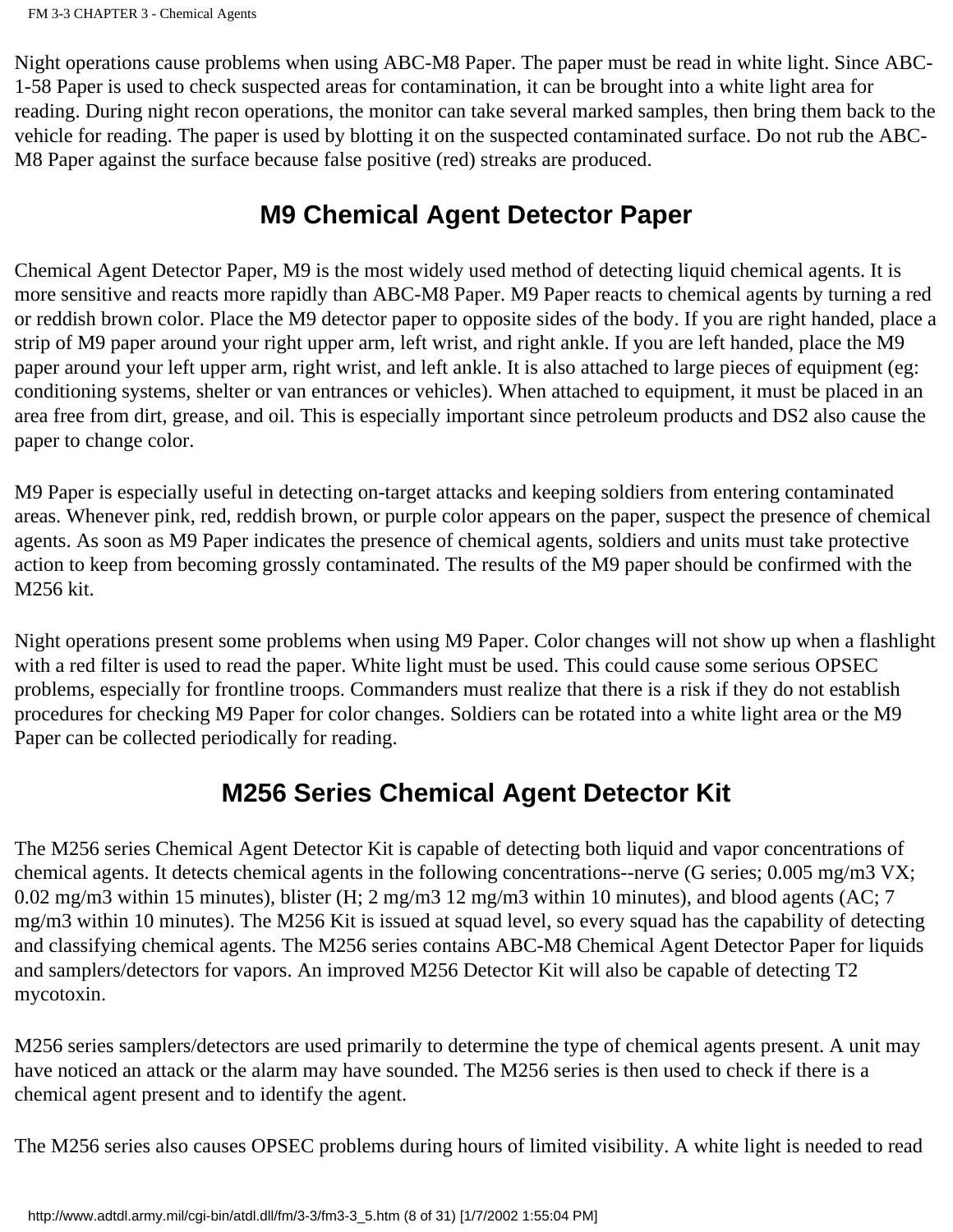Night operations cause problems when using ABC-M8 Paper. The paper must be read in white light. Since ABC-1-58 Paper is used to check suspected areas for contamination, it can be brought into a white light area for reading. During night recon operations, the monitor can take several marked samples, then bring them back to the vehicle for reading. The paper is used by blotting it on the suspected contaminated surface. Do not rub the ABC-M8 Paper against the surface because false positive (red) streaks are produced.

## M9 Chemical Agent Detector Paper

Chemical Agent Detector Paper, M9 is the most widely used method of detecting liquid chemical agents. It is more sensitive and reacts more rapidly than ABC-M8 Paper. M9 Paper reacts to chemical agents by turning a red or reddish brown color. Place the M9 detector paper to opposite sides of the body. If you are right handed, place a strip of M9 paper around your right upper arm, left wrist, and right ankle. If you are left handed, place the M9 paper around your left upper arm, right wrist, and left ankle. It is also attached to large pieces of equipment (eg: conditioning systems, shelter or van entrances or vehicles). When attached to equipment, it must be placed in an area free from dirt, grease, and oil. This is especially important since petroleum products and DS2 also cause the paper to change color.

M9 Paper is especially useful in detecting on-target attacks and keeping soldiers from entering contaminated areas. Whenever pink, red, reddish brown, or purple color appears on the paper, suspect the presence of chemical agents. As soon as M9 Paper indicates the presence of chemical agents, soldiers and units must take protective action to keep from becoming grossly contaminated. The results of the M9 paper should be confirmed with the M256 kit.

Night operations present some problems when using M9 Paper. Color changes will not show up when a flashlight with a red filter is used to read the paper. White light must be used. This could cause some serious OPSEC problems, especially for frontline troops. Commanders must realize that there is a risk if they do not establish procedures for checking M9 Paper for color changes. Soldiers can be rotated into a white light area or the M9 Paper can be collected periodically for reading.

## M256 Series Chemical Agent Detector Kit

The M256 series Chemical Agent Detector Kit is capable of detecting both liquid and vapor concentrations of chemical agents. It detects chemical agents in the following concentrations--nerve (G series; 0.005 mg/m3 VX; 0.02 mg/m3 within 15 minutes), blister (H; 2 mg/m3 12 mg/m3 within 10 minutes), and blood agents (AC; 7 mg/m3 within 10 minutes). The M256 Kit is issued at squad level, so every squad has the capability of detecting and classifying chemical agents. The M256 series contains ABC-M8 Chemical Agent Detector Paper for liquids and samplers/detectors for vapors. An improved M256 Detector Kit will also be capable of detecting T2 mycotoxin.

M256 series samplers/detectors are used primarily to determine the type of chemical agents present. A unit may have noticed an attack or the alarm may have sounded. The M256 series is then used to check if there is a chemical agent present and to identify the agent.

The M256 series also causes OPSEC problems during hours of limited visibility. A white light is needed to read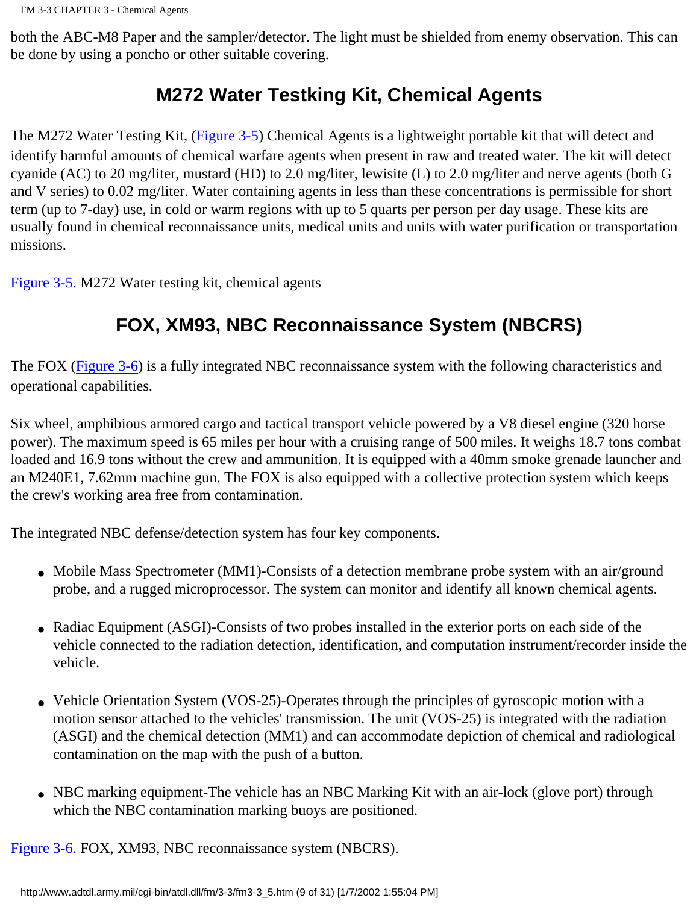both the ABC-M8 Paper and the sampler/detector. The light must be shielded from enemy observation. This can be done by using a poncho or other suitable covering.

## M272 Water Testking Kit, Chemical Agents

The M272 Water Testing Kit, (Figure 3-5) Chemical Agents is a lightweight portable kit that will detect and identify harmful amounts of chemical warfare agents when present in raw and treated water. The kit will detect cyanide (AC) to 20 mg/liter, mustard (HD) to 2.0 mg/liter, lewisite (L) to 2.0 mg/liter and nerve agents (both G and V series) to 0.02 mg/liter. Water containing agents in less than these concentrations is permissible for short term (up to 7-day) use, in cold or warm regions with up to 5 quarts per person per day usage. These kits are usually found in chemical reconnaissance units, medical units and units with water purification or transportation missions.

Figure 3-5. M272 Water testing kit, chemical agents

## FOX, XM93, NBC Reconnaissance System (NBCRS)

The FOX (Figure 3-6) is a fully integrated NBC reconnaissance system with the following characteristics and operational capabilities.

Six wheel, amphibious armored cargo and tactical transport vehicle powered by a V8 diesel engine (320 horse power). The maximum speed is 65 miles per hour with a cruising range of 500 miles. It weighs 18.7 tons combat loaded and 16.9 tons without the crew and ammunition. It is equipped with a 40mm smoke grenade launcher and an M240E1, 7.62mm machine gun. The FOX is also equipped with a collective protection system which keeps the crew's working area free from contamination.

The integrated NBC defense/detection system has four key components.

- Mobile Mass Spectrometer (MM1)-Consists of a detection membrane probe system with an air/ground probe, and a rugged microprocessor. The system can monitor and identify all known chemical agents.
- Radiac Equipment (ASGI)-Consists of two probes installed in the exterior ports on each side of the vehicle connected to the radiation detection, identification, and computation instrument/recorder inside the vehicle.
- Vehicle Orientation System (VOS-25)-Operates through the principles of gyroscopic motion with a motion sensor attached to the vehicles' transmission. The unit (VOS-25) is integrated with the radiation (ASGI) and the chemical detection (MM1) and can accommodate depiction of chemical and radiological contamination on the map with the push of a button.
- NBC marking equipment-The vehicle has an NBC Marking Kit with an air-lock (glove port) through which the NBC contamination marking buoys are positioned.

Figure 3-6. FOX, XM93, NBC reconnaissance system (NBCRS).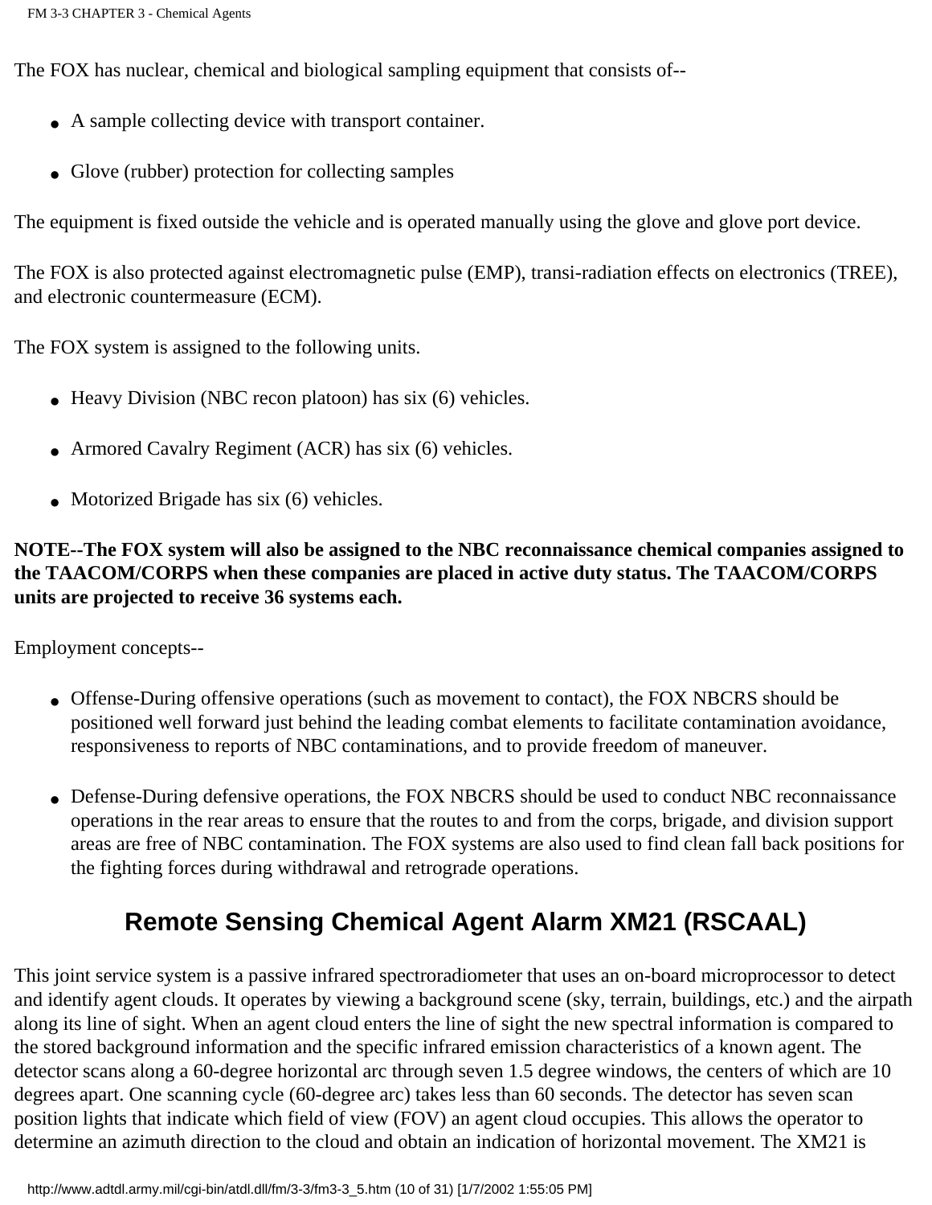The FOX has nuclear, chemical and biological sampling equipment that consists of--

- A sample collecting device with transport container.
- Glove (rubber) protection for collecting samples

The equipment is fixed outside the vehicle and is operated manually using the glove and glove port device.

The FOX is also protected against electromagnetic pulse (EMP), transi-radiation effects on electronics (TREE), and electronic countermeasure (ECM).

The FOX system is assigned to the following units.

- Heavy Division (NBC recon platoon) has six (6) vehicles.
- Armored Cavalry Regiment (ACR) has six (6) vehicles.
- Motorized Brigade has six (6) vehicles.

**NOTE--The FOX system will also be assigned to the NBC reconnaissance chemical companies assigned to the TAACOM/CORPS when these companies are placed in active duty status. The TAACOM/CORPS units are projected to receive 36 systems each.**

Employment concepts--

- Offense-During offensive operations (such as movement to contact), the FOX NBCRS should be positioned well forward just behind the leading combat elements to facilitate contamination avoidance, responsiveness to reports of NBC contaminations, and to provide freedom of maneuver.
- Defense-During defensive operations, the FOX NBCRS should be used to conduct NBC reconnaissance operations in the rear areas to ensure that the routes to and from the corps, brigade, and division support areas are free of NBC contamination. The FOX systems are also used to find clean fall back positions for the fighting forces during withdrawal and retrograde operations.

## Remote Sensing Chemical Agent Alarm XM21 (RSCAAL)

This joint service system is a passive infrared spectroradiometer that uses an on-board microprocessor to detect and identify agent clouds. It operates by viewing a background scene (sky, terrain, buildings, etc.) and the airpath along its line of sight. When an agent cloud enters the line of sight the new spectral information is compared to the stored background information and the specific infrared emission characteristics of a known agent. The detector scans along a 60-degree horizontal arc through seven 1.5 degree windows, the centers of which are 10 degrees apart. One scanning cycle (60-degree arc) takes less than 60 seconds. The detector has seven scan position lights that indicate which field of view (FOV) an agent cloud occupies. This allows the operator to determine an azimuth direction to the cloud and obtain an indication of horizontal movement. The XM21 is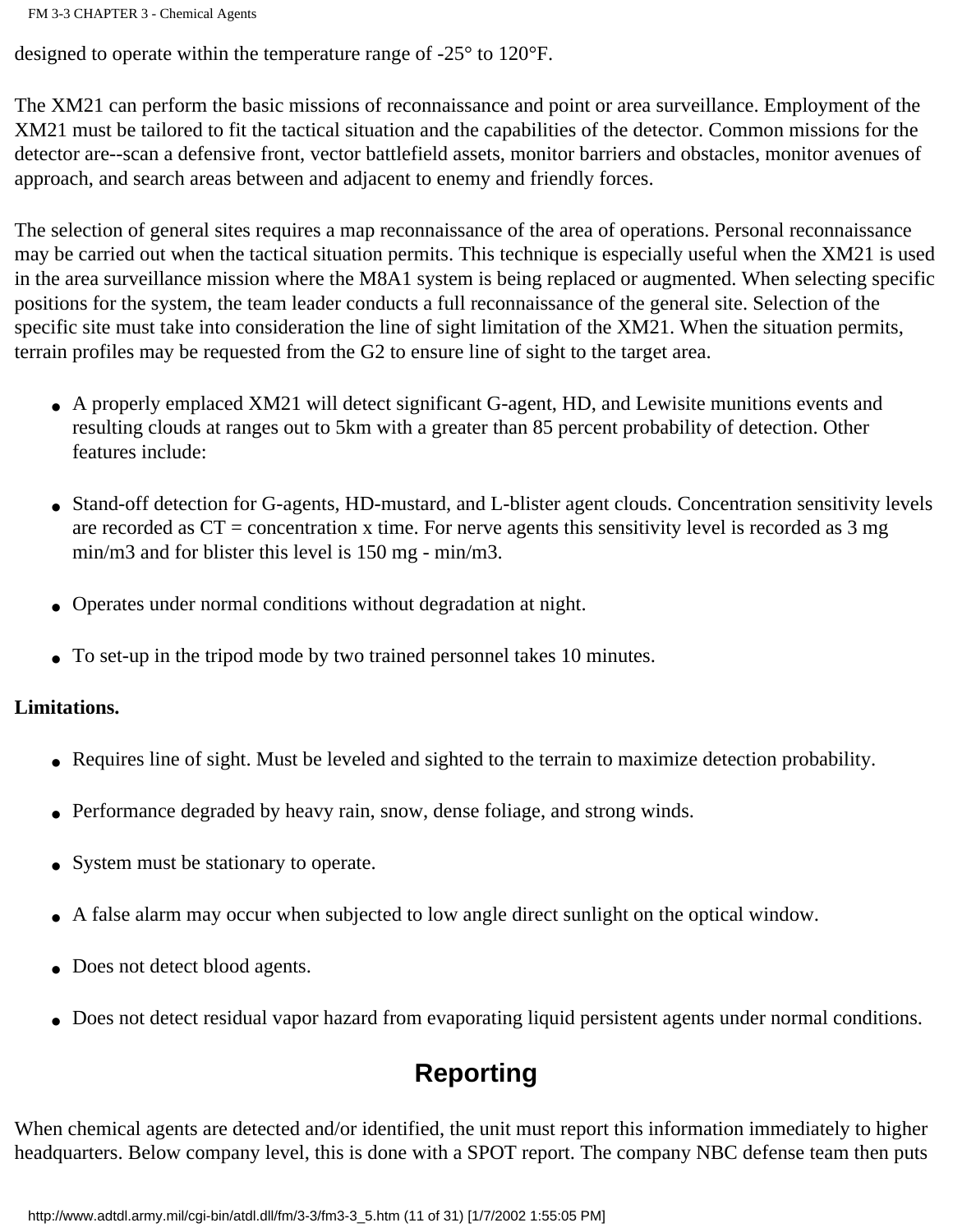designed to operate within the temperature range of -25° to 120°F.

The XM21 can perform the basic missions of reconnaissance and point or area surveillance. Employment of the XM21 must be tailored to fit the tactical situation and the capabilities of the detector. Common missions for the detector are--scan a defensive front, vector battlefield assets, monitor barriers and obstacles, monitor avenues of approach, and search areas between and adjacent to enemy and friendly forces.

The selection of general sites requires a map reconnaissance of the area of operations. Personal reconnaissance may be carried out when the tactical situation permits. This technique is especially useful when the XM21 is used in the area surveillance mission where the M8A1 system is being replaced or augmented. When selecting specific positions for the system, the team leader conducts a full reconnaissance of the general site. Selection of the specific site must take into consideration the line of sight limitation of the XM21. When the situation permits, terrain profiles may be requested from the G2 to ensure line of sight to the target area.

- A properly emplaced XM21 will detect significant G-agent, HD, and Lewisite munitions events and resulting clouds at ranges out to 5km with a greater than 85 percent probability of detection. Other features include:
- Stand-off detection for G-agents, HD-mustard, and L-blister agent clouds. Concentration sensitivity levels are recorded as CT = concentration x time. For nerve agents this sensitivity level is recorded as 3 mg min/m3 and for blister this level is 150 mg - min/m3.
- Operates under normal conditions without degradation at night.
- To set-up in the tripod mode by two trained personnel takes 10 minutes.

**Limitations.**

- Requires line of sight. Must be leveled and sighted to the terrain to maximize detection probability.
- Performance degraded by heavy rain, snow, dense foliage, and strong winds.
- System must be stationary to operate.
- A false alarm may occur when subjected to low angle direct sunlight on the optical window.
- Does not detect blood agents.
- Does not detect residual vapor hazard from evaporating liquid persistent agents under normal conditions.

## Reporting

When chemical agents are detected and/or identified, the unit must report this information immediately to higher headquarters. Below company level, this is done with a SPOT report. The company NBC defense team then puts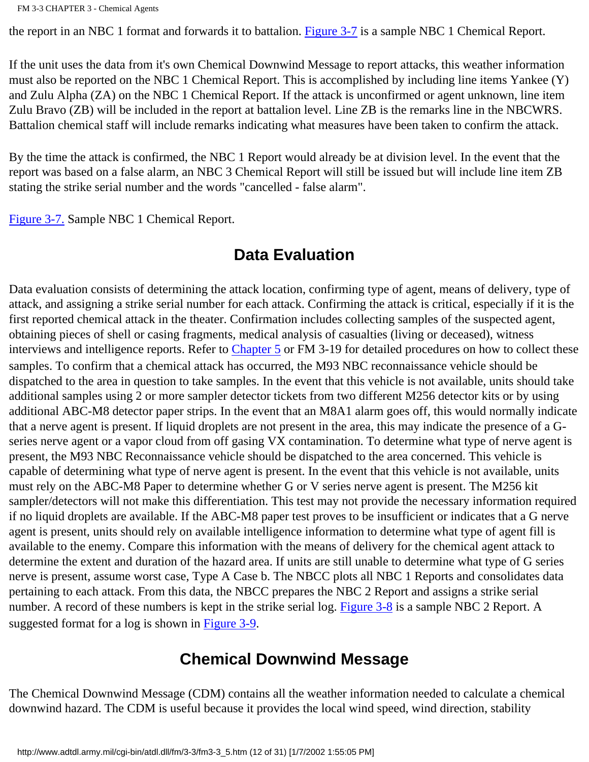the report in an NBC 1 format and forwards it to battalion. Figure 3-7 is a sample NBC 1 Chemical Report.

If the unit uses the data from it's own Chemical Downwind Message to report attacks, this weather information must also be reported on the NBC 1 Chemical Report. This is accomplished by including line items Yankee (Y) and Zulu Alpha (ZA) on the NBC 1 Chemical Report. If the attack is unconfirmed or agent unknown, line item Zulu Bravo (ZB) will be included in the report at battalion level. Line ZB is the remarks line in the NBCWRS. Battalion chemical staff will include remarks indicating what measures have been taken to confirm the attack.

By the time the attack is confirmed, the NBC 1 Report would already be at division level. In the event that the report was based on a false alarm, an NBC 3 Chemical Report will still be issued but will include line item ZB stating the strike serial number and the words "cancelled - false alarm".

Figure 3-7. Sample NBC 1 Chemical Report.

## Data Evaluation

Data evaluation consists of determining the attack location, confirming type of agent, means of delivery, type of attack, and assigning a strike serial number for each attack. Confirming the attack is critical, especially if it is the first reported chemical attack in the theater. Confirmation includes collecting samples of the suspected agent, obtaining pieces of shell or casing fragments, medical analysis of casualties (living or deceased), witness interviews and intelligence reports. Refer to Chapter 5 or FM 3-19 for detailed procedures on how to collect these samples. To confirm that a chemical attack has occurred, the M93 NBC reconnaissance vehicle should be dispatched to the area in question to take samples. In the event that this vehicle is not available, units should take additional samples using 2 or more sampler detector tickets from two different M256 detector kits or by using additional ABC-M8 detector paper strips. In the event that an M8A1 alarm goes off, this would normally indicate that a nerve agent is present. If liquid droplets are not present in the area, this may indicate the presence of a G-series nerve agent or a vapor cloud from off gasing VX contamination. To determine what type of nerve agent is present, the M93 NBC Reconnaissance vehicle should be dispatched to the area concerned. This vehicle is capable of determining what type of nerve agent is present. In the event that this vehicle is not available, units must rely on the ABC-M8 Paper to determine whether G or V series nerve agent is present. The M256 kit sampler/detectors will not make this differentiation. This test may not provide the necessary information required if no liquid droplets are available. If the ABC-M8 paper test proves to be insufficient or indicates that a G nerve agent is present, units should rely on available intelligence information to determine what type of agent fill is available to the enemy. Compare this information with the means of delivery for the chemical agent attack to determine the extent and duration of the hazard area. If units are still unable to determine what type of G series nerve is present, assume worst case, Type A Case b. The NBCC plots all NBC 1 Reports and consolidates data pertaining to each attack. From this data, the NBCC prepares the NBC 2 Report and assigns a strike serial number. A record of these numbers is kept in the strike serial log. Figure 3-8 is a sample NBC 2 Report. A suggested format for a log is shown in Figure 3-9.

## Chemical Downwind Message

The Chemical Downwind Message (CDM) contains all the weather information needed to calculate a chemical downwind hazard. The CDM is useful because it provides the local wind speed, wind direction, stability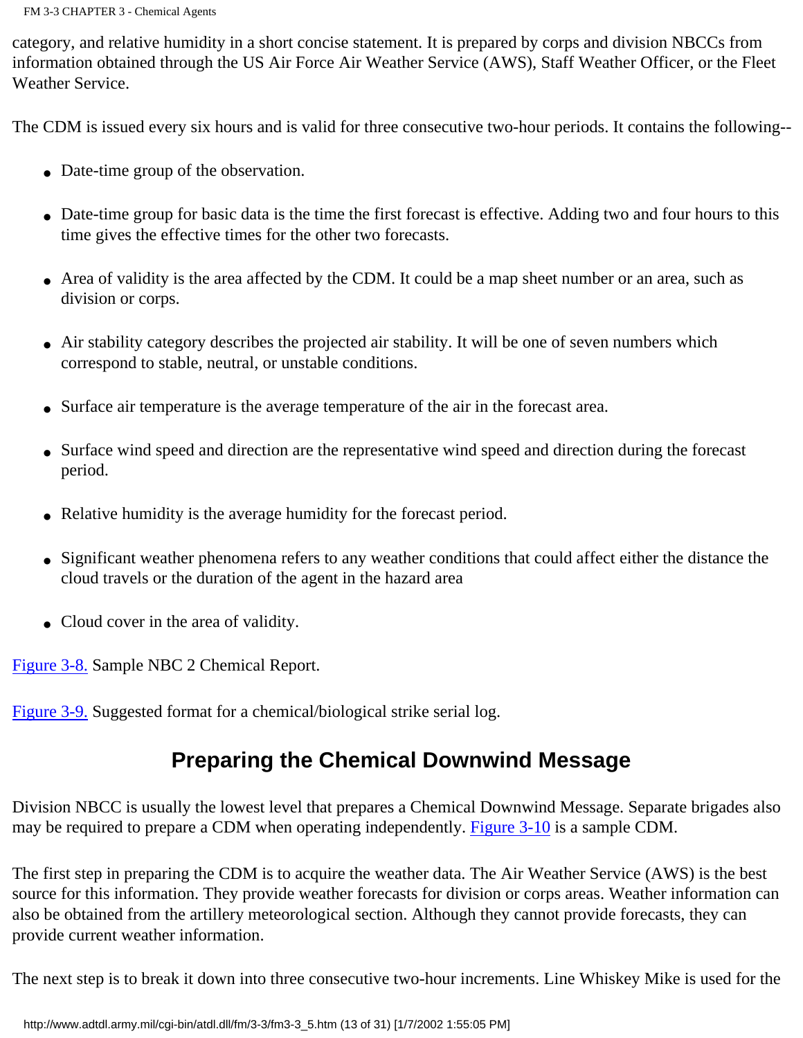category, and relative humidity in a short concise statement. It is prepared by corps and division NBCCs from information obtained through the US Air Force Air Weather Service (AWS), Staff Weather Officer, or the Fleet Weather Service.

The CDM is issued every six hours and is valid for three consecutive two-hour periods. It contains the following--

- Date-time group of the observation.
- Date-time group for basic data is the time the first forecast is effective. Adding two and four hours to this time gives the effective times for the other two forecasts.
- Area of validity is the area affected by the CDM. It could be a map sheet number or an area, such as division or corps.
- Air stability category describes the projected air stability. It will be one of seven numbers which correspond to stable, neutral, or unstable conditions.
- Surface air temperature is the average temperature of the air in the forecast area.
- Surface wind speed and direction are the representative wind speed and direction during the forecast period.
- Relative humidity is the average humidity for the forecast period.
- Significant weather phenomena refers to any weather conditions that could affect either the distance the cloud travels or the duration of the agent in the hazard area
- Cloud cover in the area of validity.

Figure 3-8. Sample NBC 2 Chemical Report.

Figure 3-9. Suggested format for a chemical/biological strike serial log.

## Preparing the Chemical Downwind Message

Division NBCC is usually the lowest level that prepares a Chemical Downwind Message. Separate brigades also may be required to prepare a CDM when operating independently. Figure 3-10 is a sample CDM.

The first step in preparing the CDM is to acquire the weather data. The Air Weather Service (AWS) is the best source for this information. They provide weather forecasts for division or corps areas. Weather information can also be obtained from the artillery meteorological section. Although they cannot provide forecasts, they can provide current weather information.

The next step is to break it down into three consecutive two-hour increments. Line Whiskey Mike is used for the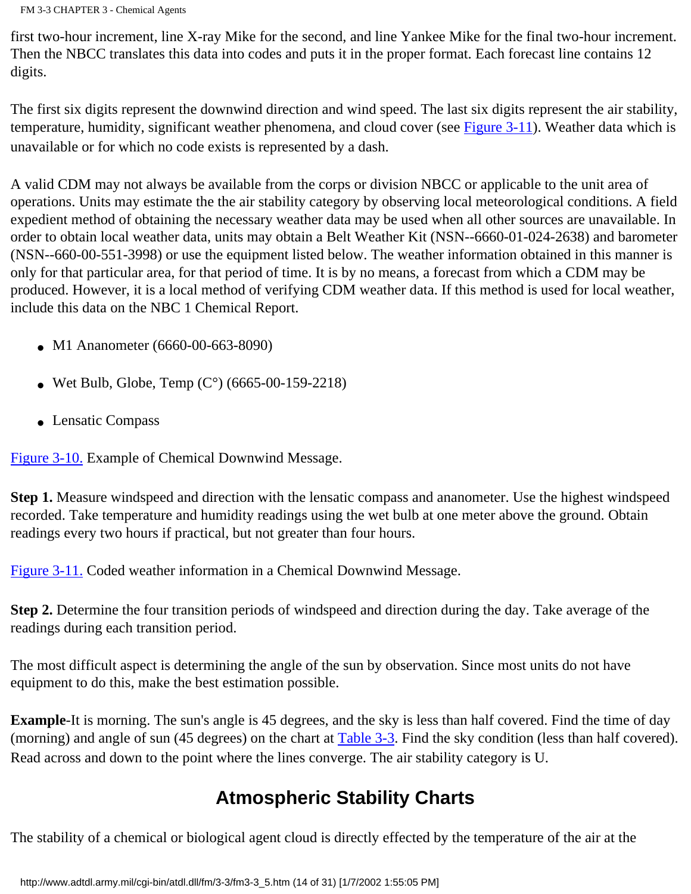first two-hour increment, line X-ray Mike for the second, and line Yankee Mike for the final two-hour increment. Then the NBCC translates this data into codes and puts it in the proper format. Each forecast line contains 12 digits.

The first six digits represent the downwind direction and wind speed. The last six digits represent the air stability, temperature, humidity, significant weather phenomena, and cloud cover (see Figure 3-11). Weather data which is unavailable or for which no code exists is represented by a dash.

A valid CDM may not always be available from the corps or division NBCC or applicable to the unit area of operations. Units may estimate the the air stability category by observing local meteorological conditions. A field expedient method of obtaining the necessary weather data may be used when all other sources are unavailable. In order to obtain local weather data, units may obtain a Belt Weather Kit (NSN--6660-01-024-2638) and barometer (NSN--660-00-551-3998) or use the equipment listed below. The weather information obtained in this manner is only for that particular area, for that period of time. It is by no means, a forecast from which a CDM may be produced. However, it is a local method of verifying CDM weather data. If this method is used for local weather, include this data on the NBC 1 Chemical Report.

- M1 Ananometer (6660-00-663-8090)
- Wet Bulb, Globe, Temp (C°) (6665-00-159-2218)
- Lensatic Compass

Figure 3-10. Example of Chemical Downwind Message.

**Step 1.** Measure windspeed and direction with the lensatic compass and ananometer. Use the highest windspeed recorded. Take temperature and humidity readings using the wet bulb at one meter above the ground. Obtain readings every two hours if practical, but not greater than four hours.

Figure 3-11. Coded weather information in a Chemical Downwind Message.

**Step 2.** Determine the four transition periods of windspeed and direction during the day. Take average of the readings during each transition period.

The most difficult aspect is determining the angle of the sun by observation. Since most units do not have equipment to do this, make the best estimation possible.

**Example**-It is morning. The sun's angle is 45 degrees, and the sky is less than half covered. Find the time of day (morning) and angle of sun (45 degrees) on the chart at Table 3-3. Find the sky condition (less than half covered). Read across and down to the point where the lines converge. The air stability category is U.

## Atmospheric Stability Charts

The stability of a chemical or biological agent cloud is directly effected by the temperature of the air at the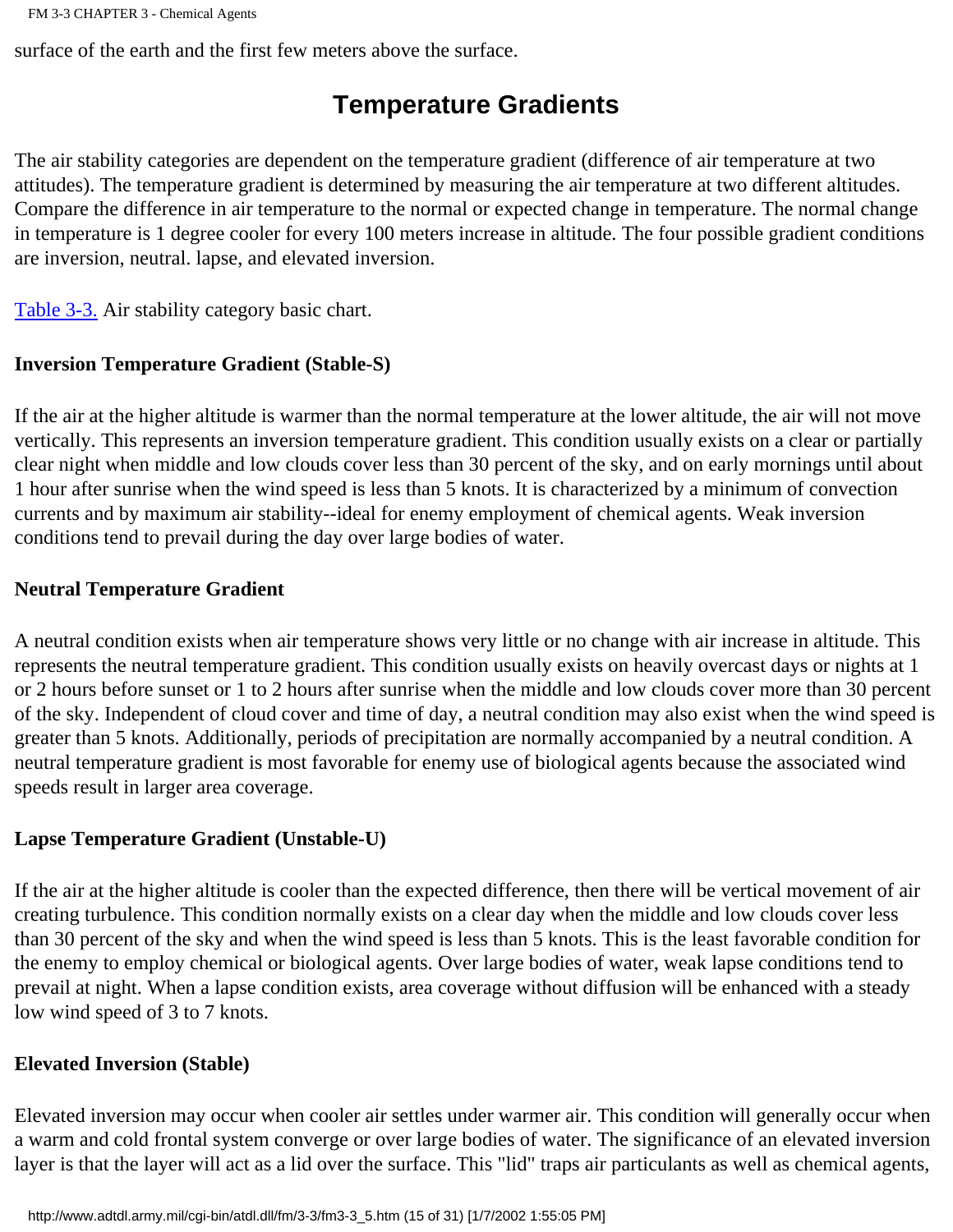surface of the earth and the first few meters above the surface.

## Temperature Gradients

The air stability categories are dependent on the temperature gradient (difference of air temperature at two attitudes). The temperature gradient is determined by measuring the air temperature at two different altitudes. Compare the difference in air temperature to the normal or expected change in temperature. The normal change in temperature is 1 degree cooler for every 100 meters increase in altitude. The four possible gradient conditions are inversion, neutral. lapse, and elevated inversion.

Table 3-3. Air stability category basic chart.

**Inversion Temperature Gradient (Stable-S)**

If the air at the higher altitude is warmer than the normal temperature at the lower altitude, the air will not move vertically. This represents an inversion temperature gradient. This condition usually exists on a clear or partially clear night when middle and low clouds cover less than 30 percent of the sky, and on early mornings until about 1 hour after sunrise when the wind speed is less than 5 knots. It is characterized by a minimum of convection currents and by maximum air stability--ideal for enemy employment of chemical agents. Weak inversion conditions tend to prevail during the day over large bodies of water.

**Neutral Temperature Gradient**

A neutral condition exists when air temperature shows very little or no change with air increase in altitude. This represents the neutral temperature gradient. This condition usually exists on heavily overcast days or nights at 1 or 2 hours before sunset or 1 to 2 hours after sunrise when the middle and low clouds cover more than 30 percent of the sky. Independent of cloud cover and time of day, a neutral condition may also exist when the wind speed is greater than 5 knots. Additionally, periods of precipitation are normally accompanied by a neutral condition. A neutral temperature gradient is most favorable for enemy use of biological agents because the associated wind speeds result in larger area coverage.

**Lapse Temperature Gradient (Unstable-U)**

If the air at the higher altitude is cooler than the expected difference, then there will be vertical movement of air creating turbulence. This condition normally exists on a clear day when the middle and low clouds cover less than 30 percent of the sky and when the wind speed is less than 5 knots. This is the least favorable condition for the enemy to employ chemical or biological agents. Over large bodies of water, weak lapse conditions tend to prevail at night. When a lapse condition exists, area coverage without diffusion will be enhanced with a steady low wind speed of 3 to 7 knots.

**Elevated Inversion (Stable)**

Elevated inversion may occur when cooler air settles under warmer air. This condition will generally occur when a warm and cold frontal system converge or over large bodies of water. The significance of an elevated inversion layer is that the layer will act as a lid over the surface. This "lid" traps air particulants as well as chemical agents,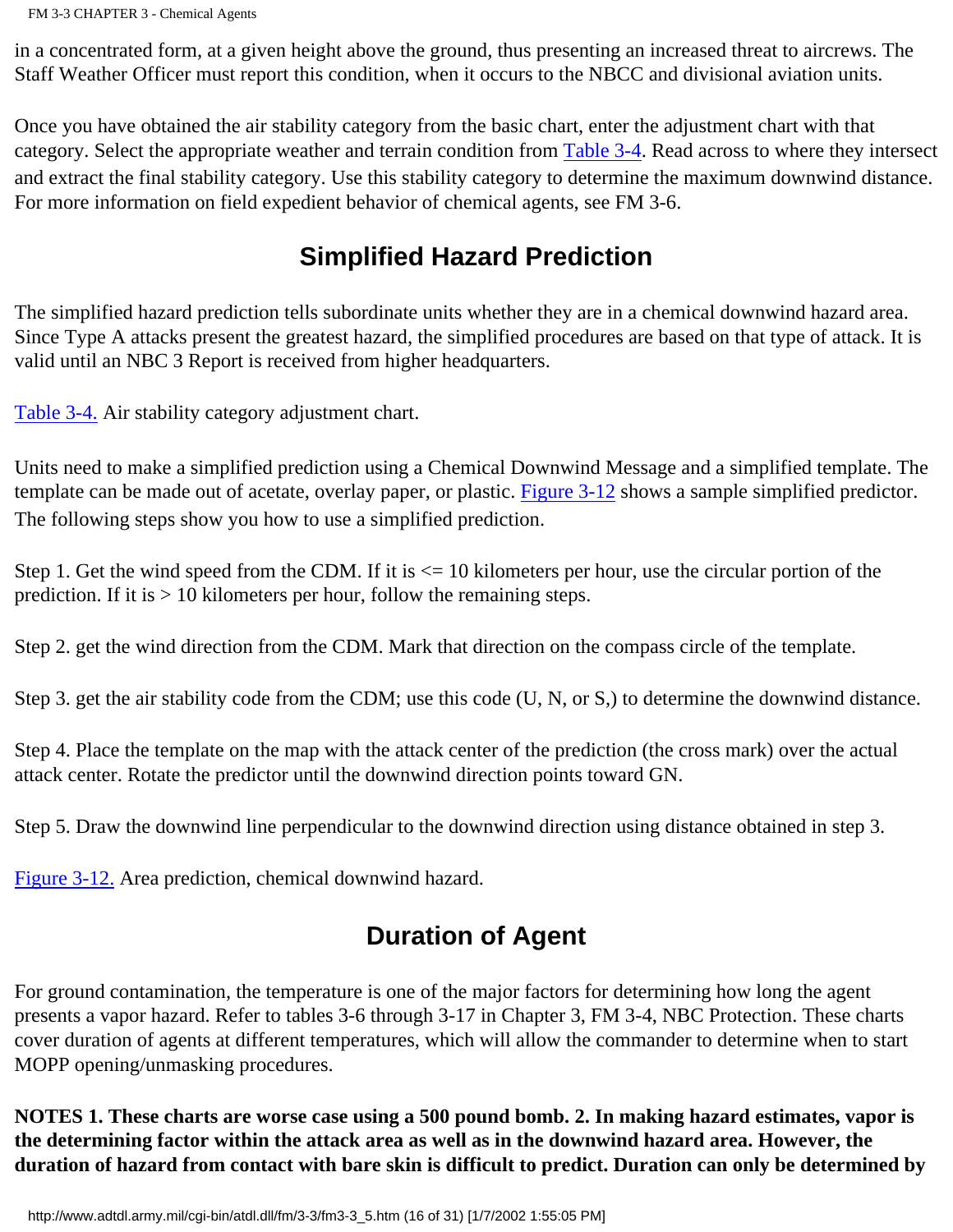in a concentrated form, at a given height above the ground, thus presenting an increased threat to aircrews. The Staff Weather Officer must report this condition, when it occurs to the NBCC and divisional aviation units.

Once you have obtained the air stability category from the basic chart, enter the adjustment chart with that category. Select the appropriate weather and terrain condition from Table 3-4. Read across to where they intersect and extract the final stability category. Use this stability category to determine the maximum downwind distance. For more information on field expedient behavior of chemical agents, see FM 3-6.

## Simplified Hazard Prediction

The simplified hazard prediction tells subordinate units whether they are in a chemical downwind hazard area. Since Type A attacks present the greatest hazard, the simplified procedures are based on that type of attack. It is valid until an NBC 3 Report is received from higher headquarters.

Table 3-4. Air stability category adjustment chart.

Units need to make a simplified prediction using a Chemical Downwind Message and a simplified template. The template can be made out of acetate, overlay paper, or plastic. Figure 3-12 shows a sample simplified predictor. The following steps show you how to use a simplified prediction.

Step 1. Get the wind speed from the CDM. If it is <= 10 kilometers per hour, use the circular portion of the prediction. If it is > 10 kilometers per hour, follow the remaining steps.

Step 2. get the wind direction from the CDM. Mark that direction on the compass circle of the template.

Step 3. get the air stability code from the CDM; use this code (U, N, or S,) to determine the downwind distance.

Step 4. Place the template on the map with the attack center of the prediction (the cross mark) over the actual attack center. Rotate the predictor until the downwind direction points toward GN.

Step 5. Draw the downwind line perpendicular to the downwind direction using distance obtained in step 3.

Figure 3-12. Area prediction, chemical downwind hazard.

## Duration of Agent

For ground contamination, the temperature is one of the major factors for determining how long the agent presents a vapor hazard. Refer to tables 3-6 through 3-17 in Chapter 3, FM 3-4, NBC Protection. These charts cover duration of agents at different temperatures, which will allow the commander to determine when to start MOPP opening/unmasking procedures.

**NOTES 1. These charts are worse case using a 500 pound bomb. 2. In making hazard estimates, vapor is the determining factor within the attack area as well as in the downwind hazard area. However, the duration of hazard from contact with bare skin is difficult to predict. Duration can only be determined by**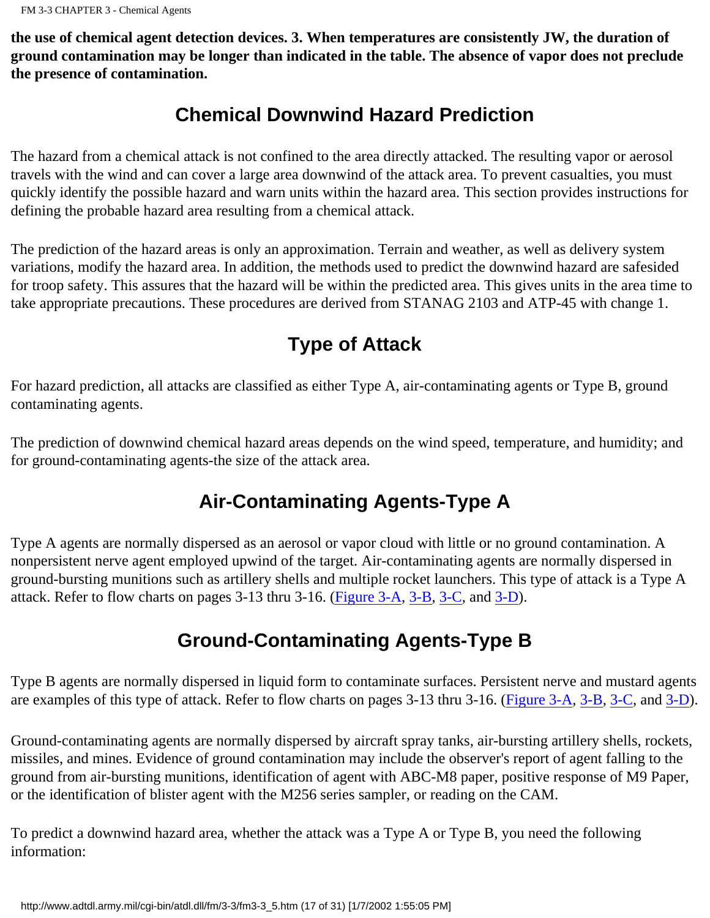**the use of chemical agent detection devices. 3. When temperatures are consistently JW, the duration of ground contamination may be longer than indicated in the table. The absence of vapor does not preclude the presence of contamination.**

## Chemical Downwind Hazard Prediction

The hazard from a chemical attack is not confined to the area directly attacked. The resulting vapor or aerosol travels with the wind and can cover a large area downwind of the attack area. To prevent casualties, you must quickly identify the possible hazard and warn units within the hazard area. This section provides instructions for defining the probable hazard area resulting from a chemical attack.

The prediction of the hazard areas is only an approximation. Terrain and weather, as well as delivery system variations, modify the hazard area. In addition, the methods used to predict the downwind hazard are safesided for troop safety. This assures that the hazard will be within the predicted area. This gives units in the area time to take appropriate precautions. These procedures are derived from STANAG 2103 and ATP-45 with change 1.

## Type of Attack

For hazard prediction, all attacks are classified as either Type A, air-contaminating agents or Type B, ground contaminating agents.

The prediction of downwind chemical hazard areas depends on the wind speed, temperature, and humidity; and for ground-contaminating agents-the size of the attack area.

## Air-Contaminating Agents-Type A

Type A agents are normally dispersed as an aerosol or vapor cloud with little or no ground contamination. A nonpersistent nerve agent employed upwind of the target. Air-contaminating agents are normally dispersed in ground-bursting munitions such as artillery shells and multiple rocket launchers. This type of attack is a Type A attack. Refer to flow charts on pages 3-13 thru 3-16. (Figure 3-A, 3-B, 3-C, and 3-D).

## Ground-Contaminating Agents-Type B

Type B agents are normally dispersed in liquid form to contaminate surfaces. Persistent nerve and mustard agents are examples of this type of attack. Refer to flow charts on pages 3-13 thru 3-16. (Figure 3-A, 3-B, 3-C, and 3-D).

Ground-contaminating agents are normally dispersed by aircraft spray tanks, air-bursting artillery shells, rockets, missiles, and mines. Evidence of ground contamination may include the observer's report of agent falling to the ground from air-bursting munitions, identification of agent with ABC-M8 paper, positive response of M9 Paper, or the identification of blister agent with the M256 series sampler, or reading on the CAM.

To predict a downwind hazard area, whether the attack was a Type A or Type B, you need the following information: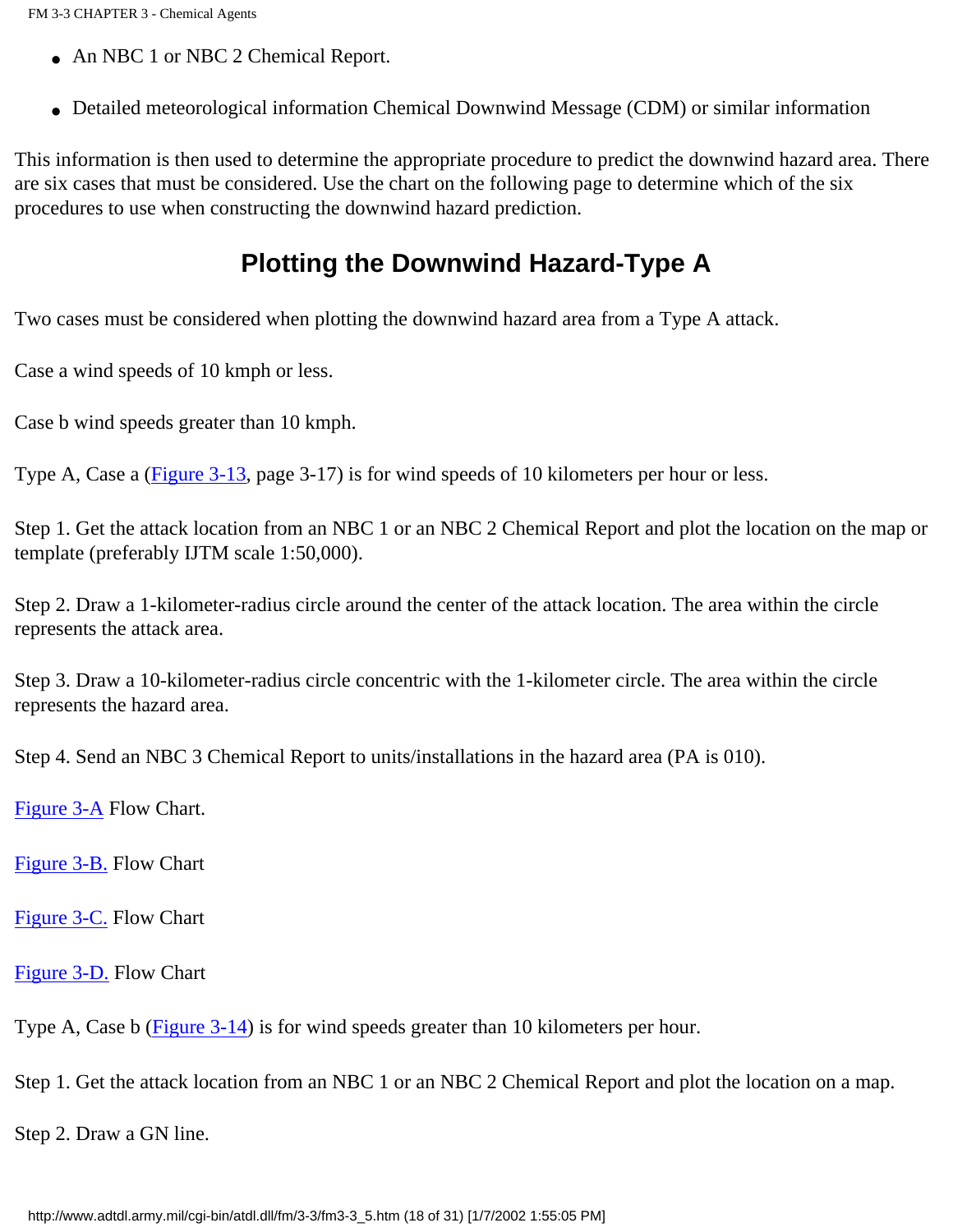- An NBC 1 or NBC 2 Chemical Report.
- Detailed meteorological information Chemical Downwind Message (CDM) or similar information

This information is then used to determine the appropriate procedure to predict the downwind hazard area. There are six cases that must be considered. Use the chart on the following page to determine which of the six procedures to use when constructing the downwind hazard prediction.

## Plotting the Downwind Hazard-Type A

Two cases must be considered when plotting the downwind hazard area from a Type A attack.

Case a wind speeds of 10 kmph or less.

Case b wind speeds greater than 10 kmph.

Type A, Case a (Figure 3-13, page 3-17) is for wind speeds of 10 kilometers per hour or less.

Step 1. Get the attack location from an NBC 1 or an NBC 2 Chemical Report and plot the location on the map or template (preferably IJTM scale 1:50,000).

Step 2. Draw a 1-kilometer-radius circle around the center of the attack location. The area within the circle represents the attack area.

Step 3. Draw a 10-kilometer-radius circle concentric with the 1-kilometer circle. The area within the circle represents the hazard area.

Step 4. Send an NBC 3 Chemical Report to units/installations in the hazard area (PA is 010).

Figure 3-A Flow Chart.

Figure 3-B. Flow Chart

Figure 3-C. Flow Chart

Figure 3-D. Flow Chart

Type A, Case b (Figure 3-14) is for wind speeds greater than 10 kilometers per hour.

Step 1. Get the attack location from an NBC 1 or an NBC 2 Chemical Report and plot the location on a map.

Step 2. Draw a GN line.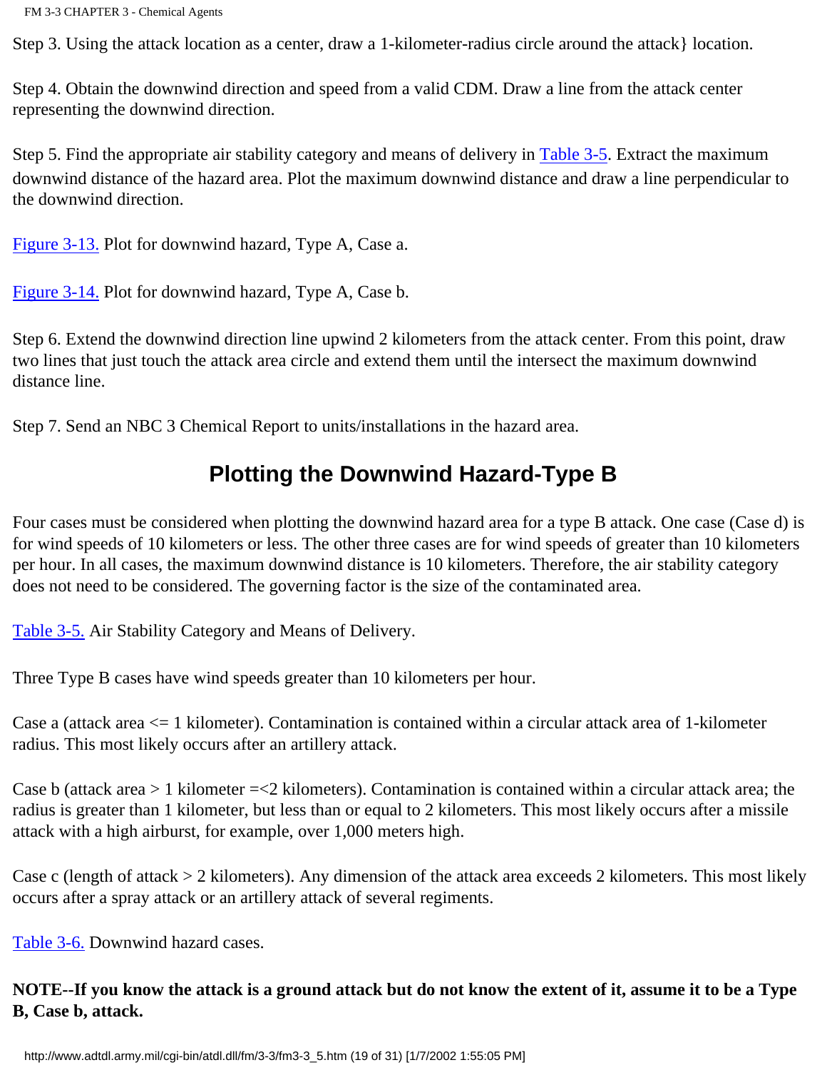Step 3. Using the attack location as a center, draw a 1-kilometer-radius circle around the attack} location.

Step 4. Obtain the downwind direction and speed from a valid CDM. Draw a line from the attack center representing the downwind direction.

Step 5. Find the appropriate air stability category and means of delivery in Table 3-5. Extract the maximum downwind distance of the hazard area. Plot the maximum downwind distance and draw a line perpendicular to the downwind direction.

Figure 3-13. Plot for downwind hazard, Type A, Case a.

Figure 3-14. Plot for downwind hazard, Type A, Case b.

Step 6. Extend the downwind direction line upwind 2 kilometers from the attack center. From this point, draw two lines that just touch the attack area circle and extend them until the intersect the maximum downwind distance line.

Step 7. Send an NBC 3 Chemical Report to units/installations in the hazard area.

## Plotting the Downwind Hazard-Type B

Four cases must be considered when plotting the downwind hazard area for a type B attack. One case (Case d) is for wind speeds of 10 kilometers or less. The other three cases are for wind speeds of greater than 10 kilometers per hour. In all cases, the maximum downwind distance is 10 kilometers. Therefore, the air stability category does not need to be considered. The governing factor is the size of the contaminated area.

Table 3-5. Air Stability Category and Means of Delivery.

Three Type B cases have wind speeds greater than 10 kilometers per hour.

Case a (attack area <= 1 kilometer). Contamination is contained within a circular attack area of 1-kilometer radius. This most likely occurs after an artillery attack.

Case b (attack area > 1 kilometer =<2 kilometers). Contamination is contained within a circular attack area; the radius is greater than 1 kilometer, but less than or equal to 2 kilometers. This most likely occurs after a missile attack with a high airburst, for example, over 1,000 meters high.

Case c (length of attack > 2 kilometers). Any dimension of the attack area exceeds 2 kilometers. This most likely occurs after a spray attack or an artillery attack of several regiments.

Table 3-6. Downwind hazard cases.

**NOTE--If you know the attack is a ground attack but do not know the extent of it, assume it to be a Type B, Case b, attack.**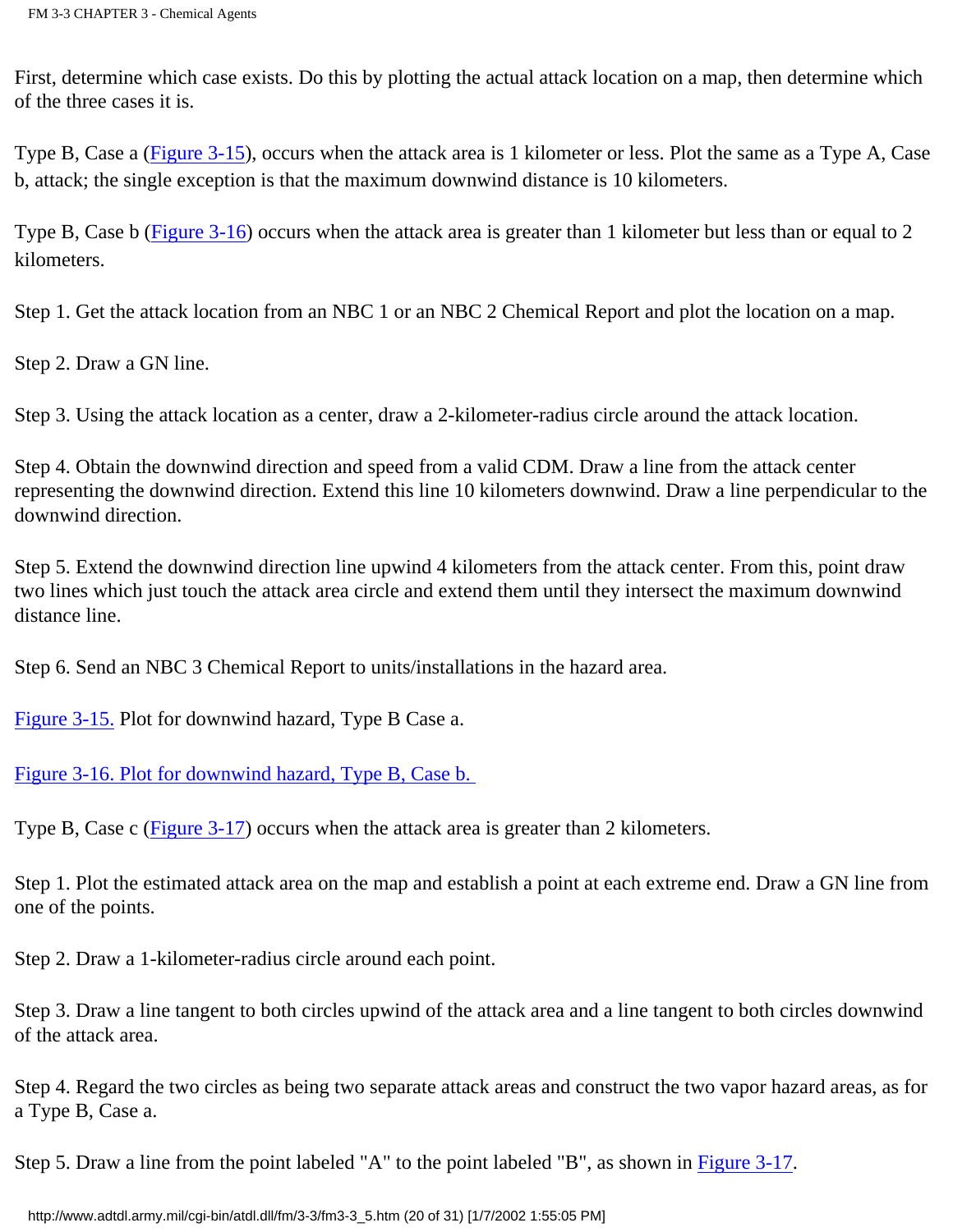First, determine which case exists. Do this by plotting the actual attack location on a map, then determine which of the three cases it is.

Type B, Case a (Figure 3-15), occurs when the attack area is 1 kilometer or less. Plot the same as a Type A, Case b, attack; the single exception is that the maximum downwind distance is 10 kilometers.

Type B, Case b (Figure 3-16) occurs when the attack area is greater than 1 kilometer but less than or equal to 2 kilometers.

Step 1. Get the attack location from an NBC 1 or an NBC 2 Chemical Report and plot the location on a map.

Step 2. Draw a GN line.

Step 3. Using the attack location as a center, draw a 2-kilometer-radius circle around the attack location.

Step 4. Obtain the downwind direction and speed from a valid CDM. Draw a line from the attack center representing the downwind direction. Extend this line 10 kilometers downwind. Draw a line perpendicular to the downwind direction.

Step 5. Extend the downwind direction line upwind 4 kilometers from the attack center. From this, point draw two lines which just touch the attack area circle and extend them until they intersect the maximum downwind distance line.

Step 6. Send an NBC 3 Chemical Report to units/installations in the hazard area.

Figure 3-15. Plot for downwind hazard, Type B Case a.

Figure 3-16. Plot for downwind hazard, Type B, Case b.

Type B, Case c (Figure 3-17) occurs when the attack area is greater than 2 kilometers.

Step 1. Plot the estimated attack area on the map and establish a point at each extreme end. Draw a GN line from one of the points.

Step 2. Draw a 1-kilometer-radius circle around each point.

Step 3. Draw a line tangent to both circles upwind of the attack area and a line tangent to both circles downwind of the attack area.

Step 4. Regard the two circles as being two separate attack areas and construct the two vapor hazard areas, as for a Type B, Case a.

Step 5. Draw a line from the point labeled "A" to the point labeled "B", as shown in Figure 3-17.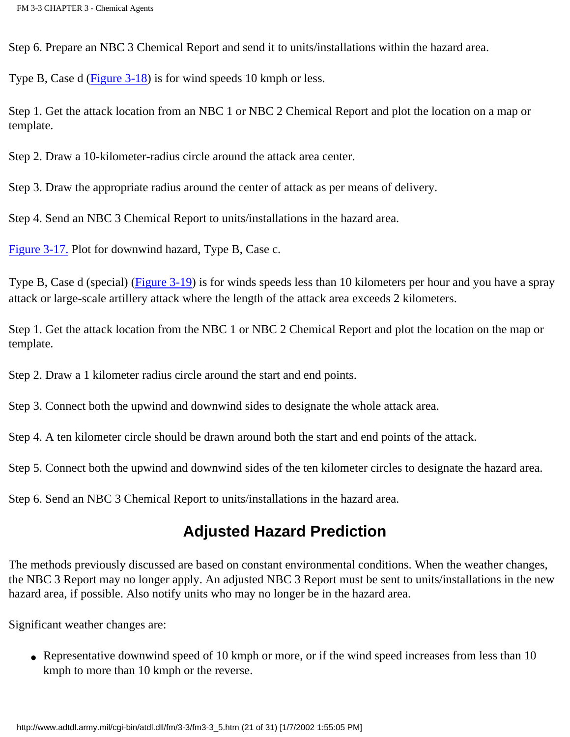Step 6. Prepare an NBC 3 Chemical Report and send it to units/installations within the hazard area.

Type B, Case d (Figure 3-18) is for wind speeds 10 kmph or less.

Step 1. Get the attack location from an NBC 1 or NBC 2 Chemical Report and plot the location on a map or template.

Step 2. Draw a 10-kilometer-radius circle around the attack area center.

Step 3. Draw the appropriate radius around the center of attack as per means of delivery.

Step 4. Send an NBC 3 Chemical Report to units/installations in the hazard area.

Figure 3-17. Plot for downwind hazard, Type B, Case c.

Type B, Case d (special) (Figure 3-19) is for winds speeds less than 10 kilometers per hour and you have a spray attack or large-scale artillery attack where the length of the attack area exceeds 2 kilometers.

Step 1. Get the attack location from the NBC 1 or NBC 2 Chemical Report and plot the location on the map or template.

Step 2. Draw a 1 kilometer radius circle around the start and end points.

Step 3. Connect both the upwind and downwind sides to designate the whole attack area.

Step 4. A ten kilometer circle should be drawn around both the start and end points of the attack.

Step 5. Connect both the upwind and downwind sides of the ten kilometer circles to designate the hazard area.

Step 6. Send an NBC 3 Chemical Report to units/installations in the hazard area.

## Adjusted Hazard Prediction

The methods previously discussed are based on constant environmental conditions. When the weather changes, the NBC 3 Report may no longer apply. An adjusted NBC 3 Report must be sent to units/installations in the new hazard area, if possible. Also notify units who may no longer be in the hazard area.

Significant weather changes are:

- Representative downwind speed of 10 kmph or more, or if the wind speed increases from less than 10 kmph to more than 10 kmph or the reverse.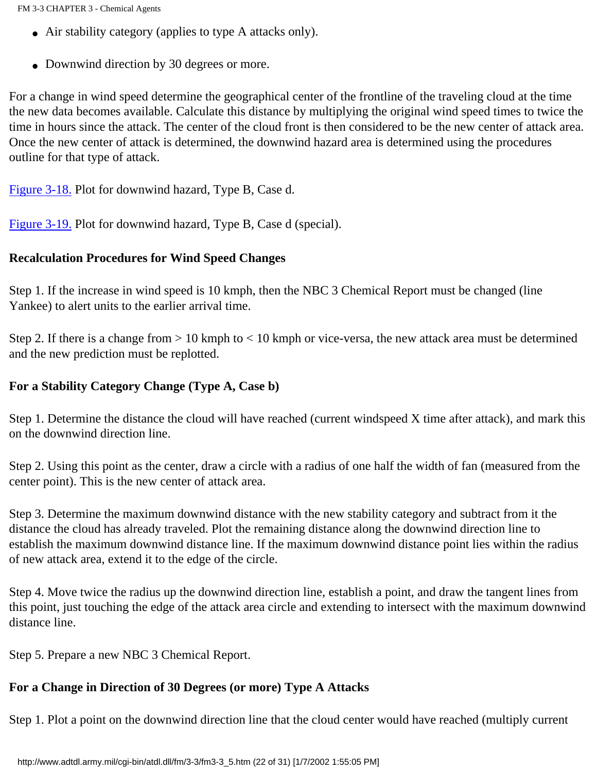- Air stability category (applies to type A attacks only).
- Downwind direction by 30 degrees or more.

For a change in wind speed determine the geographical center of the frontline of the traveling cloud at the time the new data becomes available. Calculate this distance by multiplying the original wind speed times to twice the time in hours since the attack. The center of the cloud front is then considered to be the new center of attack area. Once the new center of attack is determined, the downwind hazard area is determined using the procedures outline for that type of attack.

Figure 3-18. Plot for downwind hazard, Type B, Case d.

Figure 3-19. Plot for downwind hazard, Type B, Case d (special).

**Recalculation Procedures for Wind Speed Changes**

Step 1. If the increase in wind speed is 10 kmph, then the NBC 3 Chemical Report must be changed (line Yankee) to alert units to the earlier arrival time.

Step 2. If there is a change from > 10 kmph to < 10 kmph or vice-versa, the new attack area must be determined and the new prediction must be replotted.

**For a Stability Category Change (Type A, Case b)**

Step 1. Determine the distance the cloud will have reached (current windspeed X time after attack), and mark this on the downwind direction line.

Step 2. Using this point as the center, draw a circle with a radius of one half the width of fan (measured from the center point). This is the new center of attack area.

Step 3. Determine the maximum downwind distance with the new stability category and subtract from it the distance the cloud has already traveled. Plot the remaining distance along the downwind direction line to establish the maximum downwind distance line. If the maximum downwind distance point lies within the radius of new attack area, extend it to the edge of the circle.

Step 4. Move twice the radius up the downwind direction line, establish a point, and draw the tangent lines from this point, just touching the edge of the attack area circle and extending to intersect with the maximum downwind distance line.

Step 5. Prepare a new NBC 3 Chemical Report.

**For a Change in Direction of 30 Degrees (or more) Type A Attacks**

Step 1. Plot a point on the downwind direction line that the cloud center would have reached (multiply current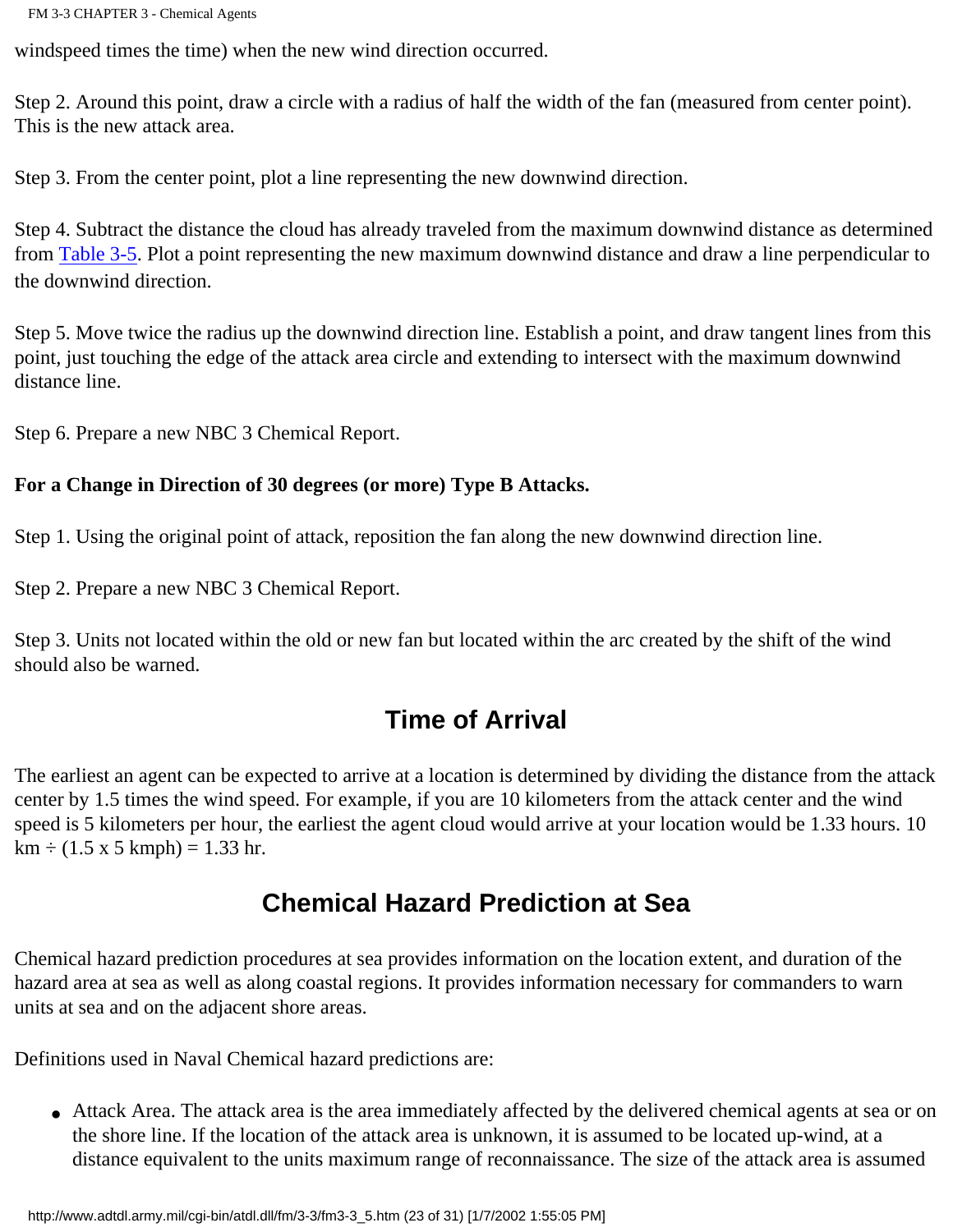windspeed times the time) when the new wind direction occurred.

Step 2. Around this point, draw a circle with a radius of half the width of the fan (measured from center point). This is the new attack area.

Step 3. From the center point, plot a line representing the new downwind direction.

Step 4. Subtract the distance the cloud has already traveled from the maximum downwind distance as determined from Table 3-5. Plot a point representing the new maximum downwind distance and draw a line perpendicular to the downwind direction.

Step 5. Move twice the radius up the downwind direction line. Establish a point, and draw tangent lines from this point, just touching the edge of the attack area circle and extending to intersect with the maximum downwind distance line.

Step 6. Prepare a new NBC 3 Chemical Report.

**For a Change in Direction of 30 degrees (or more) Type B Attacks.**

Step 1. Using the original point of attack, reposition the fan along the new downwind direction line.

Step 2. Prepare a new NBC 3 Chemical Report.

Step 3. Units not located within the old or new fan but located within the arc created by the shift of the wind should also be warned.

## Time of Arrival

The earliest an agent can be expected to arrive at a location is determined by dividing the distance from the attack center by 1.5 times the wind speed. For example, if you are 10 kilometers from the attack center and the wind speed is 5 kilometers per hour, the earliest the agent cloud would arrive at your location would be 1.33 hours. 10 km ÷ (1.5 x 5 kmph) = 1.33 hr.

## Chemical Hazard Prediction at Sea

Chemical hazard prediction procedures at sea provides information on the location extent, and duration of the hazard area at sea as well as along coastal regions. It provides information necessary for commanders to warn units at sea and on the adjacent shore areas.

Definitions used in Naval Chemical hazard predictions are:

- Attack Area. The attack area is the area immediately affected by the delivered chemical agents at sea or on the shore line. If the location of the attack area is unknown, it is assumed to be located up-wind, at a distance equivalent to the units maximum range of reconnaissance. The size of the attack area is assumed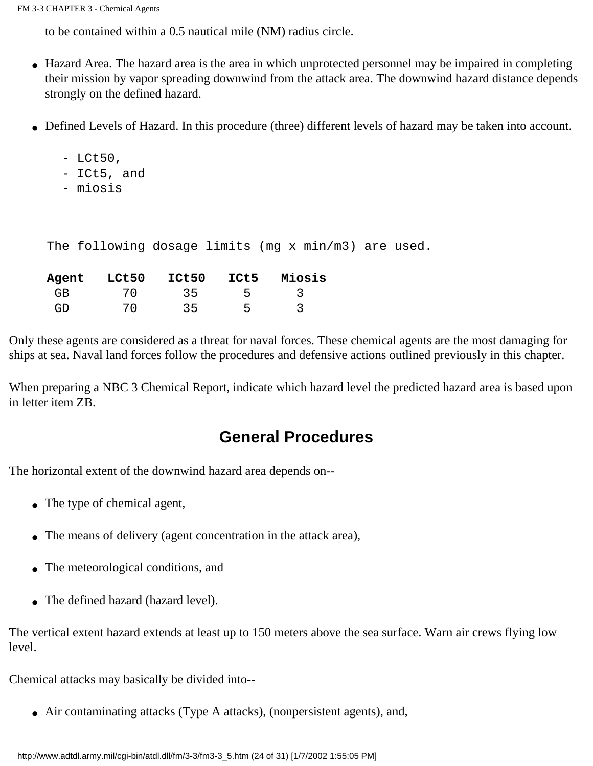to be contained within a 0.5 nautical mile (NM) radius circle.

- Hazard Area. The hazard area is the area in which unprotected personnel may be impaired in completing their mission by vapor spreading downwind from the attack area. The downwind hazard distance depends strongly on the defined hazard.
- Defined Levels of Hazard. In this procedure (three) different levels of hazard may be taken into account.

  - LCt50,
  - ICt5, and
  - miosis

The following dosage limits (mg x min/m3) are used.

| Agent | LCt50 | ICt50 | ICt5 | Miosis |
|---|---|---|---|---|
| GB | 70 | 35 | 5 | 3 |
| GD | 70 | 35 | 5 | 3 |

Only these agents are considered as a threat for naval forces. These chemical agents are the most damaging for ships at sea. Naval land forces follow the procedures and defensive actions outlined previously in this chapter.

When preparing a NBC 3 Chemical Report, indicate which hazard level the predicted hazard area is based upon in letter item ZB.

## General Procedures

The horizontal extent of the downwind hazard area depends on--

- The type of chemical agent,
- The means of delivery (agent concentration in the attack area),
- The meteorological conditions, and
- The defined hazard (hazard level).

The vertical extent hazard extends at least up to 150 meters above the sea surface. Warn air crews flying low level.

Chemical attacks may basically be divided into--

- Air contaminating attacks (Type A attacks), (nonpersistent agents), and,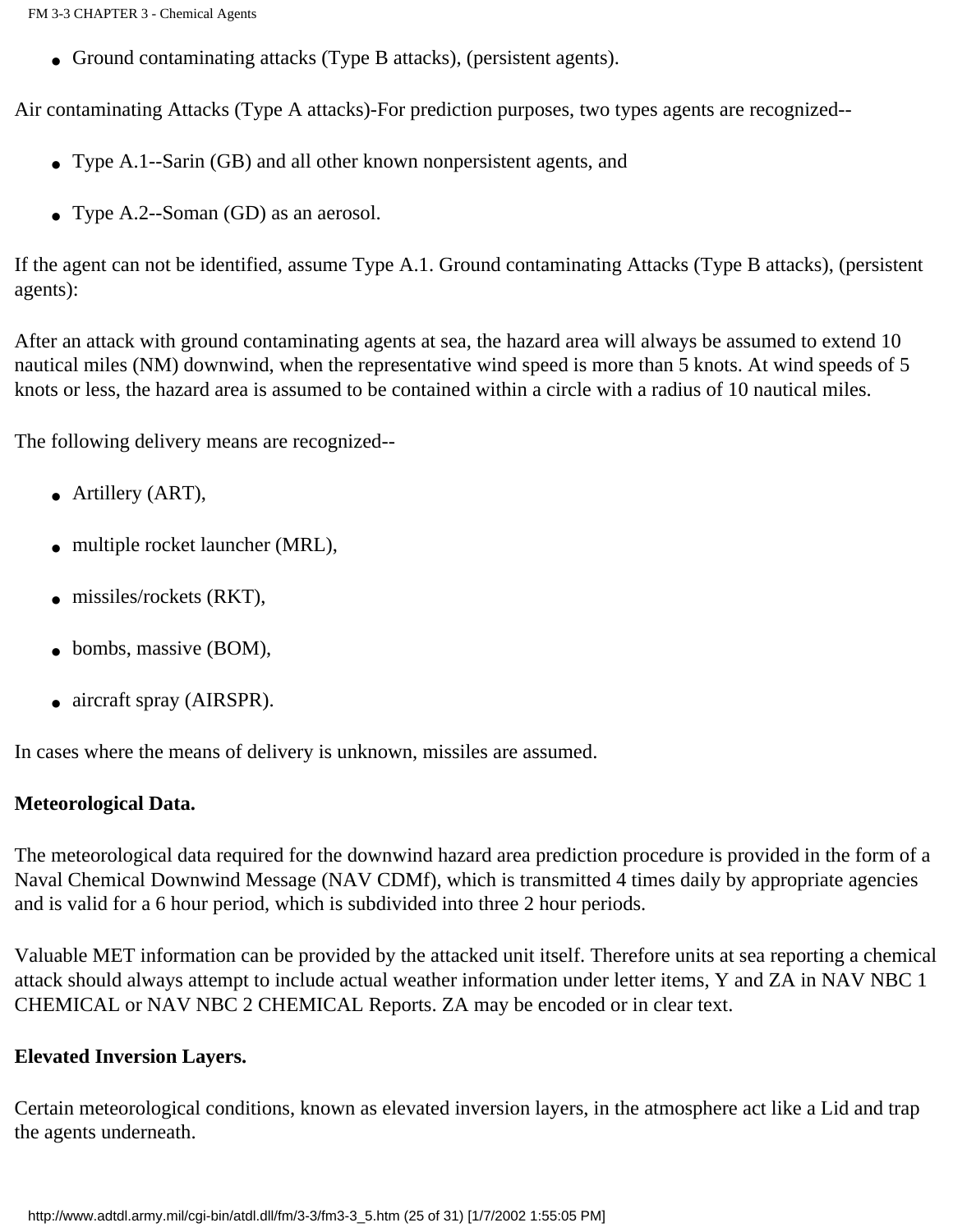- Ground contaminating attacks (Type B attacks), (persistent agents).

Air contaminating Attacks (Type A attacks)-For prediction purposes, two types agents are recognized--

- Type A.1--Sarin (GB) and all other known nonpersistent agents, and
- Type A.2--Soman (GD) as an aerosol.

If the agent can not be identified, assume Type A.1. Ground contaminating Attacks (Type B attacks), (persistent agents):

After an attack with ground contaminating agents at sea, the hazard area will always be assumed to extend 10 nautical miles (NM) downwind, when the representative wind speed is more than 5 knots. At wind speeds of 5 knots or less, the hazard area is assumed to be contained within a circle with a radius of 10 nautical miles.

The following delivery means are recognized--

- Artillery (ART),
- multiple rocket launcher (MRL),
- missiles/rockets (RKT),
- bombs, massive (BOM),
- aircraft spray (AIRSPR).

In cases where the means of delivery is unknown, missiles are assumed.

**Meteorological Data.**

The meteorological data required for the downwind hazard area prediction procedure is provided in the form of a Naval Chemical Downwind Message (NAV CDMf), which is transmitted 4 times daily by appropriate agencies and is valid for a 6 hour period, which is subdivided into three 2 hour periods.

Valuable MET information can be provided by the attacked unit itself. Therefore units at sea reporting a chemical attack should always attempt to include actual weather information under letter items, Y and ZA in NAV NBC 1 CHEMICAL or NAV NBC 2 CHEMICAL Reports. ZA may be encoded or in clear text.

**Elevated Inversion Layers.**

Certain meteorological conditions, known as elevated inversion layers, in the atmosphere act like a Lid and trap the agents underneath.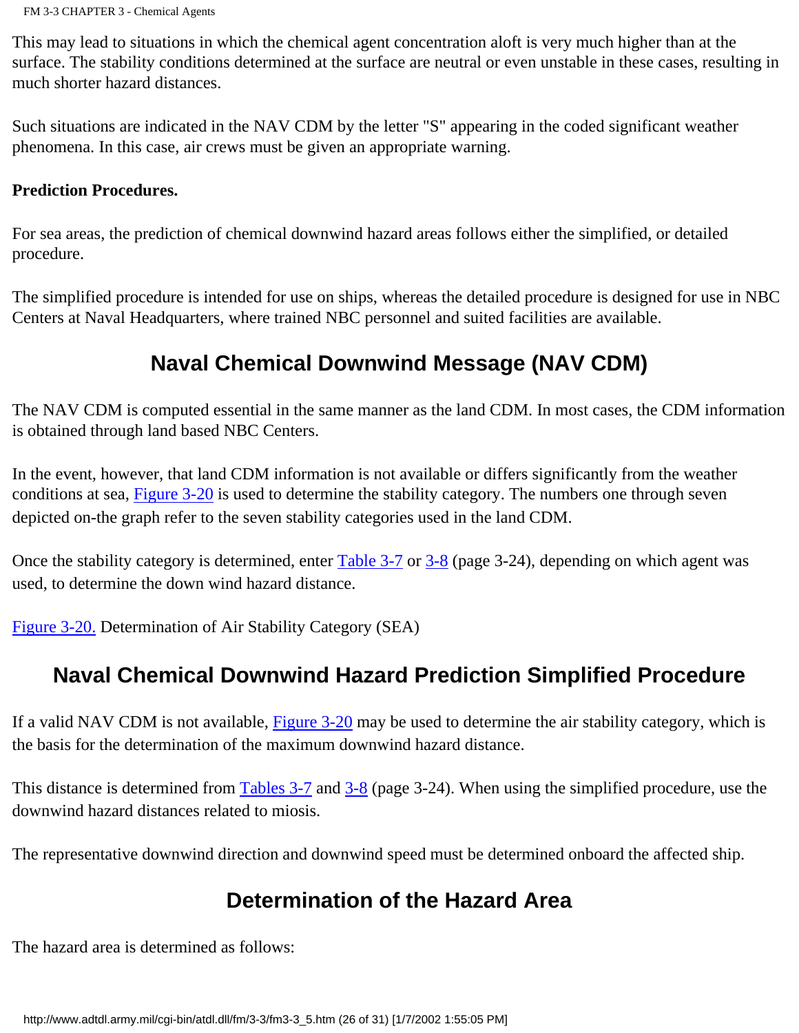This may lead to situations in which the chemical agent concentration aloft is very much higher than at the surface. The stability conditions determined at the surface are neutral or even unstable in these cases, resulting in much shorter hazard distances.

Such situations are indicated in the NAV CDM by the letter "S" appearing in the coded significant weather phenomena. In this case, air crews must be given an appropriate warning.

**Prediction Procedures.**

For sea areas, the prediction of chemical downwind hazard areas follows either the simplified, or detailed procedure.

The simplified procedure is intended for use on ships, whereas the detailed procedure is designed for use in NBC Centers at Naval Headquarters, where trained NBC personnel and suited facilities are available.

## Naval Chemical Downwind Message (NAV CDM)

The NAV CDM is computed essential in the same manner as the land CDM. In most cases, the CDM information is obtained through land based NBC Centers.

In the event, however, that land CDM information is not available or differs significantly from the weather conditions at sea, Figure 3-20 is used to determine the stability category. The numbers one through seven depicted on-the graph refer to the seven stability categories used in the land CDM.

Once the stability category is determined, enter Table 3-7 or 3-8 (page 3-24), depending on which agent was used, to determine the down wind hazard distance.

Figure 3-20. Determination of Air Stability Category (SEA)

## Naval Chemical Downwind Hazard Prediction Simplified Procedure

If a valid NAV CDM is not available, Figure 3-20 may be used to determine the air stability category, which is the basis for the determination of the maximum downwind hazard distance.

This distance is determined from Tables 3-7 and 3-8 (page 3-24). When using the simplified procedure, use the downwind hazard distances related to miosis.

The representative downwind direction and downwind speed must be determined onboard the affected ship.

## Determination of the Hazard Area

The hazard area is determined as follows: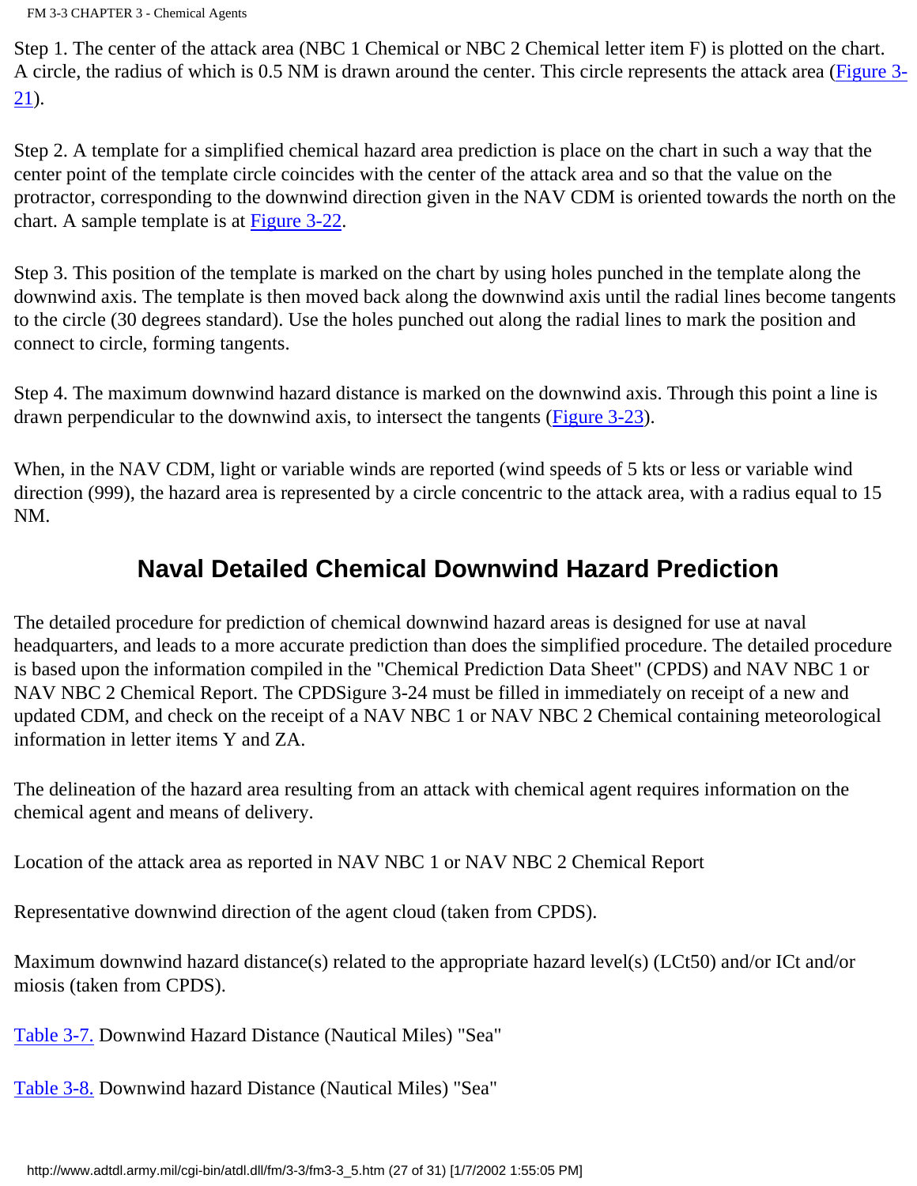Step 1. The center of the attack area (NBC 1 Chemical or NBC 2 Chemical letter item F) is plotted on the chart. A circle, the radius of which is 0.5 NM is drawn around the center. This circle represents the attack area (Figure 3-21).

Step 2. A template for a simplified chemical hazard area prediction is place on the chart in such a way that the center point of the template circle coincides with the center of the attack area and so that the value on the protractor, corresponding to the downwind direction given in the NAV CDM is oriented towards the north on the chart. A sample template is at Figure 3-22.

Step 3. This position of the template is marked on the chart by using holes punched in the template along the downwind axis. The template is then moved back along the downwind axis until the radial lines become tangents to the circle (30 degrees standard). Use the holes punched out along the radial lines to mark the position and connect to circle, forming tangents.

Step 4. The maximum downwind hazard distance is marked on the downwind axis. Through this point a line is drawn perpendicular to the downwind axis, to intersect the tangents (Figure 3-23).

When, in the NAV CDM, light or variable winds are reported (wind speeds of 5 kts or less or variable wind direction (999), the hazard area is represented by a circle concentric to the attack area, with a radius equal to 15 NM.

## Naval Detailed Chemical Downwind Hazard Prediction

The detailed procedure for prediction of chemical downwind hazard areas is designed for use at naval headquarters, and leads to a more accurate prediction than does the simplified procedure. The detailed procedure is based upon the information compiled in the "Chemical Prediction Data Sheet" (CPDS) and NAV NBC 1 or NAV NBC 2 Chemical Report. The CPDSigure 3-24 must be filled in immediately on receipt of a new and updated CDM, and check on the receipt of a NAV NBC 1 or NAV NBC 2 Chemical containing meteorological information in letter items Y and ZA.

The delineation of the hazard area resulting from an attack with chemical agent requires information on the chemical agent and means of delivery.

Location of the attack area as reported in NAV NBC 1 or NAV NBC 2 Chemical Report

Representative downwind direction of the agent cloud (taken from CPDS).

Maximum downwind hazard distance(s) related to the appropriate hazard level(s) (LCt50) and/or ICt and/or miosis (taken from CPDS).

Table 3-7. Downwind Hazard Distance (Nautical Miles) "Sea"

Table 3-8. Downwind hazard Distance (Nautical Miles) "Sea"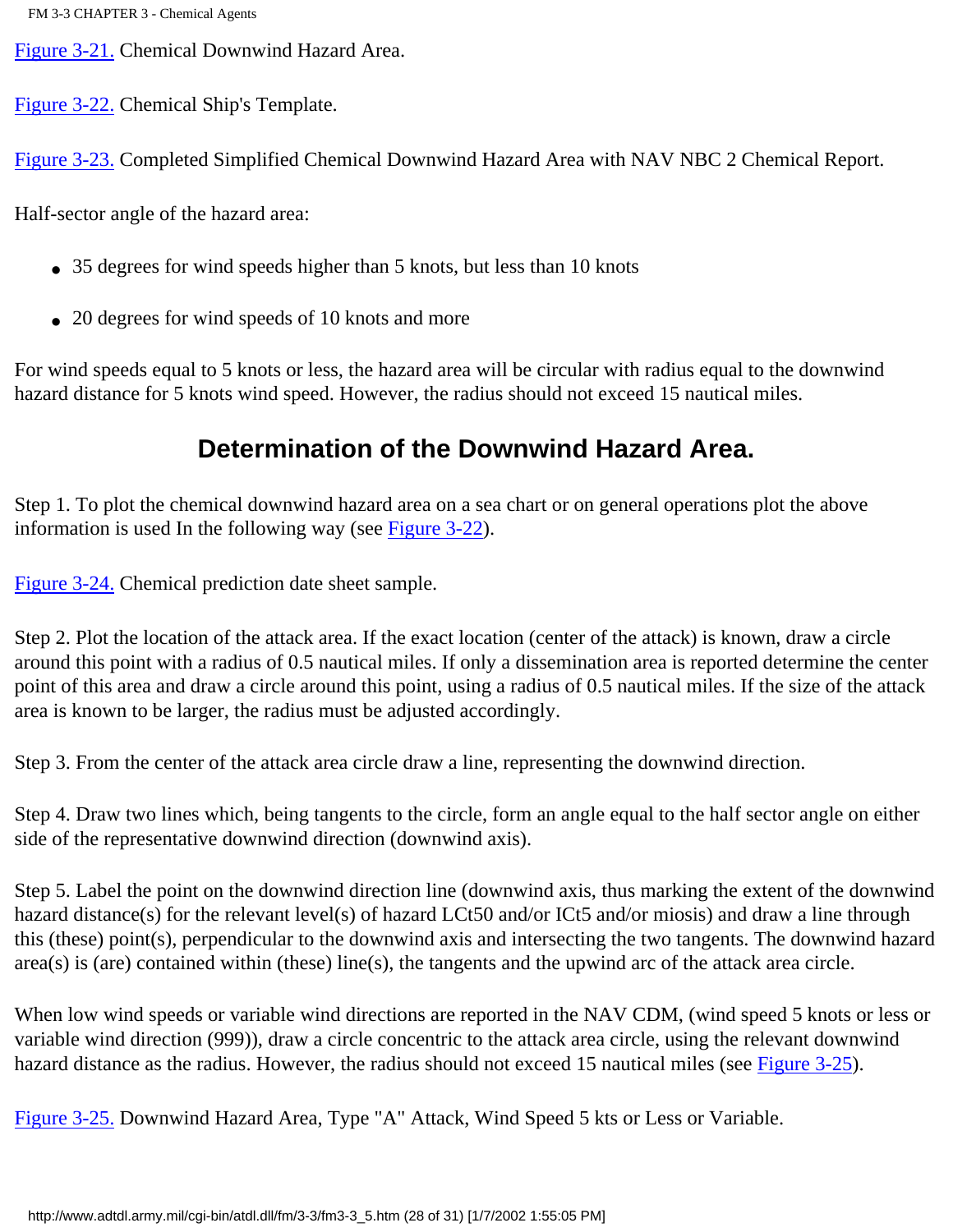Figure 3-21. Chemical Downwind Hazard Area.

Figure 3-22. Chemical Ship's Template.

Figure 3-23. Completed Simplified Chemical Downwind Hazard Area with NAV NBC 2 Chemical Report.

Half-sector angle of the hazard area:

- 35 degrees for wind speeds higher than 5 knots, but less than 10 knots
- 20 degrees for wind speeds of 10 knots and more

For wind speeds equal to 5 knots or less, the hazard area will be circular with radius equal to the downwind hazard distance for 5 knots wind speed. However, the radius should not exceed 15 nautical miles.

## Determination of the Downwind Hazard Area.

Step 1. To plot the chemical downwind hazard area on a sea chart or on general operations plot the above information is used In the following way (see Figure 3-22).

Figure 3-24. Chemical prediction date sheet sample.

Step 2. Plot the location of the attack area. If the exact location (center of the attack) is known, draw a circle around this point with a radius of 0.5 nautical miles. If only a dissemination area is reported determine the center point of this area and draw a circle around this point, using a radius of 0.5 nautical miles. If the size of the attack area is known to be larger, the radius must be adjusted accordingly.

Step 3. From the center of the attack area circle draw a line, representing the downwind direction.

Step 4. Draw two lines which, being tangents to the circle, form an angle equal to the half sector angle on either side of the representative downwind direction (downwind axis).

Step 5. Label the point on the downwind direction line (downwind axis, thus marking the extent of the downwind hazard distance(s) for the relevant level(s) of hazard LCt50 and/or ICt5 and/or miosis) and draw a line through this (these) point(s), perpendicular to the downwind axis and intersecting the two tangents. The downwind hazard area(s) is (are) contained within (these) line(s), the tangents and the upwind arc of the attack area circle.

When low wind speeds or variable wind directions are reported in the NAV CDM, (wind speed 5 knots or less or variable wind direction (999)), draw a circle concentric to the attack area circle, using the relevant downwind hazard distance as the radius. However, the radius should not exceed 15 nautical miles (see Figure 3-25).

Figure 3-25. Downwind Hazard Area, Type "A" Attack, Wind Speed 5 kts or Less or Variable.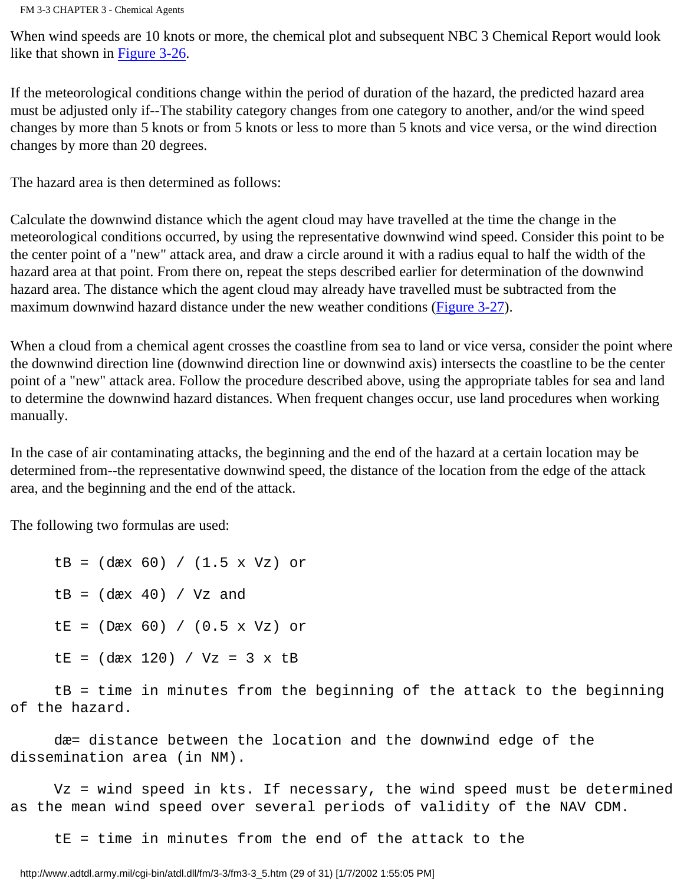When wind speeds are 10 knots or more, the chemical plot and subsequent NBC 3 Chemical Report would look like that shown in Figure 3-26.

If the meteorological conditions change within the period of duration of the hazard, the predicted hazard area must be adjusted only if--The stability category changes from one category to another, and/or the wind speed changes by more than 5 knots or from 5 knots or less to more than 5 knots and vice versa, or the wind direction changes by more than 20 degrees.

The hazard area is then determined as follows:

Calculate the downwind distance which the agent cloud may have travelled at the time the change in the meteorological conditions occurred, by using the representative downwind wind speed. Consider this point to be the center point of a "new" attack area, and draw a circle around it with a radius equal to half the width of the hazard area at that point. From there on, repeat the steps described earlier for determination of the downwind hazard area. The distance which the agent cloud may already have travelled must be subtracted from the maximum downwind hazard distance under the new weather conditions (Figure 3-27).

When a cloud from a chemical agent crosses the coastline from sea to land or vice versa, consider the point where the downwind direction line (downwind direction line or downwind axis) intersects the coastline to be the center point of a "new" attack area. Follow the procedure described above, using the appropriate tables for sea and land to determine the downwind hazard distances. When frequent changes occur, use land procedures when working manually.

In the case of air contaminating attacks, the beginning and the end of the hazard at a certain location may be determined from--the representative downwind speed, the distance of the location from the edge of the attack area, and the beginning and the end of the attack.

The following two formulas are used:

$$t_B = (d_æ \times 60) / (1.5 \times V_z) \text{ or}$$

$$t_B = (d_æ \times 40) / V_z \text{ and}$$

$$t_E = (D_æ \times 60) / (0.5 \times V_z) \text{ or}$$

$$t_E = (d_æ \times 120) / V_z = 3 \times t_B$$

$t_B$ = time in minutes from the beginning of the attack to the beginning of the hazard.

$d_æ$ = distance between the location and the downwind edge of the dissemination area (in NM).

$V_z$ = wind speed in kts. If necessary, the wind speed must be determined as the mean wind speed over several periods of validity of the NAV CDM.

$t_E$ = time in minutes from the end of the attack to the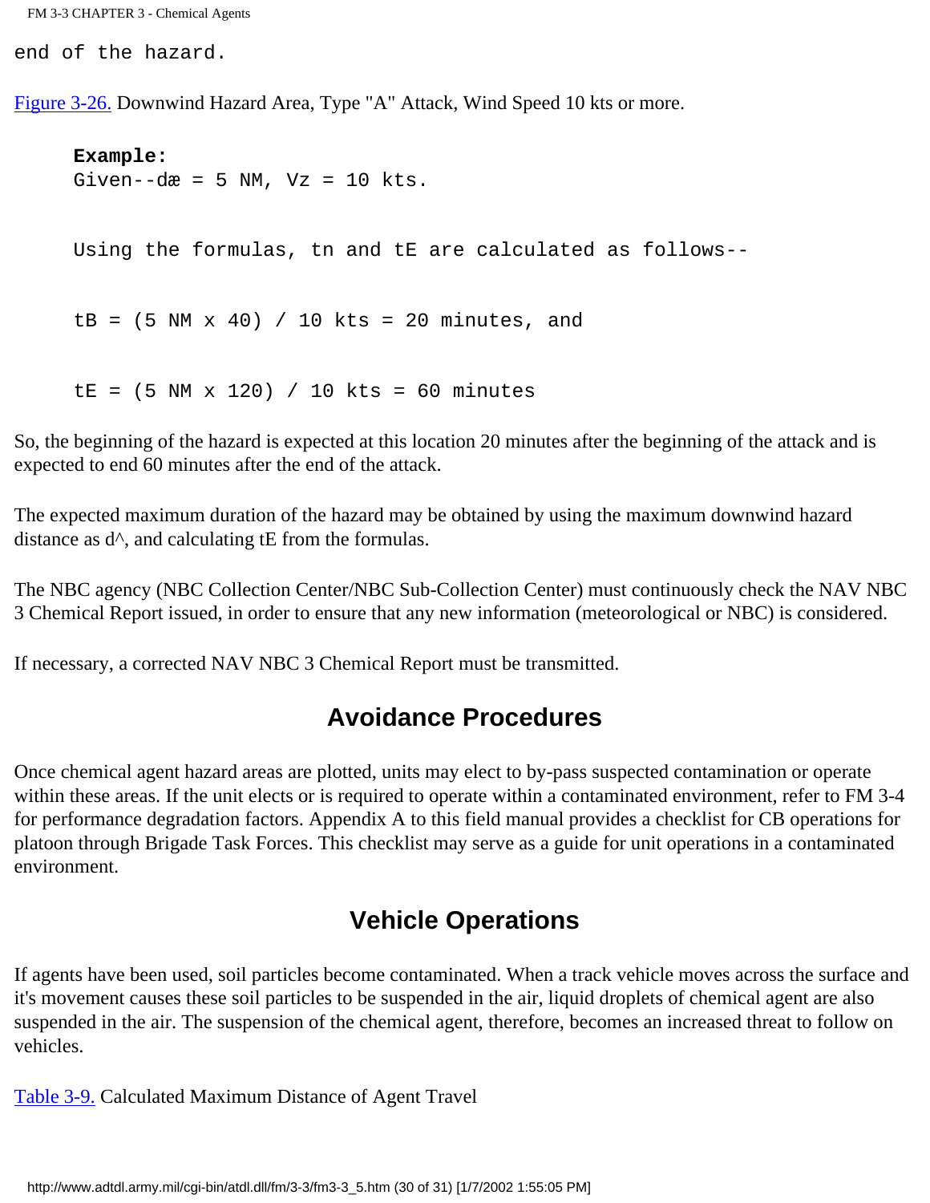end of the hazard.

Figure 3-26. Downwind Hazard Area, Type "A" Attack, Wind Speed 10 kts or more.

**Example:**
Given--dæ = 5 NM, Vz = 10 kts.

Using the formulas, tn and tE are calculated as follows--

tB = (5 NM x 40) / 10 kts = 20 minutes, and

tE = (5 NM x 120) / 10 kts = 60 minutes

So, the beginning of the hazard is expected at this location 20 minutes after the beginning of the attack and is expected to end 60 minutes after the end of the attack.

The expected maximum duration of the hazard may be obtained by using the maximum downwind hazard distance as d^, and calculating tE from the formulas.

The NBC agency (NBC Collection Center/NBC Sub-Collection Center) must continuously check the NAV NBC 3 Chemical Report issued, in order to ensure that any new information (meteorological or NBC) is considered.

If necessary, a corrected NAV NBC 3 Chemical Report must be transmitted.

## Avoidance Procedures

Once chemical agent hazard areas are plotted, units may elect to by-pass suspected contamination or operate within these areas. If the unit elects or is required to operate within a contaminated environment, refer to FM 3-4 for performance degradation factors. Appendix A to this field manual provides a checklist for CB operations for platoon through Brigade Task Forces. This checklist may serve as a guide for unit operations in a contaminated environment.

## Vehicle Operations

If agents have been used, soil particles become contaminated. When a track vehicle moves across the surface and it's movement causes these soil particles to be suspended in the air, liquid droplets of chemical agent are also suspended in the air. The suspension of the chemical agent, therefore, becomes an increased threat to follow on vehicles.

Table 3-9. Calculated Maximum Distance of Agent Travel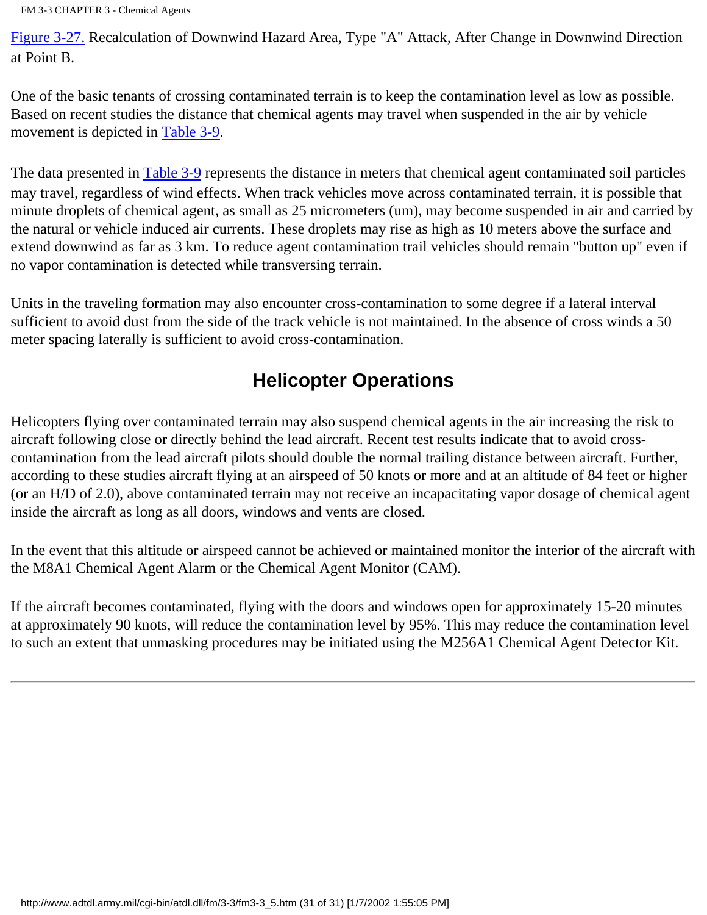Figure 3-27. Recalculation of Downwind Hazard Area, Type "A" Attack, After Change in Downwind Direction at Point B.

One of the basic tenants of crossing contaminated terrain is to keep the contamination level as low as possible. Based on recent studies the distance that chemical agents may travel when suspended in the air by vehicle movement is depicted in Table 3-9.

The data presented in Table 3-9 represents the distance in meters that chemical agent contaminated soil particles may travel, regardless of wind effects. When track vehicles move across contaminated terrain, it is possible that minute droplets of chemical agent, as small as 25 micrometers (um), may become suspended in air and carried by the natural or vehicle induced air currents. These droplets may rise as high as 10 meters above the surface and extend downwind as far as 3 km. To reduce agent contamination trail vehicles should remain "button up" even if no vapor contamination is detected while transversing terrain.

Units in the traveling formation may also encounter cross-contamination to some degree if a lateral interval sufficient to avoid dust from the side of the track vehicle is not maintained. In the absence of cross winds a 50 meter spacing laterally is sufficient to avoid cross-contamination.

## Helicopter Operations

Helicopters flying over contaminated terrain may also suspend chemical agents in the air increasing the risk to aircraft following close or directly behind the lead aircraft. Recent test results indicate that to avoid cross-contamination from the lead aircraft pilots should double the normal trailing distance between aircraft. Further, according to these studies aircraft flying at an airspeed of 50 knots or more and at an altitude of 84 feet or higher (or an H/D of 2.0), above contaminated terrain may not receive an incapacitating vapor dosage of chemical agent inside the aircraft as long as all doors, windows and vents are closed.

In the event that this altitude or airspeed cannot be achieved or maintained monitor the interior of the aircraft with the M8A1 Chemical Agent Alarm or the Chemical Agent Monitor (CAM).

If the aircraft becomes contaminated, flying with the doors and windows open for approximately 15-20 minutes at approximately 90 knots, will reduce the contamination level by 95%. This may reduce the contamination level to such an extent that unmasking procedures may be initiated using the M256A1 Chemical Agent Detector Kit.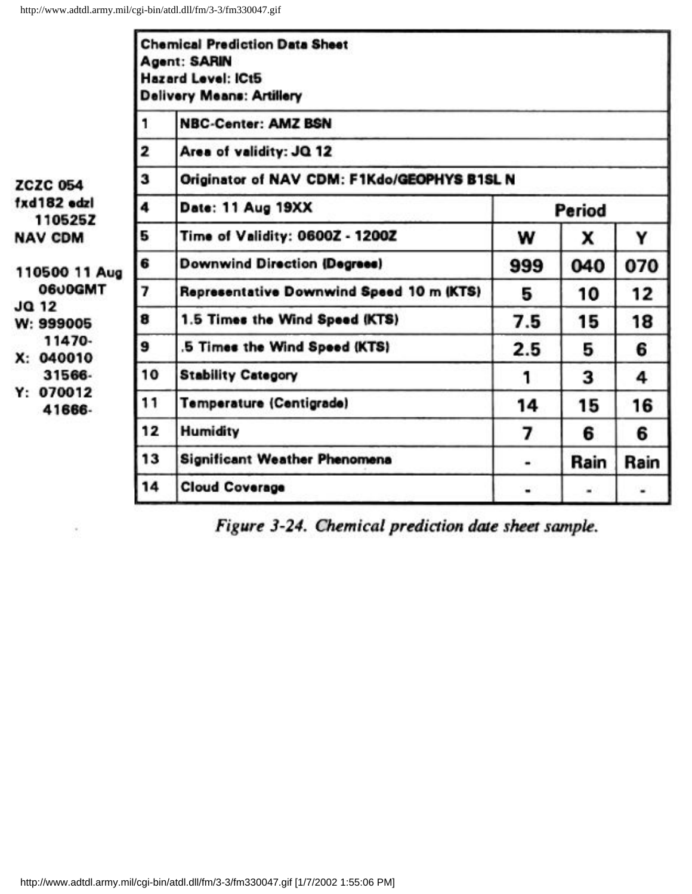ZCZC 054
fxd182 edzl
110525Z
NAV CDM

110500 11 Aug
0600GMT
JQ 12
W: 999005
11470-
X: 040010
31566-
Y: 070012
41666-

| Chemical Prediction Data Sheet<br>Agent: SARIN<br>Hazard Level: ICt5<br>Delivery Means: Artillery | | | | |
|---|---|---|---|---|
| 1 | NBC-Center: AMZ BSN | | | |
| 2 | Area of validity: JQ 12 | | | |
| 3 | Originator of NAV CDM: F1Kdo/GEOPHYS B1SL N | | | |
| 4 | Date: 11 Aug 19XX | Period | | |
| 5 | Time of Validity: 0600Z - 1200Z | W | X | Y |
| 6 | Downwind Direction (Degrees) | 999 | 040 | 070 |
| 7 | Representative Downwind Speed 10 m (KTS) | 5 | 10 | 12 |
| 8 | 1.5 Times the Wind Speed (KTS) | 7.5 | 15 | 18 |
| 9 | .5 Times the Wind Speed (KTS) | 2.5 | 5 | 6 |
| 10 | Stability Category | 1 | 3 | 4 |
| 11 | Temperature (Centigrade) | 14 | 15 | 16 |
| 12 | Humidity | 7 | 6 | 6 |
| 13 | Significant Weather Phenomena | - | Rain | Rain |
| 14 | Cloud Coverage | - | - | - |

*Figure 3-24. Chemical prediction date sheet sample.*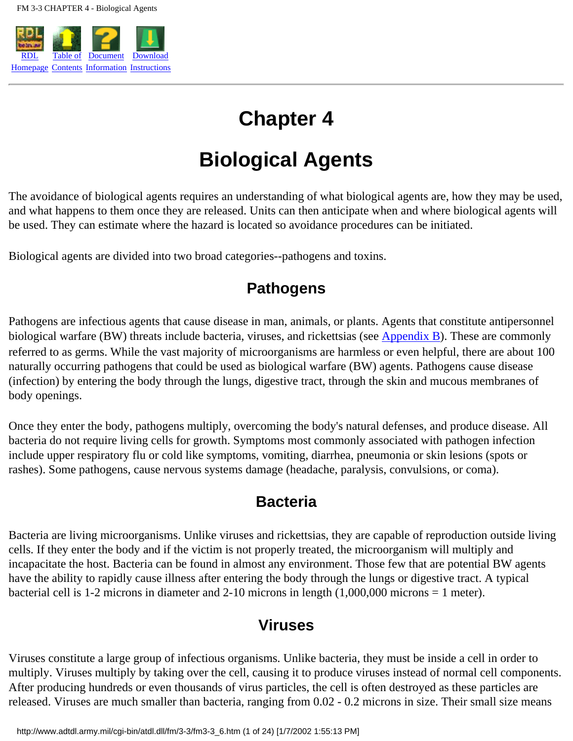# Chapter 4

# Biological Agents

The avoidance of biological agents requires an understanding of what biological agents are, how they may be used, and what happens to them once they are released. Units can then anticipate when and where biological agents will be used. They can estimate where the hazard is located so avoidance procedures can be initiated.

Biological agents are divided into two broad categories--pathogens and toxins.

## Pathogens

Pathogens are infectious agents that cause disease in man, animals, or plants. Agents that constitute antipersonnel biological warfare (BW) threats include bacteria, viruses, and rickettsias (see Appendix B). These are commonly referred to as germs. While the vast majority of microorganisms are harmless or even helpful, there are about 100 naturally occurring pathogens that could be used as biological warfare (BW) agents. Pathogens cause disease (infection) by entering the body through the lungs, digestive tract, through the skin and mucous membranes of body openings.

Once they enter the body, pathogens multiply, overcoming the body's natural defenses, and produce disease. All bacteria do not require living cells for growth. Symptoms most commonly associated with pathogen infection include upper respiratory flu or cold like symptoms, vomiting, diarrhea, pneumonia or skin lesions (spots or rashes). Some pathogens, cause nervous systems damage (headache, paralysis, convulsions, or coma).

## Bacteria

Bacteria are living microorganisms. Unlike viruses and rickettsias, they are capable of reproduction outside living cells. If they enter the body and if the victim is not properly treated, the microorganism will multiply and incapacitate the host. Bacteria can be found in almost any environment. Those few that are potential BW agents have the ability to rapidly cause illness after entering the body through the lungs or digestive tract. A typical bacterial cell is 1-2 microns in diameter and 2-10 microns in length (1,000,000 microns = 1 meter).

## Viruses

Viruses constitute a large group of infectious organisms. Unlike bacteria, they must be inside a cell in order to multiply. Viruses multiply by taking over the cell, causing it to produce viruses instead of normal cell components. After producing hundreds or even thousands of virus particles, the cell is often destroyed as these particles are released. Viruses are much smaller than bacteria, ranging from 0.02 - 0.2 microns in size. Their small size means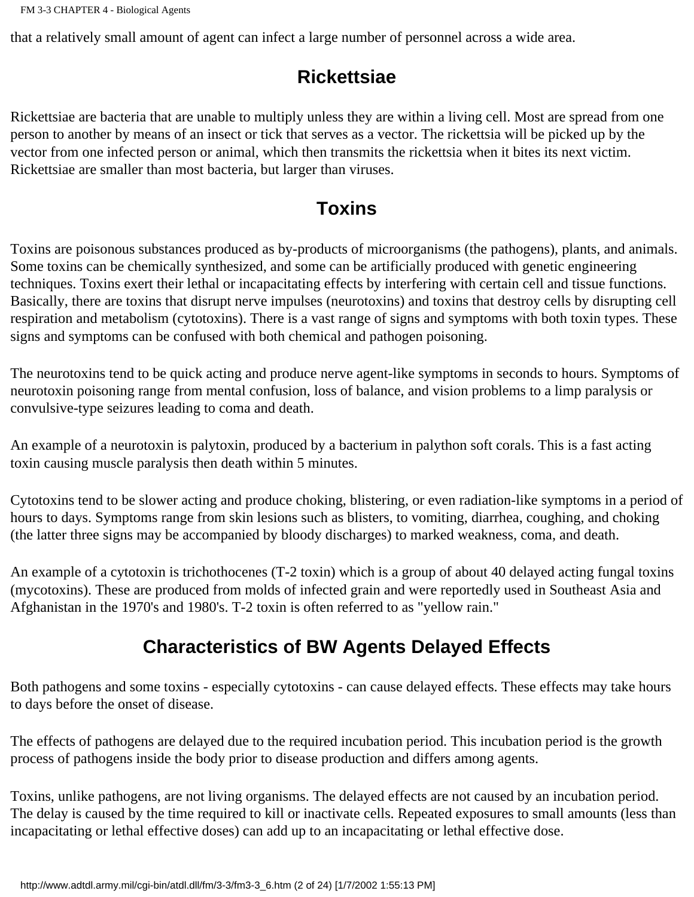that a relatively small amount of agent can infect a large number of personnel across a wide area.

## Rickettsiae

Rickettsiae are bacteria that are unable to multiply unless they are within a living cell. Most are spread from one person to another by means of an insect or tick that serves as a vector. The rickettsia will be picked up by the vector from one infected person or animal, which then transmits the rickettsia when it bites its next victim. Rickettsiae are smaller than most bacteria, but larger than viruses.

## Toxins

Toxins are poisonous substances produced as by-products of microorganisms (the pathogens), plants, and animals. Some toxins can be chemically synthesized, and some can be artificially produced with genetic engineering techniques. Toxins exert their lethal or incapacitating effects by interfering with certain cell and tissue functions. Basically, there are toxins that disrupt nerve impulses (neurotoxins) and toxins that destroy cells by disrupting cell respiration and metabolism (cytotoxins). There is a vast range of signs and symptoms with both toxin types. These signs and symptoms can be confused with both chemical and pathogen poisoning.

The neurotoxins tend to be quick acting and produce nerve agent-like symptoms in seconds to hours. Symptoms of neurotoxin poisoning range from mental confusion, loss of balance, and vision problems to a limp paralysis or convulsive-type seizures leading to coma and death.

An example of a neurotoxin is palytoxin, produced by a bacterium in palython soft corals. This is a fast acting toxin causing muscle paralysis then death within 5 minutes.

Cytotoxins tend to be slower acting and produce choking, blistering, or even radiation-like symptoms in a period of hours to days. Symptoms range from skin lesions such as blisters, to vomiting, diarrhea, coughing, and choking (the latter three signs may be accompanied by bloody discharges) to marked weakness, coma, and death.

An example of a cytotoxin is trichothocenes (T-2 toxin) which is a group of about 40 delayed acting fungal toxins (mycotoxins). These are produced from molds of infected grain and were reportedly used in Southeast Asia and Afghanistan in the 1970's and 1980's. T-2 toxin is often referred to as "yellow rain."

## Characteristics of BW Agents Delayed Effects

Both pathogens and some toxins - especially cytotoxins - can cause delayed effects. These effects may take hours to days before the onset of disease.

The effects of pathogens are delayed due to the required incubation period. This incubation period is the growth process of pathogens inside the body prior to disease production and differs among agents.

Toxins, unlike pathogens, are not living organisms. The delayed effects are not caused by an incubation period. The delay is caused by the time required to kill or inactivate cells. Repeated exposures to small amounts (less than incapacitating or lethal effective doses) can add up to an incapacitating or lethal effective dose.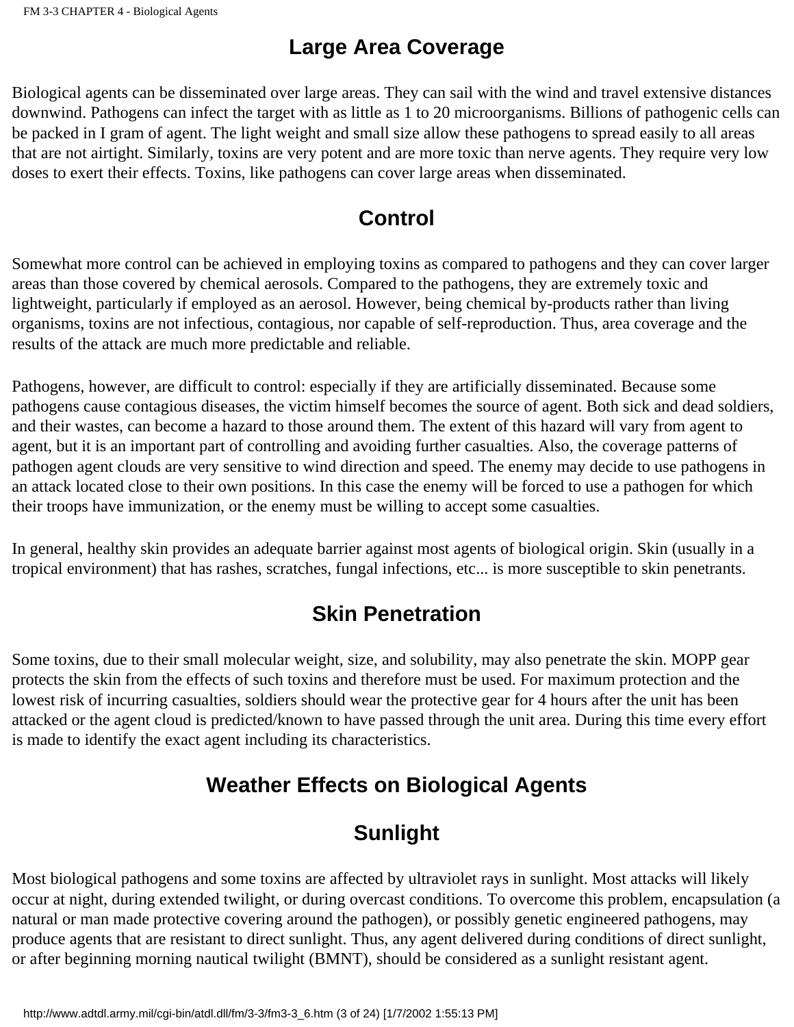## Large Area Coverage

Biological agents can be disseminated over large areas. They can sail with the wind and travel extensive distances downwind. Pathogens can infect the target with as little as 1 to 20 microorganisms. Billions of pathogenic cells can be packed in I gram of agent. The light weight and small size allow these pathogens to spread easily to all areas that are not airtight. Similarly, toxins are very potent and are more toxic than nerve agents. They require very low doses to exert their effects. Toxins, like pathogens can cover large areas when disseminated.

## Control

Somewhat more control can be achieved in employing toxins as compared to pathogens and they can cover larger areas than those covered by chemical aerosols. Compared to the pathogens, they are extremely toxic and lightweight, particularly if employed as an aerosol. However, being chemical by-products rather than living organisms, toxins are not infectious, contagious, nor capable of self-reproduction. Thus, area coverage and the results of the attack are much more predictable and reliable.

Pathogens, however, are difficult to control: especially if they are artificially disseminated. Because some pathogens cause contagious diseases, the victim himself becomes the source of agent. Both sick and dead soldiers, and their wastes, can become a hazard to those around them. The extent of this hazard will vary from agent to agent, but it is an important part of controlling and avoiding further casualties. Also, the coverage patterns of pathogen agent clouds are very sensitive to wind direction and speed. The enemy may decide to use pathogens in an attack located close to their own positions. In this case the enemy will be forced to use a pathogen for which their troops have immunization, or the enemy must be willing to accept some casualties.

In general, healthy skin provides an adequate barrier against most agents of biological origin. Skin (usually in a tropical environment) that has rashes, scratches, fungal infections, etc... is more susceptible to skin penetrants.

## Skin Penetration

Some toxins, due to their small molecular weight, size, and solubility, may also penetrate the skin. MOPP gear protects the skin from the effects of such toxins and therefore must be used. For maximum protection and the lowest risk of incurring casualties, soldiers should wear the protective gear for 4 hours after the unit has been attacked or the agent cloud is predicted/known to have passed through the unit area. During this time every effort is made to identify the exact agent including its characteristics.

## Weather Effects on Biological Agents

### Sunlight

Most biological pathogens and some toxins are affected by ultraviolet rays in sunlight. Most attacks will likely occur at night, during extended twilight, or during overcast conditions. To overcome this problem, encapsulation (a natural or man made protective covering around the pathogen), or possibly genetic engineered pathogens, may produce agents that are resistant to direct sunlight. Thus, any agent delivered during conditions of direct sunlight, or after beginning morning nautical twilight (BMNT), should be considered as a sunlight resistant agent.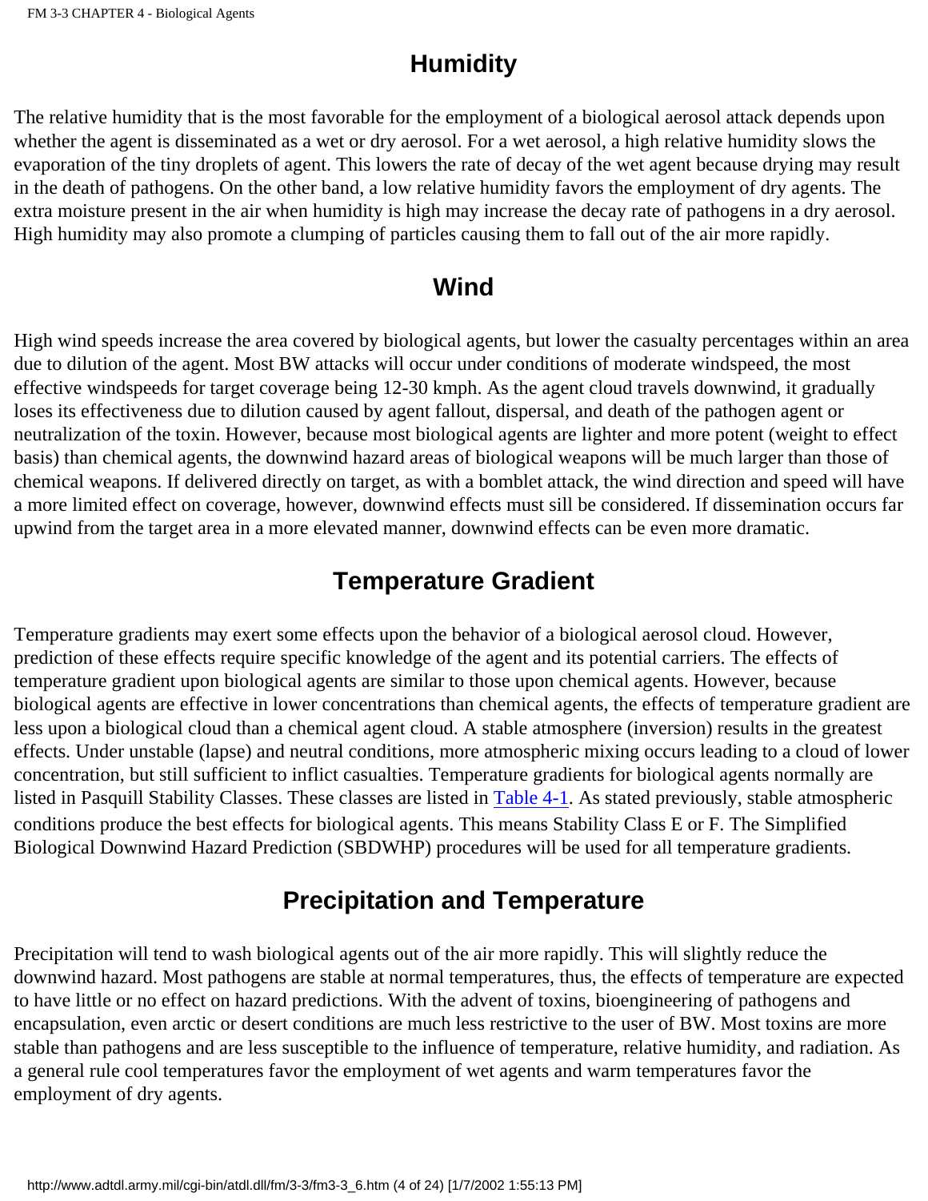## Humidity

The relative humidity that is the most favorable for the employment of a biological aerosol attack depends upon whether the agent is disseminated as a wet or dry aerosol. For a wet aerosol, a high relative humidity slows the evaporation of the tiny droplets of agent. This lowers the rate of decay of the wet agent because drying may result in the death of pathogens. On the other band, a low relative humidity favors the employment of dry agents. The extra moisture present in the air when humidity is high may increase the decay rate of pathogens in a dry aerosol. High humidity may also promote a clumping of particles causing them to fall out of the air more rapidly.

## Wind

High wind speeds increase the area covered by biological agents, but lower the casualty percentages within an area due to dilution of the agent. Most BW attacks will occur under conditions of moderate windspeed, the most effective windspeeds for target coverage being 12-30 kmph. As the agent cloud travels downwind, it gradually loses its effectiveness due to dilution caused by agent fallout, dispersal, and death of the pathogen agent or neutralization of the toxin. However, because most biological agents are lighter and more potent (weight to effect basis) than chemical agents, the downwind hazard areas of biological weapons will be much larger than those of chemical weapons. If delivered directly on target, as with a bomblet attack, the wind direction and speed will have a more limited effect on coverage, however, downwind effects must sill be considered. If dissemination occurs far upwind from the target area in a more elevated manner, downwind effects can be even more dramatic.

## Temperature Gradient

Temperature gradients may exert some effects upon the behavior of a biological aerosol cloud. However, prediction of these effects require specific knowledge of the agent and its potential carriers. The effects of temperature gradient upon biological agents are similar to those upon chemical agents. However, because biological agents are effective in lower concentrations than chemical agents, the effects of temperature gradient are less upon a biological cloud than a chemical agent cloud. A stable atmosphere (inversion) results in the greatest effects. Under unstable (lapse) and neutral conditions, more atmospheric mixing occurs leading to a cloud of lower concentration, but still sufficient to inflict casualties. Temperature gradients for biological agents normally are listed in Pasquill Stability Classes. These classes are listed in Table 4-1. As stated previously, stable atmospheric conditions produce the best effects for biological agents. This means Stability Class E or F. The Simplified Biological Downwind Hazard Prediction (SBDWHP) procedures will be used for all temperature gradients.

## Precipitation and Temperature

Precipitation will tend to wash biological agents out of the air more rapidly. This will slightly reduce the downwind hazard. Most pathogens are stable at normal temperatures, thus, the effects of temperature are expected to have little or no effect on hazard predictions. With the advent of toxins, bioengineering of pathogens and encapsulation, even arctic or desert conditions are much less restrictive to the user of BW. Most toxins are more stable than pathogens and are less susceptible to the influence of temperature, relative humidity, and radiation. As a general rule cool temperatures favor the employment of wet agents and warm temperatures favor the employment of dry agents.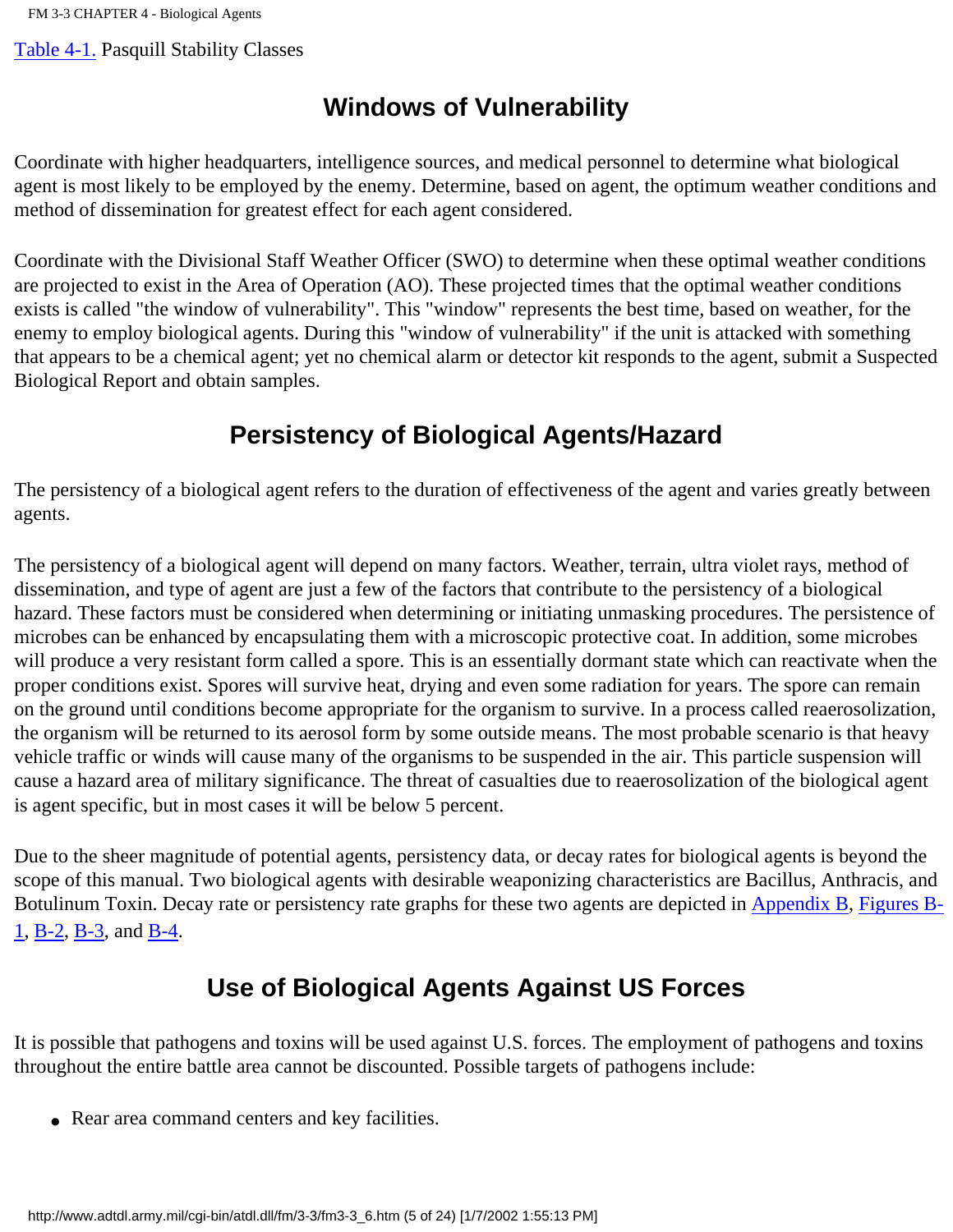Table 4-1. Pasquill Stability Classes

## Windows of Vulnerability

Coordinate with higher headquarters, intelligence sources, and medical personnel to determine what biological agent is most likely to be employed by the enemy. Determine, based on agent, the optimum weather conditions and method of dissemination for greatest effect for each agent considered.

Coordinate with the Divisional Staff Weather Officer (SWO) to determine when these optimal weather conditions are projected to exist in the Area of Operation (AO). These projected times that the optimal weather conditions exists is called "the window of vulnerability". This "window" represents the best time, based on weather, for the enemy to employ biological agents. During this "window of vulnerability" if the unit is attacked with something that appears to be a chemical agent; yet no chemical alarm or detector kit responds to the agent, submit a Suspected Biological Report and obtain samples.

## Persistency of Biological Agents/Hazard

The persistency of a biological agent refers to the duration of effectiveness of the agent and varies greatly between agents.

The persistency of a biological agent will depend on many factors. Weather, terrain, ultra violet rays, method of dissemination, and type of agent are just a few of the factors that contribute to the persistency of a biological hazard. These factors must be considered when determining or initiating unmasking procedures. The persistence of microbes can be enhanced by encapsulating them with a microscopic protective coat. In addition, some microbes will produce a very resistant form called a spore. This is an essentially dormant state which can reactivate when the proper conditions exist. Spores will survive heat, drying and even some radiation for years. The spore can remain on the ground until conditions become appropriate for the organism to survive. In a process called reaerosolization, the organism will be returned to its aerosol form by some outside means. The most probable scenario is that heavy vehicle traffic or winds will cause many of the organisms to be suspended in the air. This particle suspension will cause a hazard area of military significance. The threat of casualties due to reaerosolization of the biological agent is agent specific, but in most cases it will be below 5 percent.

Due to the sheer magnitude of potential agents, persistency data, or decay rates for biological agents is beyond the scope of this manual. Two biological agents with desirable weaponizing characteristics are Bacillus, Anthracis, and Botulinum Toxin. Decay rate or persistency rate graphs for these two agents are depicted in Appendix B, Figures B-1, B-2, B-3, and B-4.

## Use of Biological Agents Against US Forces

It is possible that pathogens and toxins will be used against U.S. forces. The employment of pathogens and toxins throughout the entire battle area cannot be discounted. Possible targets of pathogens include:

- Rear area command centers and key facilities.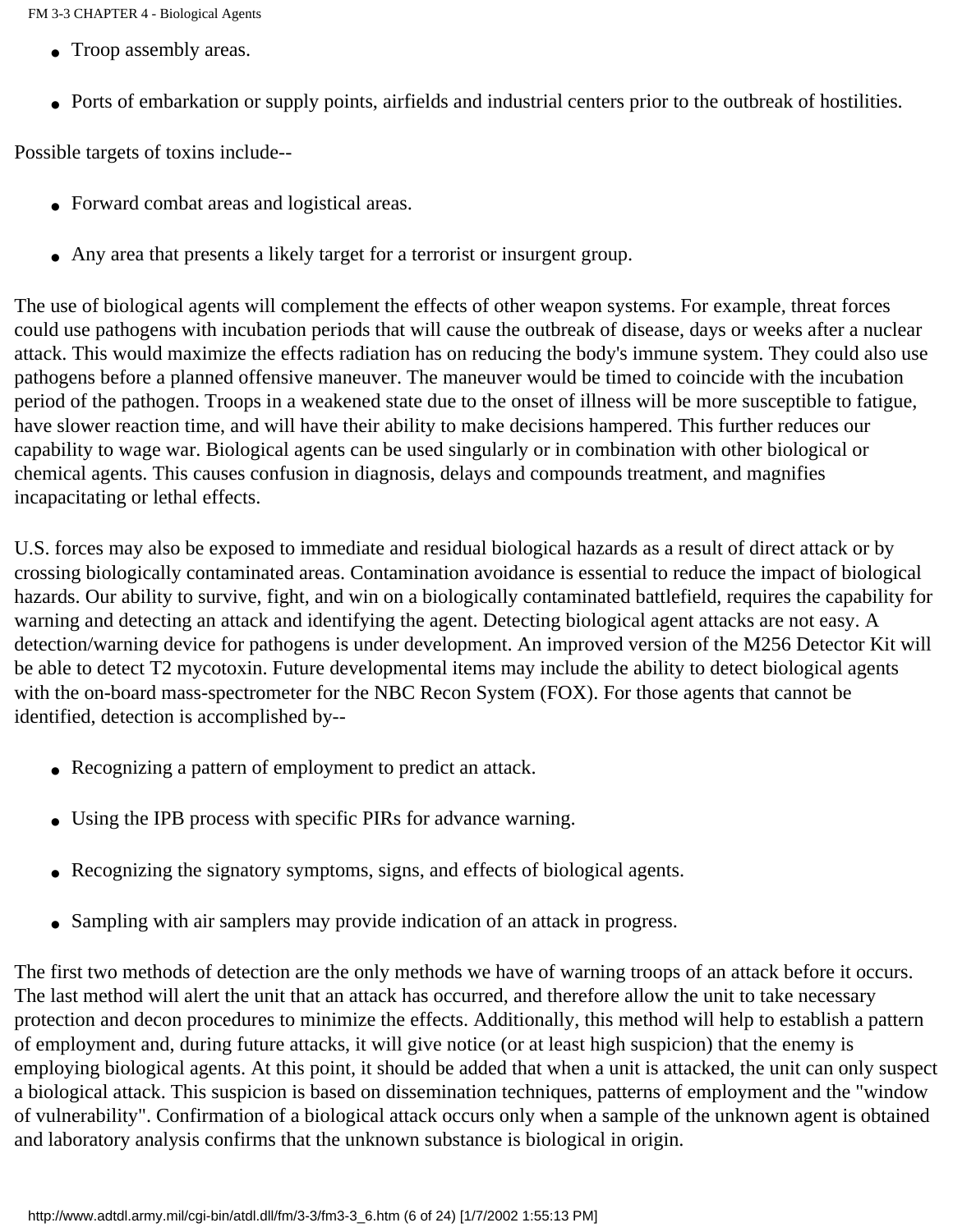- Troop assembly areas.
- Ports of embarkation or supply points, airfields and industrial centers prior to the outbreak of hostilities.

Possible targets of toxins include--

- Forward combat areas and logistical areas.
- Any area that presents a likely target for a terrorist or insurgent group.

The use of biological agents will complement the effects of other weapon systems. For example, threat forces could use pathogens with incubation periods that will cause the outbreak of disease, days or weeks after a nuclear attack. This would maximize the effects radiation has on reducing the body's immune system. They could also use pathogens before a planned offensive maneuver. The maneuver would be timed to coincide with the incubation period of the pathogen. Troops in a weakened state due to the onset of illness will be more susceptible to fatigue, have slower reaction time, and will have their ability to make decisions hampered. This further reduces our capability to wage war. Biological agents can be used singularly or in combination with other biological or chemical agents. This causes confusion in diagnosis, delays and compounds treatment, and magnifies incapacitating or lethal effects.

U.S. forces may also be exposed to immediate and residual biological hazards as a result of direct attack or by crossing biologically contaminated areas. Contamination avoidance is essential to reduce the impact of biological hazards. Our ability to survive, fight, and win on a biologically contaminated battlefield, requires the capability for warning and detecting an attack and identifying the agent. Detecting biological agent attacks are not easy. A detection/warning device for pathogens is under development. An improved version of the M256 Detector Kit will be able to detect T2 mycotoxin. Future developmental items may include the ability to detect biological agents with the on-board mass-spectrometer for the NBC Recon System (FOX). For those agents that cannot be identified, detection is accomplished by--

- Recognizing a pattern of employment to predict an attack.
- Using the IPB process with specific PIRs for advance warning.
- Recognizing the signatory symptoms, signs, and effects of biological agents.
- Sampling with air samplers may provide indication of an attack in progress.

The first two methods of detection are the only methods we have of warning troops of an attack before it occurs. The last method will alert the unit that an attack has occurred, and therefore allow the unit to take necessary protection and decon procedures to minimize the effects. Additionally, this method will help to establish a pattern of employment and, during future attacks, it will give notice (or at least high suspicion) that the enemy is employing biological agents. At this point, it should be added that when a unit is attacked, the unit can only suspect a biological attack. This suspicion is based on dissemination techniques, patterns of employment and the "window of vulnerability". Confirmation of a biological attack occurs only when a sample of the unknown agent is obtained and laboratory analysis confirms that the unknown substance is biological in origin.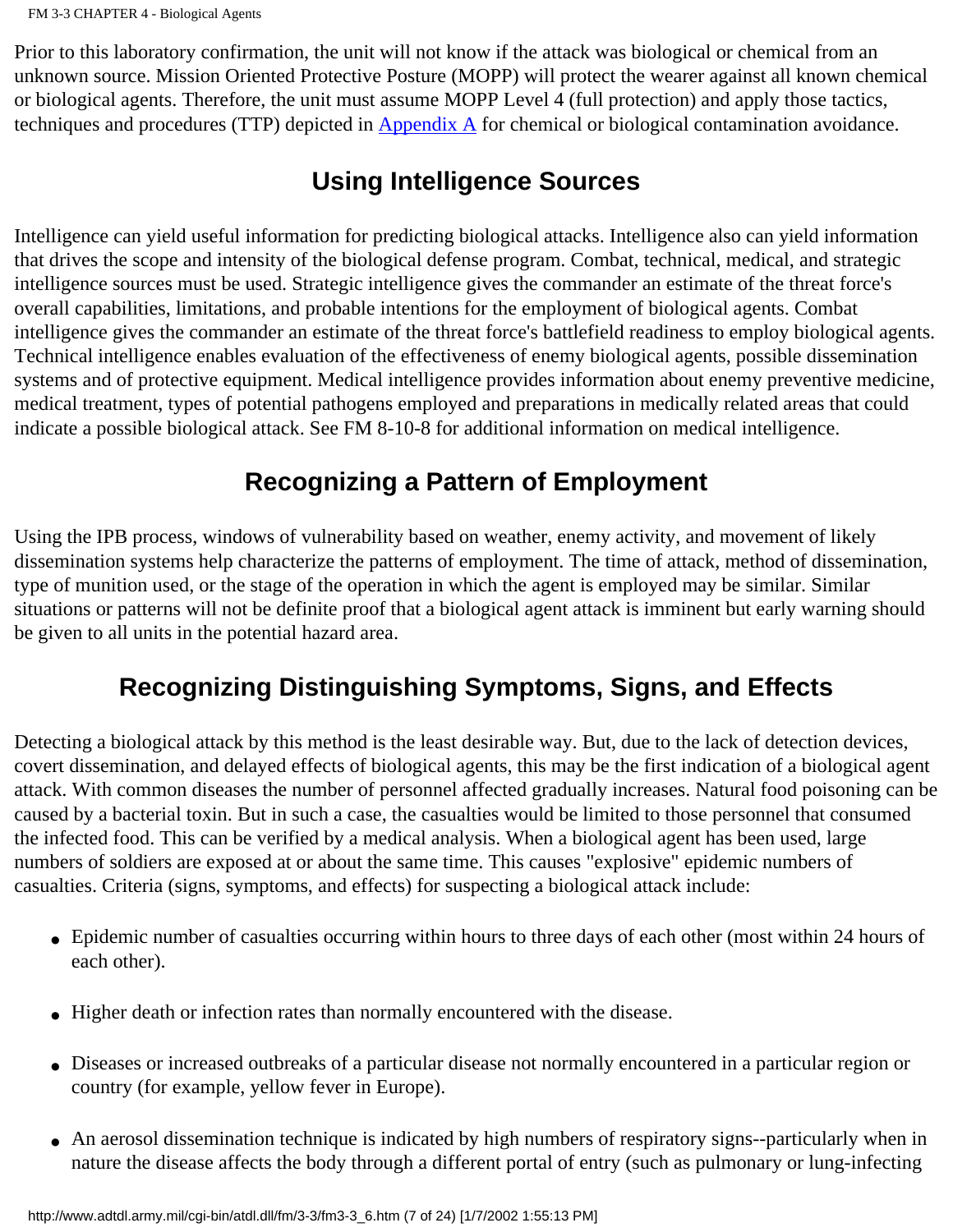Prior to this laboratory confirmation, the unit will not know if the attack was biological or chemical from an unknown source. Mission Oriented Protective Posture (MOPP) will protect the wearer against all known chemical or biological agents. Therefore, the unit must assume MOPP Level 4 (full protection) and apply those tactics, techniques and procedures (TTP) depicted in Appendix A for chemical or biological contamination avoidance.

## Using Intelligence Sources

Intelligence can yield useful information for predicting biological attacks. Intelligence also can yield information that drives the scope and intensity of the biological defense program. Combat, technical, medical, and strategic intelligence sources must be used. Strategic intelligence gives the commander an estimate of the threat force's overall capabilities, limitations, and probable intentions for the employment of biological agents. Combat intelligence gives the commander an estimate of the threat force's battlefield readiness to employ biological agents. Technical intelligence enables evaluation of the effectiveness of enemy biological agents, possible dissemination systems and of protective equipment. Medical intelligence provides information about enemy preventive medicine, medical treatment, types of potential pathogens employed and preparations in medically related areas that could indicate a possible biological attack. See FM 8-10-8 for additional information on medical intelligence.

## Recognizing a Pattern of Employment

Using the IPB process, windows of vulnerability based on weather, enemy activity, and movement of likely dissemination systems help characterize the patterns of employment. The time of attack, method of dissemination, type of munition used, or the stage of the operation in which the agent is employed may be similar. Similar situations or patterns will not be definite proof that a biological agent attack is imminent but early warning should be given to all units in the potential hazard area.

## Recognizing Distinguishing Symptoms, Signs, and Effects

Detecting a biological attack by this method is the least desirable way. But, due to the lack of detection devices, covert dissemination, and delayed effects of biological agents, this may be the first indication of a biological agent attack. With common diseases the number of personnel affected gradually increases. Natural food poisoning can be caused by a bacterial toxin. But in such a case, the casualties would be limited to those personnel that consumed the infected food. This can be verified by a medical analysis. When a biological agent has been used, large numbers of soldiers are exposed at or about the same time. This causes "explosive" epidemic numbers of casualties. Criteria (signs, symptoms, and effects) for suspecting a biological attack include:

- Epidemic number of casualties occurring within hours to three days of each other (most within 24 hours of each other).
- Higher death or infection rates than normally encountered with the disease.
- Diseases or increased outbreaks of a particular disease not normally encountered in a particular region or country (for example, yellow fever in Europe).
- An aerosol dissemination technique is indicated by high numbers of respiratory signs--particularly when in nature the disease affects the body through a different portal of entry (such as pulmonary or lung-infecting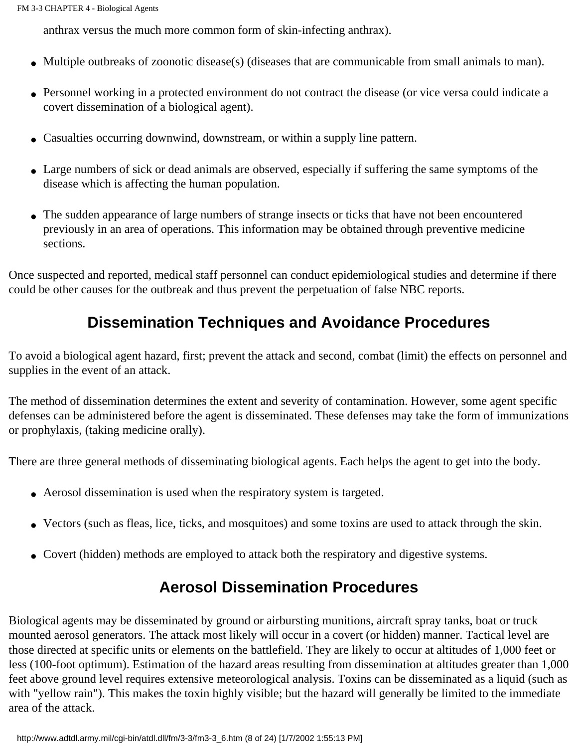anthrax versus the much more common form of skin-infecting anthrax).

- Multiple outbreaks of zoonotic disease(s) (diseases that are communicable from small animals to man).
- Personnel working in a protected environment do not contract the disease (or vice versa could indicate a covert dissemination of a biological agent).
- Casualties occurring downwind, downstream, or within a supply line pattern.
- Large numbers of sick or dead animals are observed, especially if suffering the same symptoms of the disease which is affecting the human population.
- The sudden appearance of large numbers of strange insects or ticks that have not been encountered previously in an area of operations. This information may be obtained through preventive medicine sections.

Once suspected and reported, medical staff personnel can conduct epidemiological studies and determine if there could be other causes for the outbreak and thus prevent the perpetuation of false NBC reports.

## Dissemination Techniques and Avoidance Procedures

To avoid a biological agent hazard, first; prevent the attack and second, combat (limit) the effects on personnel and supplies in the event of an attack.

The method of dissemination determines the extent and severity of contamination. However, some agent specific defenses can be administered before the agent is disseminated. These defenses may take the form of immunizations or prophylaxis, (taking medicine orally).

There are three general methods of disseminating biological agents. Each helps the agent to get into the body.

- Aerosol dissemination is used when the respiratory system is targeted.
- Vectors (such as fleas, lice, ticks, and mosquitoes) and some toxins are used to attack through the skin.
- Covert (hidden) methods are employed to attack both the respiratory and digestive systems.

## Aerosol Dissemination Procedures

Biological agents may be disseminated by ground or airbursting munitions, aircraft spray tanks, boat or truck mounted aerosol generators. The attack most likely will occur in a covert (or hidden) manner. Tactical level are those directed at specific units or elements on the battlefield. They are likely to occur at altitudes of 1,000 feet or less (100-foot optimum). Estimation of the hazard areas resulting from dissemination at altitudes greater than 1,000 feet above ground level requires extensive meteorological analysis. Toxins can be disseminated as a liquid (such as with "yellow rain"). This makes the toxin highly visible; but the hazard will generally be limited to the immediate area of the attack.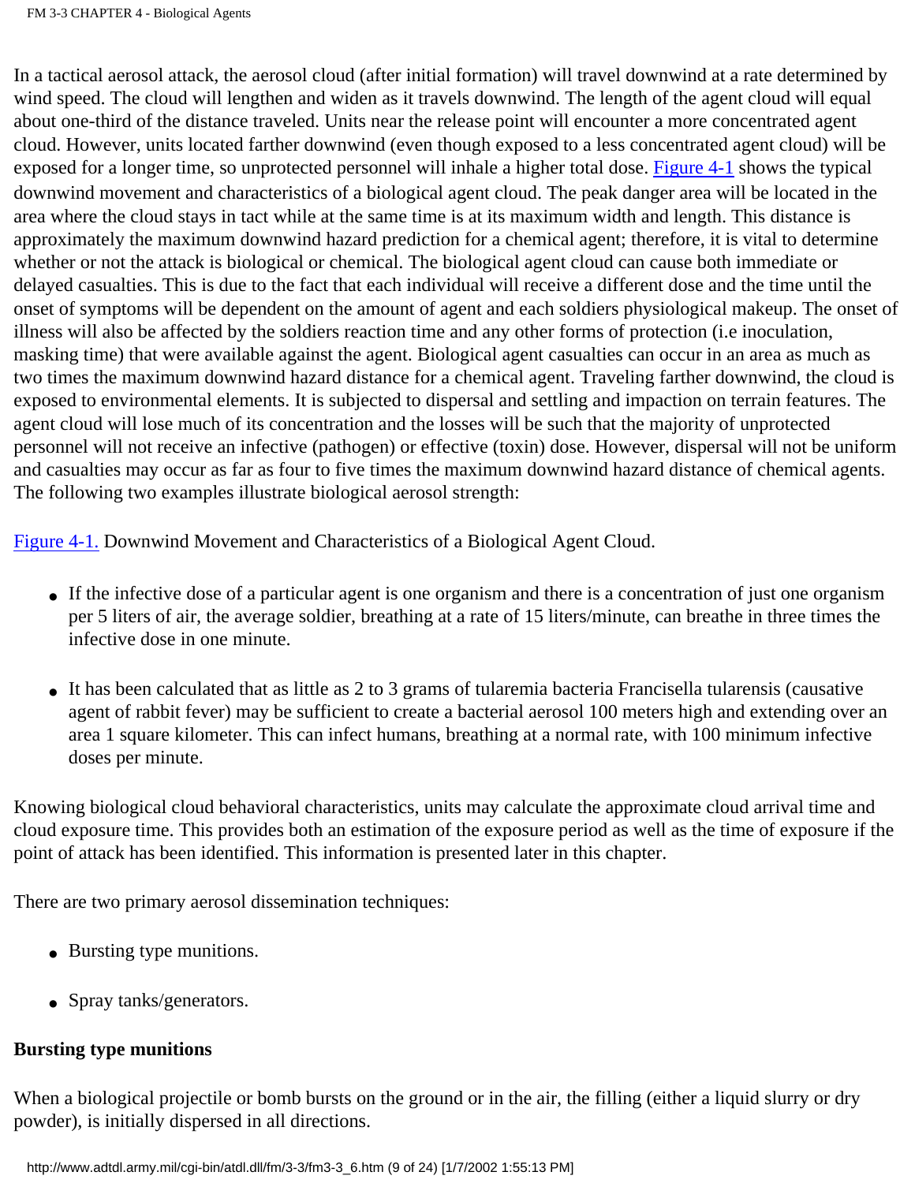In a tactical aerosol attack, the aerosol cloud (after initial formation) will travel downwind at a rate determined by wind speed. The cloud will lengthen and widen as it travels downwind. The length of the agent cloud will equal about one-third of the distance traveled. Units near the release point will encounter a more concentrated agent cloud. However, units located farther downwind (even though exposed to a less concentrated agent cloud) will be exposed for a longer time, so unprotected personnel will inhale a higher total dose. Figure 4-1 shows the typical downwind movement and characteristics of a biological agent cloud. The peak danger area will be located in the area where the cloud stays in tact while at the same time is at its maximum width and length. This distance is approximately the maximum downwind hazard prediction for a chemical agent; therefore, it is vital to determine whether or not the attack is biological or chemical. The biological agent cloud can cause both immediate or delayed casualties. This is due to the fact that each individual will receive a different dose and the time until the onset of symptoms will be dependent on the amount of agent and each soldiers physiological makeup. The onset of illness will also be affected by the soldiers reaction time and any other forms of protection (i.e inoculation, masking time) that were available against the agent. Biological agent casualties can occur in an area as much as two times the maximum downwind hazard distance for a chemical agent. Traveling farther downwind, the cloud is exposed to environmental elements. It is subjected to dispersal and settling and impaction on terrain features. The agent cloud will lose much of its concentration and the losses will be such that the majority of unprotected personnel will not receive an infective (pathogen) or effective (toxin) dose. However, dispersal will not be uniform and casualties may occur as far as four to five times the maximum downwind hazard distance of chemical agents. The following two examples illustrate biological aerosol strength:

Figure 4-1. Downwind Movement and Characteristics of a Biological Agent Cloud.

- If the infective dose of a particular agent is one organism and there is a concentration of just one organism per 5 liters of air, the average soldier, breathing at a rate of 15 liters/minute, can breathe in three times the infective dose in one minute.
- It has been calculated that as little as 2 to 3 grams of tularemia bacteria Francisella tularensis (causative agent of rabbit fever) may be sufficient to create a bacterial aerosol 100 meters high and extending over an area 1 square kilometer. This can infect humans, breathing at a normal rate, with 100 minimum infective doses per minute.

Knowing biological cloud behavioral characteristics, units may calculate the approximate cloud arrival time and cloud exposure time. This provides both an estimation of the exposure period as well as the time of exposure if the point of attack has been identified. This information is presented later in this chapter.

There are two primary aerosol dissemination techniques:

- Bursting type munitions.
- Spray tanks/generators.

**Bursting type munitions**

When a biological projectile or bomb bursts on the ground or in the air, the filling (either a liquid slurry or dry powder), is initially dispersed in all directions.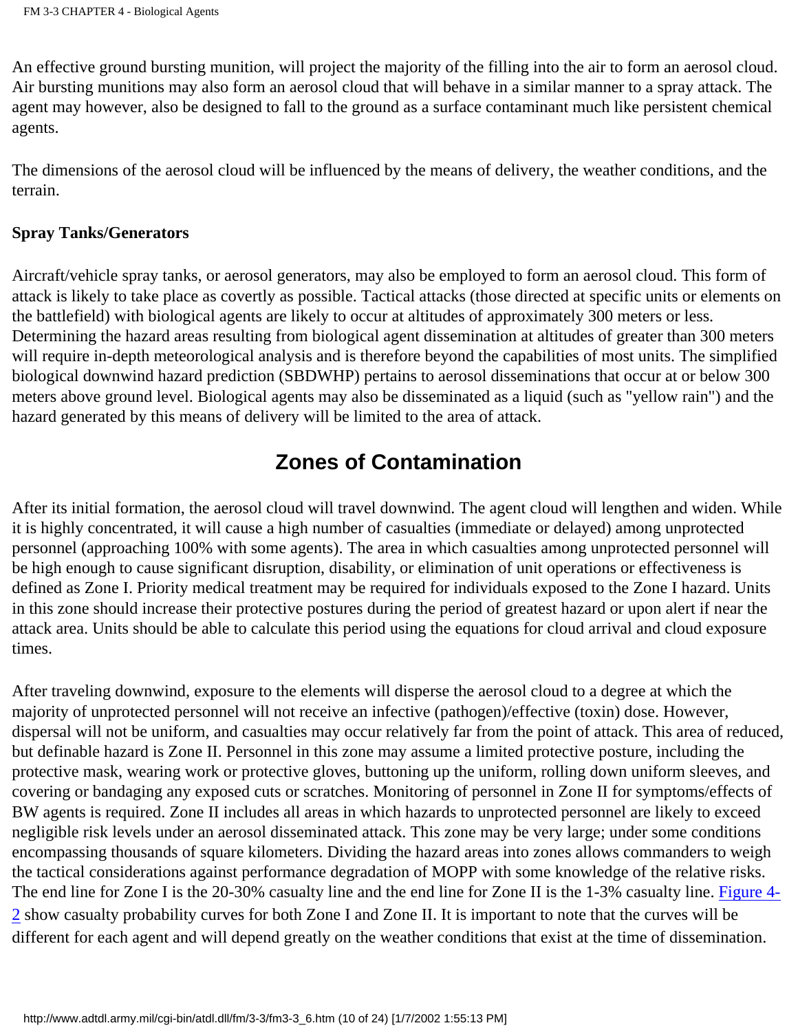An effective ground bursting munition, will project the majority of the filling into the air to form an aerosol cloud. Air bursting munitions may also form an aerosol cloud that will behave in a similar manner to a spray attack. The agent may however, also be designed to fall to the ground as a surface contaminant much like persistent chemical agents.

The dimensions of the aerosol cloud will be influenced by the means of delivery, the weather conditions, and the terrain.

**Spray Tanks/Generators**

Aircraft/vehicle spray tanks, or aerosol generators, may also be employed to form an aerosol cloud. This form of attack is likely to take place as covertly as possible. Tactical attacks (those directed at specific units or elements on the battlefield) with biological agents are likely to occur at altitudes of approximately 300 meters or less. Determining the hazard areas resulting from biological agent dissemination at altitudes of greater than 300 meters will require in-depth meteorological analysis and is therefore beyond the capabilities of most units. The simplified biological downwind hazard prediction (SBDWHP) pertains to aerosol disseminations that occur at or below 300 meters above ground level. Biological agents may also be disseminated as a liquid (such as "yellow rain") and the hazard generated by this means of delivery will be limited to the area of attack.

## Zones of Contamination

After its initial formation, the aerosol cloud will travel downwind. The agent cloud will lengthen and widen. While it is highly concentrated, it will cause a high number of casualties (immediate or delayed) among unprotected personnel (approaching 100% with some agents). The area in which casualties among unprotected personnel will be high enough to cause significant disruption, disability, or elimination of unit operations or effectiveness is defined as Zone I. Priority medical treatment may be required for individuals exposed to the Zone I hazard. Units in this zone should increase their protective postures during the period of greatest hazard or upon alert if near the attack area. Units should be able to calculate this period using the equations for cloud arrival and cloud exposure times.

After traveling downwind, exposure to the elements will disperse the aerosol cloud to a degree at which the majority of unprotected personnel will not receive an infective (pathogen)/effective (toxin) dose. However, dispersal will not be uniform, and casualties may occur relatively far from the point of attack. This area of reduced, but definable hazard is Zone II. Personnel in this zone may assume a limited protective posture, including the protective mask, wearing work or protective gloves, buttoning up the uniform, rolling down uniform sleeves, and covering or bandaging any exposed cuts or scratches. Monitoring of personnel in Zone II for symptoms/effects of BW agents is required. Zone II includes all areas in which hazards to unprotected personnel are likely to exceed negligible risk levels under an aerosol disseminated attack. This zone may be very large; under some conditions encompassing thousands of square kilometers. Dividing the hazard areas into zones allows commanders to weigh the tactical considerations against performance degradation of MOPP with some knowledge of the relative risks. The end line for Zone I is the 20-30% casualty line and the end line for Zone II is the 1-3% casualty line. Figure 4-2 show casualty probability curves for both Zone I and Zone II. It is important to note that the curves will be different for each agent and will depend greatly on the weather conditions that exist at the time of dissemination.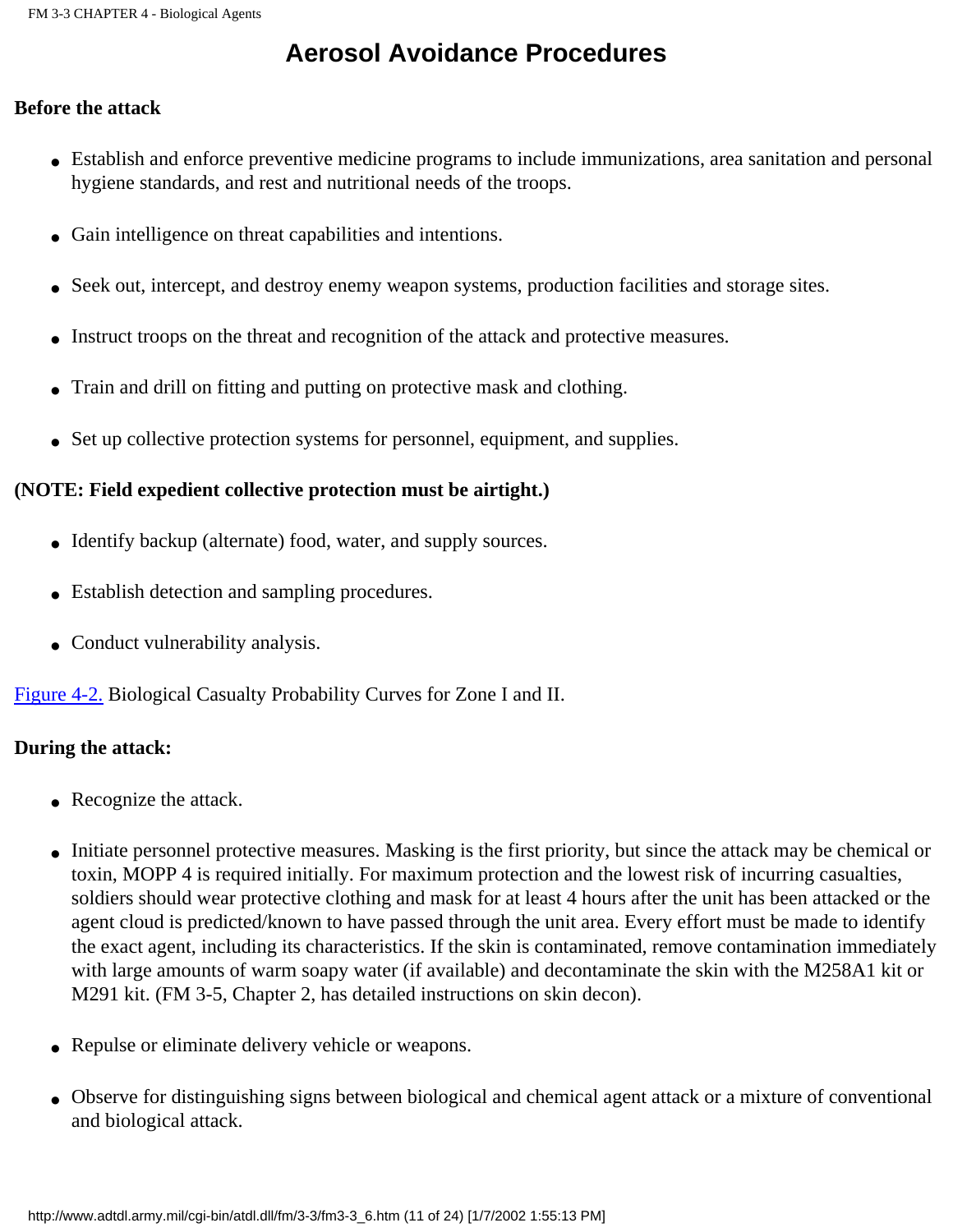# Aerosol Avoidance Procedures

**Before the attack**

- Establish and enforce preventive medicine programs to include immunizations, area sanitation and personal hygiene standards, and rest and nutritional needs of the troops.
- Gain intelligence on threat capabilities and intentions.
- Seek out, intercept, and destroy enemy weapon systems, production facilities and storage sites.
- Instruct troops on the threat and recognition of the attack and protective measures.
- Train and drill on fitting and putting on protective mask and clothing.
- Set up collective protection systems for personnel, equipment, and supplies.

**(NOTE: Field expedient collective protection must be airtight.)**

- Identify backup (alternate) food, water, and supply sources.
- Establish detection and sampling procedures.
- Conduct vulnerability analysis.

Figure 4-2. Biological Casualty Probability Curves for Zone I and II.

**During the attack:**

- Recognize the attack.
- Initiate personnel protective measures. Masking is the first priority, but since the attack may be chemical or toxin, MOPP 4 is required initially. For maximum protection and the lowest risk of incurring casualties, soldiers should wear protective clothing and mask for at least 4 hours after the unit has been attacked or the agent cloud is predicted/known to have passed through the unit area. Every effort must be made to identify the exact agent, including its characteristics. If the skin is contaminated, remove contamination immediately with large amounts of warm soapy water (if available) and decontaminate the skin with the M258A1 kit or M291 kit. (FM 3-5, Chapter 2, has detailed instructions on skin decon).
- Repulse or eliminate delivery vehicle or weapons.
- Observe for distinguishing signs between biological and chemical agent attack or a mixture of conventional and biological attack.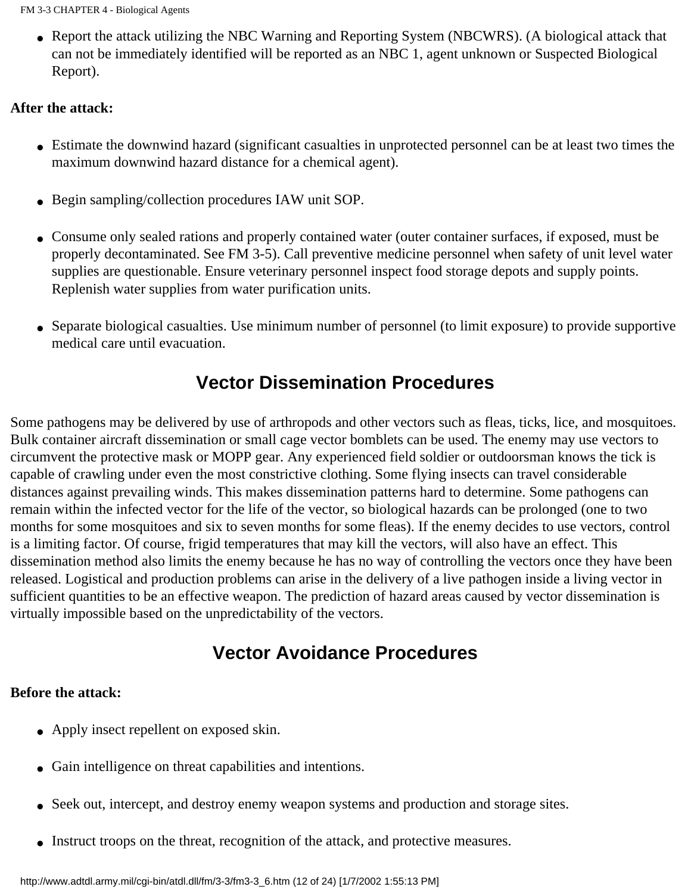- Report the attack utilizing the NBC Warning and Reporting System (NBCWRS). (A biological attack that can not be immediately identified will be reported as an NBC 1, agent unknown or Suspected Biological Report).

**After the attack:**

- Estimate the downwind hazard (significant casualties in unprotected personnel can be at least two times the maximum downwind hazard distance for a chemical agent).
- Begin sampling/collection procedures IAW unit SOP.
- Consume only sealed rations and properly contained water (outer container surfaces, if exposed, must be properly decontaminated. See FM 3-5). Call preventive medicine personnel when safety of unit level water supplies are questionable. Ensure veterinary personnel inspect food storage depots and supply points. Replenish water supplies from water purification units.
- Separate biological casualties. Use minimum number of personnel (to limit exposure) to provide supportive medical care until evacuation.

## Vector Dissemination Procedures

Some pathogens may be delivered by use of arthropods and other vectors such as fleas, ticks, lice, and mosquitoes. Bulk container aircraft dissemination or small cage vector bomblets can be used. The enemy may use vectors to circumvent the protective mask or MOPP gear. Any experienced field soldier or outdoorsman knows the tick is capable of crawling under even the most constrictive clothing. Some flying insects can travel considerable distances against prevailing winds. This makes dissemination patterns hard to determine. Some pathogens can remain within the infected vector for the life of the vector, so biological hazards can be prolonged (one to two months for some mosquitoes and six to seven months for some fleas). If the enemy decides to use vectors, control is a limiting factor. Of course, frigid temperatures that may kill the vectors, will also have an effect. This dissemination method also limits the enemy because he has no way of controlling the vectors once they have been released. Logistical and production problems can arise in the delivery of a live pathogen inside a living vector in sufficient quantities to be an effective weapon. The prediction of hazard areas caused by vector dissemination is virtually impossible based on the unpredictability of the vectors.

## Vector Avoidance Procedures

**Before the attack:**

- Apply insect repellent on exposed skin.
- Gain intelligence on threat capabilities and intentions.
- Seek out, intercept, and destroy enemy weapon systems and production and storage sites.
- Instruct troops on the threat, recognition of the attack, and protective measures.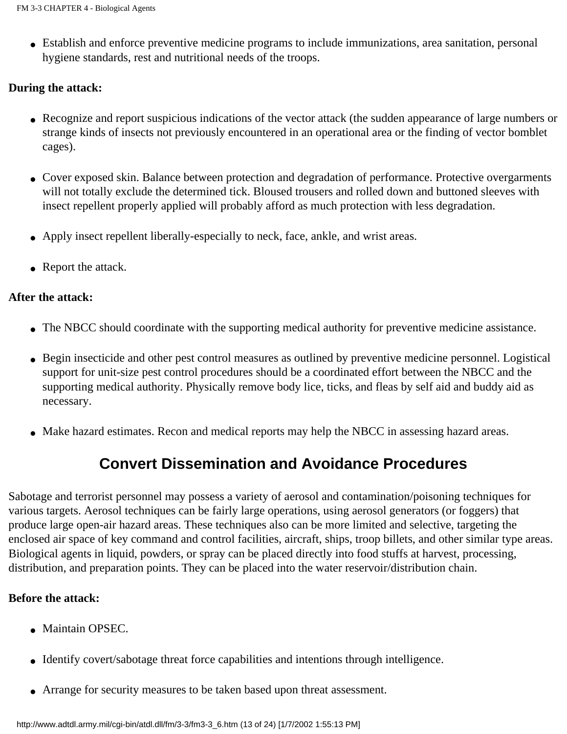- Establish and enforce preventive medicine programs to include immunizations, area sanitation, personal hygiene standards, rest and nutritional needs of the troops.

**During the attack:**

- Recognize and report suspicious indications of the vector attack (the sudden appearance of large numbers or strange kinds of insects not previously encountered in an operational area or the finding of vector bomblet cages).
- Cover exposed skin. Balance between protection and degradation of performance. Protective overgarments will not totally exclude the determined tick. Bloused trousers and rolled down and buttoned sleeves with insect repellent properly applied will probably afford as much protection with less degradation.
- Apply insect repellent liberally-especially to neck, face, ankle, and wrist areas.
- Report the attack.

**After the attack:**

- The NBCC should coordinate with the supporting medical authority for preventive medicine assistance.
- Begin insecticide and other pest control measures as outlined by preventive medicine personnel. Logistical support for unit-size pest control procedures should be a coordinated effort between the NBCC and the supporting medical authority. Physically remove body lice, ticks, and fleas by self aid and buddy aid as necessary.
- Make hazard estimates. Recon and medical reports may help the NBCC in assessing hazard areas.

## Convert Dissemination and Avoidance Procedures

Sabotage and terrorist personnel may possess a variety of aerosol and contamination/poisoning techniques for various targets. Aerosol techniques can be fairly large operations, using aerosol generators (or foggers) that produce large open-air hazard areas. These techniques also can be more limited and selective, targeting the enclosed air space of key command and control facilities, aircraft, ships, troop billets, and other similar type areas. Biological agents in liquid, powders, or spray can be placed directly into food stuffs at harvest, processing, distribution, and preparation points. They can be placed into the water reservoir/distribution chain.

**Before the attack:**

- Maintain OPSEC.
- Identify covert/sabotage threat force capabilities and intentions through intelligence.
- Arrange for security measures to be taken based upon threat assessment.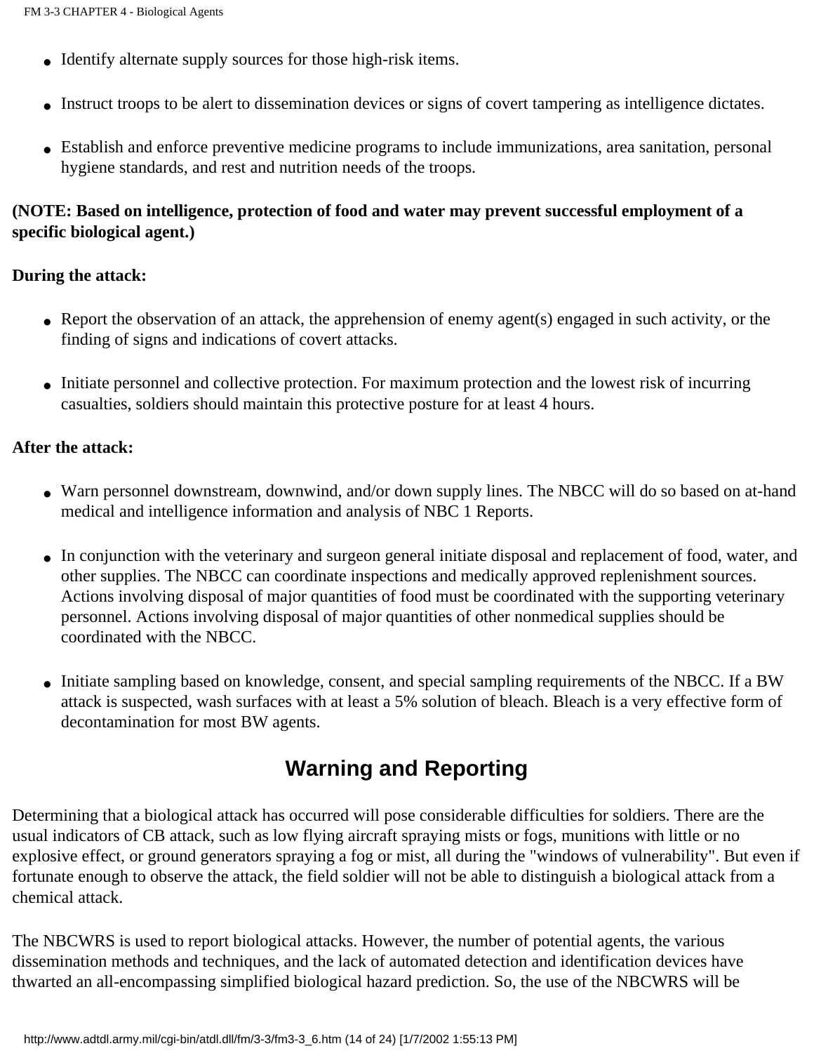- Identify alternate supply sources for those high-risk items.
- Instruct troops to be alert to dissemination devices or signs of covert tampering as intelligence dictates.
- Establish and enforce preventive medicine programs to include immunizations, area sanitation, personal hygiene standards, and rest and nutrition needs of the troops.

**(NOTE: Based on intelligence, protection of food and water may prevent successful employment of a specific biological agent.)**

**During the attack:**

- Report the observation of an attack, the apprehension of enemy agent(s) engaged in such activity, or the finding of signs and indications of covert attacks.
- Initiate personnel and collective protection. For maximum protection and the lowest risk of incurring casualties, soldiers should maintain this protective posture for at least 4 hours.

**After the attack:**

- Warn personnel downstream, downwind, and/or down supply lines. The NBCC will do so based on at-hand medical and intelligence information and analysis of NBC 1 Reports.
- In conjunction with the veterinary and surgeon general initiate disposal and replacement of food, water, and other supplies. The NBCC can coordinate inspections and medically approved replenishment sources. Actions involving disposal of major quantities of food must be coordinated with the supporting veterinary personnel. Actions involving disposal of major quantities of other nonmedical supplies should be coordinated with the NBCC.
- Initiate sampling based on knowledge, consent, and special sampling requirements of the NBCC. If a BW attack is suspected, wash surfaces with at least a 5% solution of bleach. Bleach is a very effective form of decontamination for most BW agents.

## Warning and Reporting

Determining that a biological attack has occurred will pose considerable difficulties for soldiers. There are the usual indicators of CB attack, such as low flying aircraft spraying mists or fogs, munitions with little or no explosive effect, or ground generators spraying a fog or mist, all during the "windows of vulnerability". But even if fortunate enough to observe the attack, the field soldier will not be able to distinguish a biological attack from a chemical attack.

The NBCWRS is used to report biological attacks. However, the number of potential agents, the various dissemination methods and techniques, and the lack of automated detection and identification devices have thwarted an all-encompassing simplified biological hazard prediction. So, the use of the NBCWRS will be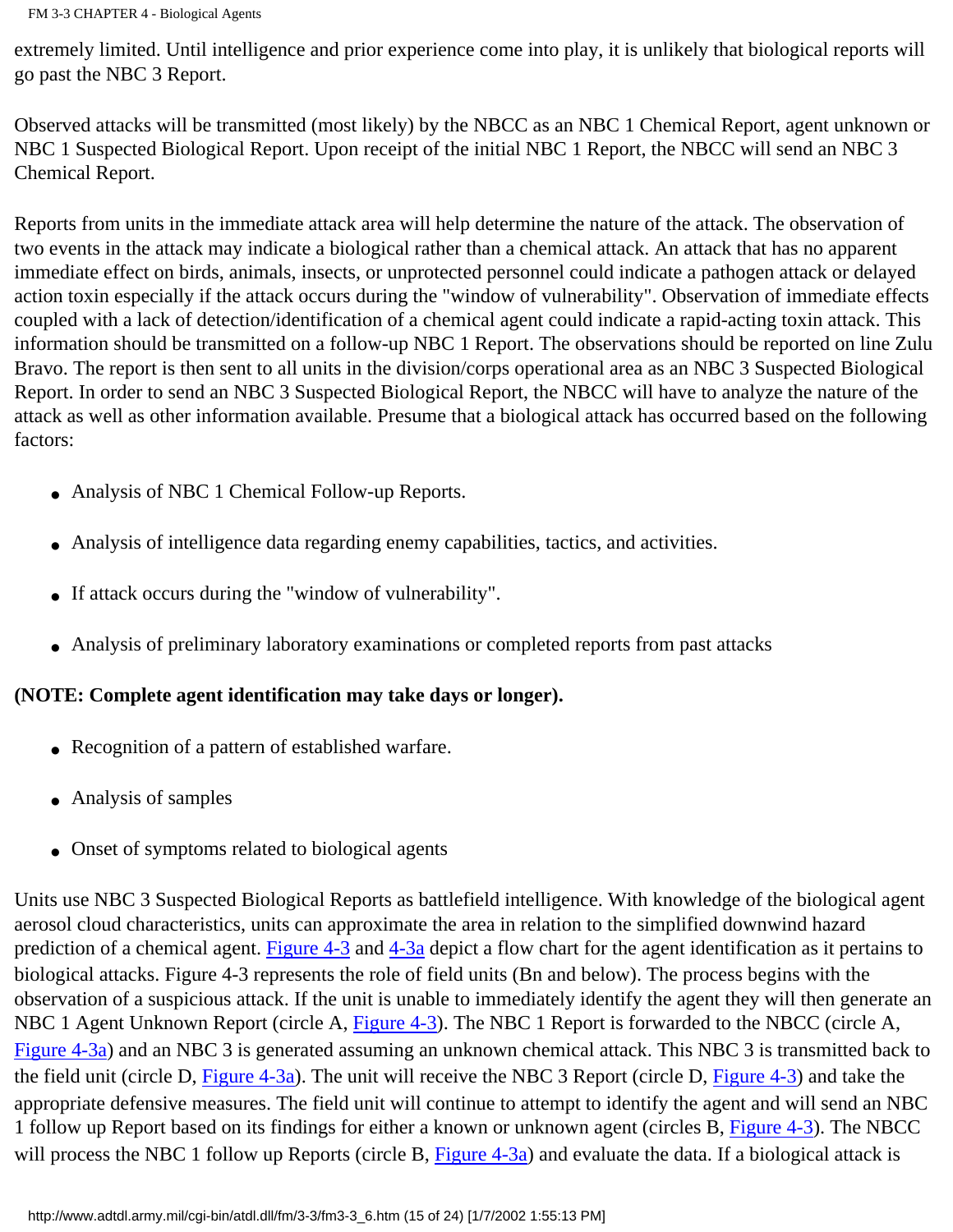extremely limited. Until intelligence and prior experience come into play, it is unlikely that biological reports will go past the NBC 3 Report.

Observed attacks will be transmitted (most likely) by the NBCC as an NBC 1 Chemical Report, agent unknown or NBC 1 Suspected Biological Report. Upon receipt of the initial NBC 1 Report, the NBCC will send an NBC 3 Chemical Report.

Reports from units in the immediate attack area will help determine the nature of the attack. The observation of two events in the attack may indicate a biological rather than a chemical attack. An attack that has no apparent immediate effect on birds, animals, insects, or unprotected personnel could indicate a pathogen attack or delayed action toxin especially if the attack occurs during the "window of vulnerability". Observation of immediate effects coupled with a lack of detection/identification of a chemical agent could indicate a rapid-acting toxin attack. This information should be transmitted on a follow-up NBC 1 Report. The observations should be reported on line Zulu Bravo. The report is then sent to all units in the division/corps operational area as an NBC 3 Suspected Biological Report. In order to send an NBC 3 Suspected Biological Report, the NBCC will have to analyze the nature of the attack as well as other information available. Presume that a biological attack has occurred based on the following factors:

- Analysis of NBC 1 Chemical Follow-up Reports.
- Analysis of intelligence data regarding enemy capabilities, tactics, and activities.
- If attack occurs during the "window of vulnerability".
- Analysis of preliminary laboratory examinations or completed reports from past attacks

**(NOTE: Complete agent identification may take days or longer).**

- Recognition of a pattern of established warfare.
- Analysis of samples
- Onset of symptoms related to biological agents

Units use NBC 3 Suspected Biological Reports as battlefield intelligence. With knowledge of the biological agent aerosol cloud characteristics, units can approximate the area in relation to the simplified downwind hazard prediction of a chemical agent. Figure 4-3 and 4-3a depict a flow chart for the agent identification as it pertains to biological attacks. Figure 4-3 represents the role of field units (Bn and below). The process begins with the observation of a suspicious attack. If the unit is unable to immediately identify the agent they will then generate an NBC 1 Agent Unknown Report (circle A, Figure 4-3). The NBC 1 Report is forwarded to the NBCC (circle A, Figure 4-3a) and an NBC 3 is generated assuming an unknown chemical attack. This NBC 3 is transmitted back to the field unit (circle D, Figure 4-3a). The unit will receive the NBC 3 Report (circle D, Figure 4-3) and take the appropriate defensive measures. The field unit will continue to attempt to identify the agent and will send an NBC 1 follow up Report based on its findings for either a known or unknown agent (circles B, Figure 4-3). The NBCC will process the NBC 1 follow up Reports (circle B, Figure 4-3a) and evaluate the data. If a biological attack is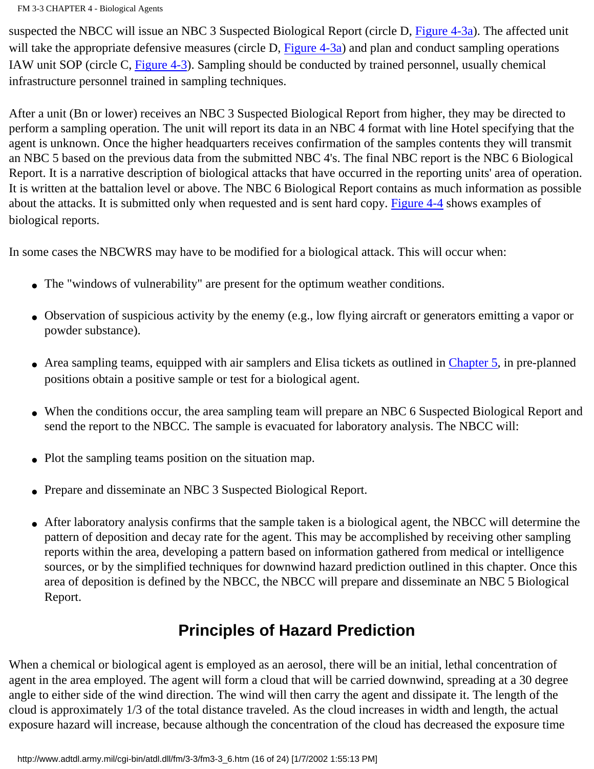suspected the NBCC will issue an NBC 3 Suspected Biological Report (circle D, Figure 4-3a). The affected unit will take the appropriate defensive measures (circle D, Figure 4-3a) and plan and conduct sampling operations IAW unit SOP (circle C, Figure 4-3). Sampling should be conducted by trained personnel, usually chemical infrastructure personnel trained in sampling techniques.

After a unit (Bn or lower) receives an NBC 3 Suspected Biological Report from higher, they may be directed to perform a sampling operation. The unit will report its data in an NBC 4 format with line Hotel specifying that the agent is unknown. Once the higher headquarters receives confirmation of the samples contents they will transmit an NBC 5 based on the previous data from the submitted NBC 4's. The final NBC report is the NBC 6 Biological Report. It is a narrative description of biological attacks that have occurred in the reporting units' area of operation. It is written at the battalion level or above. The NBC 6 Biological Report contains as much information as possible about the attacks. It is submitted only when requested and is sent hard copy. Figure 4-4 shows examples of biological reports.

In some cases the NBCWRS may have to be modified for a biological attack. This will occur when:

- The "windows of vulnerability" are present for the optimum weather conditions.
- Observation of suspicious activity by the enemy (e.g., low flying aircraft or generators emitting a vapor or powder substance).
- Area sampling teams, equipped with air samplers and Elisa tickets as outlined in Chapter 5, in pre-planned positions obtain a positive sample or test for a biological agent.
- When the conditions occur, the area sampling team will prepare an NBC 6 Suspected Biological Report and send the report to the NBCC. The sample is evacuated for laboratory analysis. The NBCC will:
- Plot the sampling teams position on the situation map.
- Prepare and disseminate an NBC 3 Suspected Biological Report.
- After laboratory analysis confirms that the sample taken is a biological agent, the NBCC will determine the pattern of deposition and decay rate for the agent. This may be accomplished by receiving other sampling reports within the area, developing a pattern based on information gathered from medical or intelligence sources, or by the simplified techniques for downwind hazard prediction outlined in this chapter. Once this area of deposition is defined by the NBCC, the NBCC will prepare and disseminate an NBC 5 Biological Report.

## Principles of Hazard Prediction

When a chemical or biological agent is employed as an aerosol, there will be an initial, lethal concentration of agent in the area employed. The agent will form a cloud that will be carried downwind, spreading at a 30 degree angle to either side of the wind direction. The wind will then carry the agent and dissipate it. The length of the cloud is approximately 1/3 of the total distance traveled. As the cloud increases in width and length, the actual exposure hazard will increase, because although the concentration of the cloud has decreased the exposure time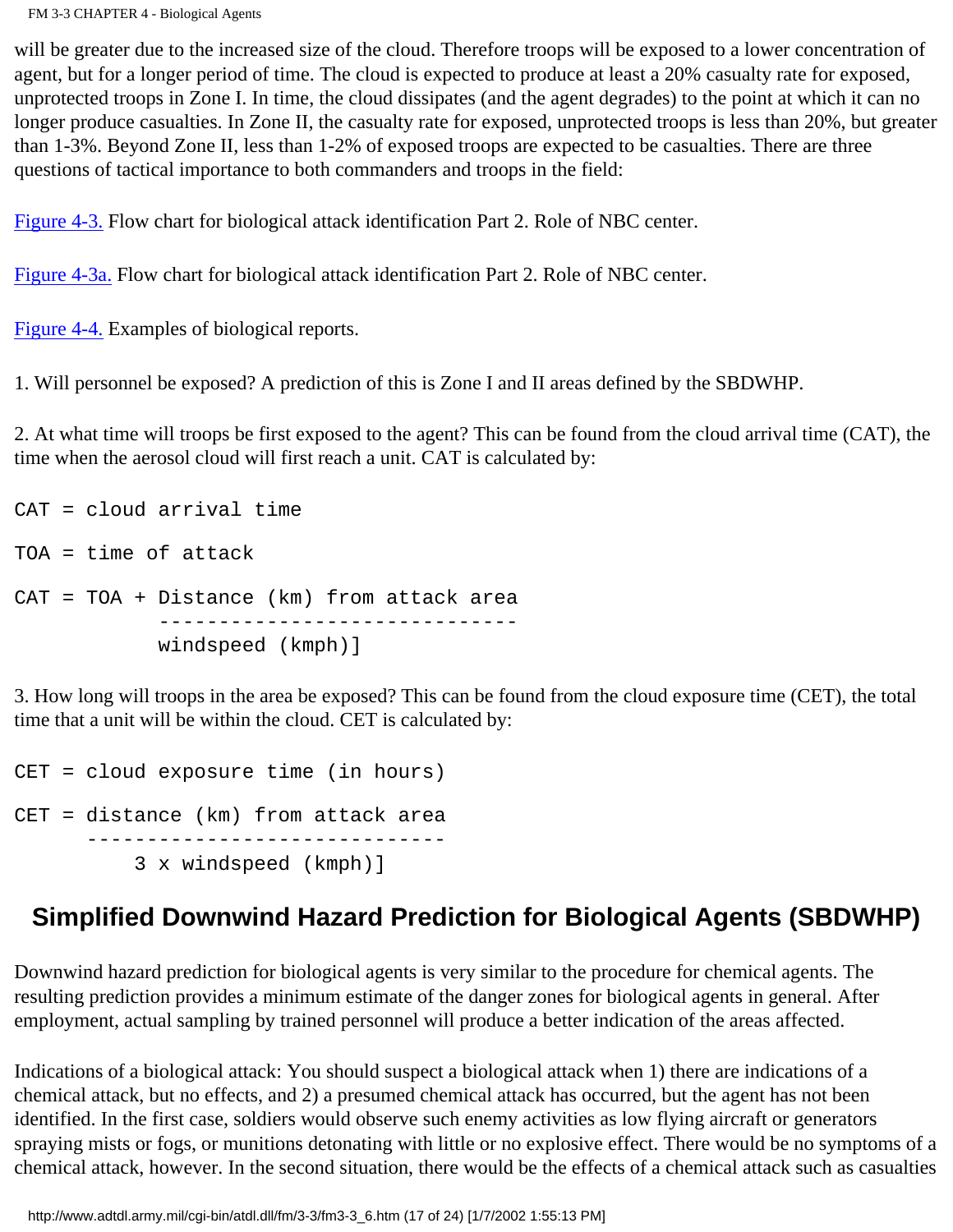will be greater due to the increased size of the cloud. Therefore troops will be exposed to a lower concentration of agent, but for a longer period of time. The cloud is expected to produce at least a 20% casualty rate for exposed, unprotected troops in Zone I. In time, the cloud dissipates (and the agent degrades) to the point at which it can no longer produce casualties. In Zone II, the casualty rate for exposed, unprotected troops is less than 20%, but greater than 1-3%. Beyond Zone II, less than 1-2% of exposed troops are expected to be casualties. There are three questions of tactical importance to both commanders and troops in the field:

Figure 4-3. Flow chart for biological attack identification Part 2. Role of NBC center.

Figure 4-3a. Flow chart for biological attack identification Part 2. Role of NBC center.

Figure 4-4. Examples of biological reports.

1. Will personnel be exposed? A prediction of this is Zone I and II areas defined by the SBDWHP.

2. At what time will troops be first exposed to the agent? This can be found from the cloud arrival time (CAT), the time when the aerosol cloud will first reach a unit. CAT is calculated by:

```
CAT = cloud arrival time

TOA = time of attack

CAT = TOA + Distance (km) from attack area
            ------------------------------
            windspeed (kmph)]
```

3. How long will troops in the area be exposed? This can be found from the cloud exposure time (CET), the total time that a unit will be within the cloud. CET is calculated by:

```
CET = cloud exposure time (in hours)

CET = distance (km) from attack area
      ------------------------------
          3 x windspeed (kmph)]
```

## Simplified Downwind Hazard Prediction for Biological Agents (SBDWHP)

Downwind hazard prediction for biological agents is very similar to the procedure for chemical agents. The resulting prediction provides a minimum estimate of the danger zones for biological agents in general. After employment, actual sampling by trained personnel will produce a better indication of the areas affected.

Indications of a biological attack: You should suspect a biological attack when 1) there are indications of a chemical attack, but no effects, and 2) a presumed chemical attack has occurred, but the agent has not been identified. In the first case, soldiers would observe such enemy activities as low flying aircraft or generators spraying mists or fogs, or munitions detonating with little or no explosive effect. There would be no symptoms of a chemical attack, however. In the second situation, there would be the effects of a chemical attack such as casualties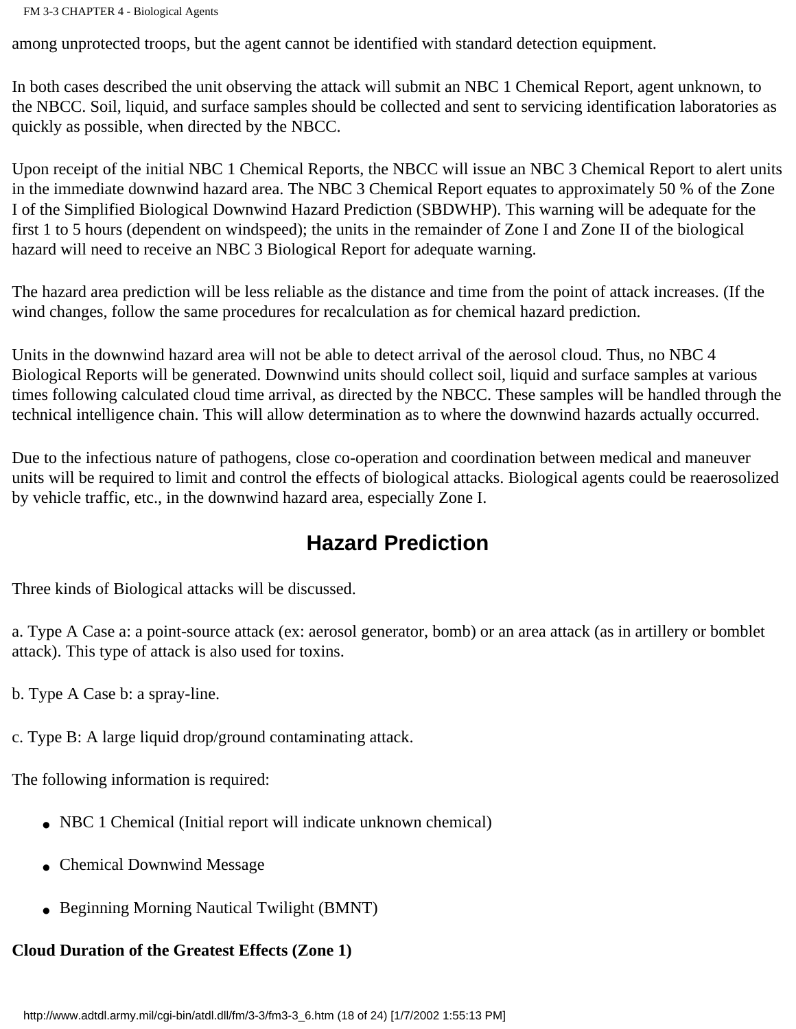among unprotected troops, but the agent cannot be identified with standard detection equipment.

In both cases described the unit observing the attack will submit an NBC 1 Chemical Report, agent unknown, to the NBCC. Soil, liquid, and surface samples should be collected and sent to servicing identification laboratories as quickly as possible, when directed by the NBCC.

Upon receipt of the initial NBC 1 Chemical Reports, the NBCC will issue an NBC 3 Chemical Report to alert units in the immediate downwind hazard area. The NBC 3 Chemical Report equates to approximately 50 % of the Zone I of the Simplified Biological Downwind Hazard Prediction (SBDWHP). This warning will be adequate for the first 1 to 5 hours (dependent on windspeed); the units in the remainder of Zone I and Zone II of the biological hazard will need to receive an NBC 3 Biological Report for adequate warning.

The hazard area prediction will be less reliable as the distance and time from the point of attack increases. (If the wind changes, follow the same procedures for recalculation as for chemical hazard prediction.

Units in the downwind hazard area will not be able to detect arrival of the aerosol cloud. Thus, no NBC 4 Biological Reports will be generated. Downwind units should collect soil, liquid and surface samples at various times following calculated cloud time arrival, as directed by the NBCC. These samples will be handled through the technical intelligence chain. This will allow determination as to where the downwind hazards actually occurred.

Due to the infectious nature of pathogens, close co-operation and coordination between medical and maneuver units will be required to limit and control the effects of biological attacks. Biological agents could be reaerosolized by vehicle traffic, etc., in the downwind hazard area, especially Zone I.

## Hazard Prediction

Three kinds of Biological attacks will be discussed.

a. Type A Case a: a point-source attack (ex: aerosol generator, bomb) or an area attack (as in artillery or bomblet attack). This type of attack is also used for toxins.

b. Type A Case b: a spray-line.

c. Type B: A large liquid drop/ground contaminating attack.

The following information is required:

- NBC 1 Chemical (Initial report will indicate unknown chemical)
- Chemical Downwind Message
- Beginning Morning Nautical Twilight (BMNT)

**Cloud Duration of the Greatest Effects (Zone 1)**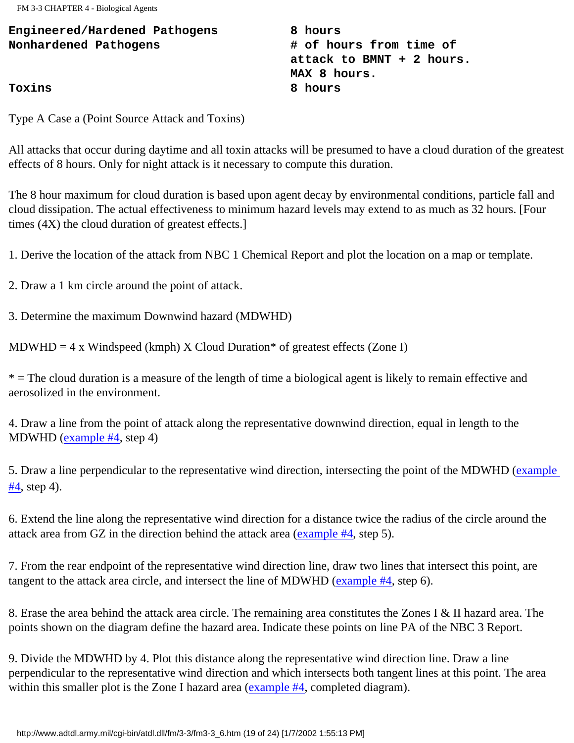| | |
|---|---|
| **Engineered/Hardened Pathogens** | **8 hours** |
| **Nonhardened Pathogens** | **# of hours from time of attack to BMNT + 2 hours. MAX 8 hours.** |
| **Toxins** | **8 hours** |

Type A Case a (Point Source Attack and Toxins)

All attacks that occur during daytime and all toxin attacks will be presumed to have a cloud duration of the greatest effects of 8 hours. Only for night attack is it necessary to compute this duration.

The 8 hour maximum for cloud duration is based upon agent decay by environmental conditions, particle fall and cloud dissipation. The actual effectiveness to minimum hazard levels may extend to as much as 32 hours. [Four times (4X) the cloud duration of greatest effects.]

1. Derive the location of the attack from NBC 1 Chemical Report and plot the location on a map or template.

2. Draw a 1 km circle around the point of attack.

3. Determine the maximum Downwind hazard (MDWHD)

MDWHD = 4 x Windspeed (kmph) X Cloud Duration* of greatest effects (Zone I)

* = The cloud duration is a measure of the length of time a biological agent is likely to remain effective and aerosolized in the environment.

4. Draw a line from the point of attack along the representative downwind direction, equal in length to the MDWHD (example #4, step 4)

5. Draw a line perpendicular to the representative wind direction, intersecting the point of the MDWHD (example #4, step 4).

6. Extend the line along the representative wind direction for a distance twice the radius of the circle around the attack area from GZ in the direction behind the attack area (example #4, step 5).

7. From the rear endpoint of the representative wind direction line, draw two lines that intersect this point, are tangent to the attack area circle, and intersect the line of MDWHD (example #4, step 6).

8. Erase the area behind the attack area circle. The remaining area constitutes the Zones I & II hazard area. The points shown on the diagram define the hazard area. Indicate these points on line PA of the NBC 3 Report.

9. Divide the MDWHD by 4. Plot this distance along the representative wind direction line. Draw a line perpendicular to the representative wind direction and which intersects both tangent lines at this point. The area within this smaller plot is the Zone I hazard area (example #4, completed diagram).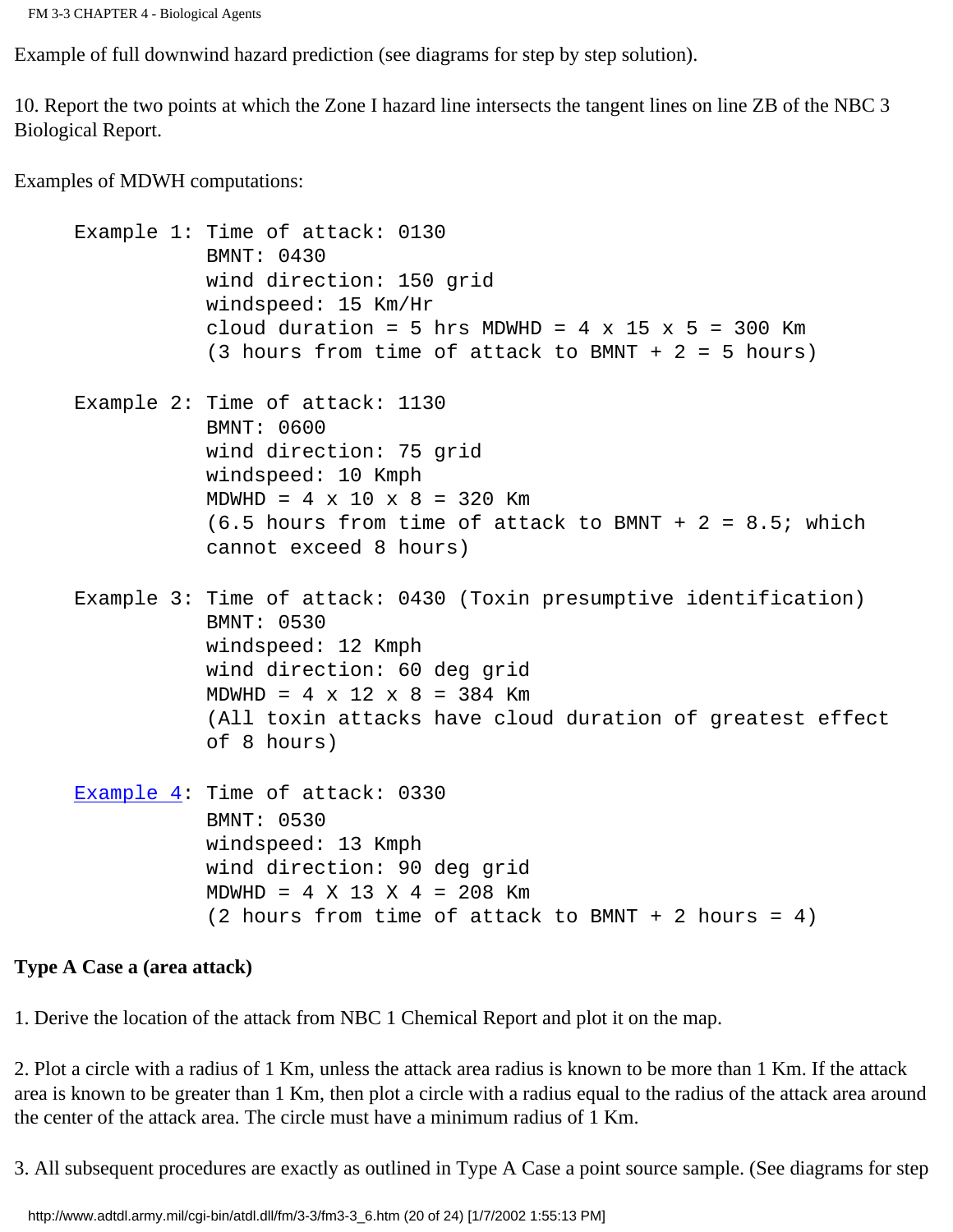Example of full downwind hazard prediction (see diagrams for step by step solution).

10. Report the two points at which the Zone I hazard line intersects the tangent lines on line ZB of the NBC 3 Biological Report.

Examples of MDWH computations:

```
Example 1: Time of attack: 0130
           BMNT: 0430
           wind direction: 150 grid
           windspeed: 15 Km/Hr
           cloud duration = 5 hrs MDWHD = 4 x 15 x 5 = 300 Km
           (3 hours from time of attack to BMNT + 2 = 5 hours)

Example 2: Time of attack: 1130
           BMNT: 0600
           wind direction: 75 grid
           windspeed: 10 Kmph
           MDWHD = 4 x 10 x 8 = 320 Km
           (6.5 hours from time of attack to BMNT + 2 = 8.5; which
           cannot exceed 8 hours)

Example 3: Time of attack: 0430 (Toxin presumptive identification)
           BMNT: 0530
           windspeed: 12 Kmph
           wind direction: 60 deg grid
           MDWHD = 4 x 12 x 8 = 384 Km
           (All toxin attacks have cloud duration of greatest effect
           of 8 hours)

Example 4: Time of attack: 0330
           BMNT: 0530
           windspeed: 13 Kmph
           wind direction: 90 deg grid
           MDWHD = 4 X 13 X 4 = 208 Km
           (2 hours from time of attack to BMNT + 2 hours = 4)
```

**Type A Case a (area attack)**

1. Derive the location of the attack from NBC 1 Chemical Report and plot it on the map.

2. Plot a circle with a radius of 1 Km, unless the attack area radius is known to be more than 1 Km. If the attack area is known to be greater than 1 Km, then plot a circle with a radius equal to the radius of the attack area around the center of the attack area. The circle must have a minimum radius of 1 Km.

3. All subsequent procedures are exactly as outlined in Type A Case a point source sample. (See diagrams for step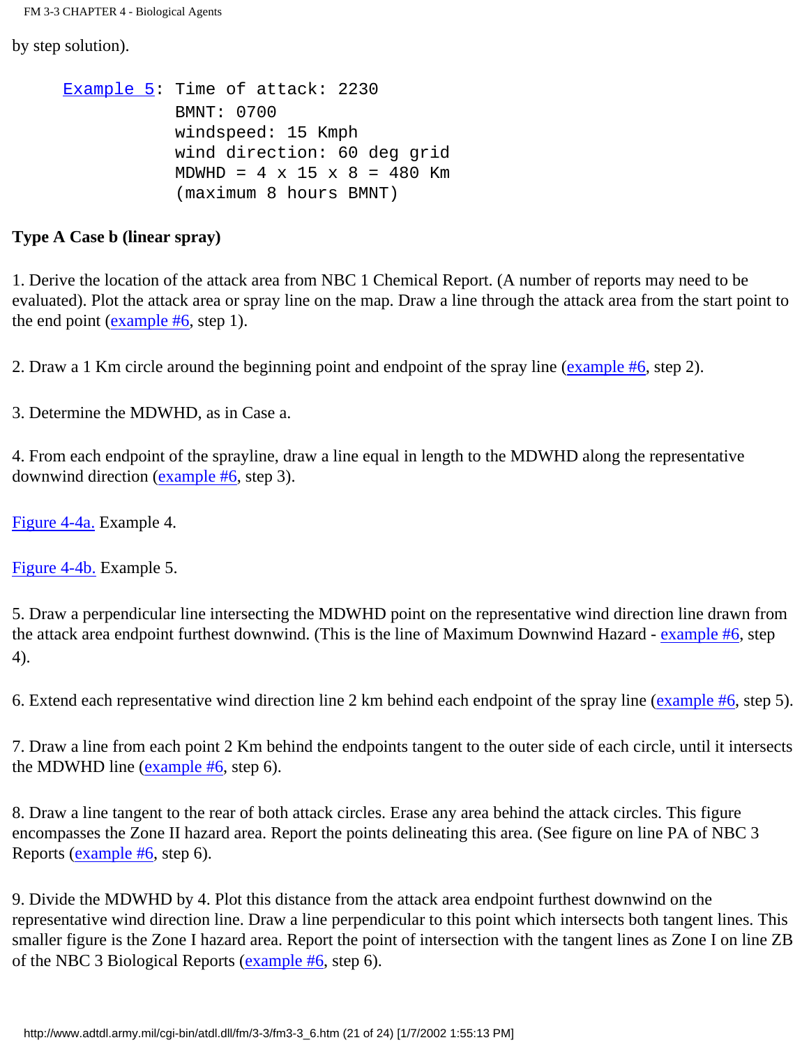by step solution).

```
Example 5: Time of attack: 2230
           BMNT: 0700
           windspeed: 15 Kmph
           wind direction: 60 deg grid
           MDWHD = 4 x 15 x 8 = 480 Km
           (maximum 8 hours BMNT)
```

**Type A Case b (linear spray)**

1. Derive the location of the attack area from NBC 1 Chemical Report. (A number of reports may need to be evaluated). Plot the attack area or spray line on the map. Draw a line through the attack area from the start point to the end point (example #6, step 1).

2. Draw a 1 Km circle around the beginning point and endpoint of the spray line (example #6, step 2).

3. Determine the MDWHD, as in Case a.

4. From each endpoint of the sprayline, draw a line equal in length to the MDWHD along the representative downwind direction (example #6, step 3).

Figure 4-4a. Example 4.

Figure 4-4b. Example 5.

5. Draw a perpendicular line intersecting the MDWHD point on the representative wind direction line drawn from the attack area endpoint furthest downwind. (This is the line of Maximum Downwind Hazard - example #6, step 4).

6. Extend each representative wind direction line 2 km behind each endpoint of the spray line (example #6, step 5).

7. Draw a line from each point 2 Km behind the endpoints tangent to the outer side of each circle, until it intersects the MDWHD line (example #6, step 6).

8. Draw a line tangent to the rear of both attack circles. Erase any area behind the attack circles. This figure encompasses the Zone II hazard area. Report the points delineating this area. (See figure on line PA of NBC 3 Reports (example #6, step 6).

9. Divide the MDWHD by 4. Plot this distance from the attack area endpoint furthest downwind on the representative wind direction line. Draw a line perpendicular to this point which intersects both tangent lines. This smaller figure is the Zone I hazard area. Report the point of intersection with the tangent lines as Zone I on line ZB of the NBC 3 Biological Reports (example #6, step 6).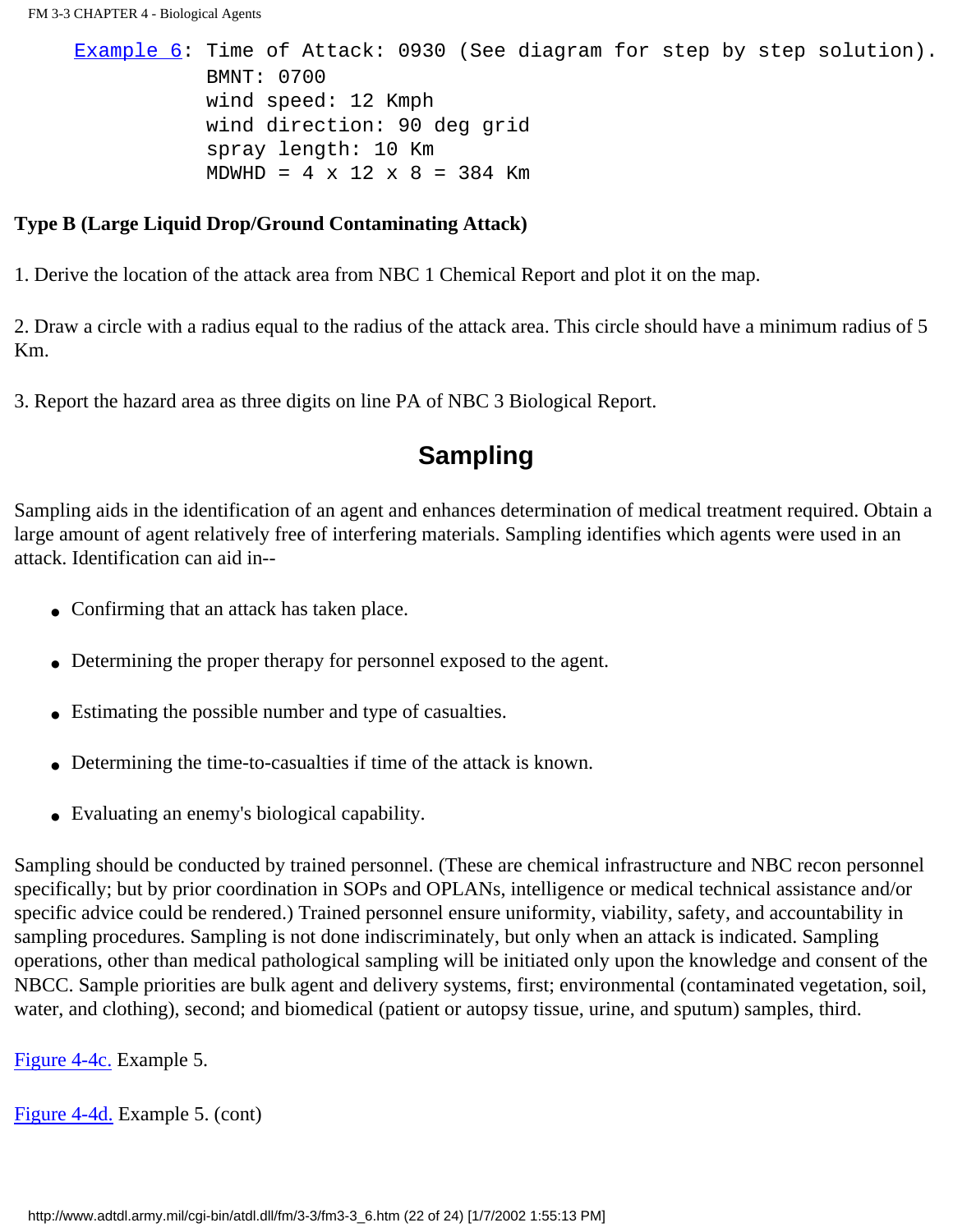```
Example 6: Time of Attack: 0930 (See diagram for step by step solution).
           BMNT: 0700
           wind speed: 12 Kmph
           wind direction: 90 deg grid
           spray length: 10 Km
           MDWHD = 4 x 12 x 8 = 384 Km
```

**Type B (Large Liquid Drop/Ground Contaminating Attack)**

1. Derive the location of the attack area from NBC 1 Chemical Report and plot it on the map.

2. Draw a circle with a radius equal to the radius of the attack area. This circle should have a minimum radius of 5 Km.

3. Report the hazard area as three digits on line PA of NBC 3 Biological Report.

## Sampling

Sampling aids in the identification of an agent and enhances determination of medical treatment required. Obtain a large amount of agent relatively free of interfering materials. Sampling identifies which agents were used in an attack. Identification can aid in--

- Confirming that an attack has taken place.
- Determining the proper therapy for personnel exposed to the agent.
- Estimating the possible number and type of casualties.
- Determining the time-to-casualties if time of the attack is known.
- Evaluating an enemy's biological capability.

Sampling should be conducted by trained personnel. (These are chemical infrastructure and NBC recon personnel specifically; but by prior coordination in SOPs and OPLANs, intelligence or medical technical assistance and/or specific advice could be rendered.) Trained personnel ensure uniformity, viability, safety, and accountability in sampling procedures. Sampling is not done indiscriminately, but only when an attack is indicated. Sampling operations, other than medical pathological sampling will be initiated only upon the knowledge and consent of the NBCC. Sample priorities are bulk agent and delivery systems, first; environmental (contaminated vegetation, soil, water, and clothing), second; and biomedical (patient or autopsy tissue, urine, and sputum) samples, third.

Figure 4-4c. Example 5.

Figure 4-4d. Example 5. (cont)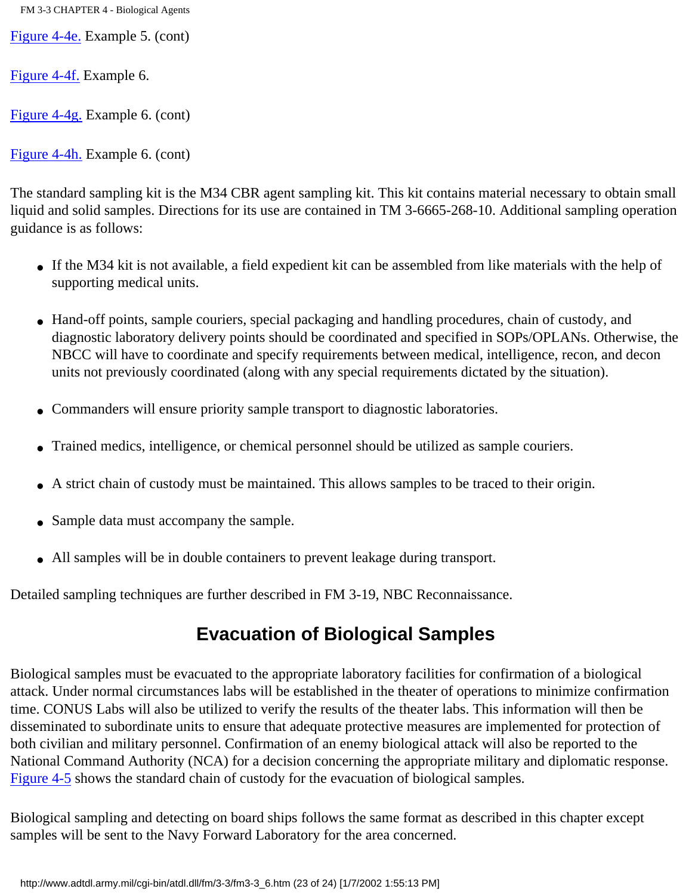Figure 4-4e. Example 5. (cont)

Figure 4-4f. Example 6.

Figure 4-4g. Example 6. (cont)

Figure 4-4h. Example 6. (cont)

The standard sampling kit is the M34 CBR agent sampling kit. This kit contains material necessary to obtain small liquid and solid samples. Directions for its use are contained in TM 3-6665-268-10. Additional sampling operation guidance is as follows:

- If the M34 kit is not available, a field expedient kit can be assembled from like materials with the help of supporting medical units.
- Hand-off points, sample couriers, special packaging and handling procedures, chain of custody, and diagnostic laboratory delivery points should be coordinated and specified in SOPs/OPLANs. Otherwise, the NBCC will have to coordinate and specify requirements between medical, intelligence, recon, and decon units not previously coordinated (along with any special requirements dictated by the situation).
- Commanders will ensure priority sample transport to diagnostic laboratories.
- Trained medics, intelligence, or chemical personnel should be utilized as sample couriers.
- A strict chain of custody must be maintained. This allows samples to be traced to their origin.
- Sample data must accompany the sample.
- All samples will be in double containers to prevent leakage during transport.

Detailed sampling techniques are further described in FM 3-19, NBC Reconnaissance.

## Evacuation of Biological Samples

Biological samples must be evacuated to the appropriate laboratory facilities for confirmation of a biological attack. Under normal circumstances labs will be established in the theater of operations to minimize confirmation time. CONUS Labs will also be utilized to verify the results of the theater labs. This information will then be disseminated to subordinate units to ensure that adequate protective measures are implemented for protection of both civilian and military personnel. Confirmation of an enemy biological attack will also be reported to the National Command Authority (NCA) for a decision concerning the appropriate military and diplomatic response. Figure 4-5 shows the standard chain of custody for the evacuation of biological samples.

Biological sampling and detecting on board ships follows the same format as described in this chapter except samples will be sent to the Navy Forward Laboratory for the area concerned.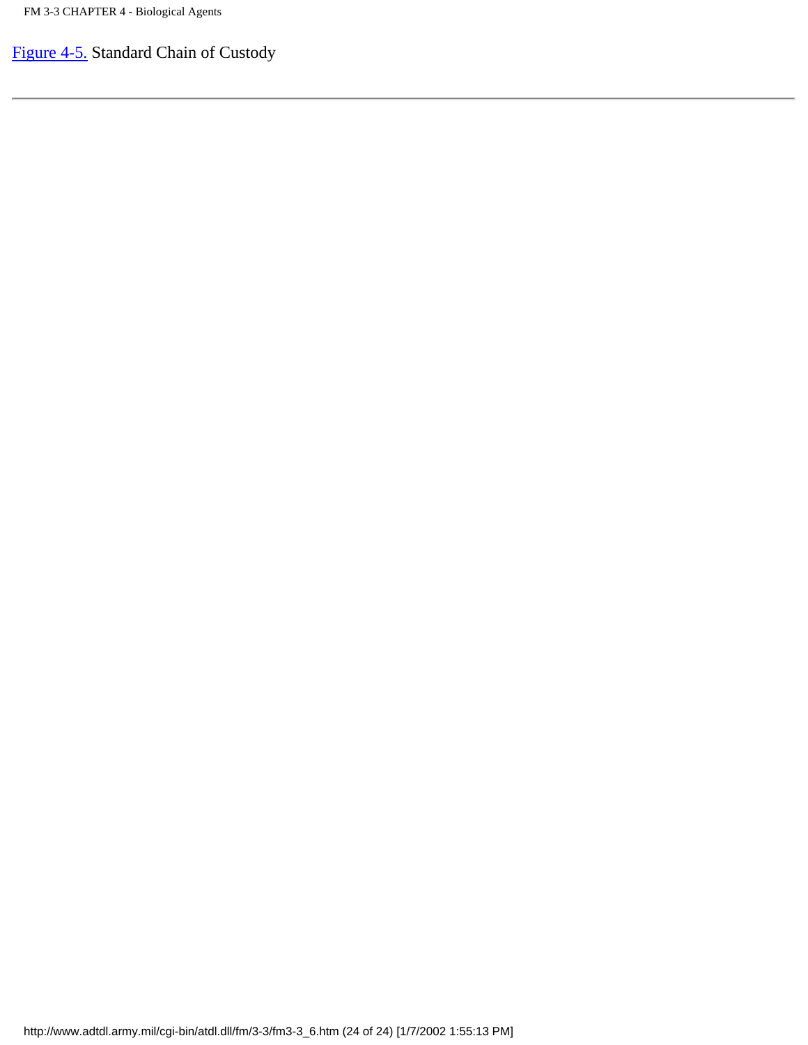[Figure 4-5.](#) Standard Chain of Custody

---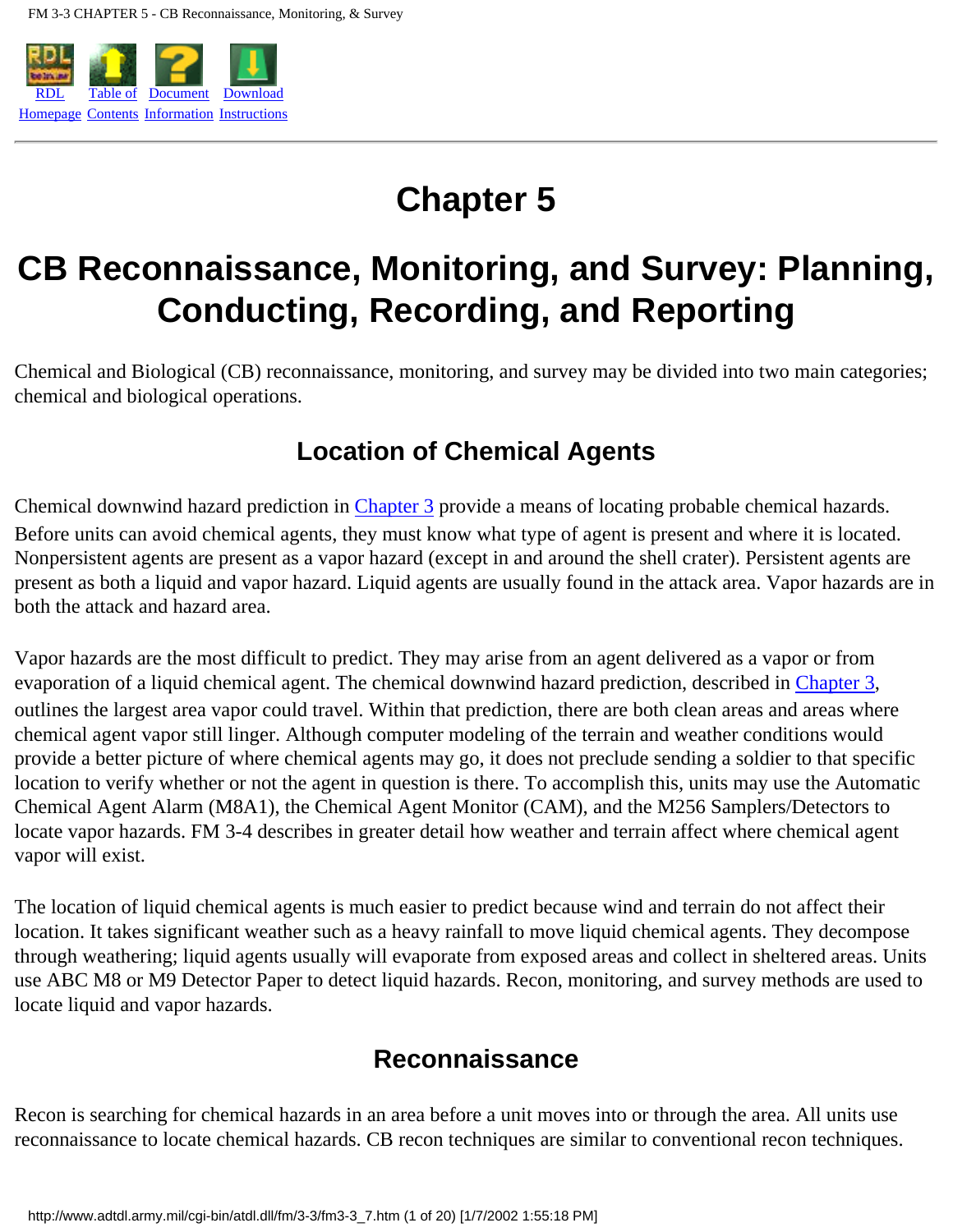# Chapter 5

# CB Reconnaissance, Monitoring, and Survey: Planning, Conducting, Recording, and Reporting

Chemical and Biological (CB) reconnaissance, monitoring, and survey may be divided into two main categories; chemical and biological operations.

## Location of Chemical Agents

Chemical downwind hazard prediction in Chapter 3 provide a means of locating probable chemical hazards. Before units can avoid chemical agents, they must know what type of agent is present and where it is located. Nonpersistent agents are present as a vapor hazard (except in and around the shell crater). Persistent agents are present as both a liquid and vapor hazard. Liquid agents are usually found in the attack area. Vapor hazards are in both the attack and hazard area.

Vapor hazards are the most difficult to predict. They may arise from an agent delivered as a vapor or from evaporation of a liquid chemical agent. The chemical downwind hazard prediction, described in Chapter 3, outlines the largest area vapor could travel. Within that prediction, there are both clean areas and areas where chemical agent vapor still linger. Although computer modeling of the terrain and weather conditions would provide a better picture of where chemical agents may go, it does not preclude sending a soldier to that specific location to verify whether or not the agent in question is there. To accomplish this, units may use the Automatic Chemical Agent Alarm (M8A1), the Chemical Agent Monitor (CAM), and the M256 Samplers/Detectors to locate vapor hazards. FM 3-4 describes in greater detail how weather and terrain affect where chemical agent vapor will exist.

The location of liquid chemical agents is much easier to predict because wind and terrain do not affect their location. It takes significant weather such as a heavy rainfall to move liquid chemical agents. They decompose through weathering; liquid agents usually will evaporate from exposed areas and collect in sheltered areas. Units use ABC M8 or M9 Detector Paper to detect liquid hazards. Recon, monitoring, and survey methods are used to locate liquid and vapor hazards.

## Reconnaissance

Recon is searching for chemical hazards in an area before a unit moves into or through the area. All units use reconnaissance to locate chemical hazards. CB recon techniques are similar to conventional recon techniques.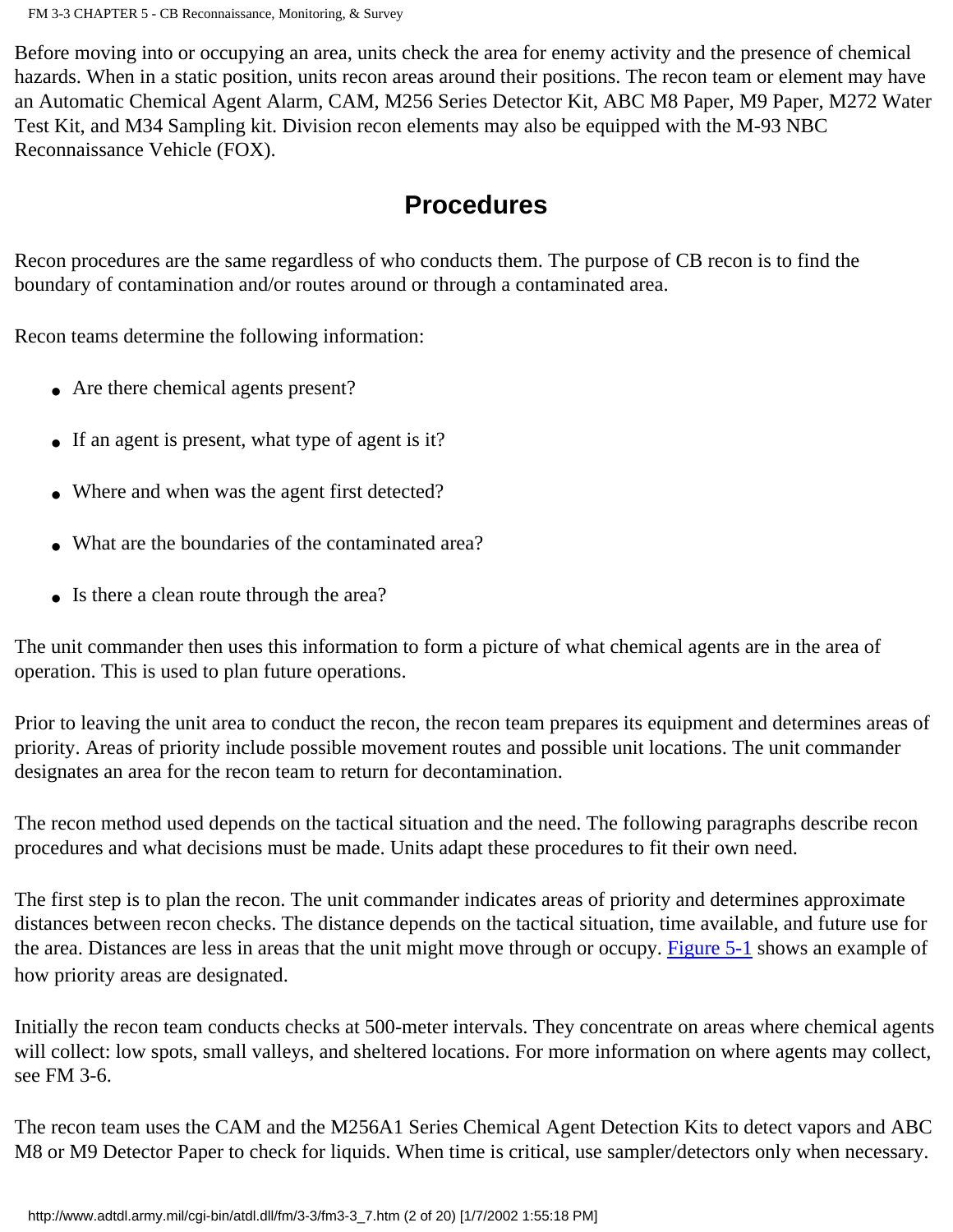Before moving into or occupying an area, units check the area for enemy activity and the presence of chemical hazards. When in a static position, units recon areas around their positions. The recon team or element may have an Automatic Chemical Agent Alarm, CAM, M256 Series Detector Kit, ABC M8 Paper, M9 Paper, M272 Water Test Kit, and M34 Sampling kit. Division recon elements may also be equipped with the M-93 NBC Reconnaissance Vehicle (FOX).

## Procedures

Recon procedures are the same regardless of who conducts them. The purpose of CB recon is to find the boundary of contamination and/or routes around or through a contaminated area.

Recon teams determine the following information:

- Are there chemical agents present?
- If an agent is present, what type of agent is it?
- Where and when was the agent first detected?
- What are the boundaries of the contaminated area?
- Is there a clean route through the area?

The unit commander then uses this information to form a picture of what chemical agents are in the area of operation. This is used to plan future operations.

Prior to leaving the unit area to conduct the recon, the recon team prepares its equipment and determines areas of priority. Areas of priority include possible movement routes and possible unit locations. The unit commander designates an area for the recon team to return for decontamination.

The recon method used depends on the tactical situation and the need. The following paragraphs describe recon procedures and what decisions must be made. Units adapt these procedures to fit their own need.

The first step is to plan the recon. The unit commander indicates areas of priority and determines approximate distances between recon checks. The distance depends on the tactical situation, time available, and future use for the area. Distances are less in areas that the unit might move through or occupy. Figure 5-1 shows an example of how priority areas are designated.

Initially the recon team conducts checks at 500-meter intervals. They concentrate on areas where chemical agents will collect: low spots, small valleys, and sheltered locations. For more information on where agents may collect, see FM 3-6.

The recon team uses the CAM and the M256A1 Series Chemical Agent Detection Kits to detect vapors and ABC M8 or M9 Detector Paper to check for liquids. When time is critical, use sampler/detectors only when necessary.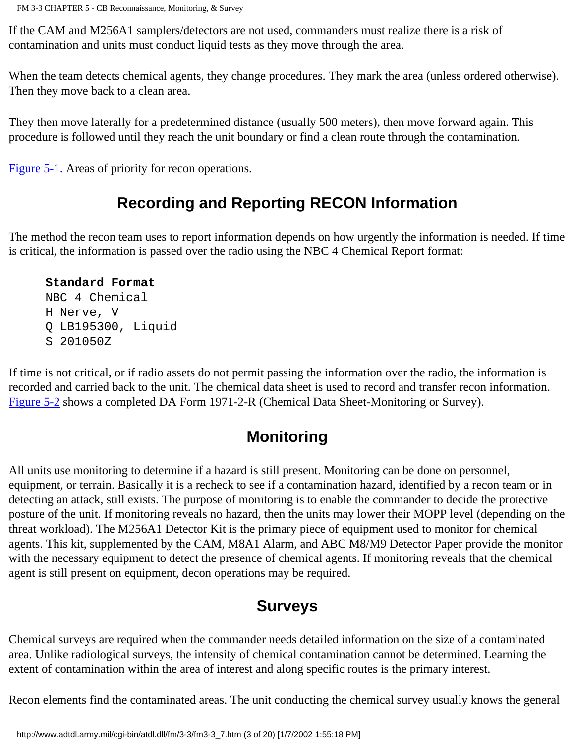If the CAM and M256A1 samplers/detectors are not used, commanders must realize there is a risk of contamination and units must conduct liquid tests as they move through the area.

When the team detects chemical agents, they change procedures. They mark the area (unless ordered otherwise). Then they move back to a clean area.

They then move laterally for a predetermined distance (usually 500 meters), then move forward again. This procedure is followed until they reach the unit boundary or find a clean route through the contamination.

Figure 5-1. Areas of priority for recon operations.

## Recording and Reporting RECON Information

The method the recon team uses to report information depends on how urgently the information is needed. If time is critical, the information is passed over the radio using the NBC 4 Chemical Report format:

```
Standard Format
NBC 4 Chemical
H Nerve, V
Q LB195300, Liquid
S 201050Z
```

If time is not critical, or if radio assets do not permit passing the information over the radio, the information is recorded and carried back to the unit. The chemical data sheet is used to record and transfer recon information. Figure 5-2 shows a completed DA Form 1971-2-R (Chemical Data Sheet-Monitoring or Survey).

## Monitoring

All units use monitoring to determine if a hazard is still present. Monitoring can be done on personnel, equipment, or terrain. Basically it is a recheck to see if a contamination hazard, identified by a recon team or in detecting an attack, still exists. The purpose of monitoring is to enable the commander to decide the protective posture of the unit. If monitoring reveals no hazard, then the units may lower their MOPP level (depending on the threat workload). The M256A1 Detector Kit is the primary piece of equipment used to monitor for chemical agents. This kit, supplemented by the CAM, M8A1 Alarm, and ABC M8/M9 Detector Paper provide the monitor with the necessary equipment to detect the presence of chemical agents. If monitoring reveals that the chemical agent is still present on equipment, decon operations may be required.

## Surveys

Chemical surveys are required when the commander needs detailed information on the size of a contaminated area. Unlike radiological surveys, the intensity of chemical contamination cannot be determined. Learning the extent of contamination within the area of interest and along specific routes is the primary interest.

Recon elements find the contaminated areas. The unit conducting the chemical survey usually knows the general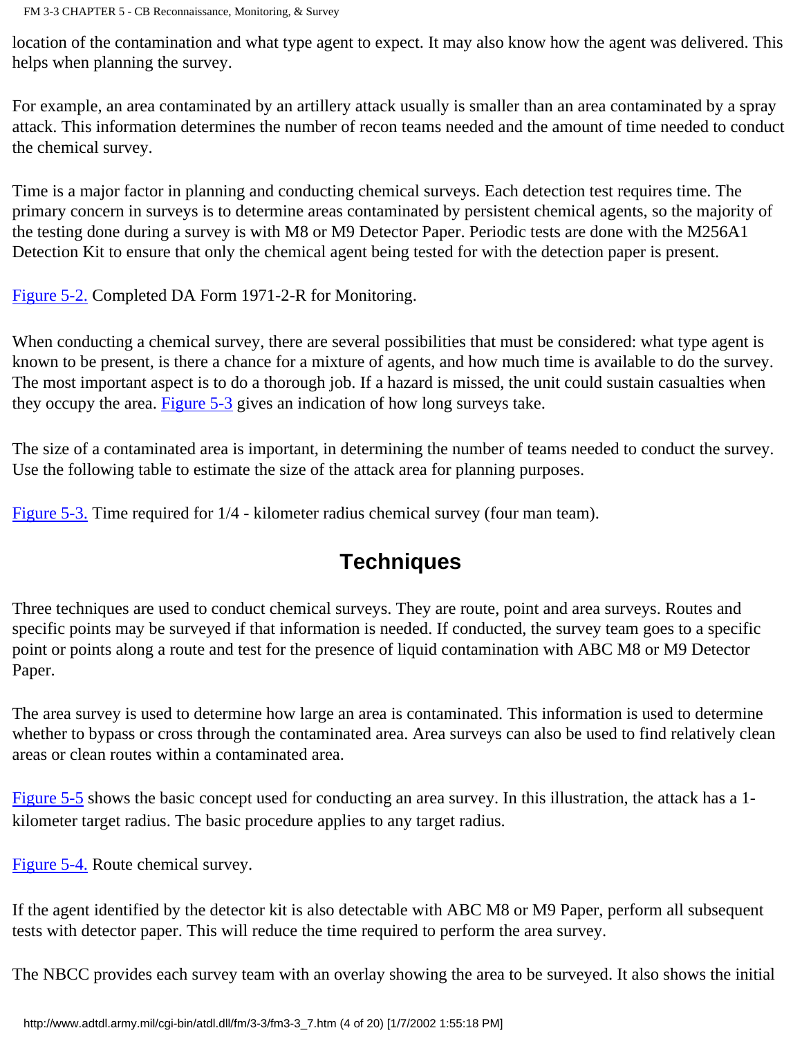location of the contamination and what type agent to expect. It may also know how the agent was delivered. This helps when planning the survey.

For example, an area contaminated by an artillery attack usually is smaller than an area contaminated by a spray attack. This information determines the number of recon teams needed and the amount of time needed to conduct the chemical survey.

Time is a major factor in planning and conducting chemical surveys. Each detection test requires time. The primary concern in surveys is to determine areas contaminated by persistent chemical agents, so the majority of the testing done during a survey is with M8 or M9 Detector Paper. Periodic tests are done with the M256A1 Detection Kit to ensure that only the chemical agent being tested for with the detection paper is present.

Figure 5-2. Completed DA Form 1971-2-R for Monitoring.

When conducting a chemical survey, there are several possibilities that must be considered: what type agent is known to be present, is there a chance for a mixture of agents, and how much time is available to do the survey. The most important aspect is to do a thorough job. If a hazard is missed, the unit could sustain casualties when they occupy the area. Figure 5-3 gives an indication of how long surveys take.

The size of a contaminated area is important, in determining the number of teams needed to conduct the survey. Use the following table to estimate the size of the attack area for planning purposes.

Figure 5-3. Time required for 1/4 - kilometer radius chemical survey (four man team).

## Techniques

Three techniques are used to conduct chemical surveys. They are route, point and area surveys. Routes and specific points may be surveyed if that information is needed. If conducted, the survey team goes to a specific point or points along a route and test for the presence of liquid contamination with ABC M8 or M9 Detector Paper.

The area survey is used to determine how large an area is contaminated. This information is used to determine whether to bypass or cross through the contaminated area. Area surveys can also be used to find relatively clean areas or clean routes within a contaminated area.

Figure 5-5 shows the basic concept used for conducting an area survey. In this illustration, the attack has a 1-kilometer target radius. The basic procedure applies to any target radius.

Figure 5-4. Route chemical survey.

If the agent identified by the detector kit is also detectable with ABC M8 or M9 Paper, perform all subsequent tests with detector paper. This will reduce the time required to perform the area survey.

The NBCC provides each survey team with an overlay showing the area to be surveyed. It also shows the initial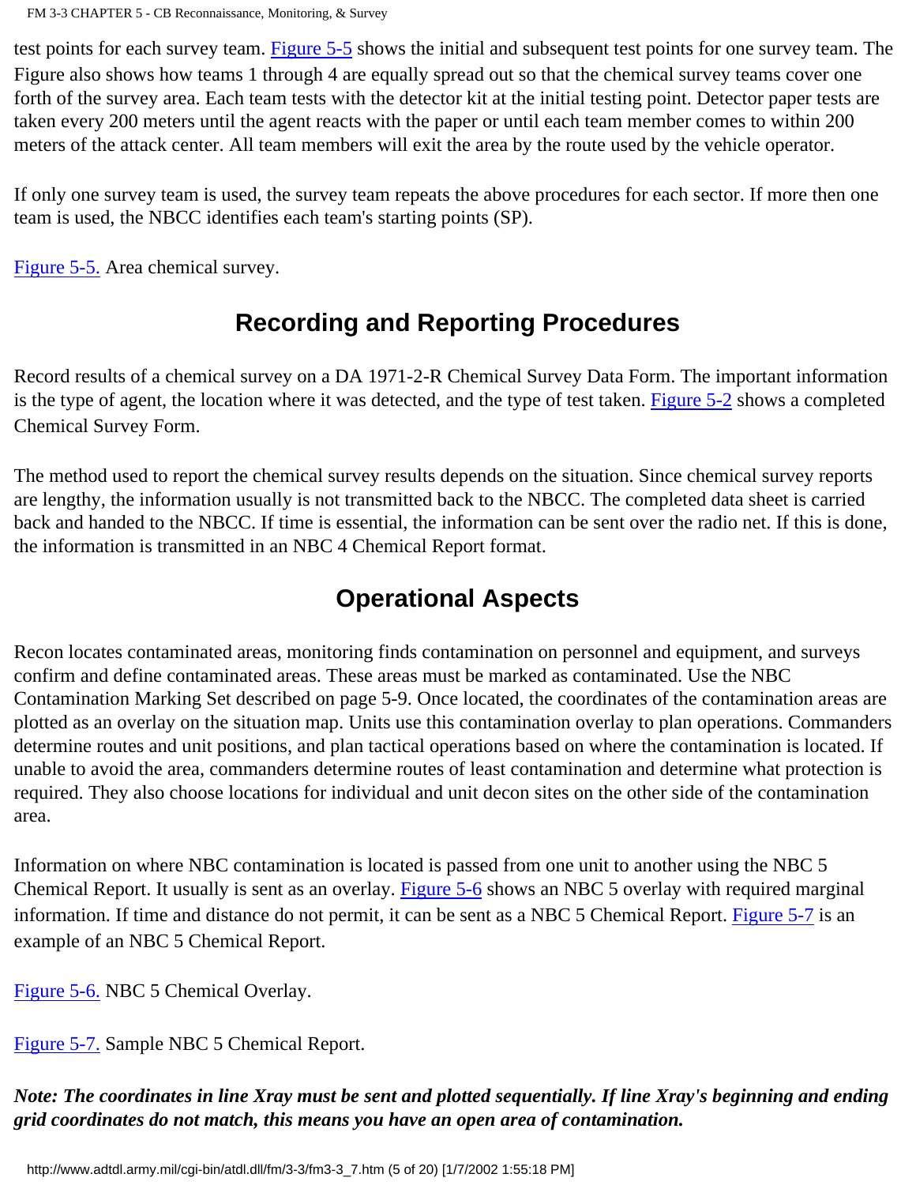test points for each survey team. Figure 5-5 shows the initial and subsequent test points for one survey team. The Figure also shows how teams 1 through 4 are equally spread out so that the chemical survey teams cover one forth of the survey area. Each team tests with the detector kit at the initial testing point. Detector paper tests are taken every 200 meters until the agent reacts with the paper or until each team member comes to within 200 meters of the attack center. All team members will exit the area by the route used by the vehicle operator.

If only one survey team is used, the survey team repeats the above procedures for each sector. If more then one team is used, the NBCC identifies each team's starting points (SP).

Figure 5-5. Area chemical survey.

## Recording and Reporting Procedures

Record results of a chemical survey on a DA 1971-2-R Chemical Survey Data Form. The important information is the type of agent, the location where it was detected, and the type of test taken. Figure 5-2 shows a completed Chemical Survey Form.

The method used to report the chemical survey results depends on the situation. Since chemical survey reports are lengthy, the information usually is not transmitted back to the NBCC. The completed data sheet is carried back and handed to the NBCC. If time is essential, the information can be sent over the radio net. If this is done, the information is transmitted in an NBC 4 Chemical Report format.

## Operational Aspects

Recon locates contaminated areas, monitoring finds contamination on personnel and equipment, and surveys confirm and define contaminated areas. These areas must be marked as contaminated. Use the NBC Contamination Marking Set described on page 5-9. Once located, the coordinates of the contamination areas are plotted as an overlay on the situation map. Units use this contamination overlay to plan operations. Commanders determine routes and unit positions, and plan tactical operations based on where the contamination is located. If unable to avoid the area, commanders determine routes of least contamination and determine what protection is required. They also choose locations for individual and unit decon sites on the other side of the contamination area.

Information on where NBC contamination is located is passed from one unit to another using the NBC 5 Chemical Report. It usually is sent as an overlay. Figure 5-6 shows an NBC 5 overlay with required marginal information. If time and distance do not permit, it can be sent as a NBC 5 Chemical Report. Figure 5-7 is an example of an NBC 5 Chemical Report.

Figure 5-6. NBC 5 Chemical Overlay.

Figure 5-7. Sample NBC 5 Chemical Report.

***Note: The coordinates in line Xray must be sent and plotted sequentially. If line Xray's beginning and ending grid coordinates do not match, this means you have an open area of contamination.***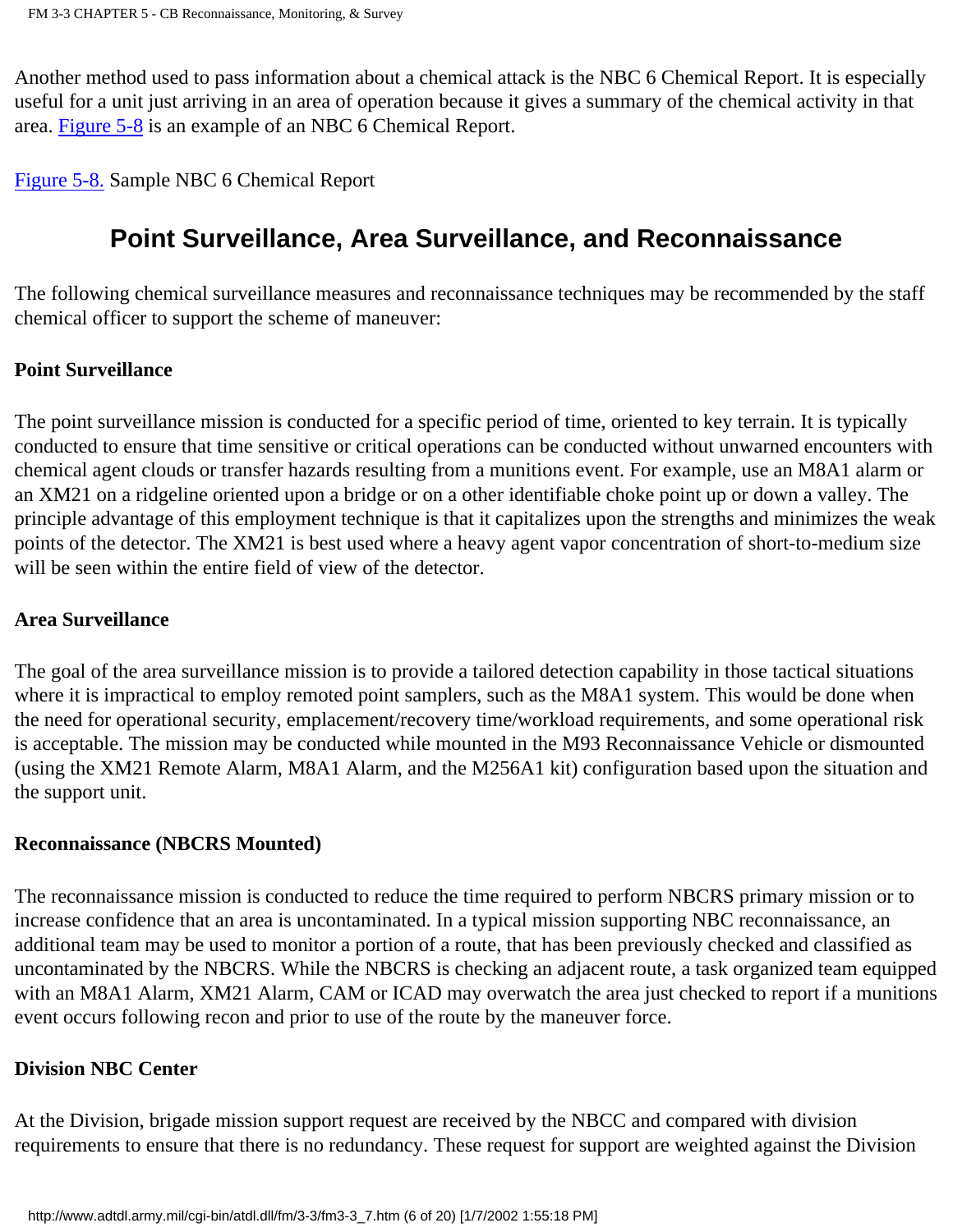Another method used to pass information about a chemical attack is the NBC 6 Chemical Report. It is especially useful for a unit just arriving in an area of operation because it gives a summary of the chemical activity in that area. Figure 5-8 is an example of an NBC 6 Chemical Report.

Figure 5-8. Sample NBC 6 Chemical Report

## Point Surveillance, Area Surveillance, and Reconnaissance

The following chemical surveillance measures and reconnaissance techniques may be recommended by the staff chemical officer to support the scheme of maneuver:

**Point Surveillance**

The point surveillance mission is conducted for a specific period of time, oriented to key terrain. It is typically conducted to ensure that time sensitive or critical operations can be conducted without unwarned encounters with chemical agent clouds or transfer hazards resulting from a munitions event. For example, use an M8A1 alarm or an XM21 on a ridgeline oriented upon a bridge or on a other identifiable choke point up or down a valley. The principle advantage of this employment technique is that it capitalizes upon the strengths and minimizes the weak points of the detector. The XM21 is best used where a heavy agent vapor concentration of short-to-medium size will be seen within the entire field of view of the detector.

**Area Surveillance**

The goal of the area surveillance mission is to provide a tailored detection capability in those tactical situations where it is impractical to employ remoted point samplers, such as the M8A1 system. This would be done when the need for operational security, emplacement/recovery time/workload requirements, and some operational risk is acceptable. The mission may be conducted while mounted in the M93 Reconnaissance Vehicle or dismounted (using the XM21 Remote Alarm, M8A1 Alarm, and the M256A1 kit) configuration based upon the situation and the support unit.

**Reconnaissance (NBCRS Mounted)**

The reconnaissance mission is conducted to reduce the time required to perform NBCRS primary mission or to increase confidence that an area is uncontaminated. In a typical mission supporting NBC reconnaissance, an additional team may be used to monitor a portion of a route, that has been previously checked and classified as uncontaminated by the NBCRS. While the NBCRS is checking an adjacent route, a task organized team equipped with an M8A1 Alarm, XM21 Alarm, CAM or ICAD may overwatch the area just checked to report if a munitions event occurs following recon and prior to use of the route by the maneuver force.

**Division NBC Center**

At the Division, brigade mission support request are received by the NBCC and compared with division requirements to ensure that there is no redundancy. These request for support are weighted against the Division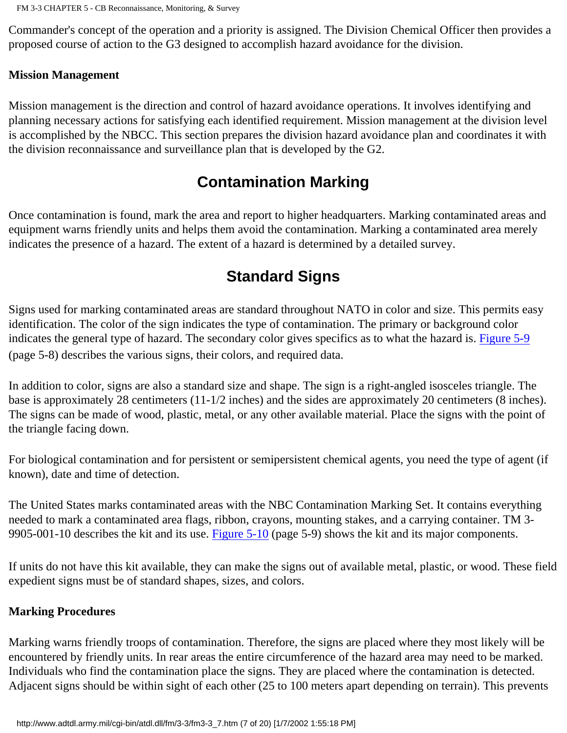Commander's concept of the operation and a priority is assigned. The Division Chemical Officer then provides a proposed course of action to the G3 designed to accomplish hazard avoidance for the division.

**Mission Management**

Mission management is the direction and control of hazard avoidance operations. It involves identifying and planning necessary actions for satisfying each identified requirement. Mission management at the division level is accomplished by the NBCC. This section prepares the division hazard avoidance plan and coordinates it with the division reconnaissance and surveillance plan that is developed by the G2.

## Contamination Marking

Once contamination is found, mark the area and report to higher headquarters. Marking contaminated areas and equipment warns friendly units and helps them avoid the contamination. Marking a contaminated area merely indicates the presence of a hazard. The extent of a hazard is determined by a detailed survey.

## Standard Signs

Signs used for marking contaminated areas are standard throughout NATO in color and size. This permits easy identification. The color of the sign indicates the type of contamination. The primary or background color indicates the general type of hazard. The secondary color gives specifics as to what the hazard is. Figure 5-9 (page 5-8) describes the various signs, their colors, and required data.

In addition to color, signs are also a standard size and shape. The sign is a right-angled isosceles triangle. The base is approximately 28 centimeters (11-1/2 inches) and the sides are approximately 20 centimeters (8 inches). The signs can be made of wood, plastic, metal, or any other available material. Place the signs with the point of the triangle facing down.

For biological contamination and for persistent or semipersistent chemical agents, you need the type of agent (if known), date and time of detection.

The United States marks contaminated areas with the NBC Contamination Marking Set. It contains everything needed to mark a contaminated area flags, ribbon, crayons, mounting stakes, and a carrying container. TM 3-9905-001-10 describes the kit and its use. Figure 5-10 (page 5-9) shows the kit and its major components.

If units do not have this kit available, they can make the signs out of available metal, plastic, or wood. These field expedient signs must be of standard shapes, sizes, and colors.

**Marking Procedures**

Marking warns friendly troops of contamination. Therefore, the signs are placed where they most likely will be encountered by friendly units. In rear areas the entire circumference of the hazard area may need to be marked. Individuals who find the contamination place the signs. They are placed where the contamination is detected. Adjacent signs should be within sight of each other (25 to 100 meters apart depending on terrain). This prevents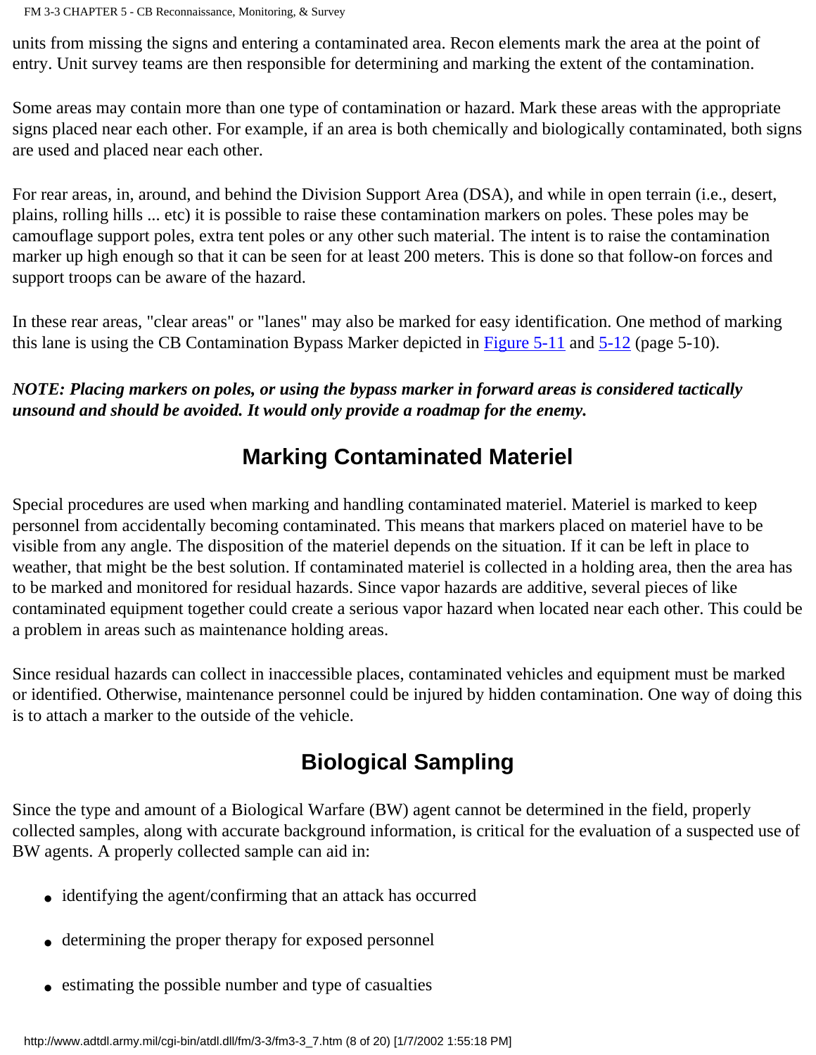units from missing the signs and entering a contaminated area. Recon elements mark the area at the point of entry. Unit survey teams are then responsible for determining and marking the extent of the contamination.

Some areas may contain more than one type of contamination or hazard. Mark these areas with the appropriate signs placed near each other. For example, if an area is both chemically and biologically contaminated, both signs are used and placed near each other.

For rear areas, in, around, and behind the Division Support Area (DSA), and while in open terrain (i.e., desert, plains, rolling hills ... etc) it is possible to raise these contamination markers on poles. These poles may be camouflage support poles, extra tent poles or any other such material. The intent is to raise the contamination marker up high enough so that it can be seen for at least 200 meters. This is done so that follow-on forces and support troops can be aware of the hazard.

In these rear areas, "clear areas" or "lanes" may also be marked for easy identification. One method of marking this lane is using the CB Contamination Bypass Marker depicted in Figure 5-11 and 5-12 (page 5-10).

***NOTE: Placing markers on poles, or using the bypass marker in forward areas is considered tactically unsound and should be avoided. It would only provide a roadmap for the enemy.***

## Marking Contaminated Materiel

Special procedures are used when marking and handling contaminated materiel. Materiel is marked to keep personnel from accidentally becoming contaminated. This means that markers placed on materiel have to be visible from any angle. The disposition of the materiel depends on the situation. If it can be left in place to weather, that might be the best solution. If contaminated materiel is collected in a holding area, then the area has to be marked and monitored for residual hazards. Since vapor hazards are additive, several pieces of like contaminated equipment together could create a serious vapor hazard when located near each other. This could be a problem in areas such as maintenance holding areas.

Since residual hazards can collect in inaccessible places, contaminated vehicles and equipment must be marked or identified. Otherwise, maintenance personnel could be injured by hidden contamination. One way of doing this is to attach a marker to the outside of the vehicle.

## Biological Sampling

Since the type and amount of a Biological Warfare (BW) agent cannot be determined in the field, properly collected samples, along with accurate background information, is critical for the evaluation of a suspected use of BW agents. A properly collected sample can aid in:

- identifying the agent/confirming that an attack has occurred
- determining the proper therapy for exposed personnel
- estimating the possible number and type of casualties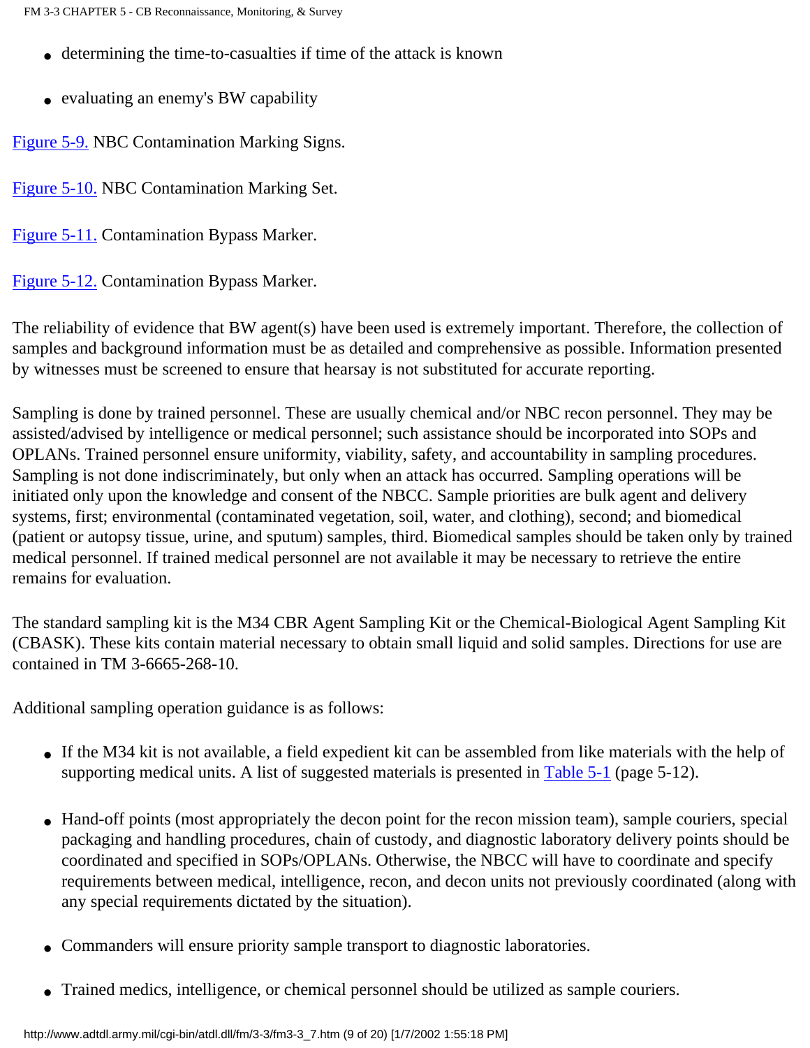- determining the time-to-casualties if time of the attack is known
- evaluating an enemy's BW capability

Figure 5-9. NBC Contamination Marking Signs.

Figure 5-10. NBC Contamination Marking Set.

Figure 5-11. Contamination Bypass Marker.

Figure 5-12. Contamination Bypass Marker.

The reliability of evidence that BW agent(s) have been used is extremely important. Therefore, the collection of samples and background information must be as detailed and comprehensive as possible. Information presented by witnesses must be screened to ensure that hearsay is not substituted for accurate reporting.

Sampling is done by trained personnel. These are usually chemical and/or NBC recon personnel. They may be assisted/advised by intelligence or medical personnel; such assistance should be incorporated into SOPs and OPLANs. Trained personnel ensure uniformity, viability, safety, and accountability in sampling procedures. Sampling is not done indiscriminately, but only when an attack has occurred. Sampling operations will be initiated only upon the knowledge and consent of the NBCC. Sample priorities are bulk agent and delivery systems, first; environmental (contaminated vegetation, soil, water, and clothing), second; and biomedical (patient or autopsy tissue, urine, and sputum) samples, third. Biomedical samples should be taken only by trained medical personnel. If trained medical personnel are not available it may be necessary to retrieve the entire remains for evaluation.

The standard sampling kit is the M34 CBR Agent Sampling Kit or the Chemical-Biological Agent Sampling Kit (CBASK). These kits contain material necessary to obtain small liquid and solid samples. Directions for use are contained in TM 3-6665-268-10.

Additional sampling operation guidance is as follows:

- If the M34 kit is not available, a field expedient kit can be assembled from like materials with the help of supporting medical units. A list of suggested materials is presented in Table 5-1 (page 5-12).
- Hand-off points (most appropriately the decon point for the recon mission team), sample couriers, special packaging and handling procedures, chain of custody, and diagnostic laboratory delivery points should be coordinated and specified in SOPs/OPLANs. Otherwise, the NBCC will have to coordinate and specify requirements between medical, intelligence, recon, and decon units not previously coordinated (along with any special requirements dictated by the situation).
- Commanders will ensure priority sample transport to diagnostic laboratories.
- Trained medics, intelligence, or chemical personnel should be utilized as sample couriers.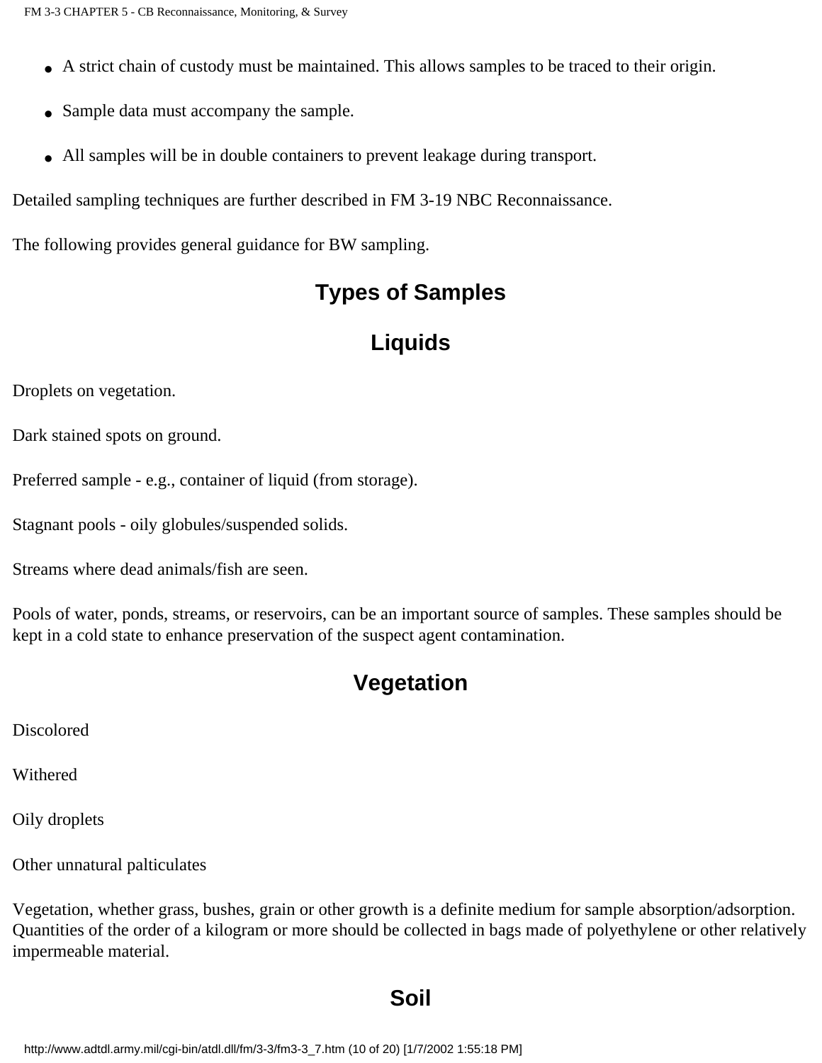- A strict chain of custody must be maintained. This allows samples to be traced to their origin.
- Sample data must accompany the sample.
- All samples will be in double containers to prevent leakage during transport.

Detailed sampling techniques are further described in FM 3-19 NBC Reconnaissance.

The following provides general guidance for BW sampling.

## Types of Samples

### Liquids

Droplets on vegetation.

Dark stained spots on ground.

Preferred sample - e.g., container of liquid (from storage).

Stagnant pools - oily globules/suspended solids.

Streams where dead animals/fish are seen.

Pools of water, ponds, streams, or reservoirs, can be an important source of samples. These samples should be kept in a cold state to enhance preservation of the suspect agent contamination.

### Vegetation

Discolored

Withered

Oily droplets

Other unnatural palticulates

Vegetation, whether grass, bushes, grain or other growth is a definite medium for sample absorption/adsorption. Quantities of the order of a kilogram or more should be collected in bags made of polyethylene or other relatively impermeable material.

### Soil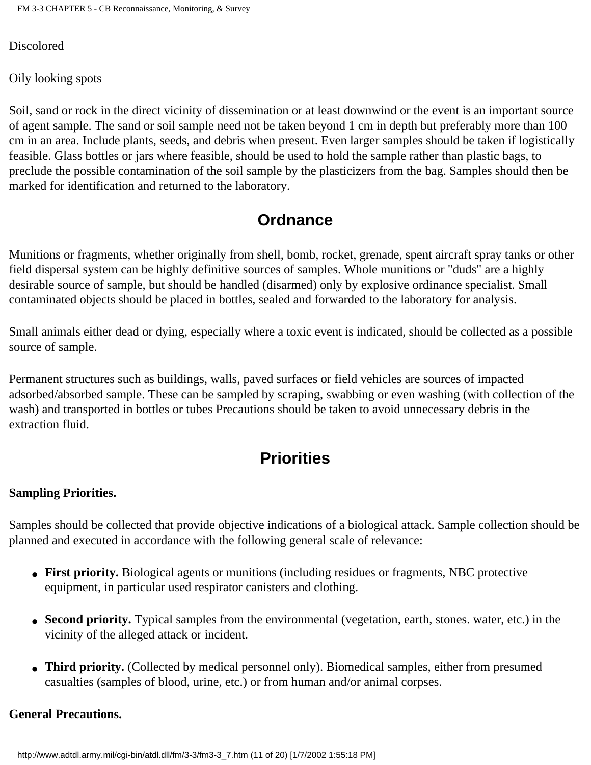Discolored

Oily looking spots

Soil, sand or rock in the direct vicinity of dissemination or at least downwind or the event is an important source of agent sample. The sand or soil sample need not be taken beyond 1 cm in depth but preferably more than 100 cm in an area. Include plants, seeds, and debris when present. Even larger samples should be taken if logistically feasible. Glass bottles or jars where feasible, should be used to hold the sample rather than plastic bags, to preclude the possible contamination of the soil sample by the plasticizers from the bag. Samples should then be marked for identification and returned to the laboratory.

## Ordnance

Munitions or fragments, whether originally from shell, bomb, rocket, grenade, spent aircraft spray tanks or other field dispersal system can be highly definitive sources of samples. Whole munitions or "duds" are a highly desirable source of sample, but should be handled (disarmed) only by explosive ordinance specialist. Small contaminated objects should be placed in bottles, sealed and forwarded to the laboratory for analysis.

Small animals either dead or dying, especially where a toxic event is indicated, should be collected as a possible source of sample.

Permanent structures such as buildings, walls, paved surfaces or field vehicles are sources of impacted adsorbed/absorbed sample. These can be sampled by scraping, swabbing or even washing (with collection of the wash) and transported in bottles or tubes Precautions should be taken to avoid unnecessary debris in the extraction fluid.

## Priorities

**Sampling Priorities.**

Samples should be collected that provide objective indications of a biological attack. Sample collection should be planned and executed in accordance with the following general scale of relevance:

- **First priority.** Biological agents or munitions (including residues or fragments, NBC protective equipment, in particular used respirator canisters and clothing.
- **Second priority.** Typical samples from the environmental (vegetation, earth, stones. water, etc.) in the vicinity of the alleged attack or incident.
- **Third priority.** (Collected by medical personnel only). Biomedical samples, either from presumed casualties (samples of blood, urine, etc.) or from human and/or animal corpses.

**General Precautions.**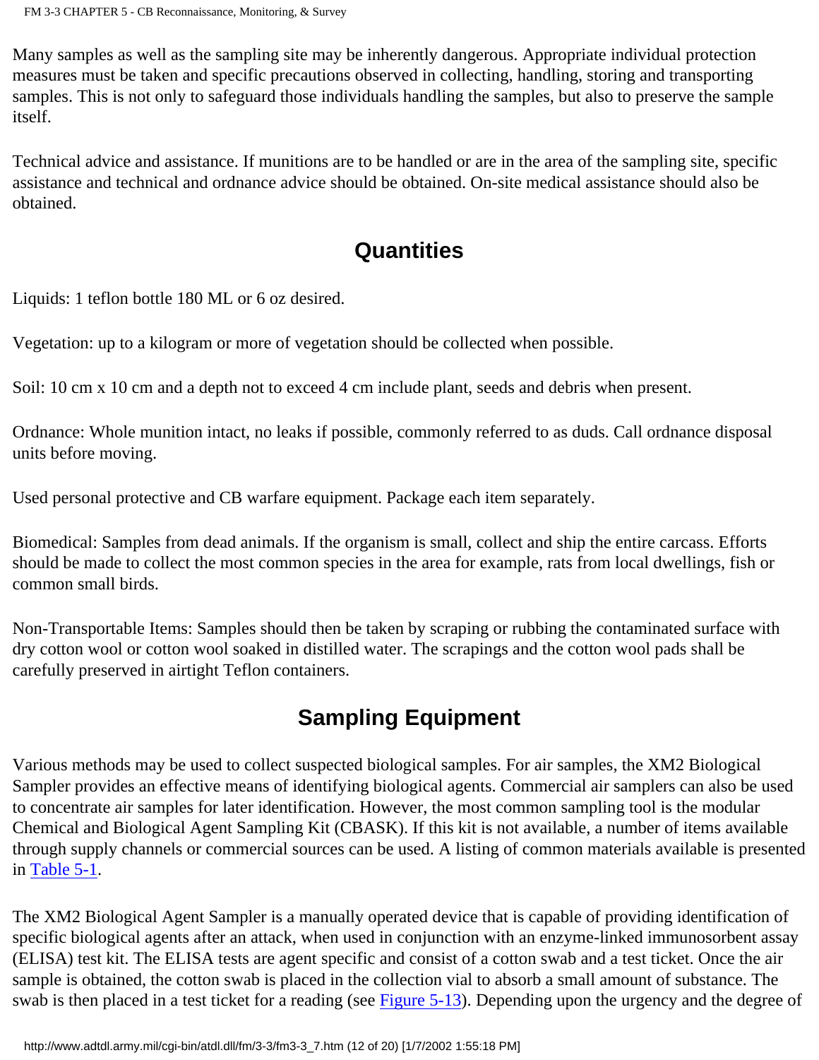Many samples as well as the sampling site may be inherently dangerous. Appropriate individual protection measures must be taken and specific precautions observed in collecting, handling, storing and transporting samples. This is not only to safeguard those individuals handling the samples, but also to preserve the sample itself.

Technical advice and assistance. If munitions are to be handled or are in the area of the sampling site, specific assistance and technical and ordnance advice should be obtained. On-site medical assistance should also be obtained.

## Quantities

Liquids: 1 teflon bottle 180 ML or 6 oz desired.

Vegetation: up to a kilogram or more of vegetation should be collected when possible.

Soil: 10 cm x 10 cm and a depth not to exceed 4 cm include plant, seeds and debris when present.

Ordnance: Whole munition intact, no leaks if possible, commonly referred to as duds. Call ordnance disposal units before moving.

Used personal protective and CB warfare equipment. Package each item separately.

Biomedical: Samples from dead animals. If the organism is small, collect and ship the entire carcass. Efforts should be made to collect the most common species in the area for example, rats from local dwellings, fish or common small birds.

Non-Transportable Items: Samples should then be taken by scraping or rubbing the contaminated surface with dry cotton wool or cotton wool soaked in distilled water. The scrapings and the cotton wool pads shall be carefully preserved in airtight Teflon containers.

## Sampling Equipment

Various methods may be used to collect suspected biological samples. For air samples, the XM2 Biological Sampler provides an effective means of identifying biological agents. Commercial air samplers can also be used to concentrate air samples for later identification. However, the most common sampling tool is the modular Chemical and Biological Agent Sampling Kit (CBASK). If this kit is not available, a number of items available through supply channels or commercial sources can be used. A listing of common materials available is presented in Table 5-1.

The XM2 Biological Agent Sampler is a manually operated device that is capable of providing identification of specific biological agents after an attack, when used in conjunction with an enzyme-linked immunosorbent assay (ELISA) test kit. The ELISA tests are agent specific and consist of a cotton swab and a test ticket. Once the air sample is obtained, the cotton swab is placed in the collection vial to absorb a small amount of substance. The swab is then placed in a test ticket for a reading (see Figure 5-13). Depending upon the urgency and the degree of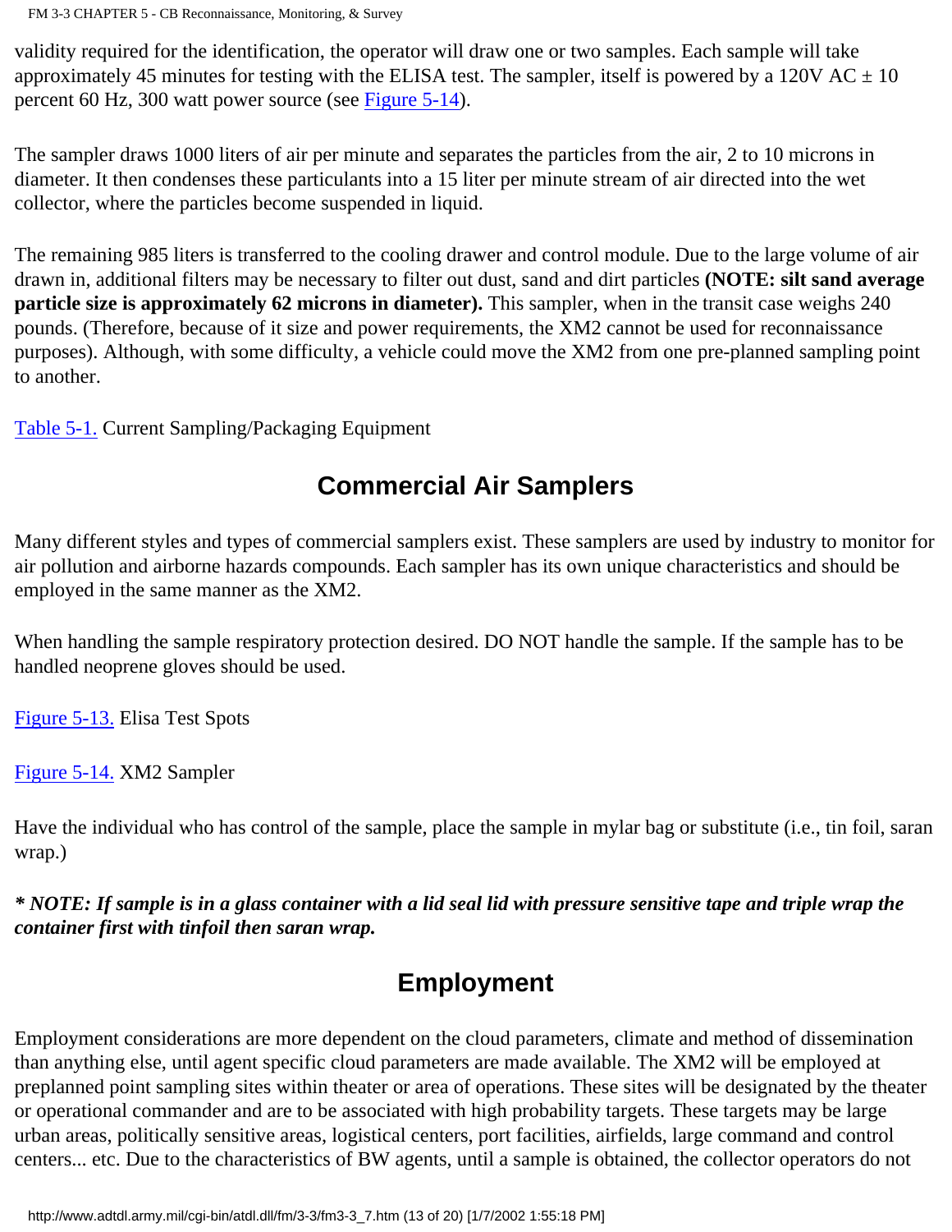validity required for the identification, the operator will draw one or two samples. Each sample will take approximately 45 minutes for testing with the ELISA test. The sampler, itself is powered by a 120V AC ± 10 percent 60 Hz, 300 watt power source (see Figure 5-14).

The sampler draws 1000 liters of air per minute and separates the particles from the air, 2 to 10 microns in diameter. It then condenses these particulants into a 15 liter per minute stream of air directed into the wet collector, where the particles become suspended in liquid.

The remaining 985 liters is transferred to the cooling drawer and control module. Due to the large volume of air drawn in, additional filters may be necessary to filter out dust, sand and dirt particles **(NOTE: silt sand average particle size is approximately 62 microns in diameter).** This sampler, when in the transit case weighs 240 pounds. (Therefore, because of it size and power requirements, the XM2 cannot be used for reconnaissance purposes). Although, with some difficulty, a vehicle could move the XM2 from one pre-planned sampling point to another.

Table 5-1. Current Sampling/Packaging Equipment

## Commercial Air Samplers

Many different styles and types of commercial samplers exist. These samplers are used by industry to monitor for air pollution and airborne hazards compounds. Each sampler has its own unique characteristics and should be employed in the same manner as the XM2.

When handling the sample respiratory protection desired. DO NOT handle the sample. If the sample has to be handled neoprene gloves should be used.

Figure 5-13. Elisa Test Spots

Figure 5-14. XM2 Sampler

Have the individual who has control of the sample, place the sample in mylar bag or substitute (i.e., tin foil, saran wrap.)

***\* NOTE: If sample is in a glass container with a lid seal lid with pressure sensitive tape and triple wrap the container first with tinfoil then saran wrap.***

## Employment

Employment considerations are more dependent on the cloud parameters, climate and method of dissemination than anything else, until agent specific cloud parameters are made available. The XM2 will be employed at preplanned point sampling sites within theater or area of operations. These sites will be designated by the theater or operational commander and are to be associated with high probability targets. These targets may be large urban areas, politically sensitive areas, logistical centers, port facilities, airfields, large command and control centers... etc. Due to the characteristics of BW agents, until a sample is obtained, the collector operators do not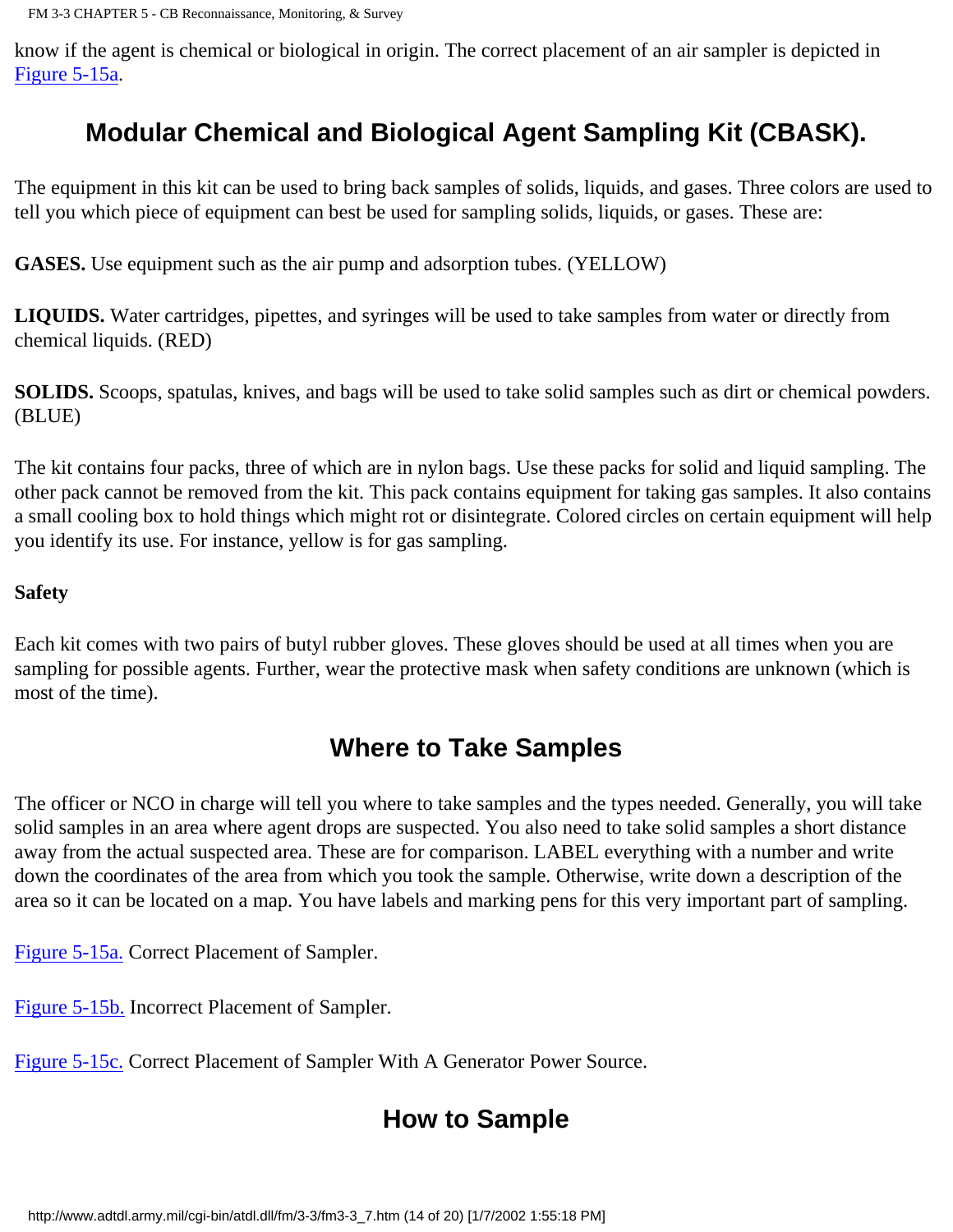know if the agent is chemical or biological in origin. The correct placement of an air sampler is depicted in Figure 5-15a.

## Modular Chemical and Biological Agent Sampling Kit (CBASK).

The equipment in this kit can be used to bring back samples of solids, liquids, and gases. Three colors are used to tell you which piece of equipment can best be used for sampling solids, liquids, or gases. These are:

**GASES.** Use equipment such as the air pump and adsorption tubes. (YELLOW)

**LIQUIDS.** Water cartridges, pipettes, and syringes will be used to take samples from water or directly from chemical liquids. (RED)

**SOLIDS.** Scoops, spatulas, knives, and bags will be used to take solid samples such as dirt or chemical powders. (BLUE)

The kit contains four packs, three of which are in nylon bags. Use these packs for solid and liquid sampling. The other pack cannot be removed from the kit. This pack contains equipment for taking gas samples. It also contains a small cooling box to hold things which might rot or disintegrate. Colored circles on certain equipment will help you identify its use. For instance, yellow is for gas sampling.

### Safety

Each kit comes with two pairs of butyl rubber gloves. These gloves should be used at all times when you are sampling for possible agents. Further, wear the protective mask when safety conditions are unknown (which is most of the time).

## Where to Take Samples

The officer or NCO in charge will tell you where to take samples and the types needed. Generally, you will take solid samples in an area where agent drops are suspected. You also need to take solid samples a short distance away from the actual suspected area. These are for comparison. LABEL everything with a number and write down the coordinates of the area from which you took the sample. Otherwise, write down a description of the area so it can be located on a map. You have labels and marking pens for this very important part of sampling.

Figure 5-15a. Correct Placement of Sampler.

Figure 5-15b. Incorrect Placement of Sampler.

Figure 5-15c. Correct Placement of Sampler With A Generator Power Source.

## How to Sample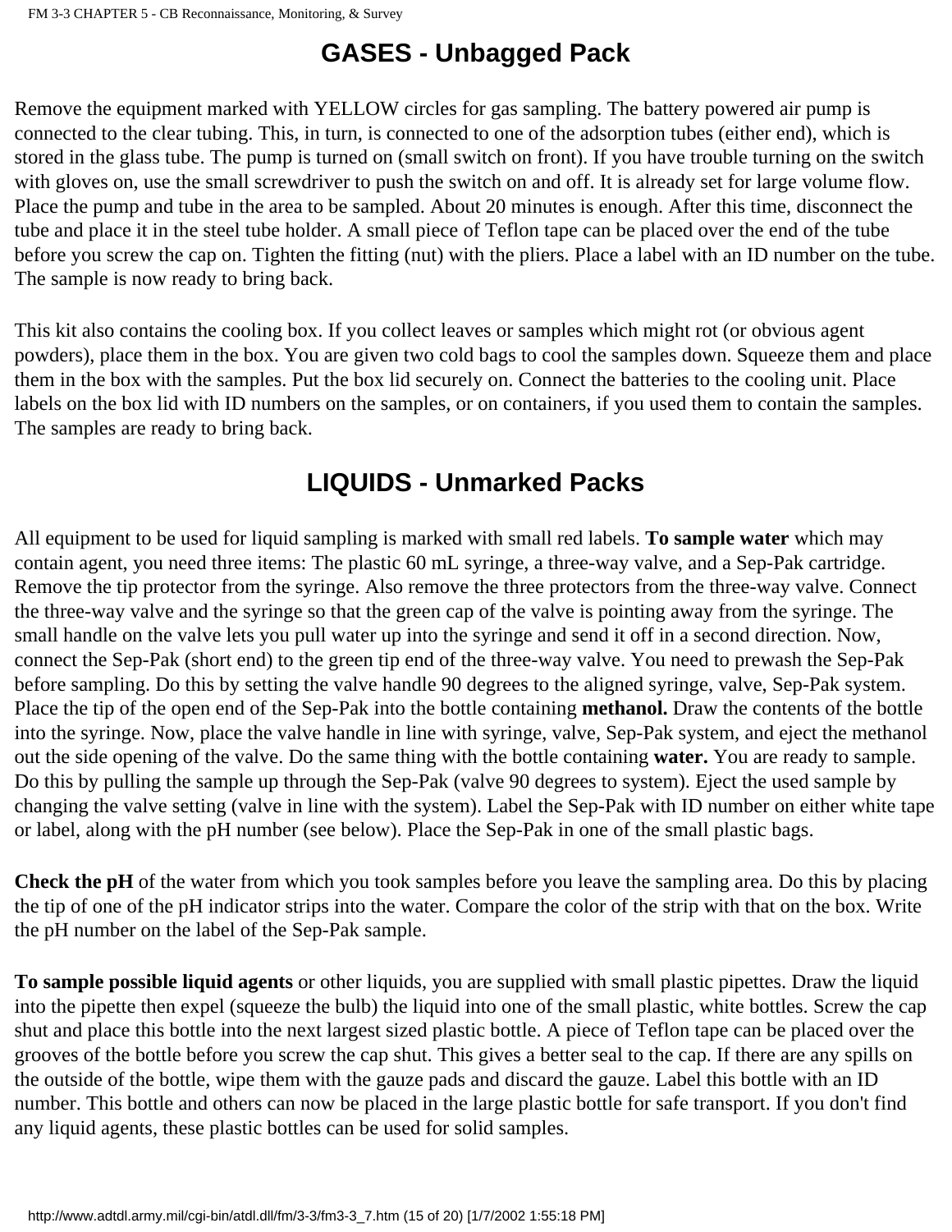## GASES - Unbagged Pack

Remove the equipment marked with YELLOW circles for gas sampling. The battery powered air pump is connected to the clear tubing. This, in turn, is connected to one of the adsorption tubes (either end), which is stored in the glass tube. The pump is turned on (small switch on front). If you have trouble turning on the switch with gloves on, use the small screwdriver to push the switch on and off. It is already set for large volume flow. Place the pump and tube in the area to be sampled. About 20 minutes is enough. After this time, disconnect the tube and place it in the steel tube holder. A small piece of Teflon tape can be placed over the end of the tube before you screw the cap on. Tighten the fitting (nut) with the pliers. Place a label with an ID number on the tube. The sample is now ready to bring back.

This kit also contains the cooling box. If you collect leaves or samples which might rot (or obvious agent powders), place them in the box. You are given two cold bags to cool the samples down. Squeeze them and place them in the box with the samples. Put the box lid securely on. Connect the batteries to the cooling unit. Place labels on the box lid with ID numbers on the samples, or on containers, if you used them to contain the samples. The samples are ready to bring back.

## LIQUIDS - Unmarked Packs

All equipment to be used for liquid sampling is marked with small red labels. **To sample water** which may contain agent, you need three items: The plastic 60 mL syringe, a three-way valve, and a Sep-Pak cartridge. Remove the tip protector from the syringe. Also remove the three protectors from the three-way valve. Connect the three-way valve and the syringe so that the green cap of the valve is pointing away from the syringe. The small handle on the valve lets you pull water up into the syringe and send it off in a second direction. Now, connect the Sep-Pak (short end) to the green tip end of the three-way valve. You need to prewash the Sep-Pak before sampling. Do this by setting the valve handle 90 degrees to the aligned syringe, valve, Sep-Pak system. Place the tip of the open end of the Sep-Pak into the bottle containing **methanol.** Draw the contents of the bottle into the syringe. Now, place the valve handle in line with syringe, valve, Sep-Pak system, and eject the methanol out the side opening of the valve. Do the same thing with the bottle containing **water.** You are ready to sample. Do this by pulling the sample up through the Sep-Pak (valve 90 degrees to system). Eject the used sample by changing the valve setting (valve in line with the system). Label the Sep-Pak with ID number on either white tape or label, along with the pH number (see below). Place the Sep-Pak in one of the small plastic bags.

**Check the pH** of the water from which you took samples before you leave the sampling area. Do this by placing the tip of one of the pH indicator strips into the water. Compare the color of the strip with that on the box. Write the pH number on the label of the Sep-Pak sample.

**To sample possible liquid agents** or other liquids, you are supplied with small plastic pipettes. Draw the liquid into the pipette then expel (squeeze the bulb) the liquid into one of the small plastic, white bottles. Screw the cap shut and place this bottle into the next largest sized plastic bottle. A piece of Teflon tape can be placed over the grooves of the bottle before you screw the cap shut. This gives a better seal to the cap. If there are any spills on the outside of the bottle, wipe them with the gauze pads and discard the gauze. Label this bottle with an ID number. This bottle and others can now be placed in the large plastic bottle for safe transport. If you don't find any liquid agents, these plastic bottles can be used for solid samples.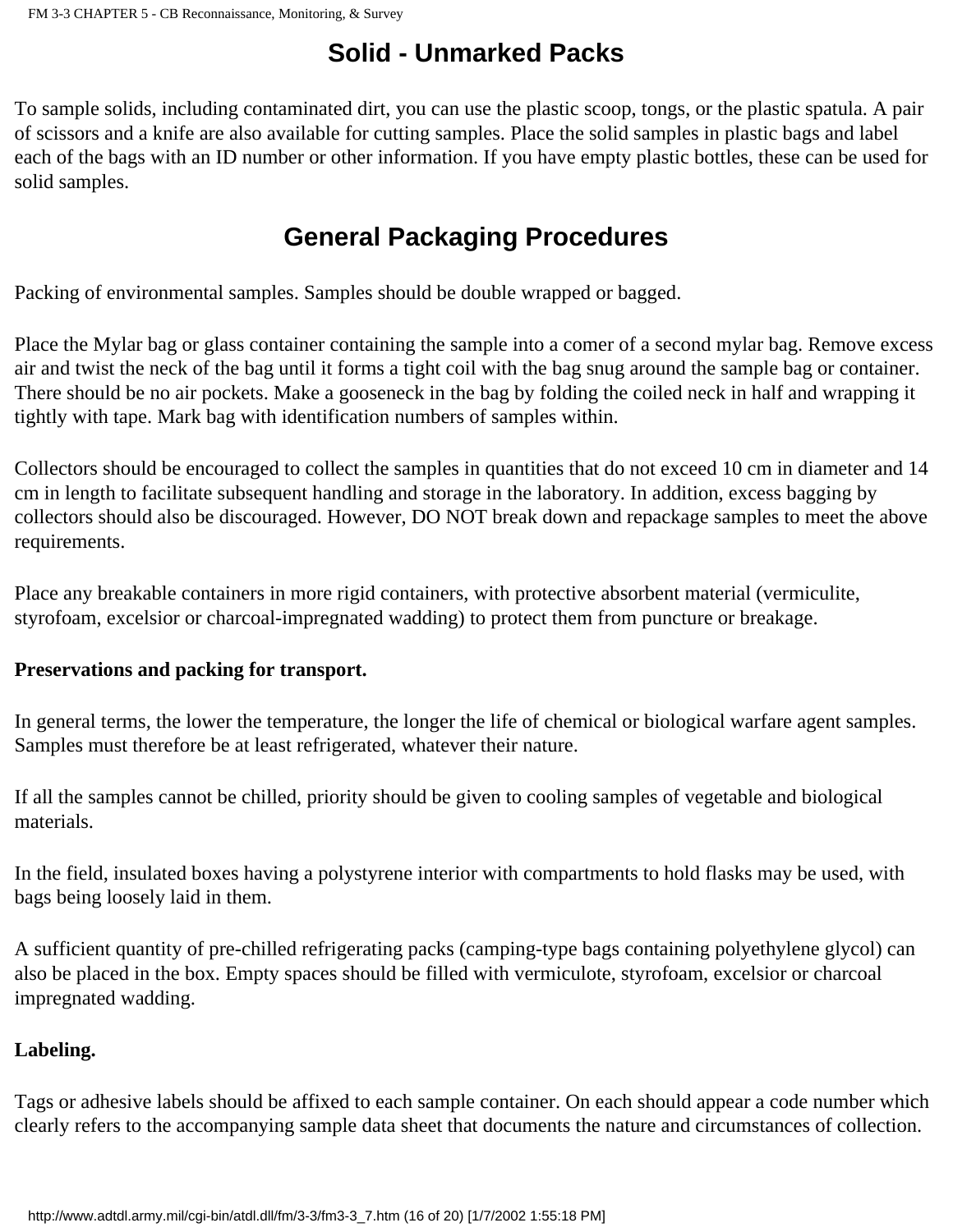## Solid - Unmarked Packs

To sample solids, including contaminated dirt, you can use the plastic scoop, tongs, or the plastic spatula. A pair of scissors and a knife are also available for cutting samples. Place the solid samples in plastic bags and label each of the bags with an ID number or other information. If you have empty plastic bottles, these can be used for solid samples.

## General Packaging Procedures

Packing of environmental samples. Samples should be double wrapped or bagged.

Place the Mylar bag or glass container containing the sample into a comer of a second mylar bag. Remove excess air and twist the neck of the bag until it forms a tight coil with the bag snug around the sample bag or container. There should be no air pockets. Make a gooseneck in the bag by folding the coiled neck in half and wrapping it tightly with tape. Mark bag with identification numbers of samples within.

Collectors should be encouraged to collect the samples in quantities that do not exceed 10 cm in diameter and 14 cm in length to facilitate subsequent handling and storage in the laboratory. In addition, excess bagging by collectors should also be discouraged. However, DO NOT break down and repackage samples to meet the above requirements.

Place any breakable containers in more rigid containers, with protective absorbent material (vermiculite, styrofoam, excelsior or charcoal-impregnated wadding) to protect them from puncture or breakage.

**Preservations and packing for transport.**

In general terms, the lower the temperature, the longer the life of chemical or biological warfare agent samples. Samples must therefore be at least refrigerated, whatever their nature.

If all the samples cannot be chilled, priority should be given to cooling samples of vegetable and biological materials.

In the field, insulated boxes having a polystyrene interior with compartments to hold flasks may be used, with bags being loosely laid in them.

A sufficient quantity of pre-chilled refrigerating packs (camping-type bags containing polyethylene glycol) can also be placed in the box. Empty spaces should be filled with vermiculote, styrofoam, excelsior or charcoal impregnated wadding.

**Labeling.**

Tags or adhesive labels should be affixed to each sample container. On each should appear a code number which clearly refers to the accompanying sample data sheet that documents the nature and circumstances of collection.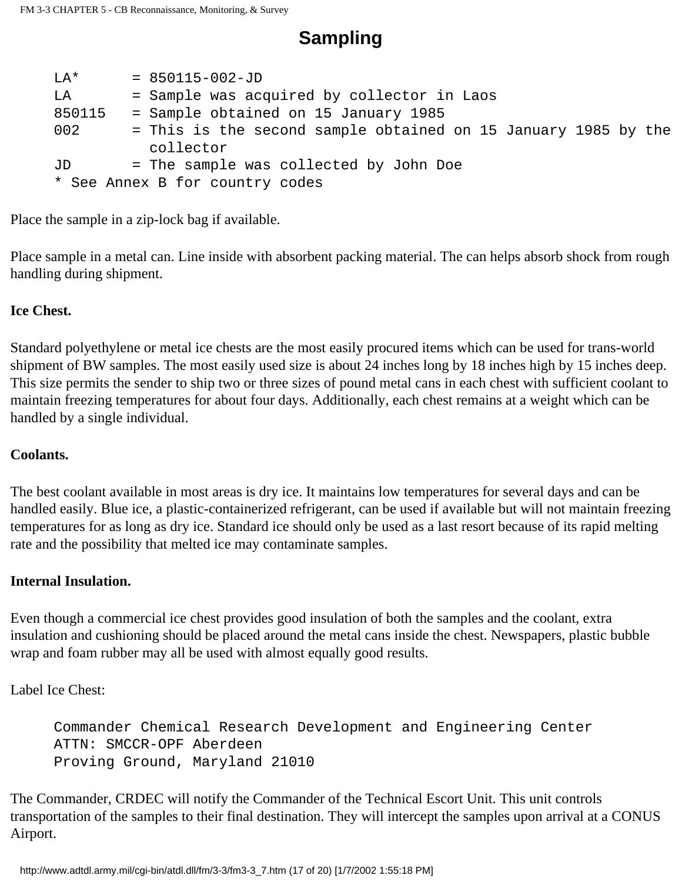## Sampling

```
LA*      = 850115-002-JD
LA       = Sample was acquired by collector in Laos
850115   = Sample obtained on 15 January 1985
002      = This is the second sample obtained on 15 January 1985 by the
           collector
JD       = The sample was collected by John Doe
* See Annex B for country codes
```

Place the sample in a zip-lock bag if available.

Place sample in a metal can. Line inside with absorbent packing material. The can helps absorb shock from rough handling during shipment.

**Ice Chest.**

Standard polyethylene or metal ice chests are the most easily procured items which can be used for trans-world shipment of BW samples. The most easily used size is about 24 inches long by 18 inches high by 15 inches deep. This size permits the sender to ship two or three sizes of pound metal cans in each chest with sufficient coolant to maintain freezing temperatures for about four days. Additionally, each chest remains at a weight which can be handled by a single individual.

**Coolants.**

The best coolant available in most areas is dry ice. It maintains low temperatures for several days and can be handled easily. Blue ice, a plastic-containerized refrigerant, can be used if available but will not maintain freezing temperatures for as long as dry ice. Standard ice should only be used as a last resort because of its rapid melting rate and the possibility that melted ice may contaminate samples.

**Internal Insulation.**

Even though a commercial ice chest provides good insulation of both the samples and the coolant, extra insulation and cushioning should be placed around the metal cans inside the chest. Newspapers, plastic bubble wrap and foam rubber may all be used with almost equally good results.

Label Ice Chest:

```
Commander Chemical Research Development and Engineering Center
ATTN: SMCCR-OPF Aberdeen
Proving Ground, Maryland 21010
```

The Commander, CRDEC will notify the Commander of the Technical Escort Unit. This unit controls transportation of the samples to their final destination. They will intercept the samples upon arrival at a CONUS Airport.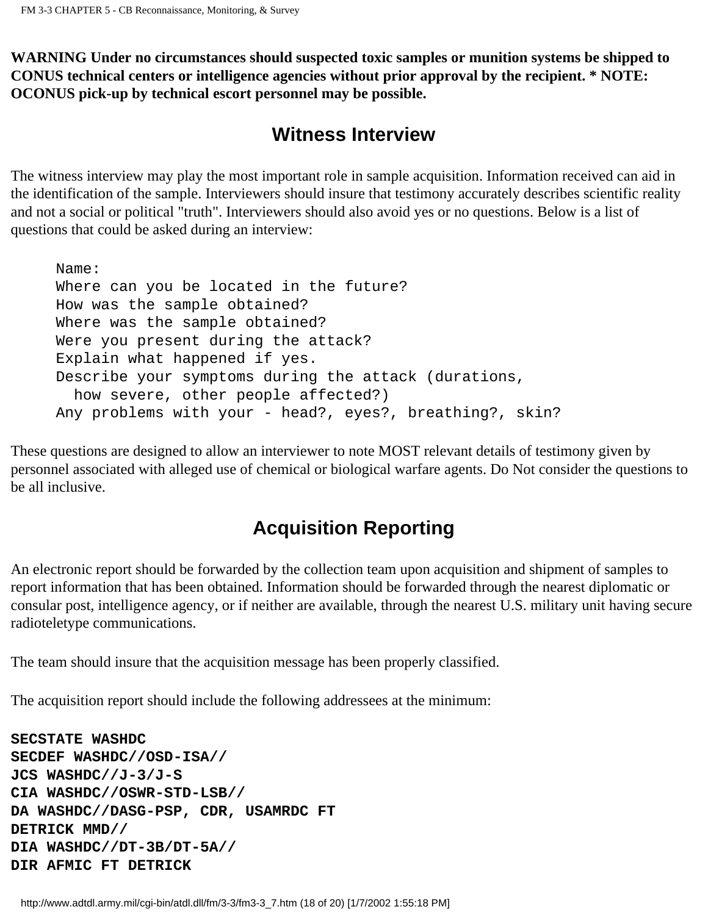**WARNING Under no circumstances should suspected toxic samples or munition systems be shipped to CONUS technical centers or intelligence agencies without prior approval by the recipient. * NOTE: OCONUS pick-up by technical escort personnel may be possible.**

## Witness Interview

The witness interview may play the most important role in sample acquisition. Information received can aid in the identification of the sample. Interviewers should insure that testimony accurately describes scientific reality and not a social or political "truth". Interviewers should also avoid yes or no questions. Below is a list of questions that could be asked during an interview:

```
Name:
Where can you be located in the future?
How was the sample obtained?
Where was the sample obtained?
Were you present during the attack?
Explain what happened if yes.
Describe your symptoms during the attack (durations,
  how severe, other people affected?)
Any problems with your - head?, eyes?, breathing?, skin?
```

These questions are designed to allow an interviewer to note MOST relevant details of testimony given by personnel associated with alleged use of chemical or biological warfare agents. Do Not consider the questions to be all inclusive.

## Acquisition Reporting

An electronic report should be forwarded by the collection team upon acquisition and shipment of samples to report information that has been obtained. Information should be forwarded through the nearest diplomatic or consular post, intelligence agency, or if neither are available, through the nearest U.S. military unit having secure radioteletype communications.

The team should insure that the acquisition message has been properly classified.

The acquisition report should include the following addressees at the minimum:

**SECSTATE WASHDC**
**SECDEF WASHDC//OSD-ISA//**
**JCS WASHDC//J-3/J-S**
**CIA WASHDC//OSWR-STD-LSB//**
**DA WASHDC//DASG-PSP, CDR, USAMRDC FT DETRICK MMD//**
**DIA WASHDC//DT-3B/DT-5A//**
**DIR AFMIC FT DETRICK**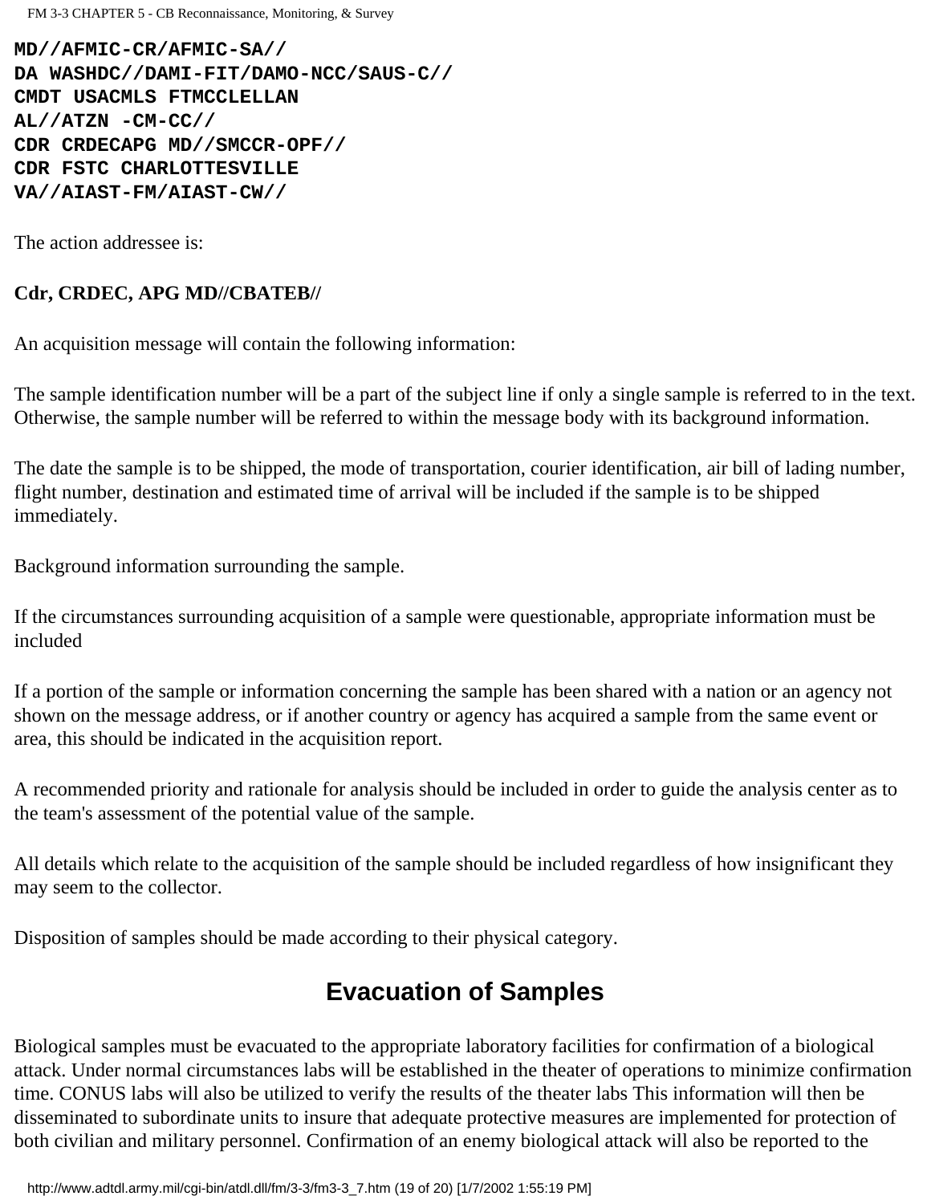**MD//AFMIC-CR/AFMIC-SA//**
**DA WASHDC//DAMI-FIT/DAMO-NCC/SAUS-C//**
**CMDT USACMLS FTMCCLELLAN**
**AL//ATZN -CM-CC//**
**CDR CRDECAPG MD//SMCCR-OPF//**
**CDR FSTC CHARLOTTESVILLE**
**VA//AIAST-FM/AIAST-CW//**

The action addressee is:

**Cdr, CRDEC, APG MD//CBATEB//**

An acquisition message will contain the following information:

The sample identification number will be a part of the subject line if only a single sample is referred to in the text. Otherwise, the sample number will be referred to within the message body with its background information.

The date the sample is to be shipped, the mode of transportation, courier identification, air bill of lading number, flight number, destination and estimated time of arrival will be included if the sample is to be shipped immediately.

Background information surrounding the sample.

If the circumstances surrounding acquisition of a sample were questionable, appropriate information must be included

If a portion of the sample or information concerning the sample has been shared with a nation or an agency not shown on the message address, or if another country or agency has acquired a sample from the same event or area, this should be indicated in the acquisition report.

A recommended priority and rationale for analysis should be included in order to guide the analysis center as to the team's assessment of the potential value of the sample.

All details which relate to the acquisition of the sample should be included regardless of how insignificant they may seem to the collector.

Disposition of samples should be made according to their physical category.

## Evacuation of Samples

Biological samples must be evacuated to the appropriate laboratory facilities for confirmation of a biological attack. Under normal circumstances labs will be established in the theater of operations to minimize confirmation time. CONUS labs will also be utilized to verify the results of the theater labs This information will then be disseminated to subordinate units to insure that adequate protective measures are implemented for protection of both civilian and military personnel. Confirmation of an enemy biological attack will also be reported to the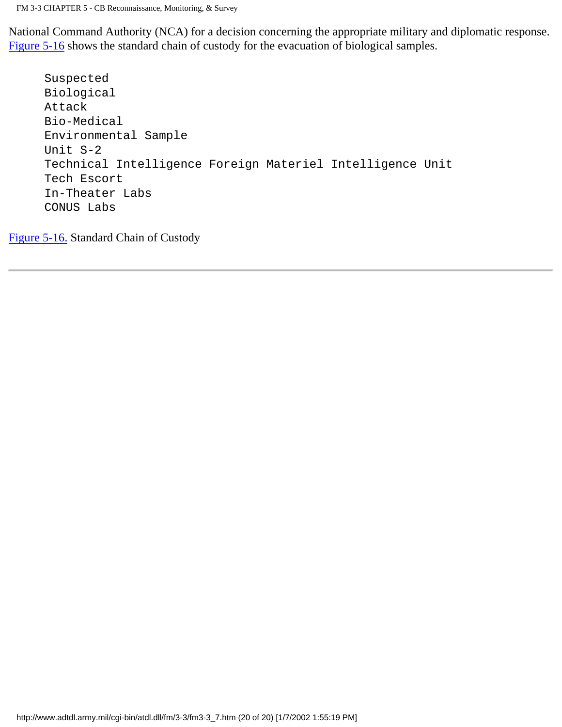National Command Authority (NCA) for a decision concerning the appropriate military and diplomatic response. Figure 5-16 shows the standard chain of custody for the evacuation of biological samples.

```
Suspected
Biological
Attack
Bio-Medical
Environmental Sample
Unit S-2
Technical Intelligence Foreign Materiel Intelligence Unit
Tech Escort
In-Theater Labs
CONUS Labs
```

Figure 5-16. Standard Chain of Custody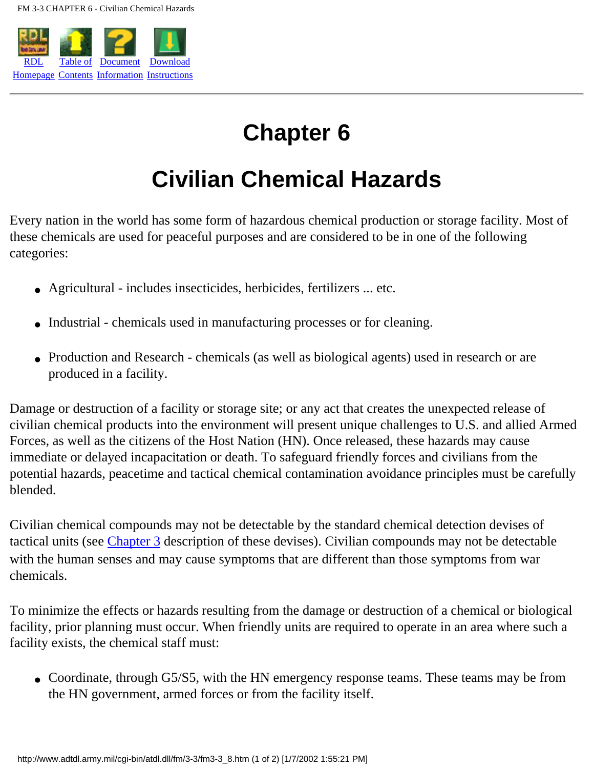# Chapter 6

# Civilian Chemical Hazards

Every nation in the world has some form of hazardous chemical production or storage facility. Most of these chemicals are used for peaceful purposes and are considered to be in one of the following categories:

- Agricultural - includes insecticides, herbicides, fertilizers ... etc.
- Industrial - chemicals used in manufacturing processes or for cleaning.
- Production and Research - chemicals (as well as biological agents) used in research or are produced in a facility.

Damage or destruction of a facility or storage site; or any act that creates the unexpected release of civilian chemical products into the environment will present unique challenges to U.S. and allied Armed Forces, as well as the citizens of the Host Nation (HN). Once released, these hazards may cause immediate or delayed incapacitation or death. To safeguard friendly forces and civilians from the potential hazards, peacetime and tactical chemical contamination avoidance principles must be carefully blended.

Civilian chemical compounds may not be detectable by the standard chemical detection devises of tactical units (see Chapter 3 description of these devises). Civilian compounds may not be detectable with the human senses and may cause symptoms that are different than those symptoms from war chemicals.

To minimize the effects or hazards resulting from the damage or destruction of a chemical or biological facility, prior planning must occur. When friendly units are required to operate in an area where such a facility exists, the chemical staff must:

- Coordinate, through G5/S5, with the HN emergency response teams. These teams may be from the HN government, armed forces or from the facility itself.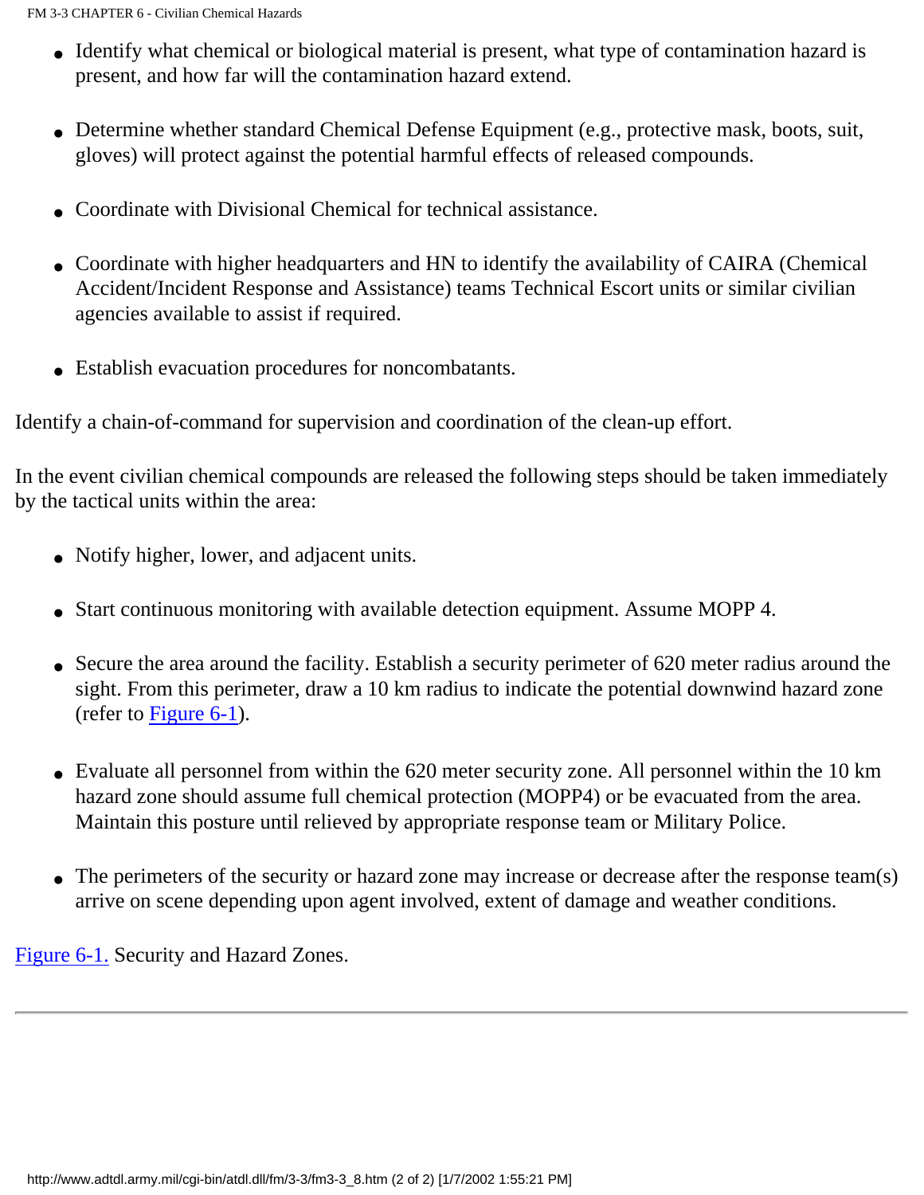- Identify what chemical or biological material is present, what type of contamination hazard is present, and how far will the contamination hazard extend.

- Determine whether standard Chemical Defense Equipment (e.g., protective mask, boots, suit, gloves) will protect against the potential harmful effects of released compounds.

- Coordinate with Divisional Chemical for technical assistance.

- Coordinate with higher headquarters and HN to identify the availability of CAIRA (Chemical Accident/Incident Response and Assistance) teams Technical Escort units or similar civilian agencies available to assist if required.

- Establish evacuation procedures for noncombatants.

Identify a chain-of-command for supervision and coordination of the clean-up effort.

In the event civilian chemical compounds are released the following steps should be taken immediately by the tactical units within the area:

- Notify higher, lower, and adjacent units.

- Start continuous monitoring with available detection equipment. Assume MOPP 4.

- Secure the area around the facility. Establish a security perimeter of 620 meter radius around the sight. From this perimeter, draw a 10 km radius to indicate the potential downwind hazard zone (refer to Figure 6-1).

- Evaluate all personnel from within the 620 meter security zone. All personnel within the 10 km hazard zone should assume full chemical protection (MOPP4) or be evacuated from the area. Maintain this posture until relieved by appropriate response team or Military Police.

- The perimeters of the security or hazard zone may increase or decrease after the response team(s) arrive on scene depending upon agent involved, extent of damage and weather conditions.

Figure 6-1. Security and Hazard Zones.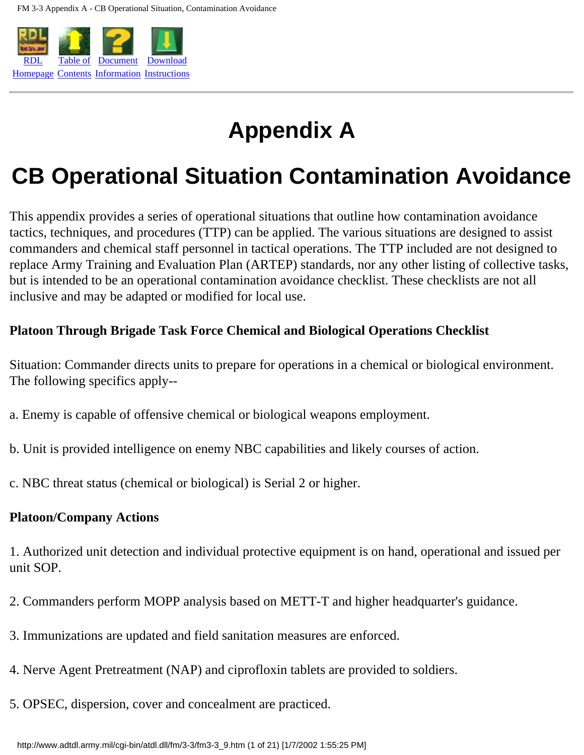# Appendix A

# CB Operational Situation Contamination Avoidance

This appendix provides a series of operational situations that outline how contamination avoidance tactics, techniques, and procedures (TTP) can be applied. The various situations are designed to assist commanders and chemical staff personnel in tactical operations. The TTP included are not designed to replace Army Training and Evaluation Plan (ARTEP) standards, nor any other listing of collective tasks, but is intended to be an operational contamination avoidance checklist. These checklists are not all inclusive and may be adapted or modified for local use.

**Platoon Through Brigade Task Force Chemical and Biological Operations Checklist**

Situation: Commander directs units to prepare for operations in a chemical or biological environment. The following specifics apply--

a. Enemy is capable of offensive chemical or biological weapons employment.

b. Unit is provided intelligence on enemy NBC capabilities and likely courses of action.

c. NBC threat status (chemical or biological) is Serial 2 or higher.

**Platoon/Company Actions**

1. Authorized unit detection and individual protective equipment is on hand, operational and issued per unit SOP.

2. Commanders perform MOPP analysis based on METT-T and higher headquarter's guidance.

3. Immunizations are updated and field sanitation measures are enforced.

4. Nerve Agent Pretreatment (NAP) and ciprofloxin tablets are provided to soldiers.

5. OPSEC, dispersion, cover and concealment are practiced.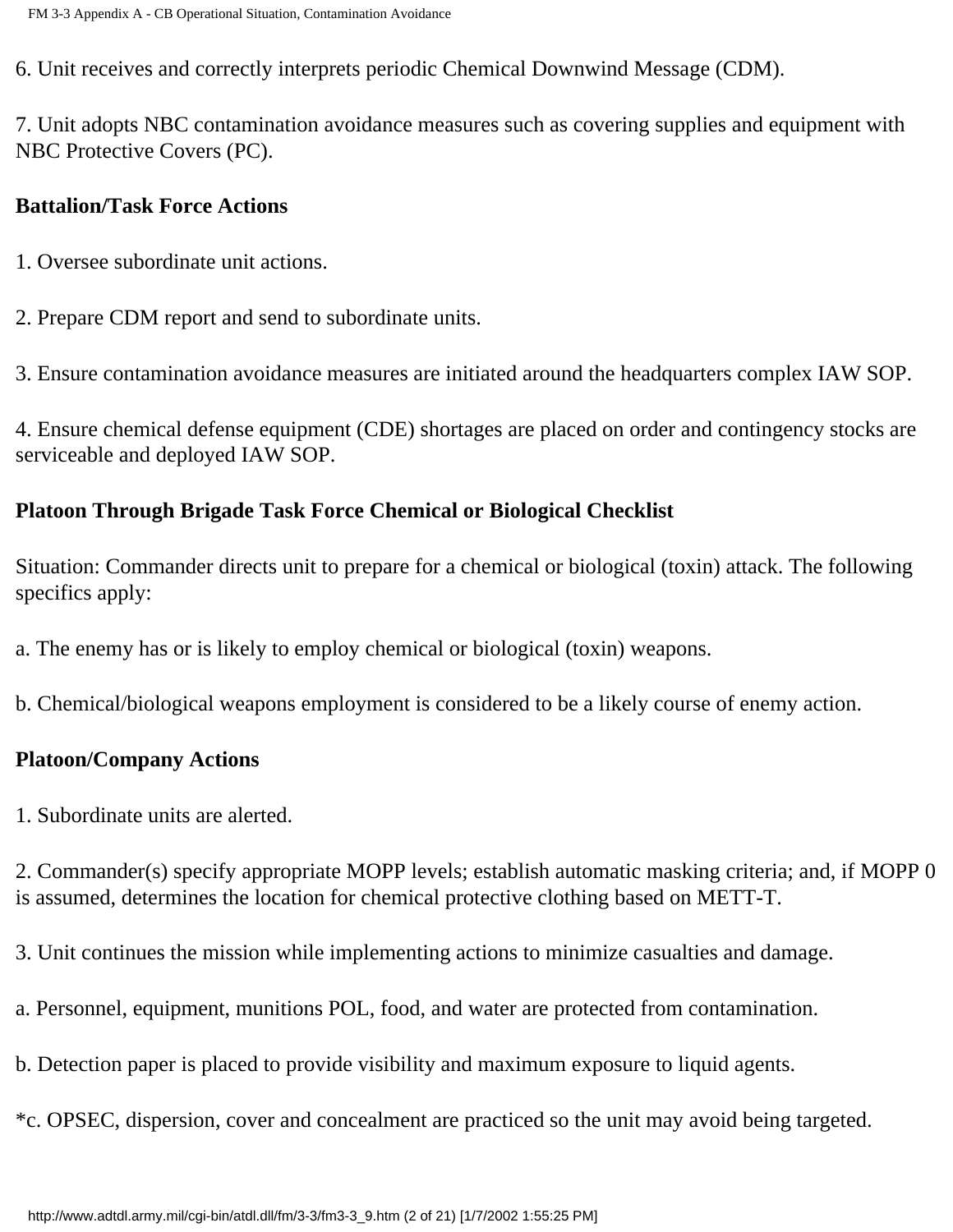6. Unit receives and correctly interprets periodic Chemical Downwind Message (CDM).

7. Unit adopts NBC contamination avoidance measures such as covering supplies and equipment with NBC Protective Covers (PC).

**Battalion/Task Force Actions**

1. Oversee subordinate unit actions.

2. Prepare CDM report and send to subordinate units.

3. Ensure contamination avoidance measures are initiated around the headquarters complex IAW SOP.

4. Ensure chemical defense equipment (CDE) shortages are placed on order and contingency stocks are serviceable and deployed IAW SOP.

**Platoon Through Brigade Task Force Chemical or Biological Checklist**

Situation: Commander directs unit to prepare for a chemical or biological (toxin) attack. The following specifics apply:

a. The enemy has or is likely to employ chemical or biological (toxin) weapons.

b. Chemical/biological weapons employment is considered to be a likely course of enemy action.

**Platoon/Company Actions**

1. Subordinate units are alerted.

2. Commander(s) specify appropriate MOPP levels; establish automatic masking criteria; and, if MOPP 0 is assumed, determines the location for chemical protective clothing based on METT-T.

3. Unit continues the mission while implementing actions to minimize casualties and damage.

a. Personnel, equipment, munitions POL, food, and water are protected from contamination.

b. Detection paper is placed to provide visibility and maximum exposure to liquid agents.

*c. OPSEC, dispersion, cover and concealment are practiced so the unit may avoid being targeted.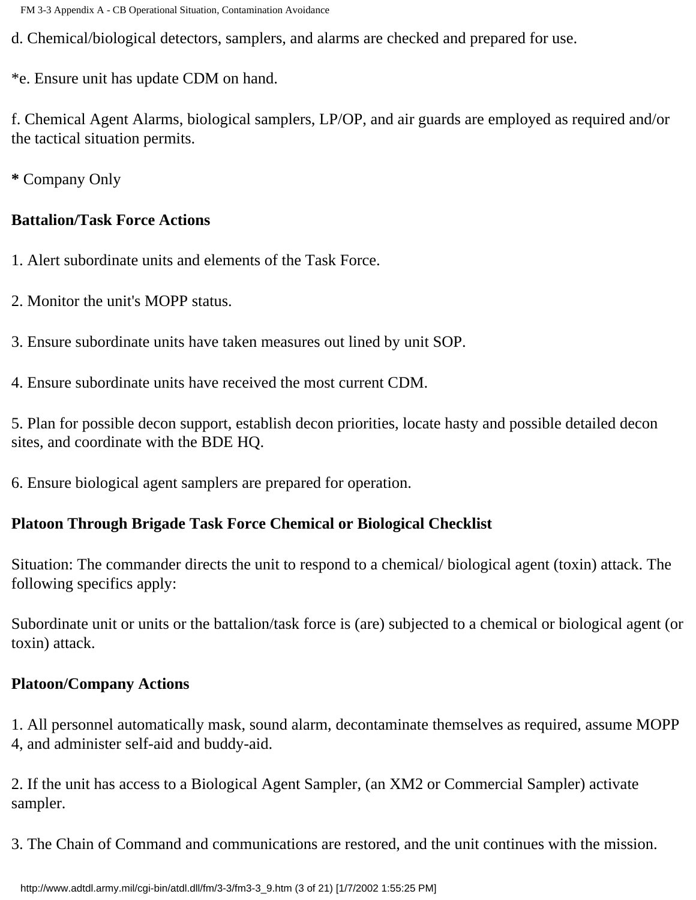d. Chemical/biological detectors, samplers, and alarms are checked and prepared for use.

*e. Ensure unit has update CDM on hand.

f. Chemical Agent Alarms, biological samplers, LP/OP, and air guards are employed as required and/or the tactical situation permits.

**\*** Company Only

**Battalion/Task Force Actions**

1. Alert subordinate units and elements of the Task Force.

2. Monitor the unit's MOPP status.

3. Ensure subordinate units have taken measures out lined by unit SOP.

4. Ensure subordinate units have received the most current CDM.

5. Plan for possible decon support, establish decon priorities, locate hasty and possible detailed decon sites, and coordinate with the BDE HQ.

6. Ensure biological agent samplers are prepared for operation.

**Platoon Through Brigade Task Force Chemical or Biological Checklist**

Situation: The commander directs the unit to respond to a chemical/ biological agent (toxin) attack. The following specifics apply:

Subordinate unit or units or the battalion/task force is (are) subjected to a chemical or biological agent (or toxin) attack.

**Platoon/Company Actions**

1. All personnel automatically mask, sound alarm, decontaminate themselves as required, assume MOPP 4, and administer self-aid and buddy-aid.

2. If the unit has access to a Biological Agent Sampler, (an XM2 or Commercial Sampler) activate sampler.

3. The Chain of Command and communications are restored, and the unit continues with the mission.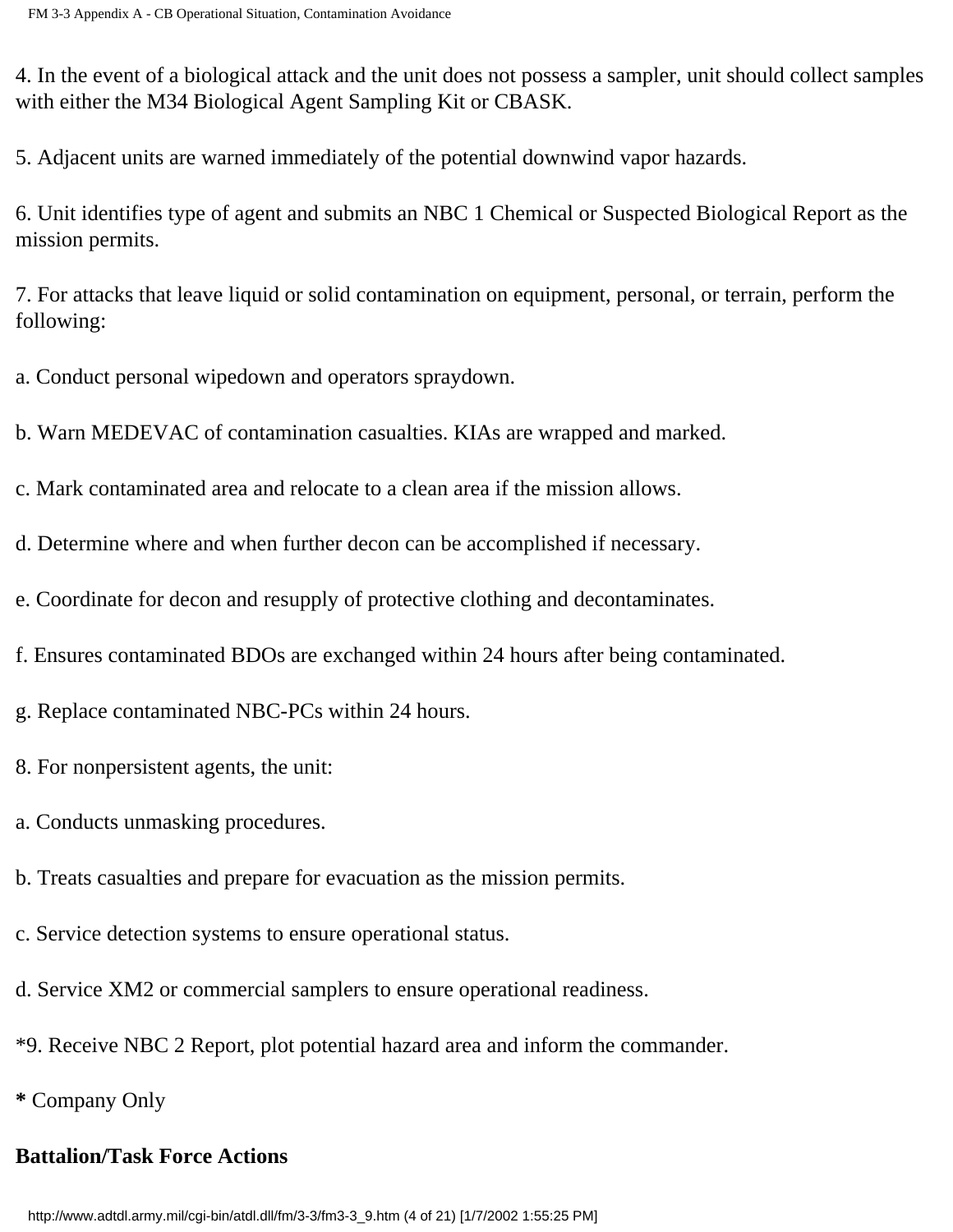4. In the event of a biological attack and the unit does not possess a sampler, unit should collect samples with either the M34 Biological Agent Sampling Kit or CBASK.

5. Adjacent units are warned immediately of the potential downwind vapor hazards.

6. Unit identifies type of agent and submits an NBC 1 Chemical or Suspected Biological Report as the mission permits.

7. For attacks that leave liquid or solid contamination on equipment, personal, or terrain, perform the following:

a. Conduct personal wipedown and operators spraydown.

b. Warn MEDEVAC of contamination casualties. KIAs are wrapped and marked.

c. Mark contaminated area and relocate to a clean area if the mission allows.

d. Determine where and when further decon can be accomplished if necessary.

e. Coordinate for decon and resupply of protective clothing and decontaminates.

f. Ensures contaminated BDOs are exchanged within 24 hours after being contaminated.

g. Replace contaminated NBC-PCs within 24 hours.

8. For nonpersistent agents, the unit:

a. Conducts unmasking procedures.

b. Treats casualties and prepare for evacuation as the mission permits.

c. Service detection systems to ensure operational status.

d. Service XM2 or commercial samplers to ensure operational readiness.

*9. Receive NBC 2 Report, plot potential hazard area and inform the commander.

**\*** Company Only

**Battalion/Task Force Actions**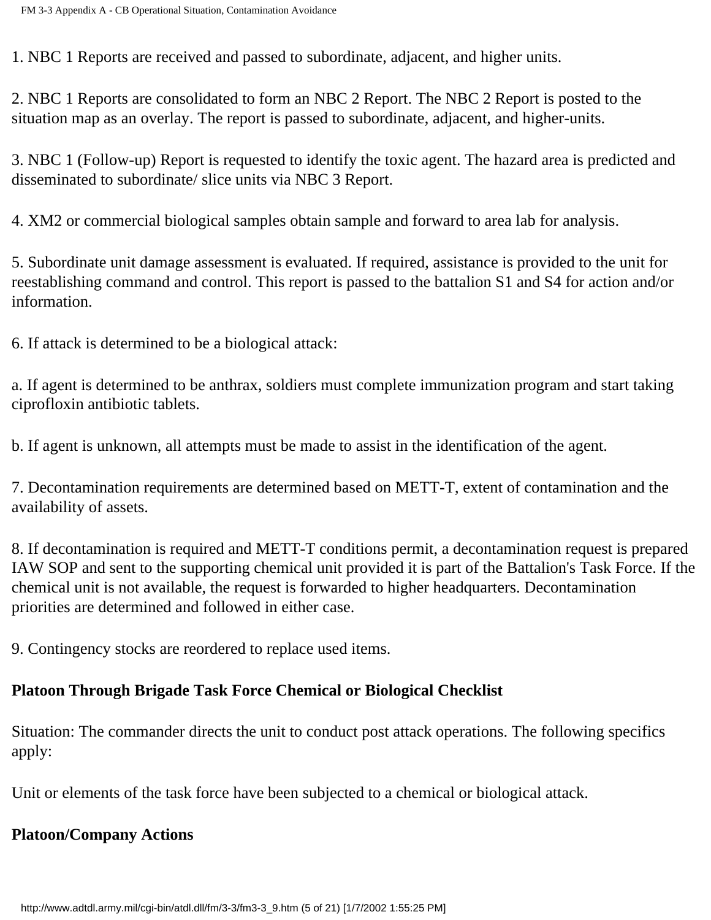1. NBC 1 Reports are received and passed to subordinate, adjacent, and higher units.

2. NBC 1 Reports are consolidated to form an NBC 2 Report. The NBC 2 Report is posted to the situation map as an overlay. The report is passed to subordinate, adjacent, and higher-units.

3. NBC 1 (Follow-up) Report is requested to identify the toxic agent. The hazard area is predicted and disseminated to subordinate/ slice units via NBC 3 Report.

4. XM2 or commercial biological samples obtain sample and forward to area lab for analysis.

5. Subordinate unit damage assessment is evaluated. If required, assistance is provided to the unit for reestablishing command and control. This report is passed to the battalion S1 and S4 for action and/or information.

6. If attack is determined to be a biological attack:

a. If agent is determined to be anthrax, soldiers must complete immunization program and start taking ciprofloxin antibiotic tablets.

b. If agent is unknown, all attempts must be made to assist in the identification of the agent.

7. Decontamination requirements are determined based on METT-T, extent of contamination and the availability of assets.

8. If decontamination is required and METT-T conditions permit, a decontamination request is prepared IAW SOP and sent to the supporting chemical unit provided it is part of the Battalion's Task Force. If the chemical unit is not available, the request is forwarded to higher headquarters. Decontamination priorities are determined and followed in either case.

9. Contingency stocks are reordered to replace used items.

**Platoon Through Brigade Task Force Chemical or Biological Checklist**

Situation: The commander directs the unit to conduct post attack operations. The following specifics apply:

Unit or elements of the task force have been subjected to a chemical or biological attack.

**Platoon/Company Actions**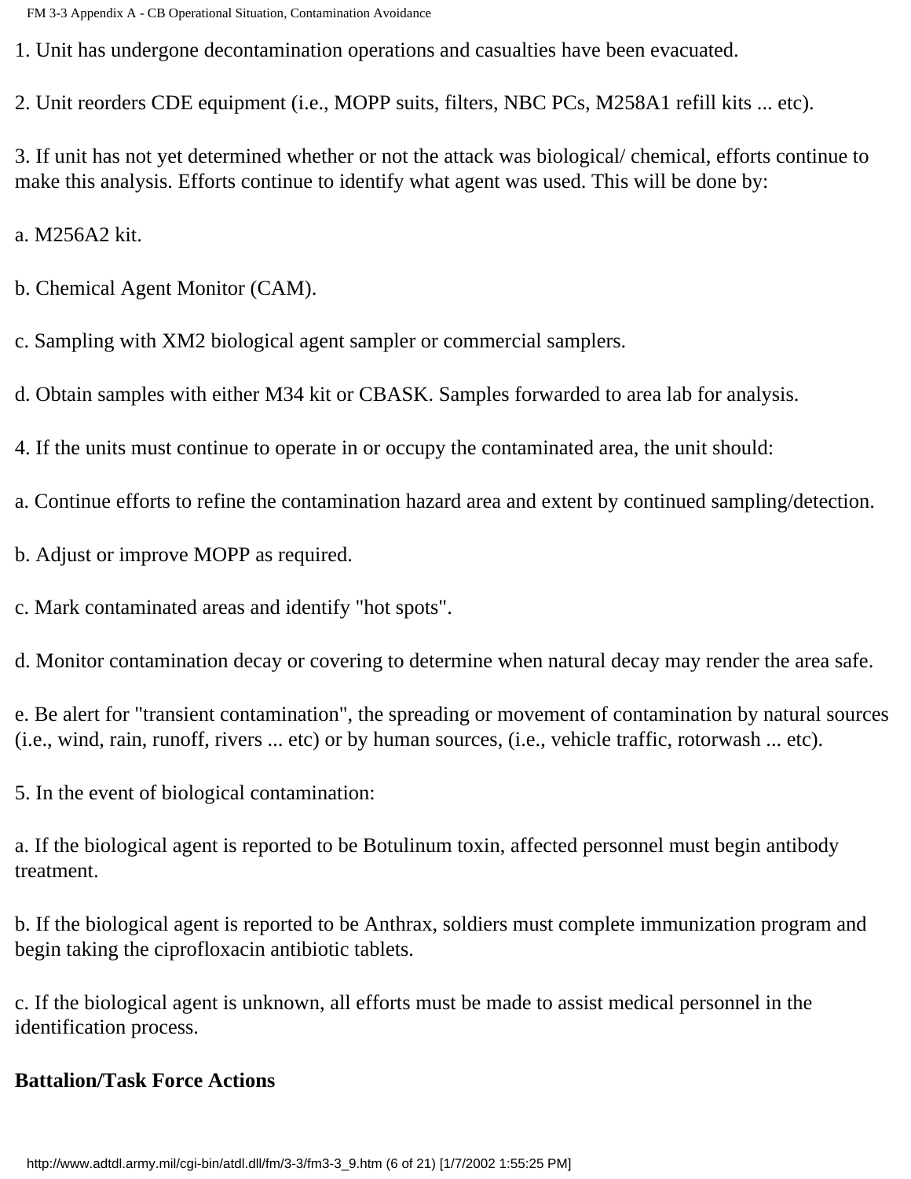1. Unit has undergone decontamination operations and casualties have been evacuated.

2. Unit reorders CDE equipment (i.e., MOPP suits, filters, NBC PCs, M258A1 refill kits ... etc).

3. If unit has not yet determined whether or not the attack was biological/ chemical, efforts continue to make this analysis. Efforts continue to identify what agent was used. This will be done by:

a. M256A2 kit.

b. Chemical Agent Monitor (CAM).

c. Sampling with XM2 biological agent sampler or commercial samplers.

d. Obtain samples with either M34 kit or CBASK. Samples forwarded to area lab for analysis.

4. If the units must continue to operate in or occupy the contaminated area, the unit should:

a. Continue efforts to refine the contamination hazard area and extent by continued sampling/detection.

b. Adjust or improve MOPP as required.

c. Mark contaminated areas and identify "hot spots".

d. Monitor contamination decay or covering to determine when natural decay may render the area safe.

e. Be alert for "transient contamination", the spreading or movement of contamination by natural sources (i.e., wind, rain, runoff, rivers ... etc) or by human sources, (i.e., vehicle traffic, rotorwash ... etc).

5. In the event of biological contamination:

a. If the biological agent is reported to be Botulinum toxin, affected personnel must begin antibody treatment.

b. If the biological agent is reported to be Anthrax, soldiers must complete immunization program and begin taking the ciprofloxacin antibiotic tablets.

c. If the biological agent is unknown, all efforts must be made to assist medical personnel in the identification process.

**Battalion/Task Force Actions**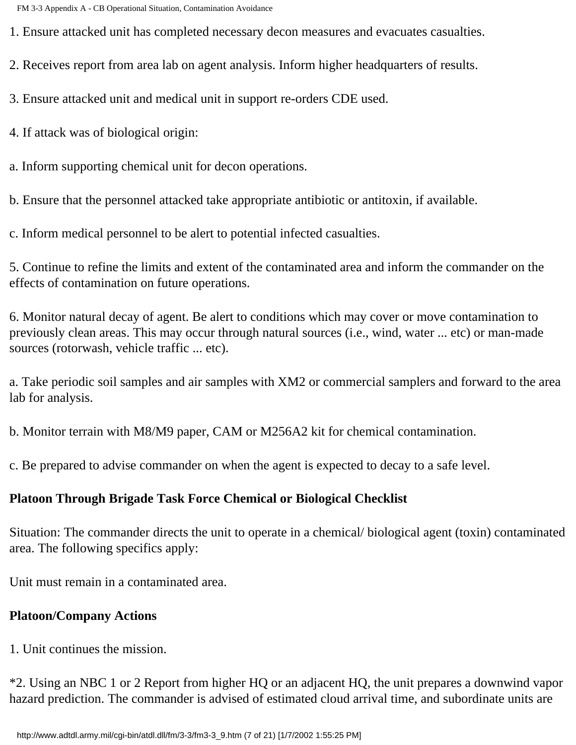1. Ensure attacked unit has completed necessary decon measures and evacuates casualties.

2. Receives report from area lab on agent analysis. Inform higher headquarters of results.

3. Ensure attacked unit and medical unit in support re-orders CDE used.

4. If attack was of biological origin:

a. Inform supporting chemical unit for decon operations.

b. Ensure that the personnel attacked take appropriate antibiotic or antitoxin, if available.

c. Inform medical personnel to be alert to potential infected casualties.

5. Continue to refine the limits and extent of the contaminated area and inform the commander on the effects of contamination on future operations.

6. Monitor natural decay of agent. Be alert to conditions which may cover or move contamination to previously clean areas. This may occur through natural sources (i.e., wind, water ... etc) or man-made sources (rotorwash, vehicle traffic ... etc).

a. Take periodic soil samples and air samples with XM2 or commercial samplers and forward to the area lab for analysis.

b. Monitor terrain with M8/M9 paper, CAM or M256A2 kit for chemical contamination.

c. Be prepared to advise commander on when the agent is expected to decay to a safe level.

**Platoon Through Brigade Task Force Chemical or Biological Checklist**

Situation: The commander directs the unit to operate in a chemical/ biological agent (toxin) contaminated area. The following specifics apply:

Unit must remain in a contaminated area.

**Platoon/Company Actions**

1. Unit continues the mission.

*2. Using an NBC 1 or 2 Report from higher HQ or an adjacent HQ, the unit prepares a downwind vapor hazard prediction. The commander is advised of estimated cloud arrival time, and subordinate units are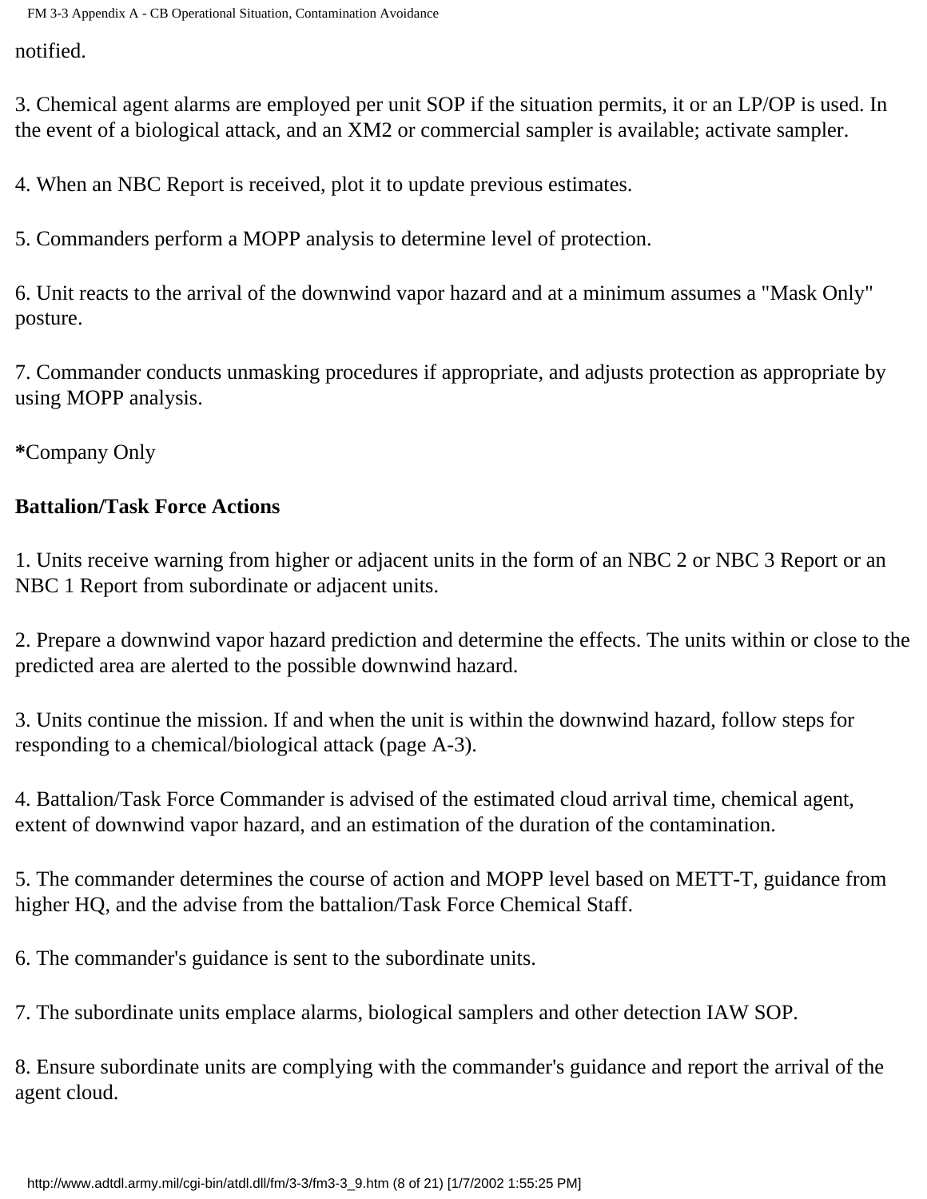notified.

3. Chemical agent alarms are employed per unit SOP if the situation permits, it or an LP/OP is used. In the event of a biological attack, and an XM2 or commercial sampler is available; activate sampler.

4. When an NBC Report is received, plot it to update previous estimates.

5. Commanders perform a MOPP analysis to determine level of protection.

6. Unit reacts to the arrival of the downwind vapor hazard and at a minimum assumes a "Mask Only" posture.

7. Commander conducts unmasking procedures if appropriate, and adjusts protection as appropriate by using MOPP analysis.

**\***Company Only

**Battalion/Task Force Actions**

1. Units receive warning from higher or adjacent units in the form of an NBC 2 or NBC 3 Report or an NBC 1 Report from subordinate or adjacent units.

2. Prepare a downwind vapor hazard prediction and determine the effects. The units within or close to the predicted area are alerted to the possible downwind hazard.

3. Units continue the mission. If and when the unit is within the downwind hazard, follow steps for responding to a chemical/biological attack (page A-3).

4. Battalion/Task Force Commander is advised of the estimated cloud arrival time, chemical agent, extent of downwind vapor hazard, and an estimation of the duration of the contamination.

5. The commander determines the course of action and MOPP level based on METT-T, guidance from higher HQ, and the advise from the battalion/Task Force Chemical Staff.

6. The commander's guidance is sent to the subordinate units.

7. The subordinate units emplace alarms, biological samplers and other detection IAW SOP.

8. Ensure subordinate units are complying with the commander's guidance and report the arrival of the agent cloud.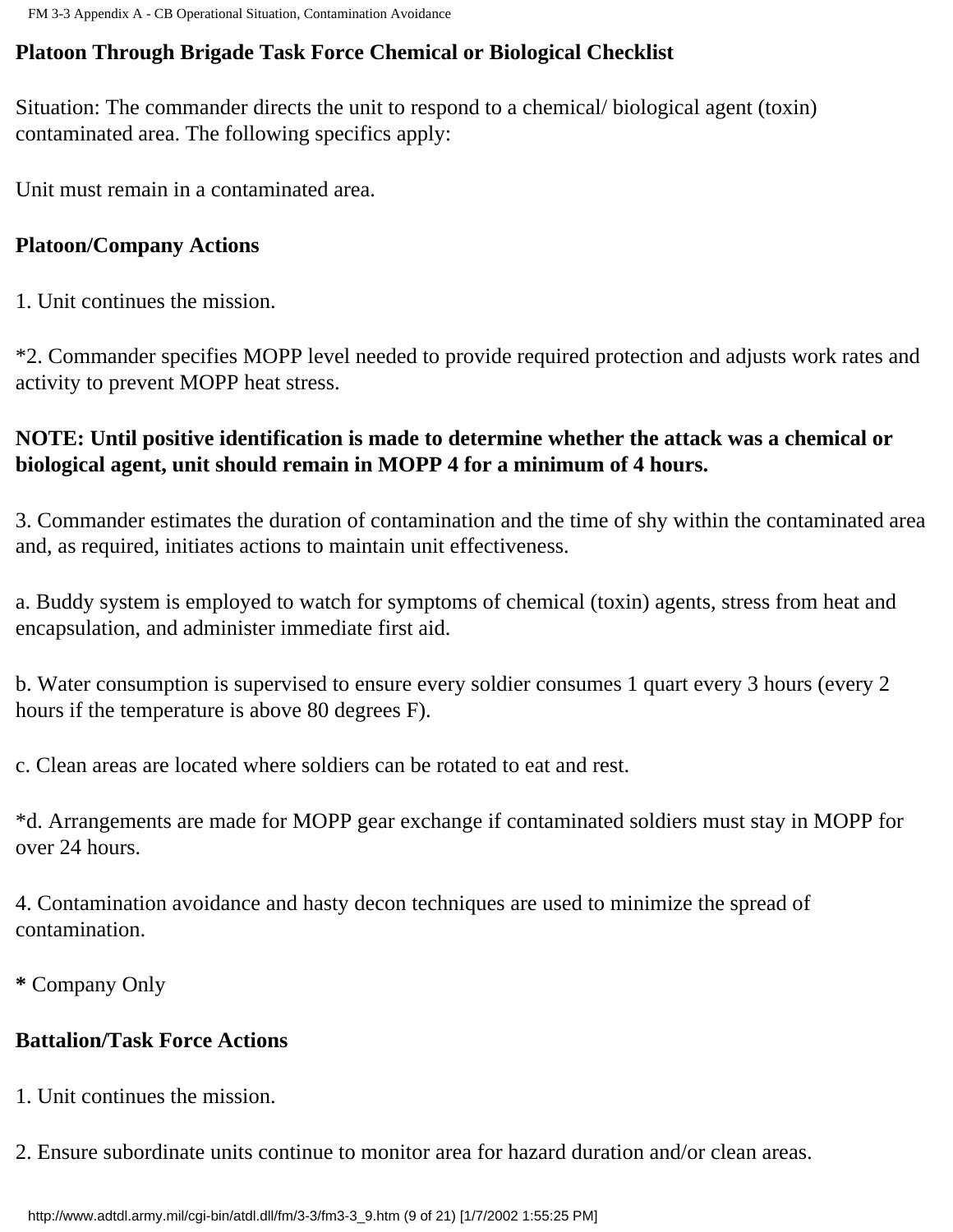**Platoon Through Brigade Task Force Chemical or Biological Checklist**

Situation: The commander directs the unit to respond to a chemical/ biological agent (toxin) contaminated area. The following specifics apply:

Unit must remain in a contaminated area.

**Platoon/Company Actions**

1. Unit continues the mission.

*2. Commander specifies MOPP level needed to provide required protection and adjusts work rates and activity to prevent MOPP heat stress.

**NOTE: Until positive identification is made to determine whether the attack was a chemical or biological agent, unit should remain in MOPP 4 for a minimum of 4 hours.**

3. Commander estimates the duration of contamination and the time of shy within the contaminated area and, as required, initiates actions to maintain unit effectiveness.

a. Buddy system is employed to watch for symptoms of chemical (toxin) agents, stress from heat and encapsulation, and administer immediate first aid.

b. Water consumption is supervised to ensure every soldier consumes 1 quart every 3 hours (every 2 hours if the temperature is above 80 degrees F).

c. Clean areas are located where soldiers can be rotated to eat and rest.

*d. Arrangements are made for MOPP gear exchange if contaminated soldiers must stay in MOPP for over 24 hours.

4. Contamination avoidance and hasty decon techniques are used to minimize the spread of contamination.

**\*** Company Only

**Battalion/Task Force Actions**

1. Unit continues the mission.

2. Ensure subordinate units continue to monitor area for hazard duration and/or clean areas.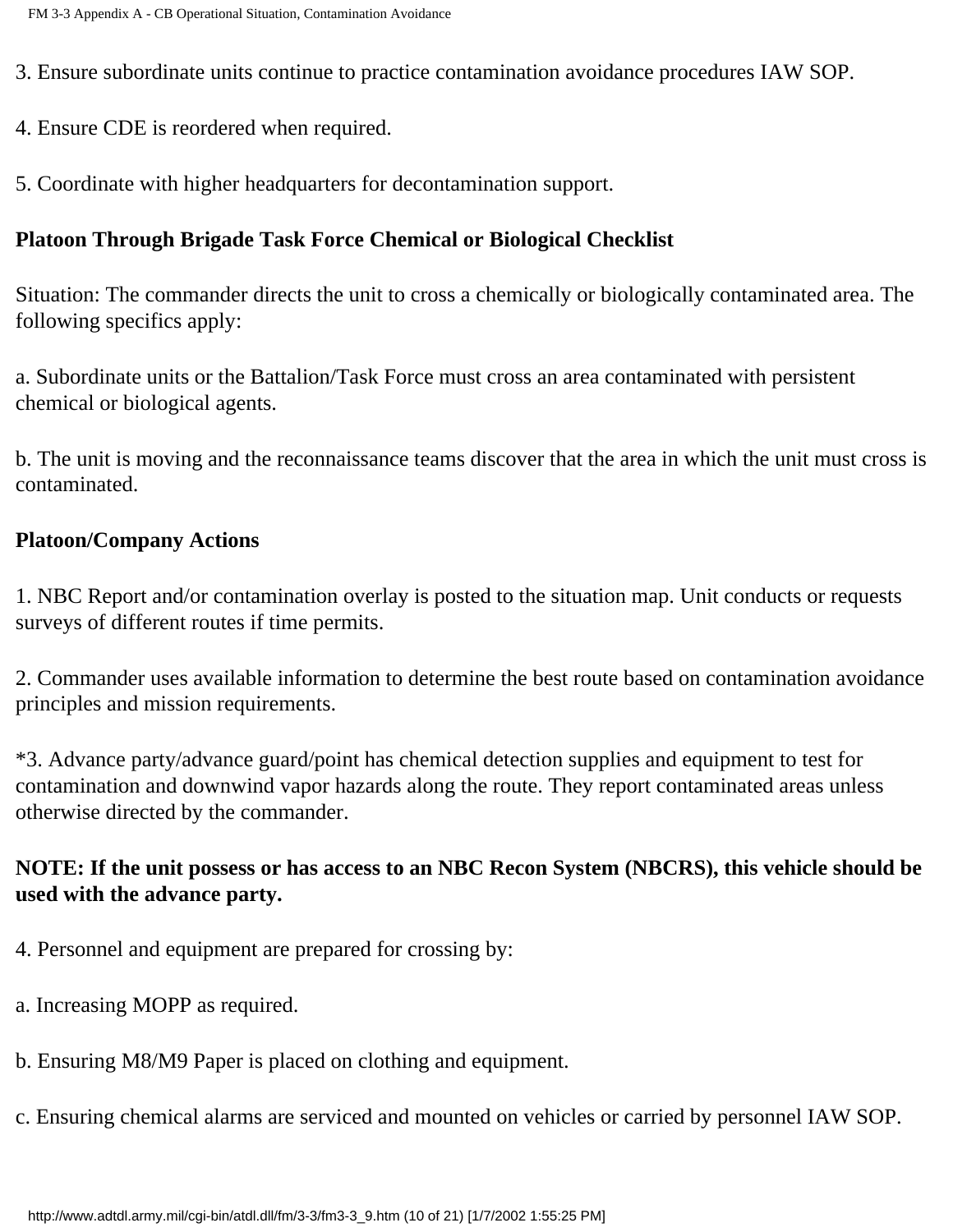3. Ensure subordinate units continue to practice contamination avoidance procedures IAW SOP.

4. Ensure CDE is reordered when required.

5. Coordinate with higher headquarters for decontamination support.

**Platoon Through Brigade Task Force Chemical or Biological Checklist**

Situation: The commander directs the unit to cross a chemically or biologically contaminated area. The following specifics apply:

a. Subordinate units or the Battalion/Task Force must cross an area contaminated with persistent chemical or biological agents.

b. The unit is moving and the reconnaissance teams discover that the area in which the unit must cross is contaminated.

**Platoon/Company Actions**

1. NBC Report and/or contamination overlay is posted to the situation map. Unit conducts or requests surveys of different routes if time permits.

2. Commander uses available information to determine the best route based on contamination avoidance principles and mission requirements.

*3. Advance party/advance guard/point has chemical detection supplies and equipment to test for contamination and downwind vapor hazards along the route. They report contaminated areas unless otherwise directed by the commander.

**NOTE: If the unit possess or has access to an NBC Recon System (NBCRS), this vehicle should be used with the advance party.**

4. Personnel and equipment are prepared for crossing by:

a. Increasing MOPP as required.

b. Ensuring M8/M9 Paper is placed on clothing and equipment.

c. Ensuring chemical alarms are serviced and mounted on vehicles or carried by personnel IAW SOP.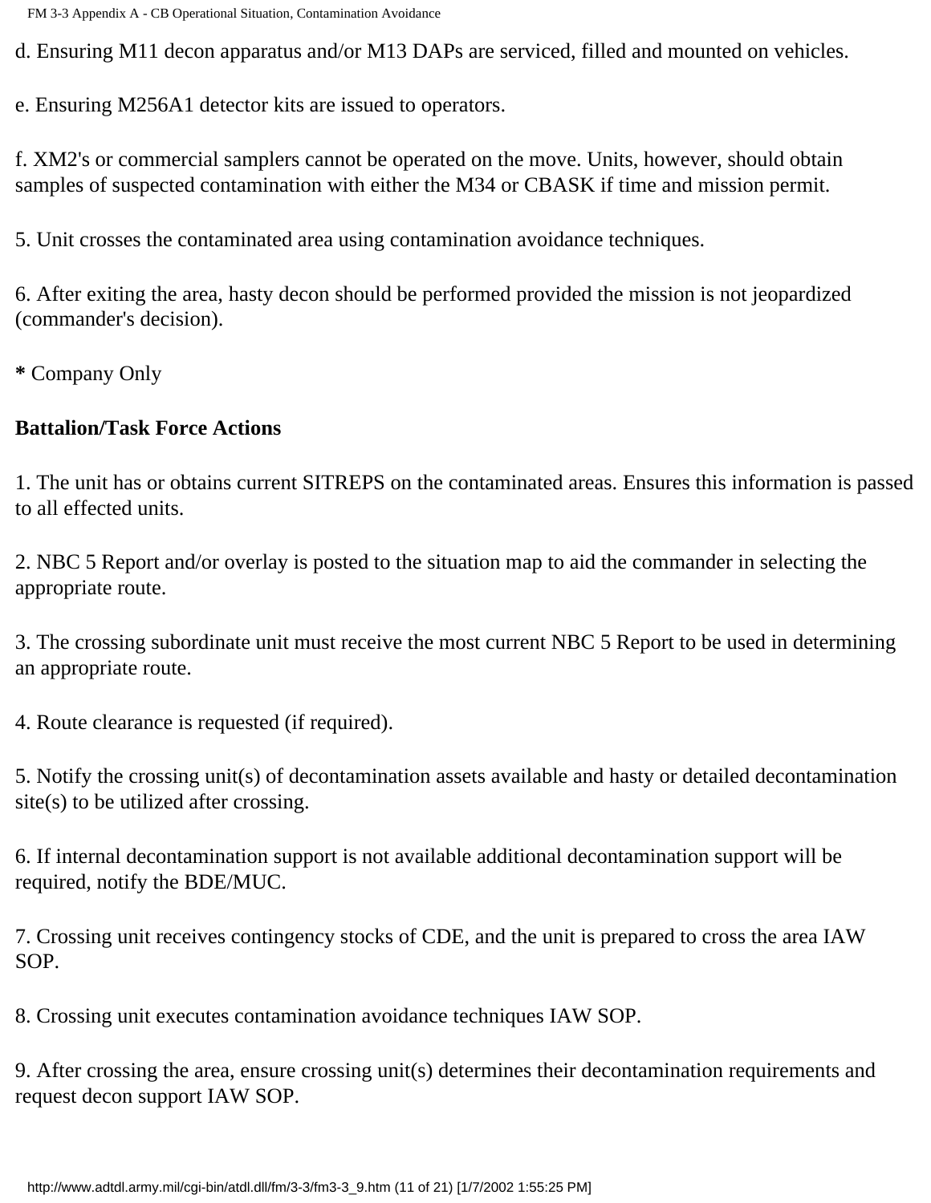d. Ensuring M11 decon apparatus and/or M13 DAPs are serviced, filled and mounted on vehicles.

e. Ensuring M256A1 detector kits are issued to operators.

f. XM2's or commercial samplers cannot be operated on the move. Units, however, should obtain samples of suspected contamination with either the M34 or CBASK if time and mission permit.

5. Unit crosses the contaminated area using contamination avoidance techniques.

6. After exiting the area, hasty decon should be performed provided the mission is not jeopardized (commander's decision).

**\*** Company Only

**Battalion/Task Force Actions**

1. The unit has or obtains current SITREPS on the contaminated areas. Ensures this information is passed to all effected units.

2. NBC 5 Report and/or overlay is posted to the situation map to aid the commander in selecting the appropriate route.

3. The crossing subordinate unit must receive the most current NBC 5 Report to be used in determining an appropriate route.

4. Route clearance is requested (if required).

5. Notify the crossing unit(s) of decontamination assets available and hasty or detailed decontamination site(s) to be utilized after crossing.

6. If internal decontamination support is not available additional decontamination support will be required, notify the BDE/MUC.

7. Crossing unit receives contingency stocks of CDE, and the unit is prepared to cross the area IAW SOP.

8. Crossing unit executes contamination avoidance techniques IAW SOP.

9. After crossing the area, ensure crossing unit(s) determines their decontamination requirements and request decon support IAW SOP.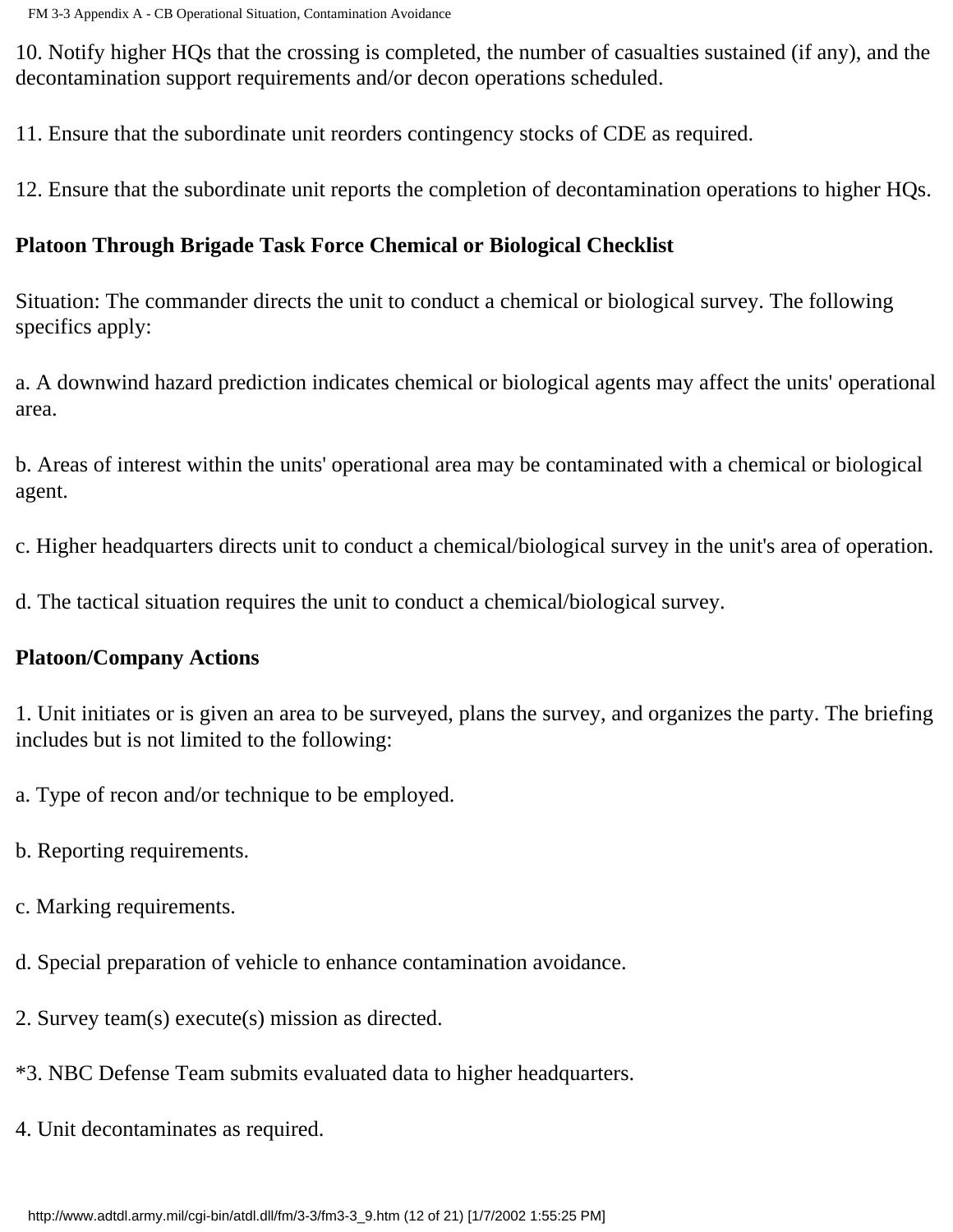10. Notify higher HQs that the crossing is completed, the number of casualties sustained (if any), and the decontamination support requirements and/or decon operations scheduled.

11. Ensure that the subordinate unit reorders contingency stocks of CDE as required.

12. Ensure that the subordinate unit reports the completion of decontamination operations to higher HQs.

**Platoon Through Brigade Task Force Chemical or Biological Checklist**

Situation: The commander directs the unit to conduct a chemical or biological survey. The following specifics apply:

a. A downwind hazard prediction indicates chemical or biological agents may affect the units' operational area.

b. Areas of interest within the units' operational area may be contaminated with a chemical or biological agent.

c. Higher headquarters directs unit to conduct a chemical/biological survey in the unit's area of operation.

d. The tactical situation requires the unit to conduct a chemical/biological survey.

**Platoon/Company Actions**

1. Unit initiates or is given an area to be surveyed, plans the survey, and organizes the party. The briefing includes but is not limited to the following:

a. Type of recon and/or technique to be employed.

b. Reporting requirements.

c. Marking requirements.

d. Special preparation of vehicle to enhance contamination avoidance.

2. Survey team(s) execute(s) mission as directed.

*3. NBC Defense Team submits evaluated data to higher headquarters.

4. Unit decontaminates as required.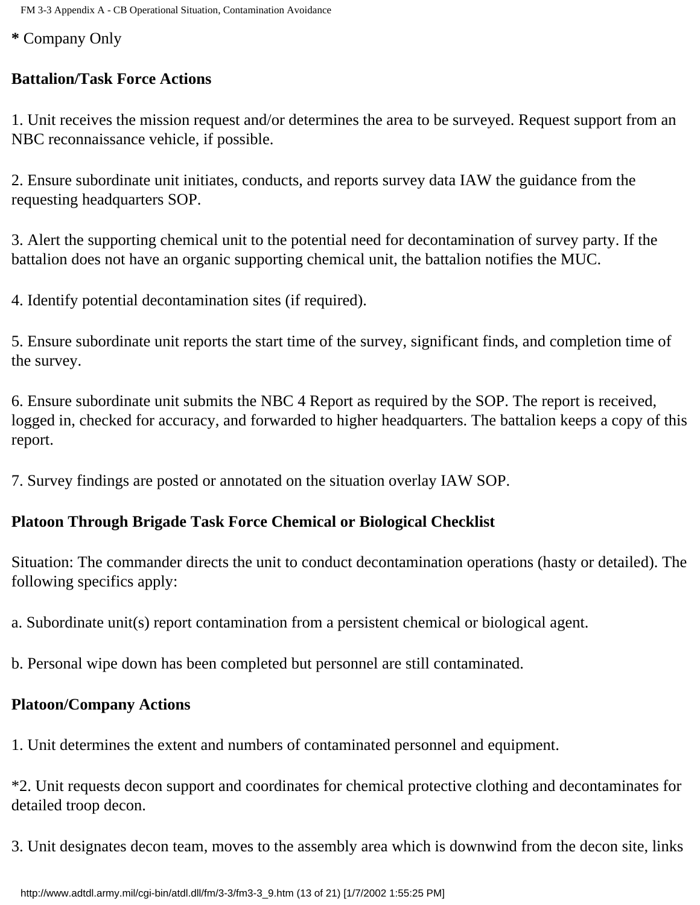**\*** Company Only

**Battalion/Task Force Actions**

1. Unit receives the mission request and/or determines the area to be surveyed. Request support from an NBC reconnaissance vehicle, if possible.

2. Ensure subordinate unit initiates, conducts, and reports survey data IAW the guidance from the requesting headquarters SOP.

3. Alert the supporting chemical unit to the potential need for decontamination of survey party. If the battalion does not have an organic supporting chemical unit, the battalion notifies the MUC.

4. Identify potential decontamination sites (if required).

5. Ensure subordinate unit reports the start time of the survey, significant finds, and completion time of the survey.

6. Ensure subordinate unit submits the NBC 4 Report as required by the SOP. The report is received, logged in, checked for accuracy, and forwarded to higher headquarters. The battalion keeps a copy of this report.

7. Survey findings are posted or annotated on the situation overlay IAW SOP.

**Platoon Through Brigade Task Force Chemical or Biological Checklist**

Situation: The commander directs the unit to conduct decontamination operations (hasty or detailed). The following specifics apply:

a. Subordinate unit(s) report contamination from a persistent chemical or biological agent.

b. Personal wipe down has been completed but personnel are still contaminated.

**Platoon/Company Actions**

1. Unit determines the extent and numbers of contaminated personnel and equipment.

*2. Unit requests decon support and coordinates for chemical protective clothing and decontaminates for detailed troop decon.

3. Unit designates decon team, moves to the assembly area which is downwind from the decon site, links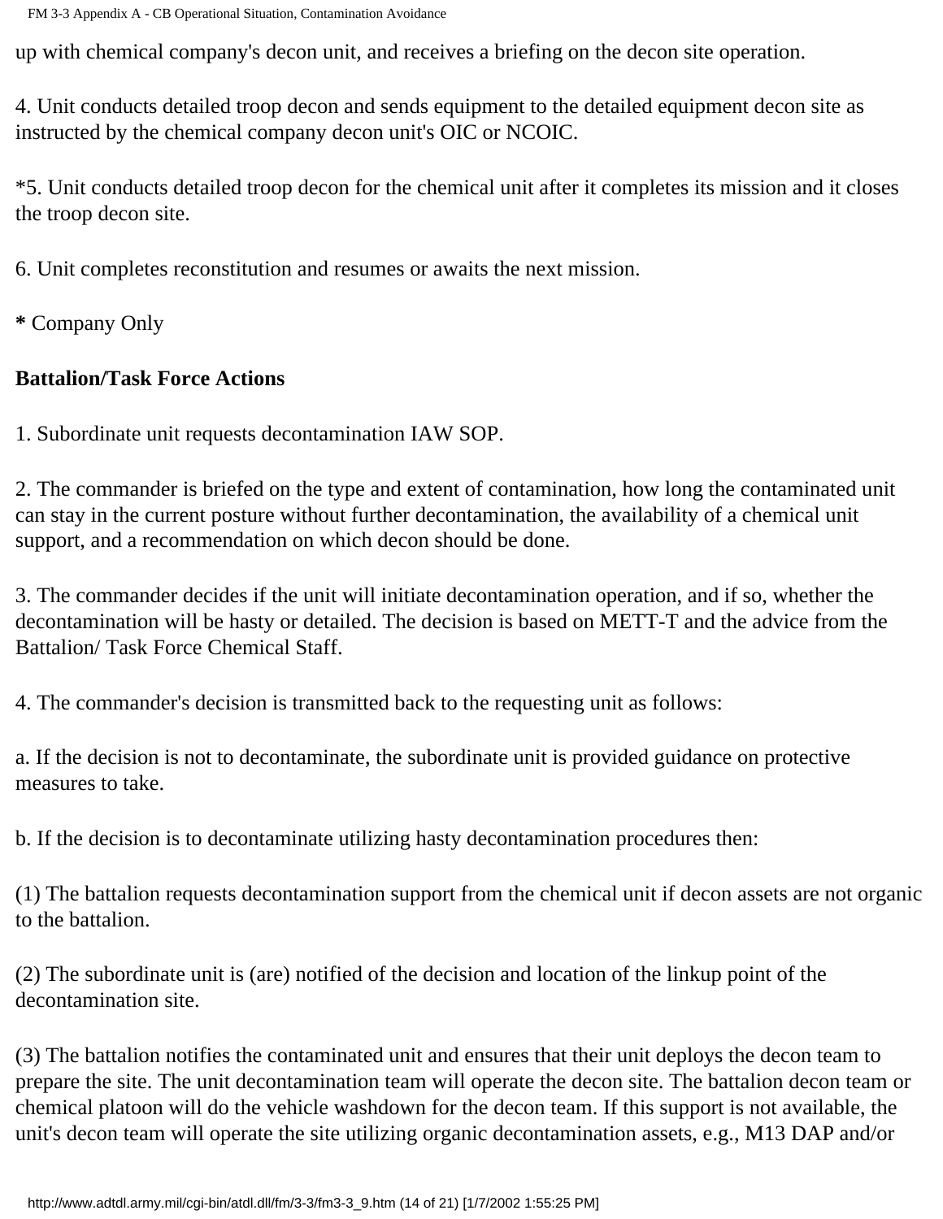up with chemical company's decon unit, and receives a briefing on the decon site operation.

4. Unit conducts detailed troop decon and sends equipment to the detailed equipment decon site as instructed by the chemical company decon unit's OIC or NCOIC.

*5. Unit conducts detailed troop decon for the chemical unit after it completes its mission and it closes the troop decon site.

6. Unit completes reconstitution and resumes or awaits the next mission.

**\*** Company Only

**Battalion/Task Force Actions**

1. Subordinate unit requests decontamination IAW SOP.

2. The commander is briefed on the type and extent of contamination, how long the contaminated unit can stay in the current posture without further decontamination, the availability of a chemical unit support, and a recommendation on which decon should be done.

3. The commander decides if the unit will initiate decontamination operation, and if so, whether the decontamination will be hasty or detailed. The decision is based on METT-T and the advice from the Battalion/ Task Force Chemical Staff.

4. The commander's decision is transmitted back to the requesting unit as follows:

a. If the decision is not to decontaminate, the subordinate unit is provided guidance on protective measures to take.

b. If the decision is to decontaminate utilizing hasty decontamination procedures then:

(1) The battalion requests decontamination support from the chemical unit if decon assets are not organic to the battalion.

(2) The subordinate unit is (are) notified of the decision and location of the linkup point of the decontamination site.

(3) The battalion notifies the contaminated unit and ensures that their unit deploys the decon team to prepare the site. The unit decontamination team will operate the decon site. The battalion decon team or chemical platoon will do the vehicle washdown for the decon team. If this support is not available, the unit's decon team will operate the site utilizing organic decontamination assets, e.g., M13 DAP and/or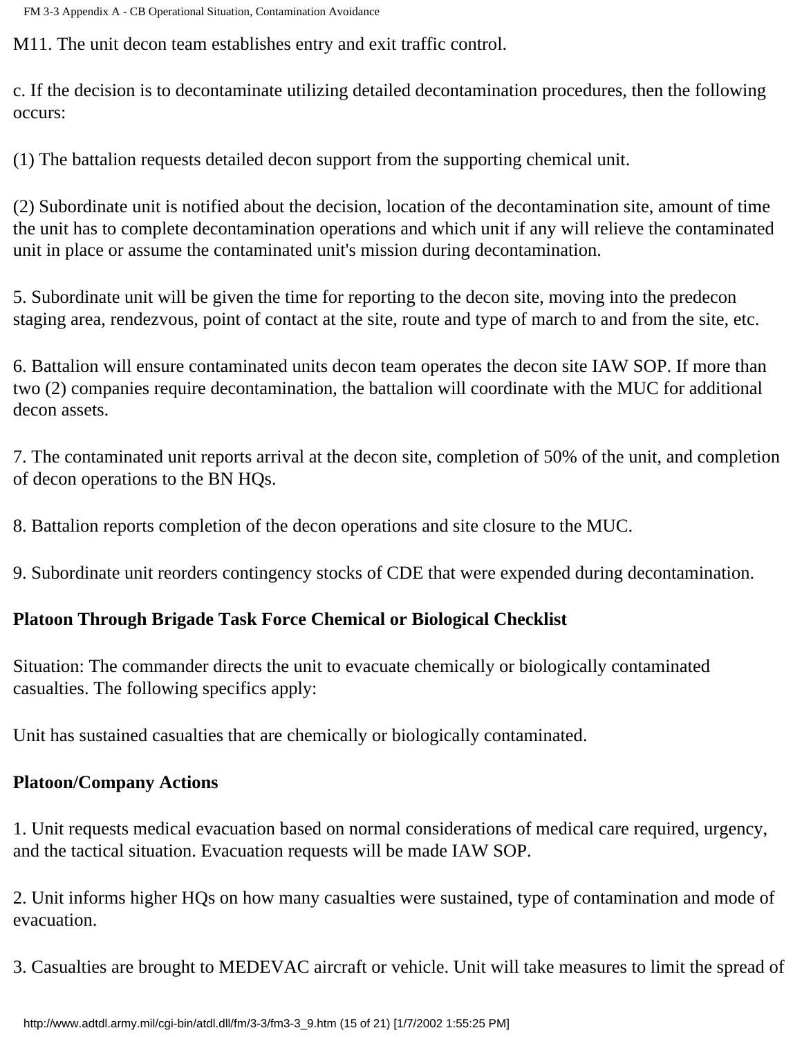M11. The unit decon team establishes entry and exit traffic control.

c. If the decision is to decontaminate utilizing detailed decontamination procedures, then the following occurs:

(1) The battalion requests detailed decon support from the supporting chemical unit.

(2) Subordinate unit is notified about the decision, location of the decontamination site, amount of time the unit has to complete decontamination operations and which unit if any will relieve the contaminated unit in place or assume the contaminated unit's mission during decontamination.

5. Subordinate unit will be given the time for reporting to the decon site, moving into the predecon staging area, rendezvous, point of contact at the site, route and type of march to and from the site, etc.

6. Battalion will ensure contaminated units decon team operates the decon site IAW SOP. If more than two (2) companies require decontamination, the battalion will coordinate with the MUC for additional decon assets.

7. The contaminated unit reports arrival at the decon site, completion of 50% of the unit, and completion of decon operations to the BN HQs.

8. Battalion reports completion of the decon operations and site closure to the MUC.

9. Subordinate unit reorders contingency stocks of CDE that were expended during decontamination.

**Platoon Through Brigade Task Force Chemical or Biological Checklist**

Situation: The commander directs the unit to evacuate chemically or biologically contaminated casualties. The following specifics apply:

Unit has sustained casualties that are chemically or biologically contaminated.

**Platoon/Company Actions**

1. Unit requests medical evacuation based on normal considerations of medical care required, urgency, and the tactical situation. Evacuation requests will be made IAW SOP.

2. Unit informs higher HQs on how many casualties were sustained, type of contamination and mode of evacuation.

3. Casualties are brought to MEDEVAC aircraft or vehicle. Unit will take measures to limit the spread of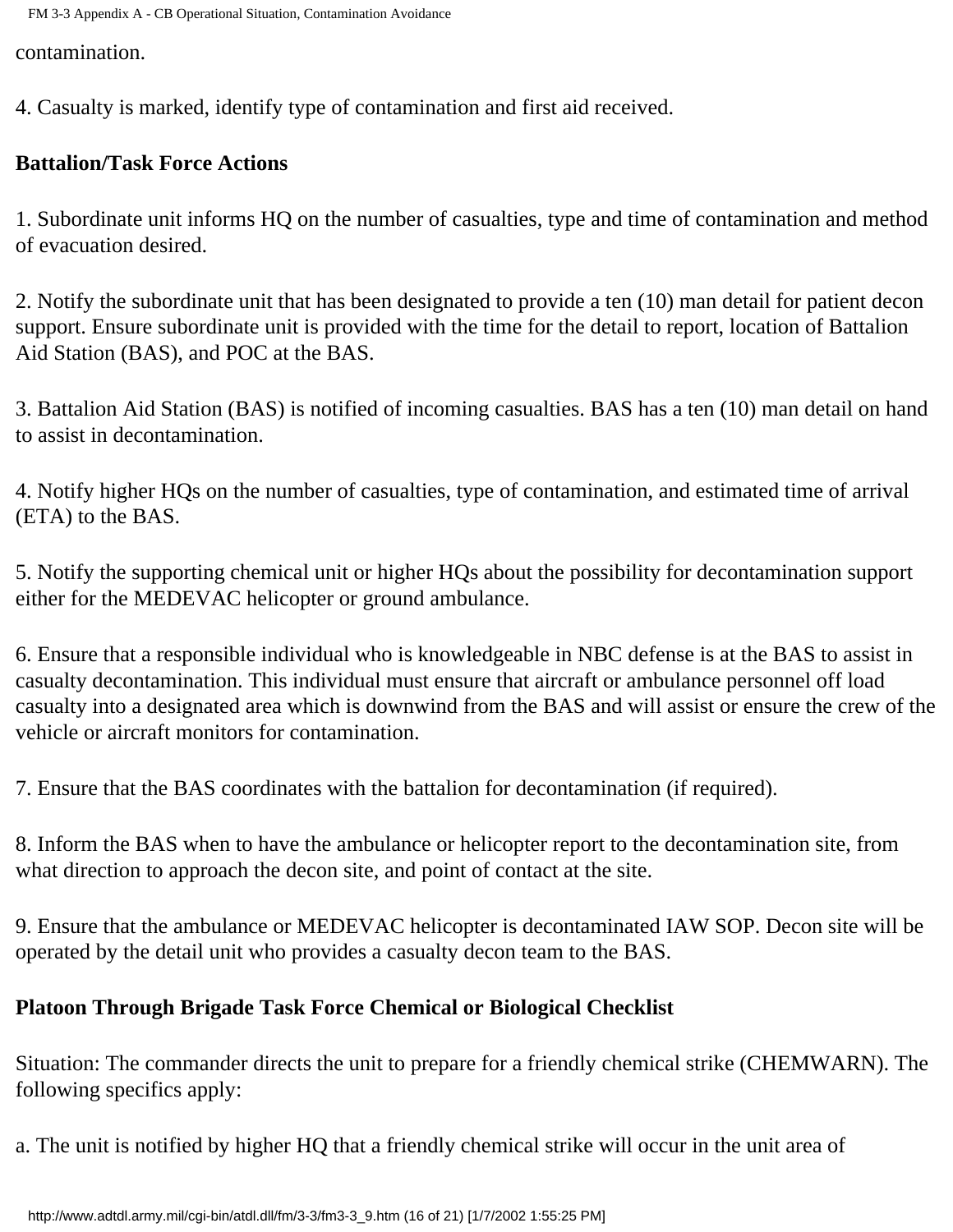contamination.

4. Casualty is marked, identify type of contamination and first aid received.

**Battalion/Task Force Actions**

1. Subordinate unit informs HQ on the number of casualties, type and time of contamination and method of evacuation desired.

2. Notify the subordinate unit that has been designated to provide a ten (10) man detail for patient decon support. Ensure subordinate unit is provided with the time for the detail to report, location of Battalion Aid Station (BAS), and POC at the BAS.

3. Battalion Aid Station (BAS) is notified of incoming casualties. BAS has a ten (10) man detail on hand to assist in decontamination.

4. Notify higher HQs on the number of casualties, type of contamination, and estimated time of arrival (ETA) to the BAS.

5. Notify the supporting chemical unit or higher HQs about the possibility for decontamination support either for the MEDEVAC helicopter or ground ambulance.

6. Ensure that a responsible individual who is knowledgeable in NBC defense is at the BAS to assist in casualty decontamination. This individual must ensure that aircraft or ambulance personnel off load casualty into a designated area which is downwind from the BAS and will assist or ensure the crew of the vehicle or aircraft monitors for contamination.

7. Ensure that the BAS coordinates with the battalion for decontamination (if required).

8. Inform the BAS when to have the ambulance or helicopter report to the decontamination site, from what direction to approach the decon site, and point of contact at the site.

9. Ensure that the ambulance or MEDEVAC helicopter is decontaminated IAW SOP. Decon site will be operated by the detail unit who provides a casualty decon team to the BAS.

**Platoon Through Brigade Task Force Chemical or Biological Checklist**

Situation: The commander directs the unit to prepare for a friendly chemical strike (CHEMWARN). The following specifics apply:

a. The unit is notified by higher HQ that a friendly chemical strike will occur in the unit area of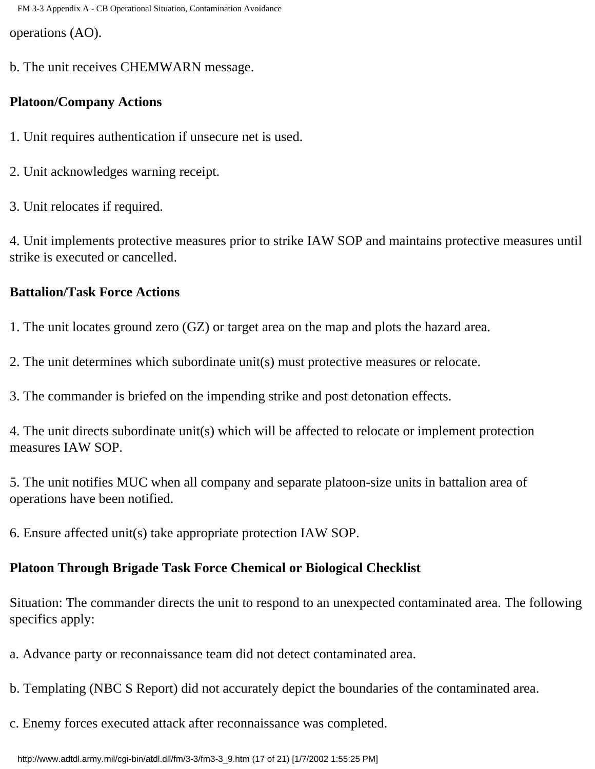operations (AO).

b. The unit receives CHEMWARN message.

**Platoon/Company Actions**

1. Unit requires authentication if unsecure net is used.

2. Unit acknowledges warning receipt.

3. Unit relocates if required.

4. Unit implements protective measures prior to strike IAW SOP and maintains protective measures until strike is executed or cancelled.

**Battalion/Task Force Actions**

1. The unit locates ground zero (GZ) or target area on the map and plots the hazard area.

2. The unit determines which subordinate unit(s) must protective measures or relocate.

3. The commander is briefed on the impending strike and post detonation effects.

4. The unit directs subordinate unit(s) which will be affected to relocate or implement protection measures IAW SOP.

5. The unit notifies MUC when all company and separate platoon-size units in battalion area of operations have been notified.

6. Ensure affected unit(s) take appropriate protection IAW SOP.

**Platoon Through Brigade Task Force Chemical or Biological Checklist**

Situation: The commander directs the unit to respond to an unexpected contaminated area. The following specifics apply:

a. Advance party or reconnaissance team did not detect contaminated area.

b. Templating (NBC S Report) did not accurately depict the boundaries of the contaminated area.

c. Enemy forces executed attack after reconnaissance was completed.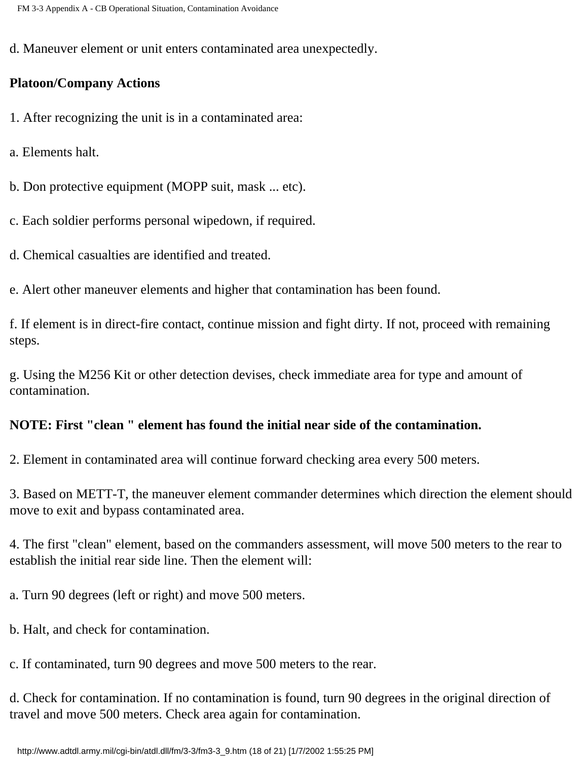d. Maneuver element or unit enters contaminated area unexpectedly.

**Platoon/Company Actions**

1. After recognizing the unit is in a contaminated area:

a. Elements halt.

b. Don protective equipment (MOPP suit, mask ... etc).

c. Each soldier performs personal wipedown, if required.

d. Chemical casualties are identified and treated.

e. Alert other maneuver elements and higher that contamination has been found.

f. If element is in direct-fire contact, continue mission and fight dirty. If not, proceed with remaining steps.

g. Using the M256 Kit or other detection devises, check immediate area for type and amount of contamination.

**NOTE: First "clean " element has found the initial near side of the contamination.**

2. Element in contaminated area will continue forward checking area every 500 meters.

3. Based on METT-T, the maneuver element commander determines which direction the element should move to exit and bypass contaminated area.

4. The first "clean" element, based on the commanders assessment, will move 500 meters to the rear to establish the initial rear side line. Then the element will:

a. Turn 90 degrees (left or right) and move 500 meters.

b. Halt, and check for contamination.

c. If contaminated, turn 90 degrees and move 500 meters to the rear.

d. Check for contamination. If no contamination is found, turn 90 degrees in the original direction of travel and move 500 meters. Check area again for contamination.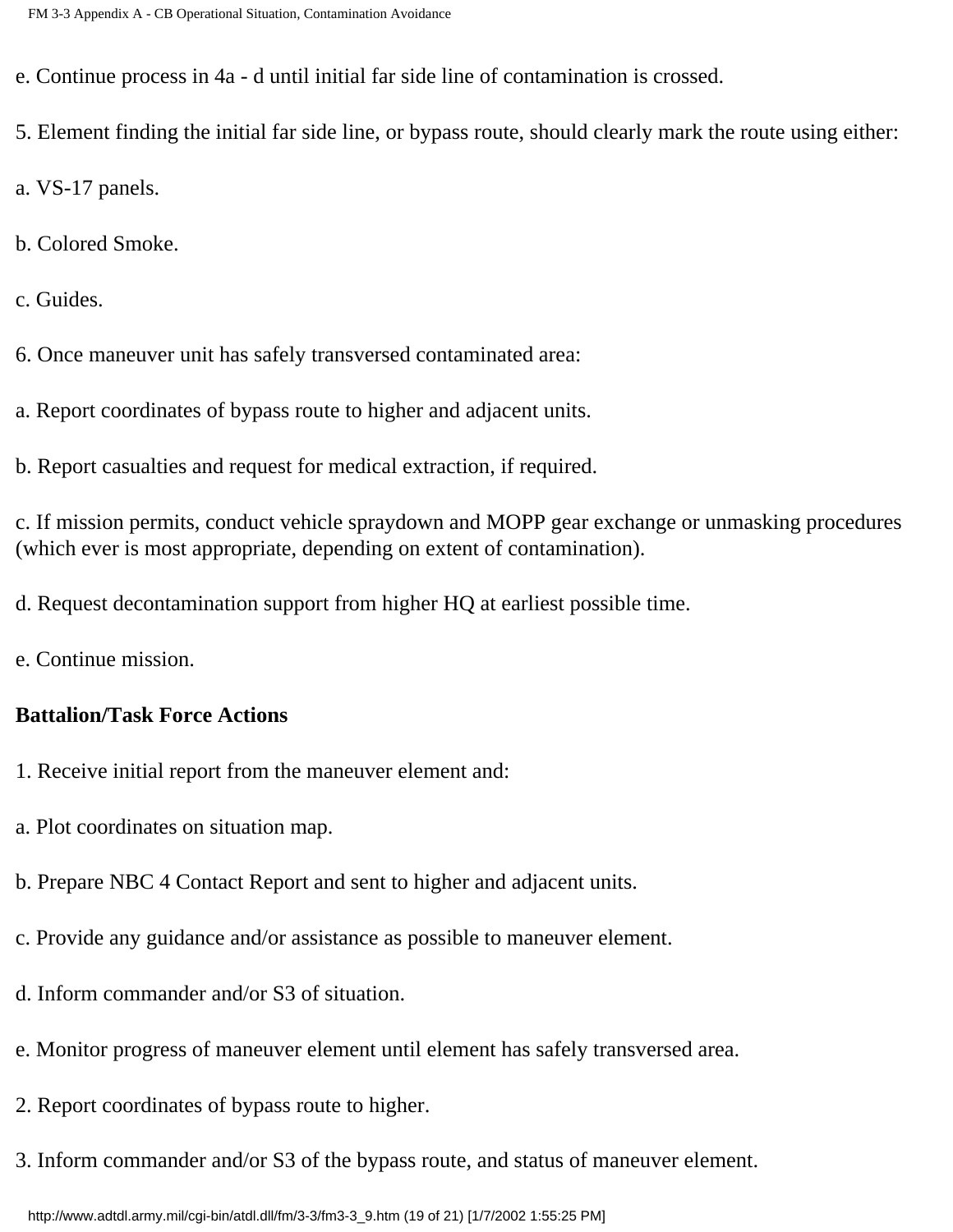e. Continue process in 4a - d until initial far side line of contamination is crossed.

5. Element finding the initial far side line, or bypass route, should clearly mark the route using either:

a. VS-17 panels.

b. Colored Smoke.

c. Guides.

6. Once maneuver unit has safely transversed contaminated area:

a. Report coordinates of bypass route to higher and adjacent units.

b. Report casualties and request for medical extraction, if required.

c. If mission permits, conduct vehicle spraydown and MOPP gear exchange or unmasking procedures (which ever is most appropriate, depending on extent of contamination).

d. Request decontamination support from higher HQ at earliest possible time.

e. Continue mission.

**Battalion/Task Force Actions**

1. Receive initial report from the maneuver element and:

a. Plot coordinates on situation map.

b. Prepare NBC 4 Contact Report and sent to higher and adjacent units.

c. Provide any guidance and/or assistance as possible to maneuver element.

d. Inform commander and/or S3 of situation.

e. Monitor progress of maneuver element until element has safely transversed area.

2. Report coordinates of bypass route to higher.

3. Inform commander and/or S3 of the bypass route, and status of maneuver element.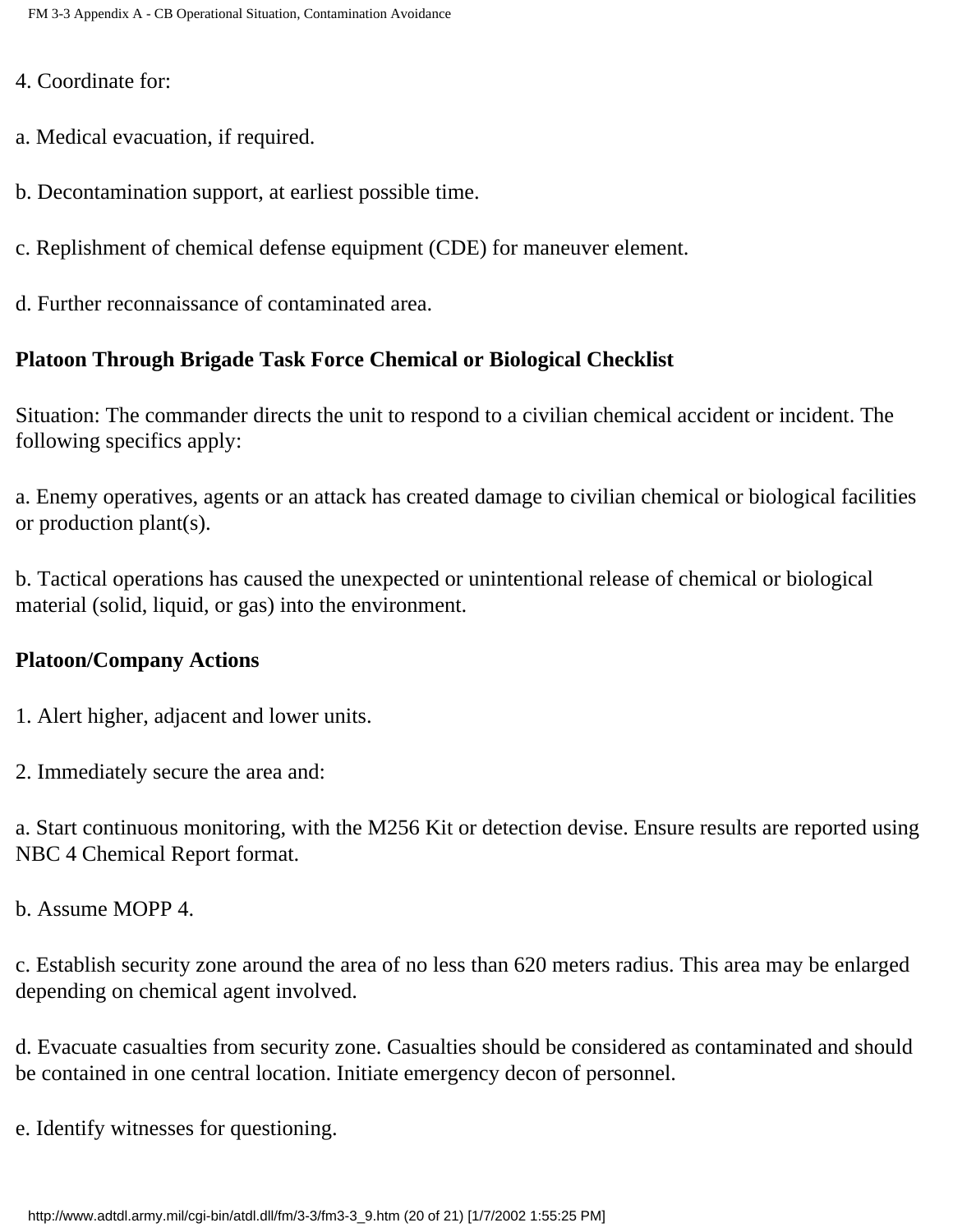4. Coordinate for:

a. Medical evacuation, if required.

b. Decontamination support, at earliest possible time.

c. Replishment of chemical defense equipment (CDE) for maneuver element.

d. Further reconnaissance of contaminated area.

**Platoon Through Brigade Task Force Chemical or Biological Checklist**

Situation: The commander directs the unit to respond to a civilian chemical accident or incident. The following specifics apply:

a. Enemy operatives, agents or an attack has created damage to civilian chemical or biological facilities or production plant(s).

b. Tactical operations has caused the unexpected or unintentional release of chemical or biological material (solid, liquid, or gas) into the environment.

**Platoon/Company Actions**

1. Alert higher, adjacent and lower units.

2. Immediately secure the area and:

a. Start continuous monitoring, with the M256 Kit or detection devise. Ensure results are reported using NBC 4 Chemical Report format.

b. Assume MOPP 4.

c. Establish security zone around the area of no less than 620 meters radius. This area may be enlarged depending on chemical agent involved.

d. Evacuate casualties from security zone. Casualties should be considered as contaminated and should be contained in one central location. Initiate emergency decon of personnel.

e. Identify witnesses for questioning.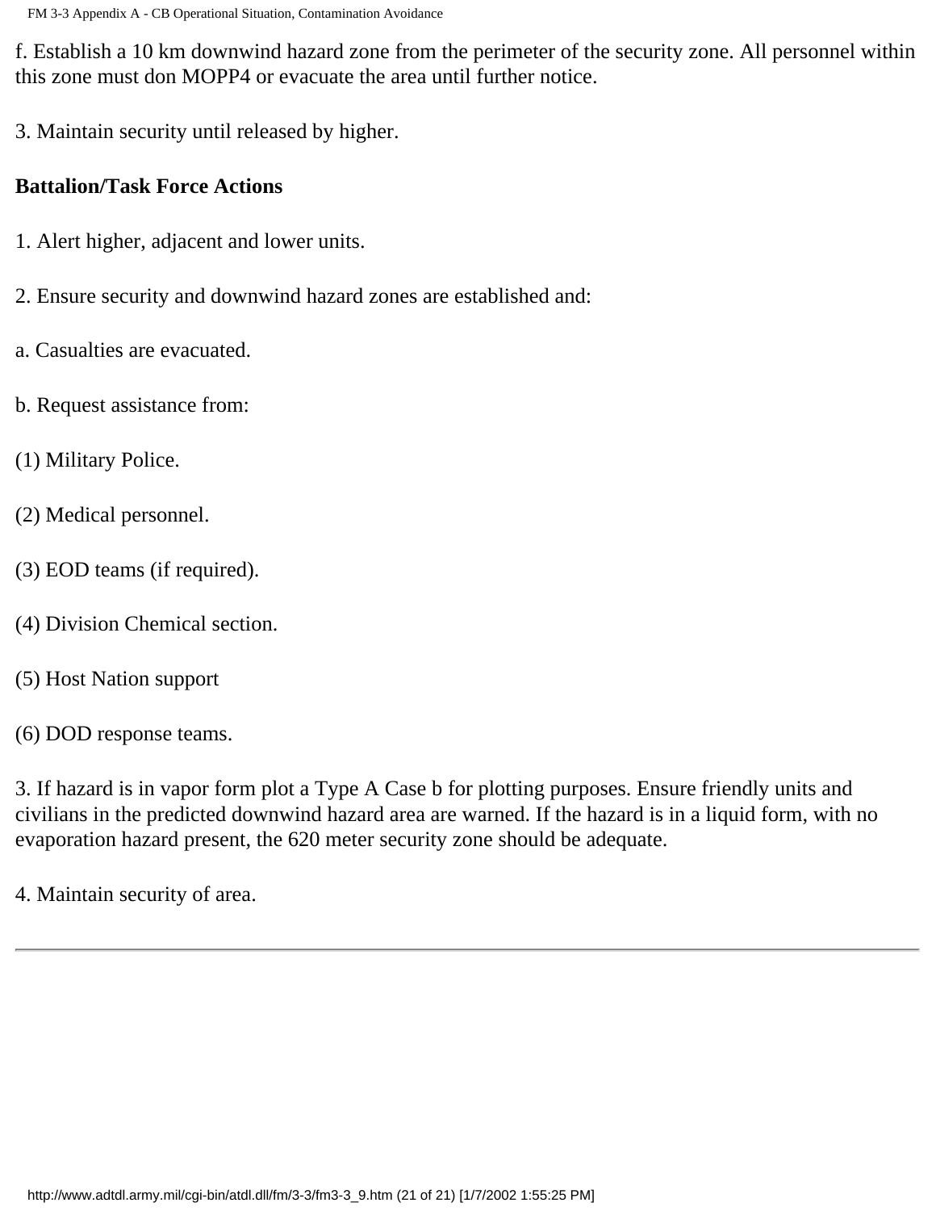f. Establish a 10 km downwind hazard zone from the perimeter of the security zone. All personnel within this zone must don MOPP4 or evacuate the area until further notice.

3. Maintain security until released by higher.

**Battalion/Task Force Actions**

1. Alert higher, adjacent and lower units.

2. Ensure security and downwind hazard zones are established and:

a. Casualties are evacuated.

b. Request assistance from:

(1) Military Police.

(2) Medical personnel.

(3) EOD teams (if required).

(4) Division Chemical section.

(5) Host Nation support

(6) DOD response teams.

3. If hazard is in vapor form plot a Type A Case b for plotting purposes. Ensure friendly units and civilians in the predicted downwind hazard area are warned. If the hazard is in a liquid form, with no evaporation hazard present, the 620 meter security zone should be adequate.

4. Maintain security of area.

---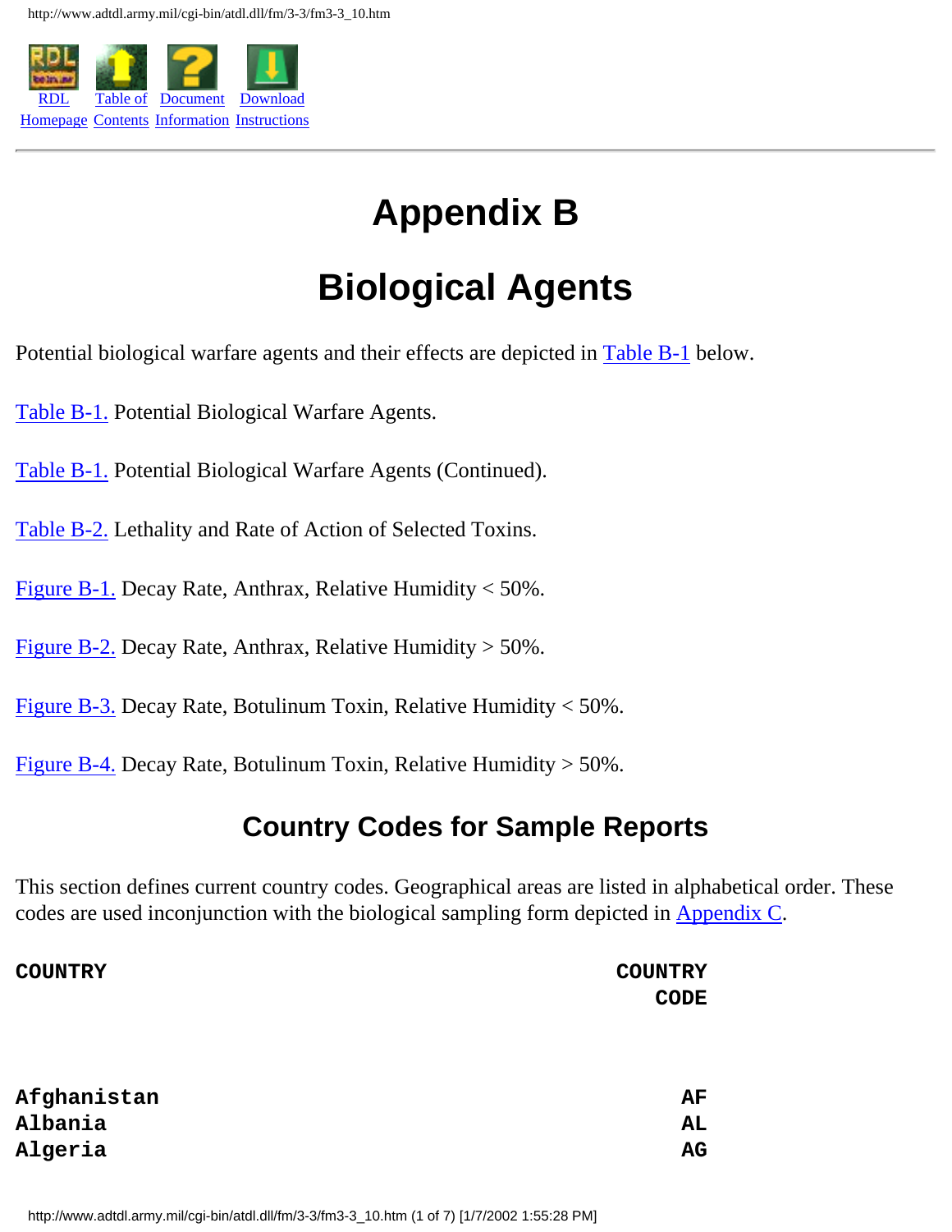RDL Homepage | Table of Contents | Document Information | Download Instructions

---

# Appendix B

# Biological Agents

Potential biological warfare agents and their effects are depicted in Table B-1 below.

Table B-1. Potential Biological Warfare Agents.

Table B-1. Potential Biological Warfare Agents (Continued).

Table B-2. Lethality and Rate of Action of Selected Toxins.

Figure B-1. Decay Rate, Anthrax, Relative Humidity < 50%.

Figure B-2. Decay Rate, Anthrax, Relative Humidity > 50%.

Figure B-3. Decay Rate, Botulinum Toxin, Relative Humidity < 50%.

Figure B-4. Decay Rate, Botulinum Toxin, Relative Humidity > 50%.

## Country Codes for Sample Reports

This section defines current country codes. Geographical areas are listed in alphabetical order. These codes are used inconjunction with the biological sampling form depicted in Appendix C.

| COUNTRY | COUNTRY CODE |
|---|---|
| Afghanistan | AF |
| Albania | AL |
| Algeria | AG |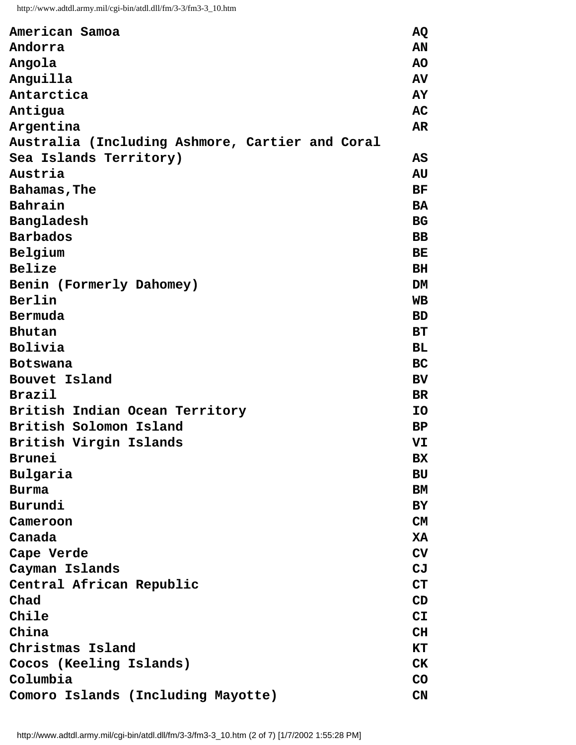| | |
|---|---|
| American Samoa | AQ |
| Andorra | AN |
| Angola | AO |
| Anguilla | AV |
| Antarctica | AY |
| Antigua | AC |
| Argentina | AR |
| Australia (Including Ashmore, Cartier and Coral Sea Islands Territory) | AS |
| Austria | AU |
| Bahamas,The | BF |
| Bahrain | BA |
| Bangladesh | BG |
| Barbados | BB |
| Belgium | BE |
| Belize | BH |
| Benin (Formerly Dahomey) | DM |
| Berlin | WB |
| Bermuda | BD |
| Bhutan | BT |
| Bolivia | BL |
| Botswana | BC |
| Bouvet Island | BV |
| Brazil | BR |
| British Indian Ocean Territory | IO |
| British Solomon Island | BP |
| British Virgin Islands | VI |
| Brunei | BX |
| Bulgaria | BU |
| Burma | BM |
| Burundi | BY |
| Cameroon | CM |
| Canada | XA |
| Cape Verde | CV |
| Cayman Islands | CJ |
| Central African Republic | CT |
| Chad | CD |
| Chile | CI |
| China | CH |
| Christmas Island | KT |
| Cocos (Keeling Islands) | CK |
| Columbia | CO |
| Comoro Islands (Including Mayotte) | CN |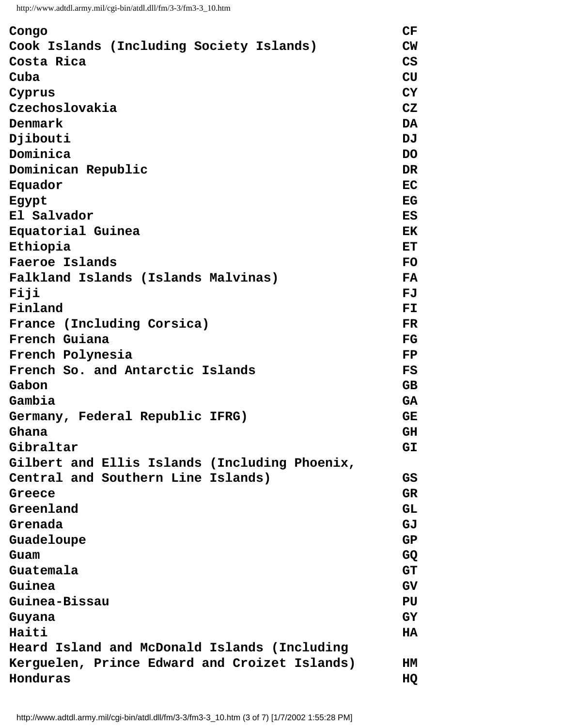| | |
|---|---|
| Congo | CF |
| Cook Islands (Including Society Islands) | CW |
| Costa Rica | CS |
| Cuba | CU |
| Cyprus | CY |
| Czechoslovakia | CZ |
| Denmark | DA |
| Djibouti | DJ |
| Dominica | DO |
| Dominican Republic | DR |
| Equador | EC |
| Egypt | EG |
| El Salvador | ES |
| Equatorial Guinea | EK |
| Ethiopia | ET |
| Faeroe Islands | FO |
| Falkland Islands (Islands Malvinas) | FA |
| Fiji | FJ |
| Finland | FI |
| France (Including Corsica) | FR |
| French Guiana | FG |
| French Polynesia | FP |
| French So. and Antarctic Islands | FS |
| Gabon | GB |
| Gambia | GA |
| Germany, Federal Republic IFRG) | GE |
| Ghana | GH |
| Gibraltar | GI |
| Gilbert and Ellis Islands (Including Phoenix, Central and Southern Line Islands) | GS |
| Greece | GR |
| Greenland | GL |
| Grenada | GJ |
| Guadeloupe | GP |
| Guam | GQ |
| Guatemala | GT |
| Guinea | GV |
| Guinea-Bissau | PU |
| Guyana | GY |
| Haiti | HA |
| Heard Island and McDonald Islands (Including Kerguelen, Prince Edward and Croizet Islands) | HM |
| Honduras | HQ |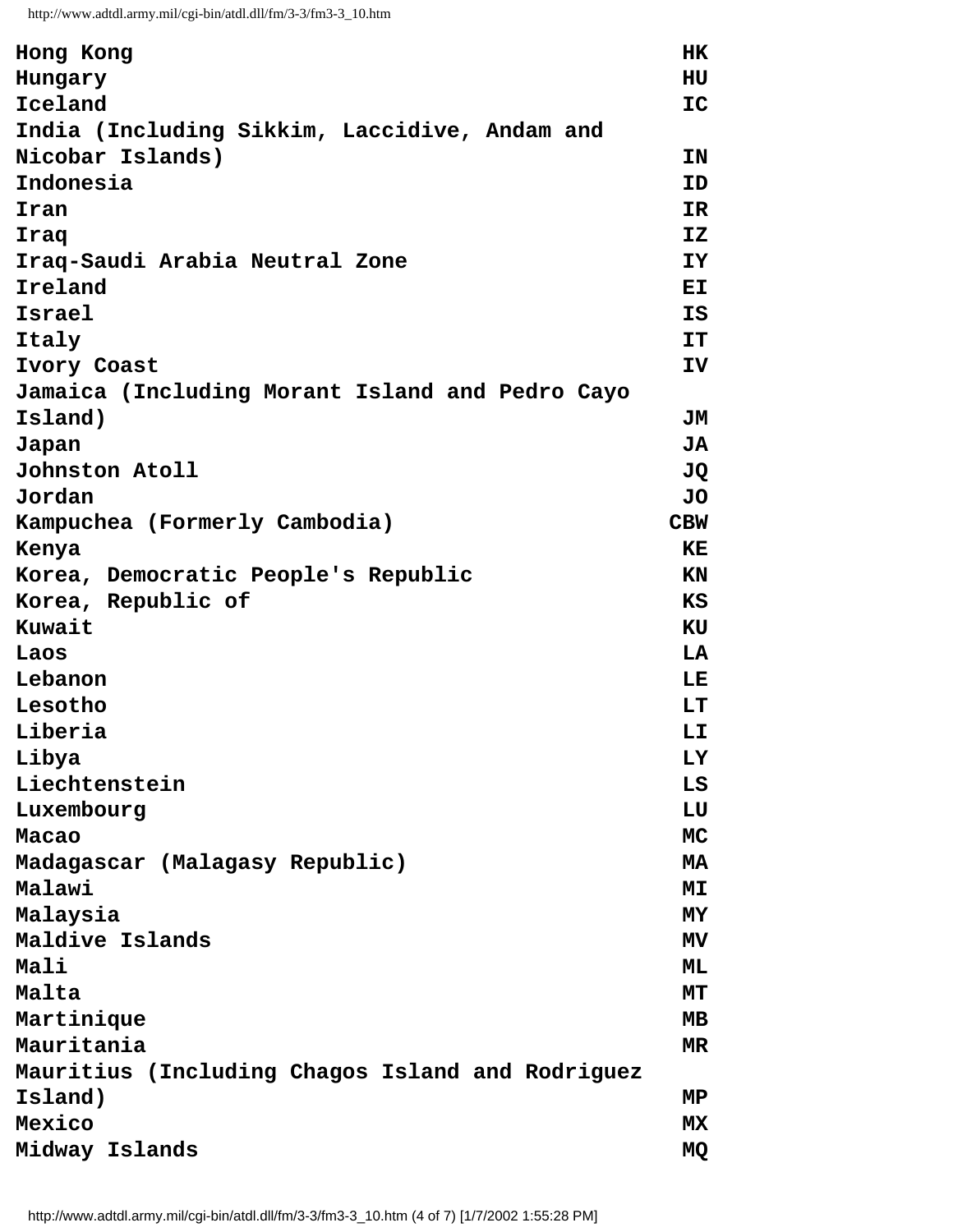| | |
|---|---|
| **Hong Kong** | **HK** |
| **Hungary** | **HU** |
| **Iceland** | **IC** |
| **India (Including Sikkim, Laccidive, Andam and Nicobar Islands)** | **IN** |
| **Indonesia** | **ID** |
| **Iran** | **IR** |
| **Iraq** | **IZ** |
| **Iraq-Saudi Arabia Neutral Zone** | **IY** |
| **Ireland** | **EI** |
| **Israel** | **IS** |
| **Italy** | **IT** |
| **Ivory Coast** | **IV** |
| **Jamaica (Including Morant Island and Pedro Cayo Island)** | **JM** |
| **Japan** | **JA** |
| **Johnston Atoll** | **JQ** |
| **Jordan** | **JO** |
| **Kampuchea (Formerly Cambodia)** | **CBW** |
| **Kenya** | **KE** |
| **Korea, Democratic People's Republic** | **KN** |
| **Korea, Republic of** | **KS** |
| **Kuwait** | **KU** |
| **Laos** | **LA** |
| **Lebanon** | **LE** |
| **Lesotho** | **LT** |
| **Liberia** | **LI** |
| **Libya** | **LY** |
| **Liechtenstein** | **LS** |
| **Luxembourg** | **LU** |
| **Macao** | **MC** |
| **Madagascar (Malagasy Republic)** | **MA** |
| **Malawi** | **MI** |
| **Malaysia** | **MY** |
| **Maldive Islands** | **MV** |
| **Mali** | **ML** |
| **Malta** | **MT** |
| **Martinique** | **MB** |
| **Mauritania** | **MR** |
| **Mauritius (Including Chagos Island and Rodriguez Island)** | **MP** |
| **Mexico** | **MX** |
| **Midway Islands** | **MQ** |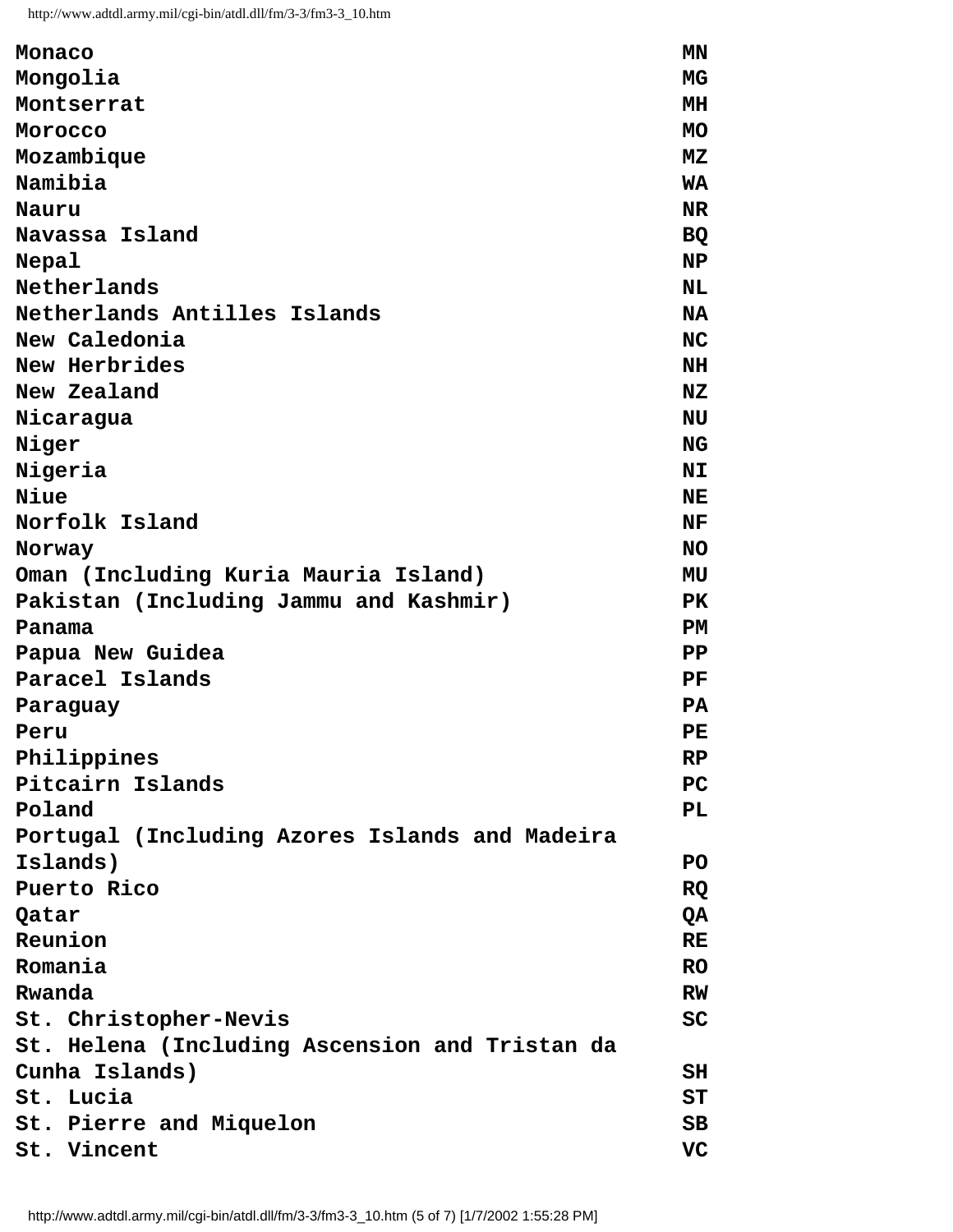| | |
|---|---|
| Monaco | MN |
| Mongolia | MG |
| Montserrat | MH |
| Morocco | MO |
| Mozambique | MZ |
| Namibia | WA |
| Nauru | NR |
| Navassa Island | BQ |
| Nepal | NP |
| Netherlands | NL |
| Netherlands Antilles Islands | NA |
| New Caledonia | NC |
| New Herbrides | NH |
| New Zealand | NZ |
| Nicaragua | NU |
| Niger | NG |
| Nigeria | NI |
| Niue | NE |
| Norfolk Island | NF |
| Norway | NO |
| Oman (Including Kuria Mauria Island) | MU |
| Pakistan (Including Jammu and Kashmir) | PK |
| Panama | PM |
| Papua New Guidea | PP |
| Paracel Islands | PF |
| Paraguay | PA |
| Peru | PE |
| Philippines | RP |
| Pitcairn Islands | PC |
| Poland | PL |
| Portugal (Including Azores Islands and Madeira Islands) | PO |
| Puerto Rico | RQ |
| Qatar | QA |
| Reunion | RE |
| Romania | RO |
| Rwanda | RW |
| St. Christopher-Nevis | SC |
| St. Helena (Including Ascension and Tristan da Cunha Islands) | SH |
| St. Lucia | ST |
| St. Pierre and Miquelon | SB |
| St. Vincent | VC |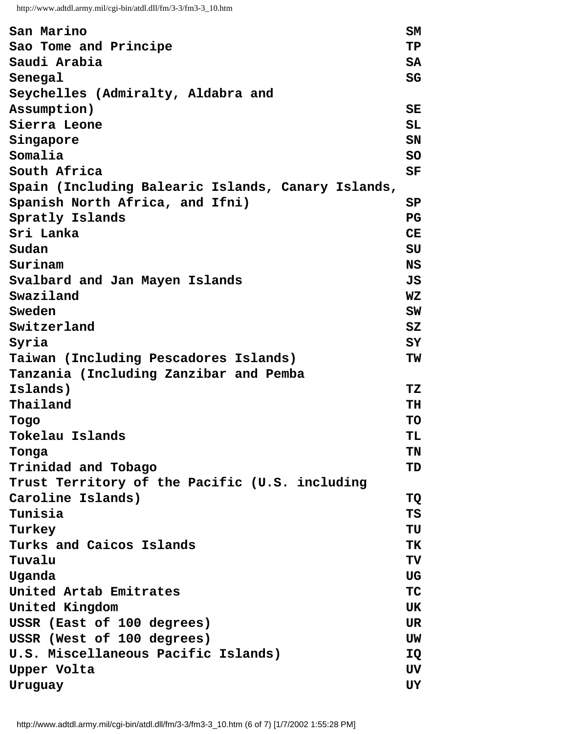| | |
|---|---|
| San Marino | SM |
| Sao Tome and Principe | TP |
| Saudi Arabia | SA |
| Senegal | SG |
| Seychelles (Admiralty, Aldabra and Assumption) | SE |
| Sierra Leone | SL |
| Singapore | SN |
| Somalia | SO |
| South Africa | SF |
| Spain (Including Balearic Islands, Canary Islands, Spanish North Africa, and Ifni) | SP |
| Spratly Islands | PG |
| Sri Lanka | CE |
| Sudan | SU |
| Surinam | NS |
| Svalbard and Jan Mayen Islands | JS |
| Swaziland | WZ |
| Sweden | SW |
| Switzerland | SZ |
| Syria | SY |
| Taiwan (Including Pescadores Islands) | TW |
| Tanzania (Including Zanzibar and Pemba Islands) | TZ |
| Thailand | TH |
| Togo | TO |
| Tokelau Islands | TL |
| Tonga | TN |
| Trinidad and Tobago | TD |
| Trust Territory of the Pacific (U.S. including Caroline Islands) | TQ |
| Tunisia | TS |
| Turkey | TU |
| Turks and Caicos Islands | TK |
| Tuvalu | TV |
| Uganda | UG |
| United Artab Emitrates | TC |
| United Kingdom | UK |
| USSR (East of 100 degrees) | UR |
| USSR (West of 100 degrees) | UW |
| U.S. Miscellaneous Pacific Islands) | IQ |
| Upper Volta | UV |
| Uruguay | UY |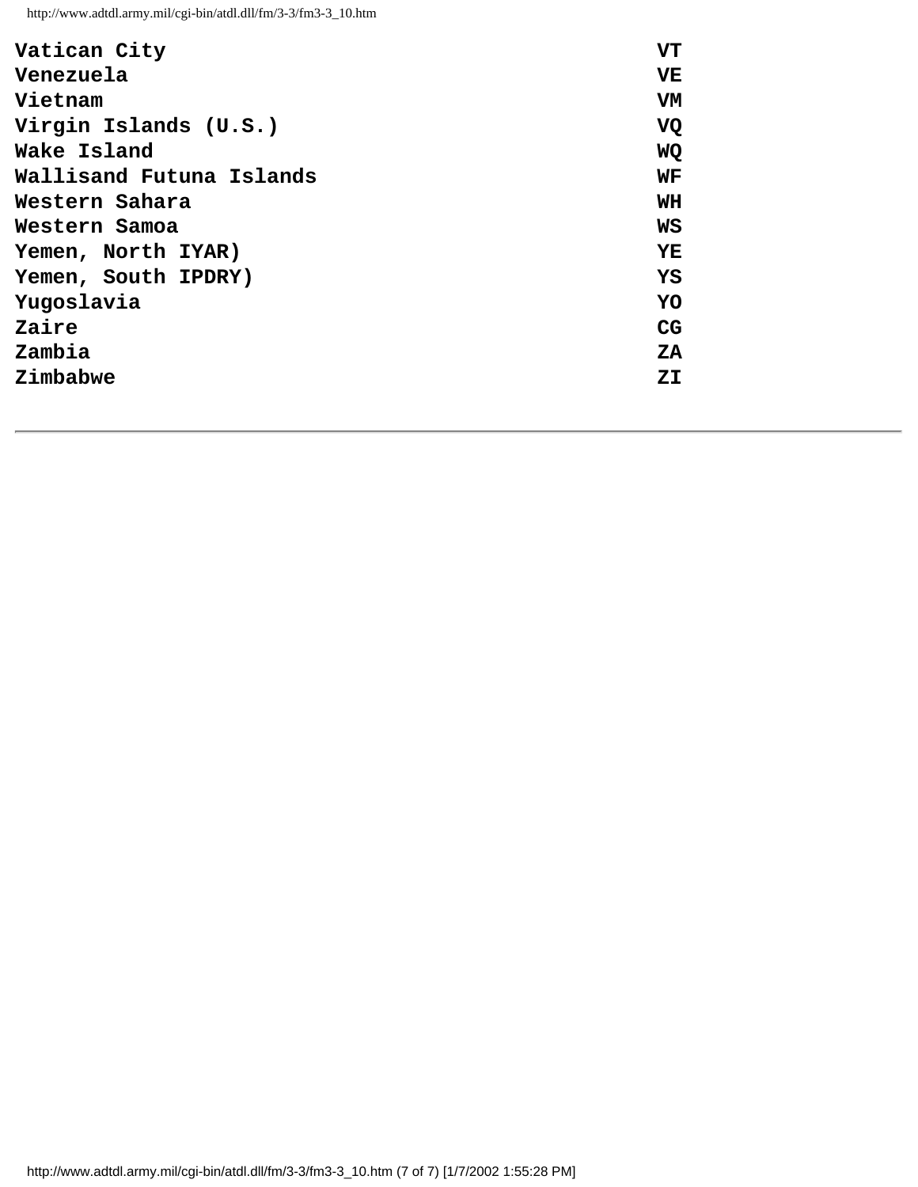| | |
|---|---|
| Vatican City | VT |
| Venezuela | VE |
| Vietnam | VM |
| Virgin Islands (U.S.) | VQ |
| Wake Island | WQ |
| Wallisand Futuna Islands | WF |
| Western Sahara | WH |
| Western Samoa | WS |
| Yemen, North IYAR) | YE |
| Yemen, South IPDRY) | YS |
| Yugoslavia | YO |
| Zaire | CG |
| Zambia | ZA |
| Zimbabwe | ZI |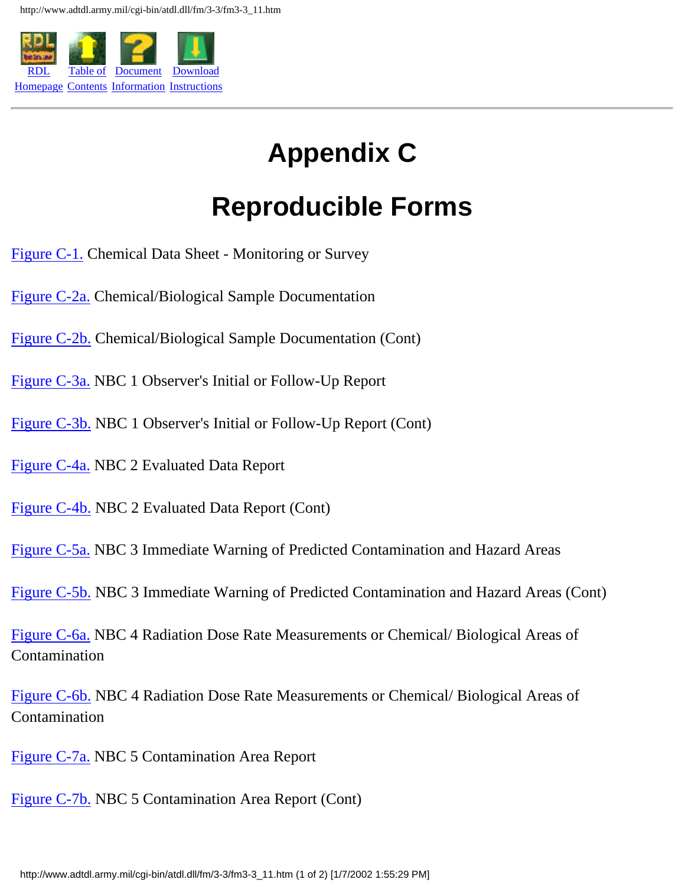# Appendix C

# Reproducible Forms

Figure C-1. Chemical Data Sheet - Monitoring or Survey

Figure C-2a. Chemical/Biological Sample Documentation

Figure C-2b. Chemical/Biological Sample Documentation (Cont)

Figure C-3a. NBC 1 Observer's Initial or Follow-Up Report

Figure C-3b. NBC 1 Observer's Initial or Follow-Up Report (Cont)

Figure C-4a. NBC 2 Evaluated Data Report

Figure C-4b. NBC 2 Evaluated Data Report (Cont)

Figure C-5a. NBC 3 Immediate Warning of Predicted Contamination and Hazard Areas

Figure C-5b. NBC 3 Immediate Warning of Predicted Contamination and Hazard Areas (Cont)

Figure C-6a. NBC 4 Radiation Dose Rate Measurements or Chemical/ Biological Areas of Contamination

Figure C-6b. NBC 4 Radiation Dose Rate Measurements or Chemical/ Biological Areas of Contamination

Figure C-7a. NBC 5 Contamination Area Report

Figure C-7b. NBC 5 Contamination Area Report (Cont)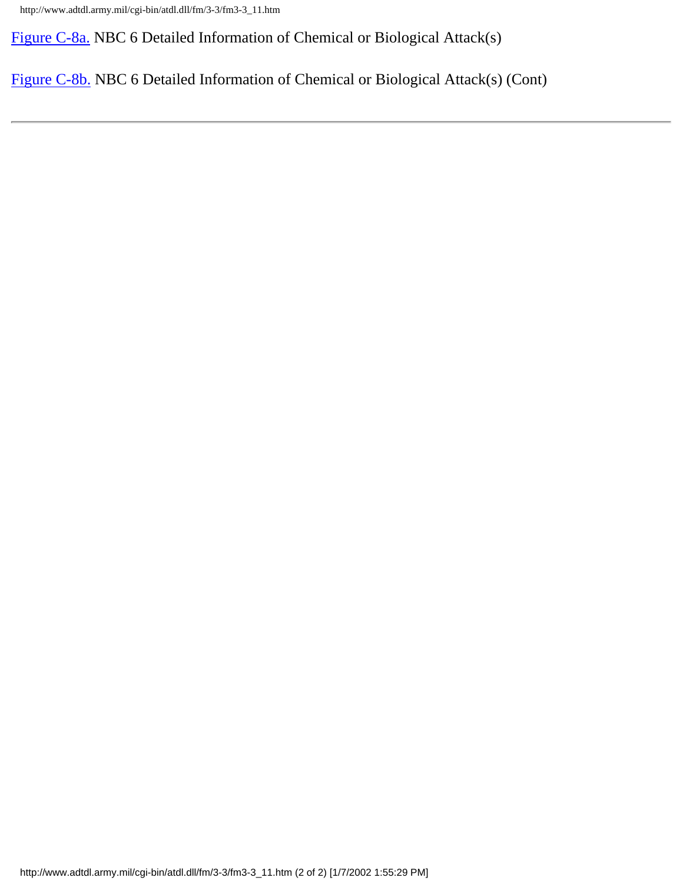Figure C-8a. NBC 6 Detailed Information of Chemical or Biological Attack(s)

Figure C-8b. NBC 6 Detailed Information of Chemical or Biological Attack(s) (Cont)

---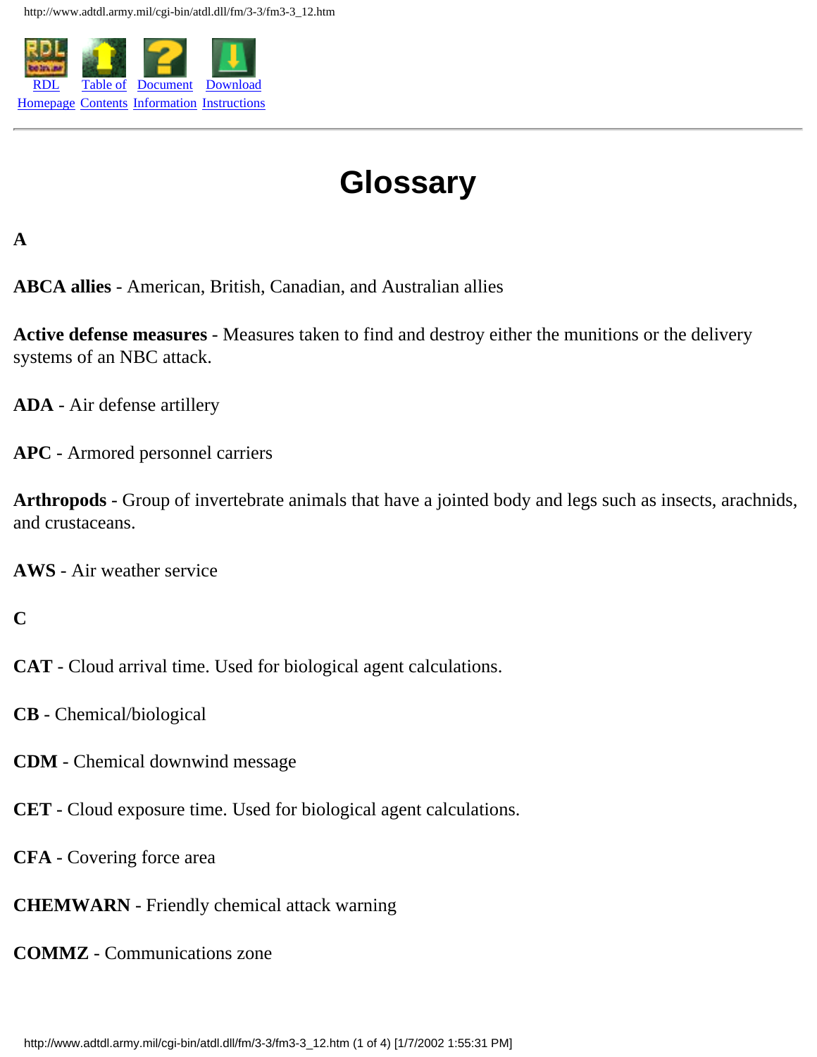# Glossary

**A**

**ABCA allies** - American, British, Canadian, and Australian allies

**Active defense measures** - Measures taken to find and destroy either the munitions or the delivery systems of an NBC attack.

**ADA** - Air defense artillery

**APC** - Armored personnel carriers

**Arthropods** - Group of invertebrate animals that have a jointed body and legs such as insects, arachnids, and crustaceans.

**AWS** - Air weather service

**C**

**CAT** - Cloud arrival time. Used for biological agent calculations.

**CB** - Chemical/biological

**CDM** - Chemical downwind message

**CET** - Cloud exposure time. Used for biological agent calculations.

**CFA** - Covering force area

**CHEMWARN** - Friendly chemical attack warning

**COMMZ** - Communications zone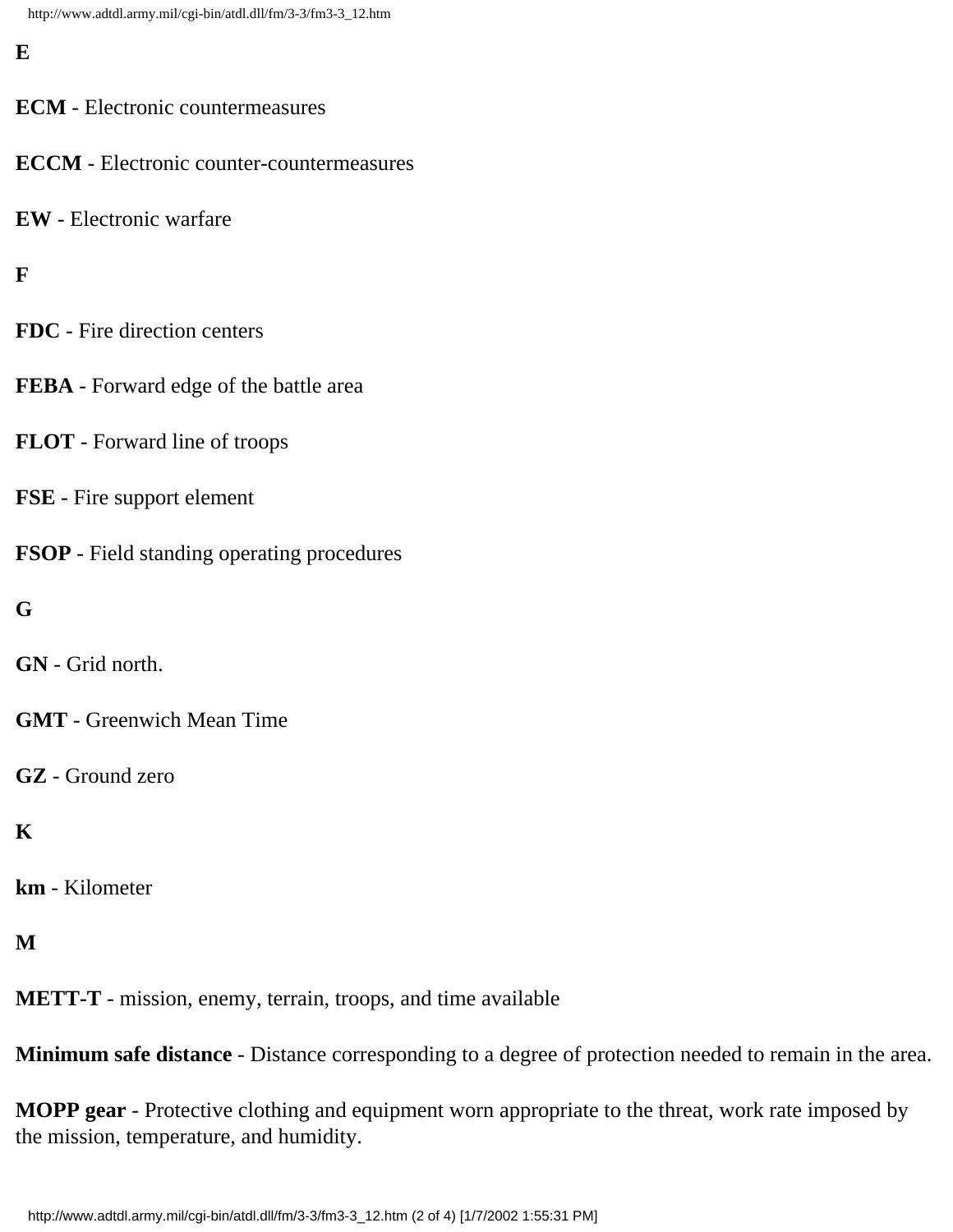**E**

**ECM** - Electronic countermeasures

**ECCM** - Electronic counter-countermeasures

**EW** - Electronic warfare

**F**

**FDC** - Fire direction centers

**FEBA** - Forward edge of the battle area

**FLOT** - Forward line of troops

**FSE** - Fire support element

**FSOP** - Field standing operating procedures

**G**

**GN** - Grid north.

**GMT** - Greenwich Mean Time

**GZ** - Ground zero

**K**

**km** - Kilometer

**M**

**METT-T** - mission, enemy, terrain, troops, and time available

**Minimum safe distance** - Distance corresponding to a degree of protection needed to remain in the area.

**MOPP gear** - Protective clothing and equipment worn appropriate to the threat, work rate imposed by the mission, temperature, and humidity.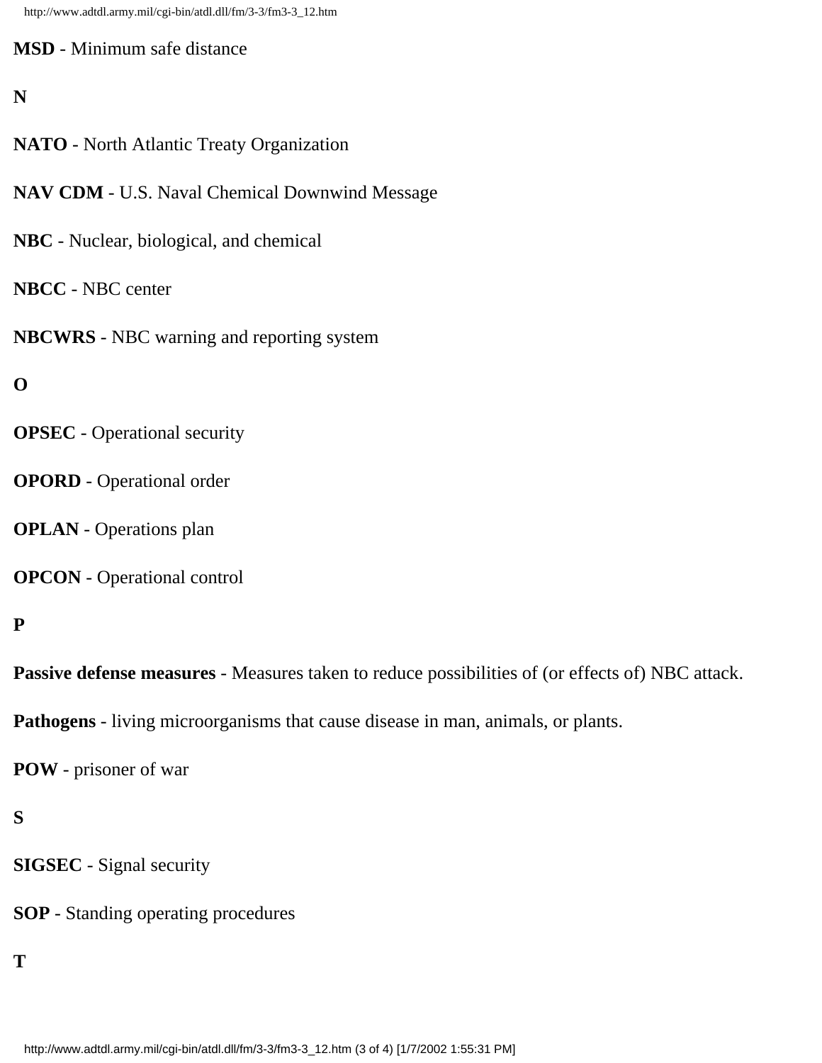**MSD** - Minimum safe distance

**N**

**NATO** - North Atlantic Treaty Organization

**NAV CDM** - U.S. Naval Chemical Downwind Message

**NBC** - Nuclear, biological, and chemical

**NBCC** - NBC center

**NBCWRS** - NBC warning and reporting system

**O**

**OPSEC** - Operational security

**OPORD** - Operational order

**OPLAN** - Operations plan

**OPCON** - Operational control

**P**

**Passive defense measures** - Measures taken to reduce possibilities of (or effects of) NBC attack.

**Pathogens** - living microorganisms that cause disease in man, animals, or plants.

**POW** - prisoner of war

**S**

**SIGSEC** - Signal security

**SOP** - Standing operating procedures

**T**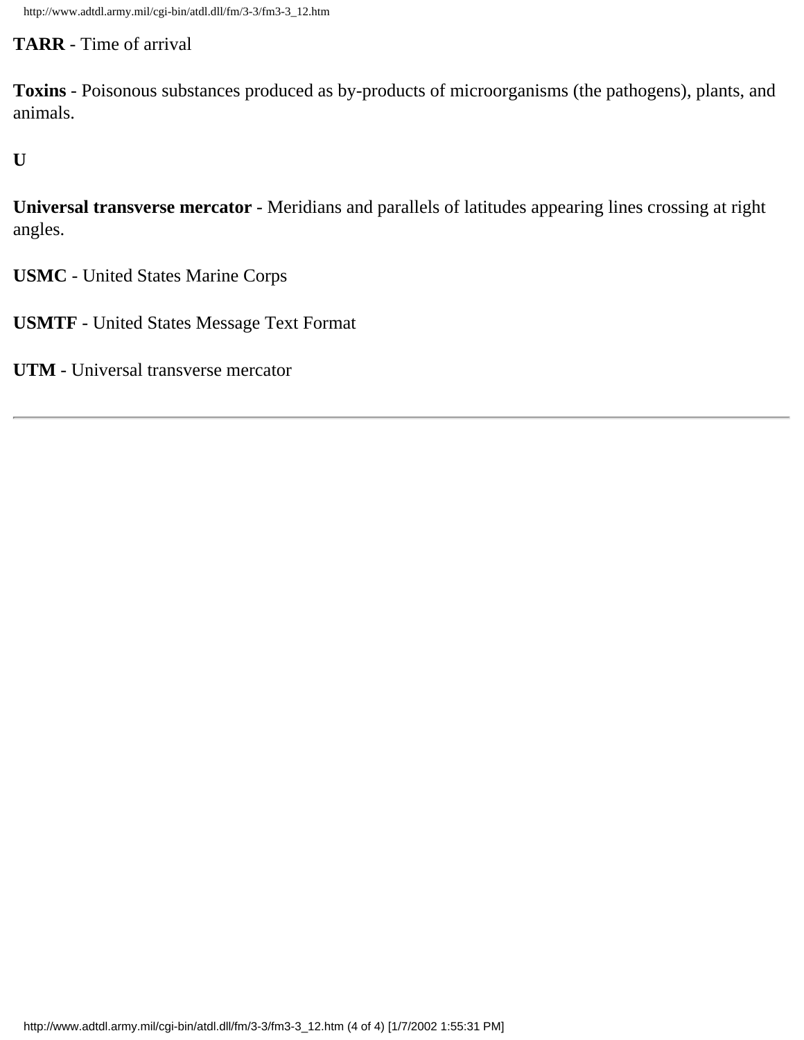**TARR** - Time of arrival

**Toxins** - Poisonous substances produced as by-products of microorganisms (the pathogens), plants, and animals.

**U**

**Universal transverse mercator** - Meridians and parallels of latitudes appearing lines crossing at right angles.

**USMC** - United States Marine Corps

**USMTF** - United States Message Text Format

**UTM** - Universal transverse mercator

---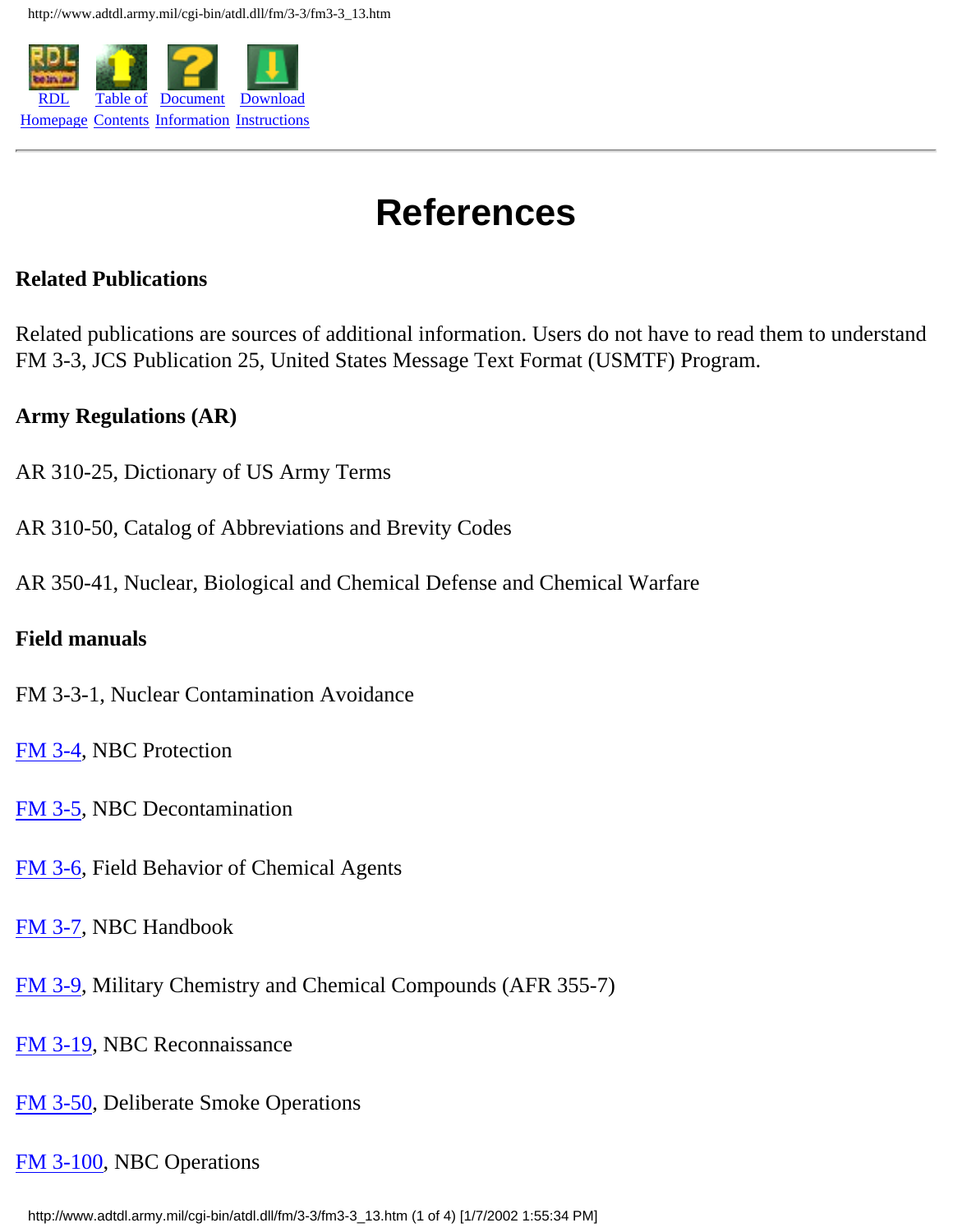# References

## Related Publications

Related publications are sources of additional information. Users do not have to read them to understand FM 3-3, JCS Publication 25, United States Message Text Format (USMTF) Program.

### Army Regulations (AR)

AR 310-25, Dictionary of US Army Terms

AR 310-50, Catalog of Abbreviations and Brevity Codes

AR 350-41, Nuclear, Biological and Chemical Defense and Chemical Warfare

### Field manuals

FM 3-3-1, Nuclear Contamination Avoidance

FM 3-4, NBC Protection

FM 3-5, NBC Decontamination

FM 3-6, Field Behavior of Chemical Agents

FM 3-7, NBC Handbook

FM 3-9, Military Chemistry and Chemical Compounds (AFR 355-7)

FM 3-19, NBC Reconnaissance

FM 3-50, Deliberate Smoke Operations

FM 3-100, NBC Operations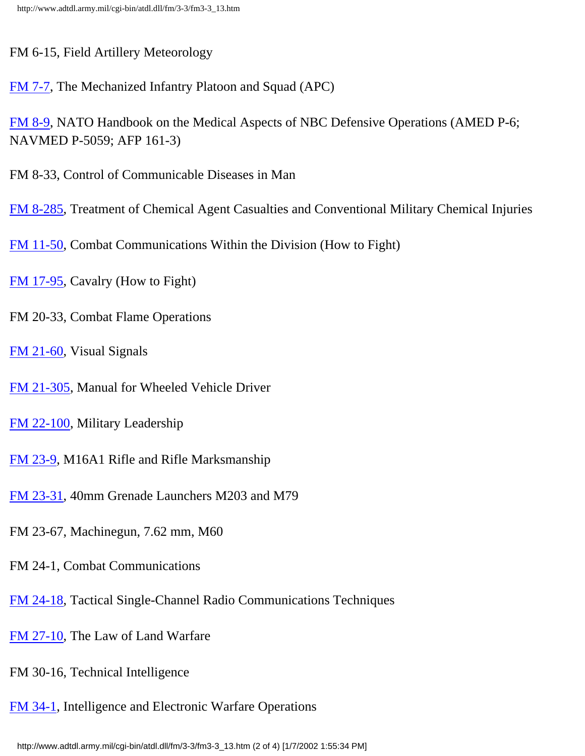FM 6-15, Field Artillery Meteorology

FM 7-7, The Mechanized Infantry Platoon and Squad (APC)

FM 8-9, NATO Handbook on the Medical Aspects of NBC Defensive Operations (AMED P-6; NAVMED P-5059; AFP 161-3)

FM 8-33, Control of Communicable Diseases in Man

FM 8-285, Treatment of Chemical Agent Casualties and Conventional Military Chemical Injuries

FM 11-50, Combat Communications Within the Division (How to Fight)

FM 17-95, Cavalry (How to Fight)

FM 20-33, Combat Flame Operations

FM 21-60, Visual Signals

FM 21-305, Manual for Wheeled Vehicle Driver

FM 22-100, Military Leadership

FM 23-9, M16A1 Rifle and Rifle Marksmanship

FM 23-31, 40mm Grenade Launchers M203 and M79

FM 23-67, Machinegun, 7.62 mm, M60

FM 24-1, Combat Communications

FM 24-18, Tactical Single-Channel Radio Communications Techniques

FM 27-10, The Law of Land Warfare

FM 30-16, Technical Intelligence

FM 34-1, Intelligence and Electronic Warfare Operations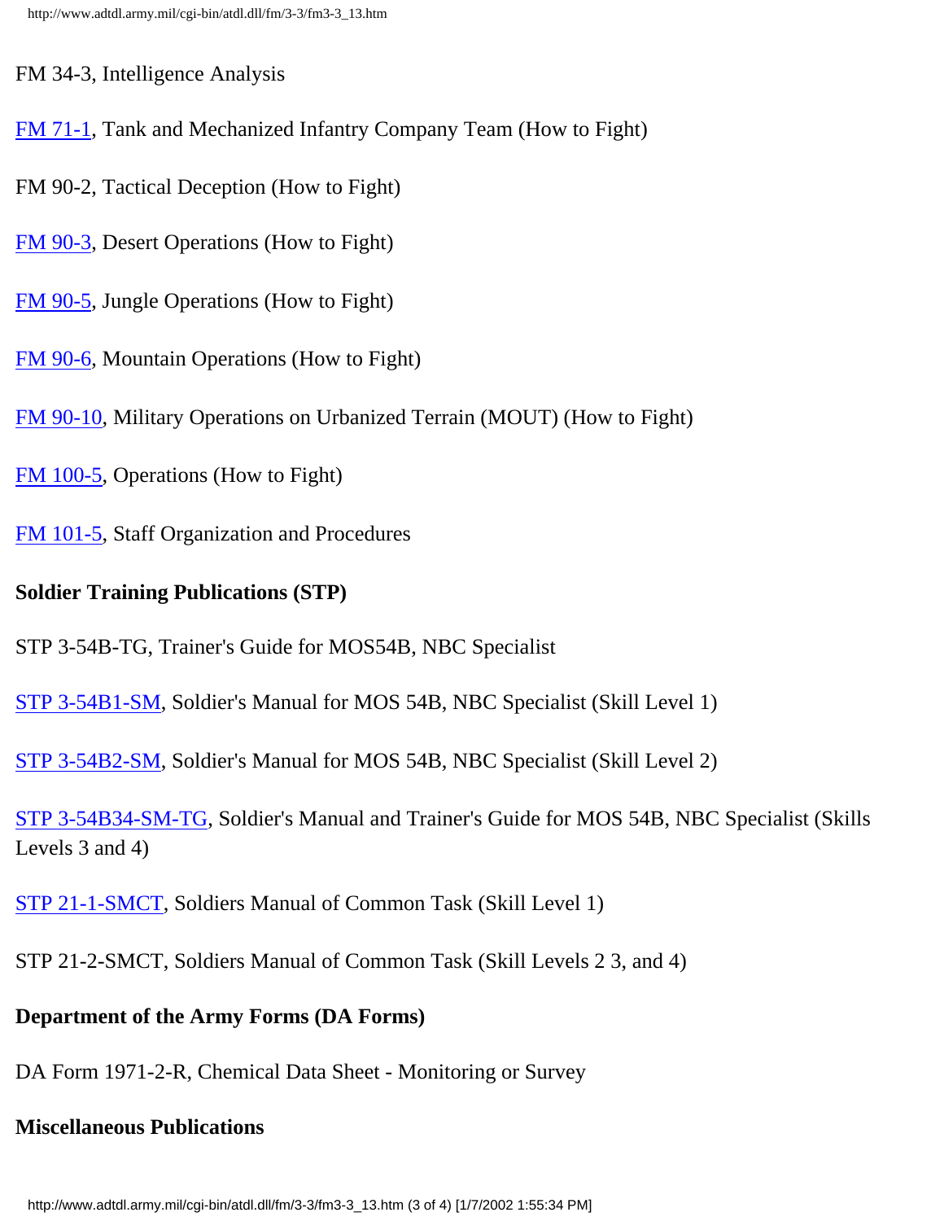FM 34-3, Intelligence Analysis

FM 71-1, Tank and Mechanized Infantry Company Team (How to Fight)

FM 90-2, Tactical Deception (How to Fight)

FM 90-3, Desert Operations (How to Fight)

FM 90-5, Jungle Operations (How to Fight)

FM 90-6, Mountain Operations (How to Fight)

FM 90-10, Military Operations on Urbanized Terrain (MOUT) (How to Fight)

FM 100-5, Operations (How to Fight)

FM 101-5, Staff Organization and Procedures

**Soldier Training Publications (STP)**

STP 3-54B-TG, Trainer's Guide for MOS54B, NBC Specialist

STP 3-54B1-SM, Soldier's Manual for MOS 54B, NBC Specialist (Skill Level 1)

STP 3-54B2-SM, Soldier's Manual for MOS 54B, NBC Specialist (Skill Level 2)

STP 3-54B34-SM-TG, Soldier's Manual and Trainer's Guide for MOS 54B, NBC Specialist (Skills Levels 3 and 4)

STP 21-1-SMCT, Soldiers Manual of Common Task (Skill Level 1)

STP 21-2-SMCT, Soldiers Manual of Common Task (Skill Levels 2 3, and 4)

**Department of the Army Forms (DA Forms)**

DA Form 1971-2-R, Chemical Data Sheet - Monitoring or Survey

**Miscellaneous Publications**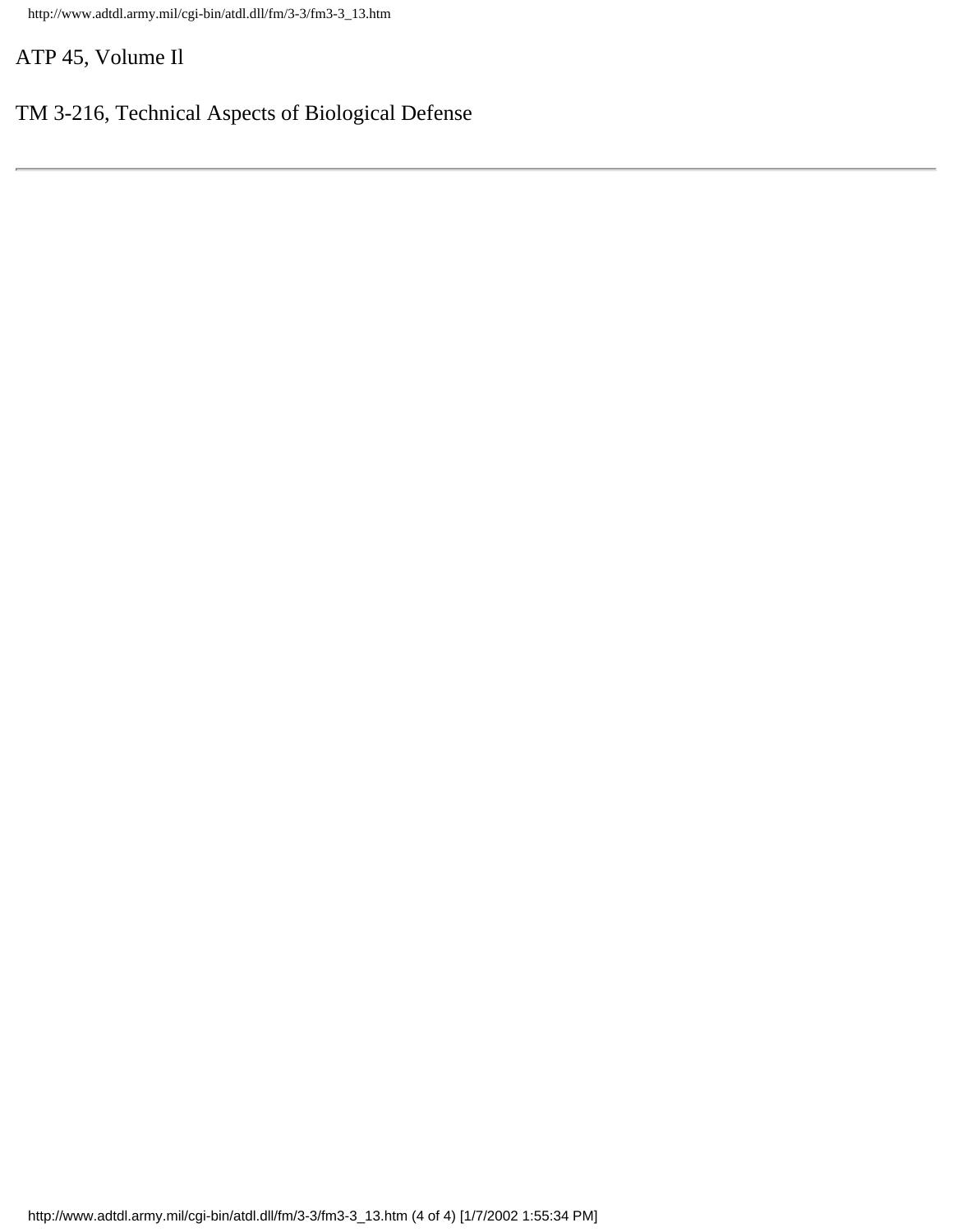ATP 45, Volume Il

TM 3-216, Technical Aspects of Biological Defense

---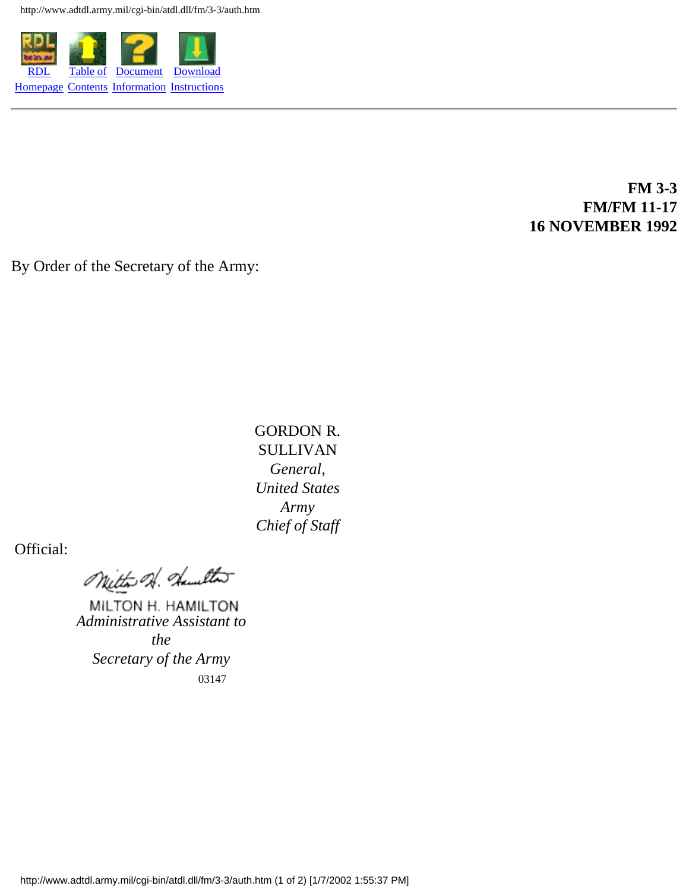**FM 3-3**
**FM/FM 11-17**
**16 NOVEMBER 1992**

By Order of the Secretary of the Army:

GORDON R. SULLIVAN
*General, United States Army*
*Chief of Staff*

Official:

MILTON H. HAMILTON
*Administrative Assistant to the Secretary of the Army*
03147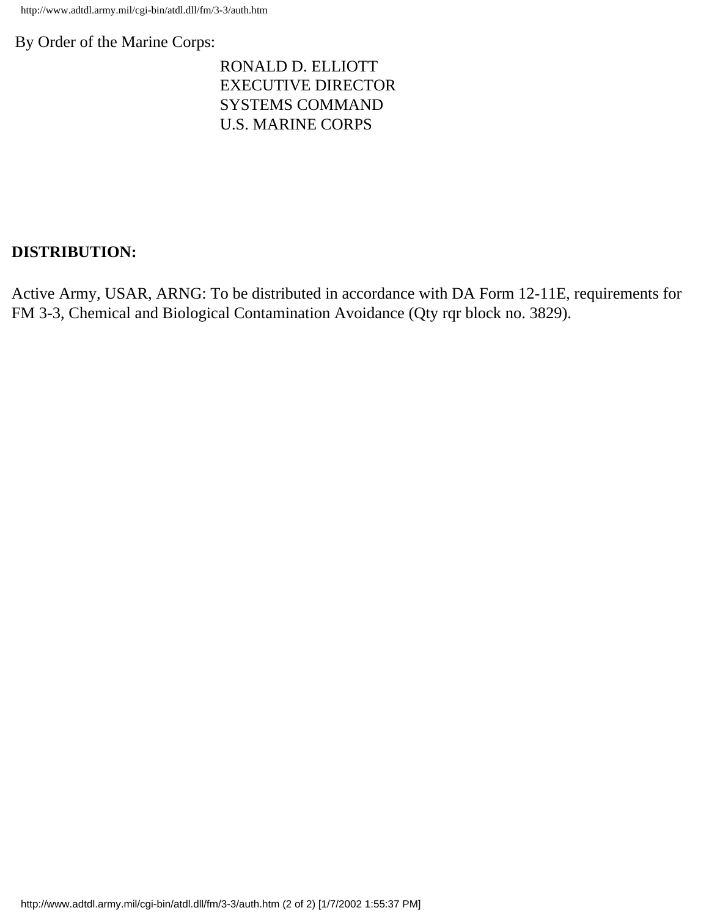By Order of the Marine Corps:

RONALD D. ELLIOTT
EXECUTIVE DIRECTOR
SYSTEMS COMMAND
U.S. MARINE CORPS

**DISTRIBUTION:**

Active Army, USAR, ARNG: To be distributed in accordance with DA Form 12-11E, requirements for FM 3-3, Chemical and Biological Contamination Avoidance (Qty rqr block no. 3829).